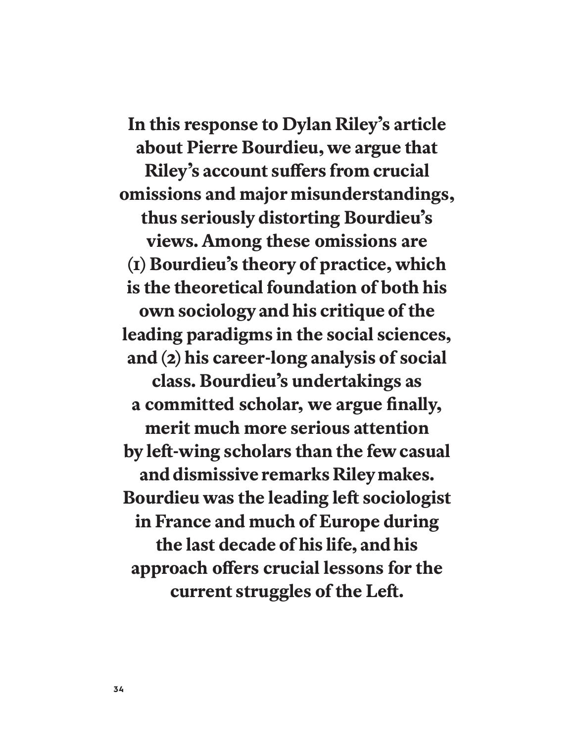**In this response to Dylan Riley's article about Pierre Bourdieu, we argue that Riley's account suffers from crucial omissions and major misunderstandings, thus seriously distorting Bourdieu's views. Among these omissions are (1) Bourdieu's theory of practice, which is the theoretical foundation of both his own sociology and his critique of the leading paradigms in the social sciences, and (2) his career-long analysis of social class. Bourdieu's undertakings as a committed scholar, we argue finally, merit much more serious attention by left-wing scholars than the few casual and dismissive remarks Riley makes. Bourdieu was the leading left sociologist in France and much of Europe during the last decade of his life, and his approach offers crucial lessons for the current struggles of the Left.**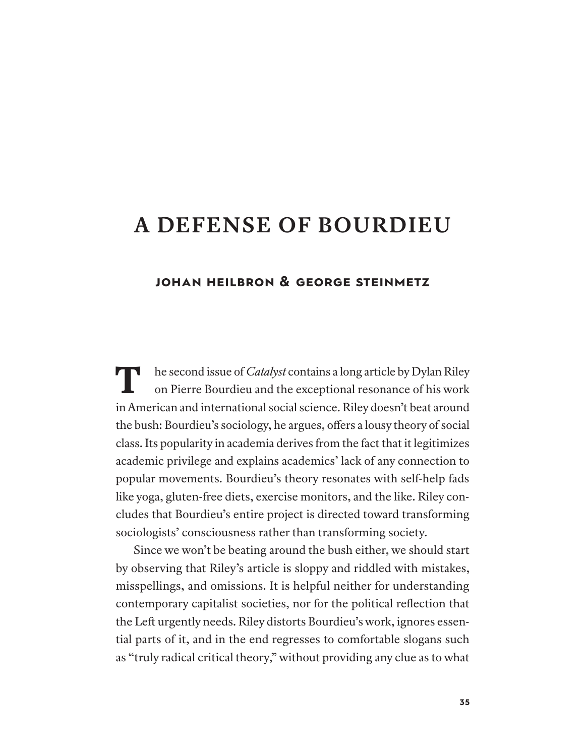# A DEFENSE OF BOURDIEU

### JOHAN HEILBRON & GEORGE STEINMETZ

The second issue of *Catalyst* contains a long article by Dylan Riley on Pierre Bourdieu and the exceptional resonance of his work in American and international social science. Riley doesn't beat around the bush: Bourdieu's sociology, he argues, offers a lousy theory of social class. Its popularity in academia derives from the fact that it legitimizes academic privilege and explains academics' lack of any connection to popular movements. Bourdieu's theory resonates with self-help fads like yoga, gluten-free diets, exercise monitors, and the like. Riley concludes that Bourdieu's entire project is directed toward transforming sociologists' consciousness rather than transforming society.

Since we won't be beating around the bush either, we should start by observing that Riley's article is sloppy and riddled with mistakes, misspellings, and omissions. It is helpful neither for understanding contemporary capitalist societies, nor for the political reflection that the Left urgently needs. Riley distorts Bourdieu's work, ignores essential parts of it, and in the end regresses to comfortable slogans such as "truly radical critical theory," without providing any clue as to what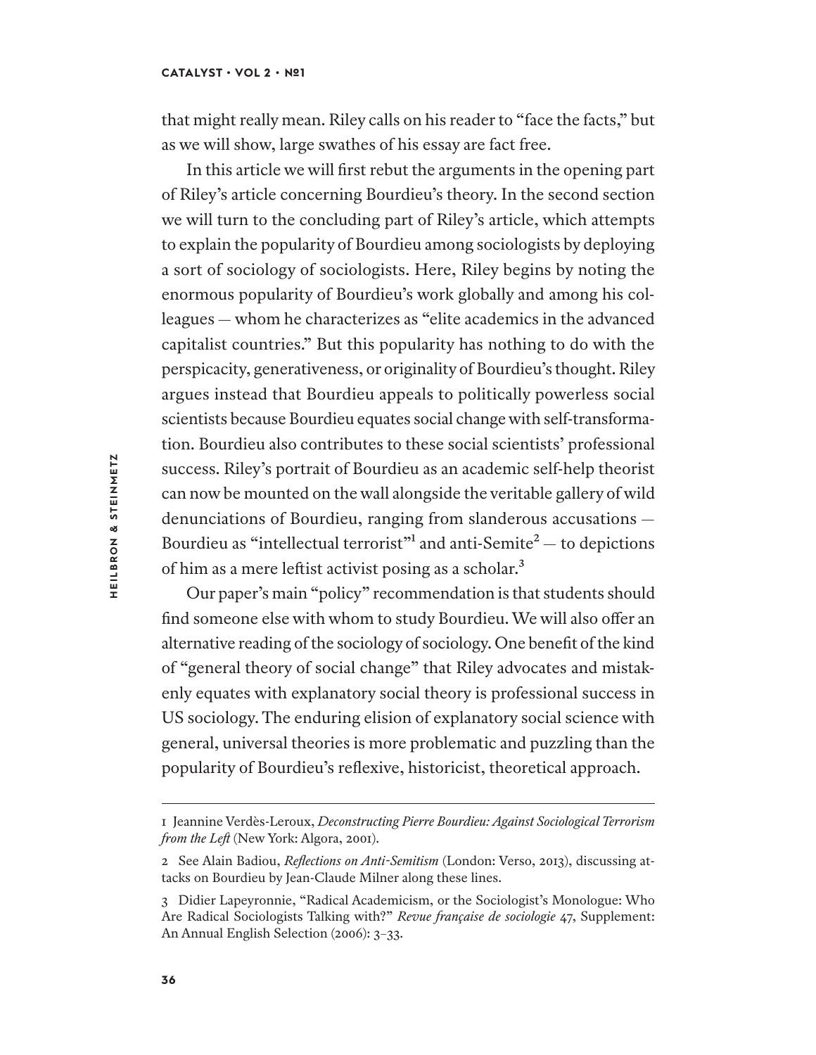that might really mean. Riley calls on his reader to "face the facts," but as we will show, large swathes of his essay are fact free.

In this article we will first rebut the arguments in the opening part of Riley's article concerning Bourdieu's theory. In the second section we will turn to the concluding part of Riley's article, which attempts to explain the popularity of Bourdieu among sociologists by deploying a sort of sociology of sociologists. Here, Riley begins by noting the enormous popularity of Bourdieu's work globally and among his colleagues — whom he characterizes as "elite academics in the advanced capitalist countries." But this popularity has nothing to do with the perspicacity, generativeness, or originality of Bourdieu's thought. Riley argues instead that Bourdieu appeals to politically powerless social scientists because Bourdieu equates social change with self-transformation. Bourdieu also contributes to these social scientists' professional success. Riley's portrait of Bourdieu as an academic self-help theorist can now be mounted on the wall alongside the veritable gallery of wild denunciations of Bourdieu, ranging from slanderous accusations — Bourdieu as "intellectual terrorist"[1] and anti-Semite[2] — to depictions of him as a mere leftist activist posing as a scholar.[3]

Our paper's main "policy" recommendation is that students should find someone else with whom to study Bourdieu. We will also offer an alternative reading of the sociology of sociology. One benefit of the kind of "general theory of social change" that Riley advocates and mistakenly equates with explanatory social theory is professional success in US sociology. The enduring elision of explanatory social science with general, universal theories is more problematic and puzzling than the popularity of Bourdieu's reflexive, historicist, theoretical approach.

---

1 Jeannine Verdès-Leroux, *Deconstructing Pierre Bourdieu: Against Sociological Terrorism from the Left* (New York: Algora, 2001).

2 See Alain Badiou, *Reflections on Anti-Semitism* (London: Verso, 2013), discussing attacks on Bourdieu by Jean-Claude Milner along these lines.

3 Didier Lapeyronnie, "Radical Academicism, or the Sociologist's Monologue: Who Are Radical Sociologists Talking with?" *Revue française de sociologie* 47, Supplement: An Annual English Selection (2006): 3–33.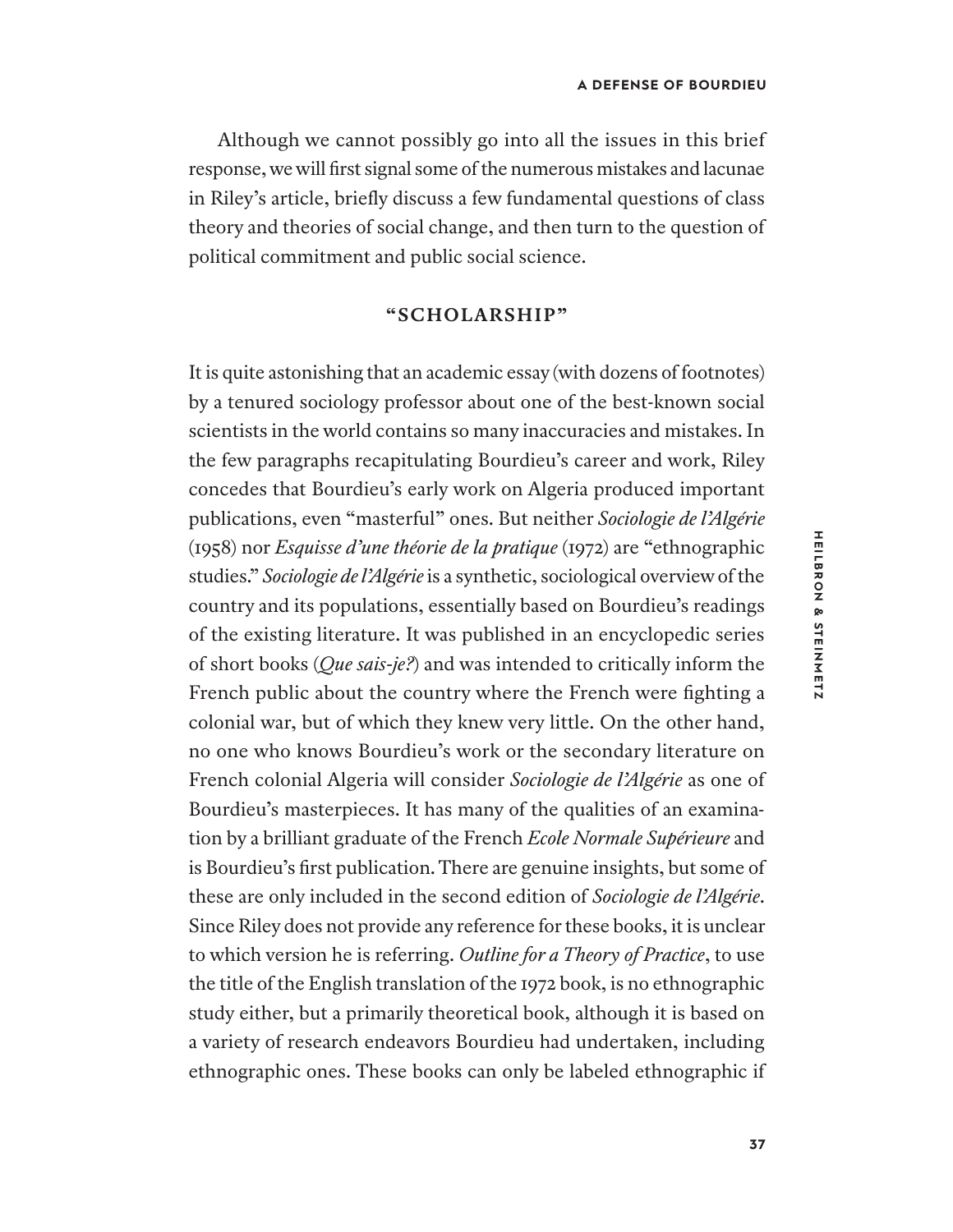Although we cannot possibly go into all the issues in this brief response, we will first signal some of the numerous mistakes and lacunae in Riley's article, briefly discuss a few fundamental questions of class theory and theories of social change, and then turn to the question of political commitment and public social science.

## "SCHOLARSHIP"

It is quite astonishing that an academic essay (with dozens of footnotes) by a tenured sociology professor about one of the best-known social scientists in the world contains so many inaccuracies and mistakes. In the few paragraphs recapitulating Bourdieu's career and work, Riley concedes that Bourdieu's early work on Algeria produced important publications, even "masterful" ones. But neither *Sociologie de l'Algérie* (1958) nor *Esquisse d'une théorie de la pratique* (1972) are "ethnographic studies." *Sociologie de l'Algérie* is a synthetic, sociological overview of the country and its populations, essentially based on Bourdieu's readings of the existing literature. It was published in an encyclopedic series of short books (*Que sais-je?*) and was intended to critically inform the French public about the country where the French were fighting a colonial war, but of which they knew very little. On the other hand, no one who knows Bourdieu's work or the secondary literature on French colonial Algeria will consider *Sociologie de l'Algérie* as one of Bourdieu's masterpieces. It has many of the qualities of an examination by a brilliant graduate of the French *Ecole Normale Supérieure* and is Bourdieu's first publication. There are genuine insights, but some of these are only included in the second edition of *Sociologie de l'Algérie*. Since Riley does not provide any reference for these books, it is unclear to which version he is referring. *Outline for a Theory of Practice*, to use the title of the English translation of the 1972 book, is no ethnographic study either, but a primarily theoretical book, although it is based on a variety of research endeavors Bourdieu had undertaken, including ethnographic ones. These books can only be labeled ethnographic if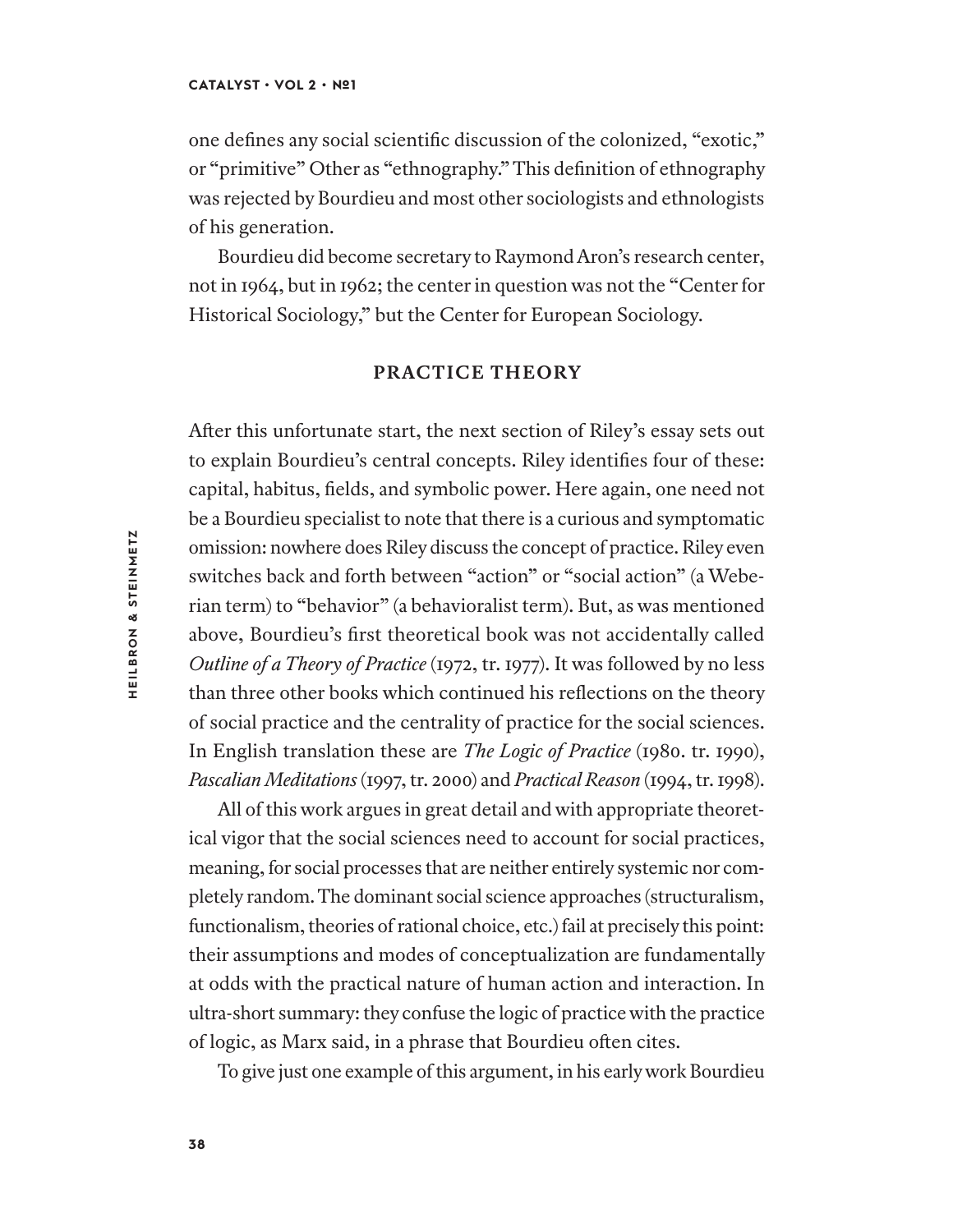one defines any social scientific discussion of the colonized, "exotic," or "primitive" Other as "ethnography." This definition of ethnography was rejected by Bourdieu and most other sociologists and ethnologists of his generation.

Bourdieu did become secretary to Raymond Aron's research center, not in 1964, but in 1962; the center in question was not the "Center for Historical Sociology," but the Center for European Sociology.

## PRACTICE THEORY

After this unfortunate start, the next section of Riley's essay sets out to explain Bourdieu's central concepts. Riley identifies four of these: capital, habitus, fields, and symbolic power. Here again, one need not be a Bourdieu specialist to note that there is a curious and symptomatic omission: nowhere does Riley discuss the concept of practice. Riley even switches back and forth between "action" or "social action" (a Weberian term) to "behavior" (a behavioralist term). But, as was mentioned above, Bourdieu's first theoretical book was not accidentally called *Outline of a Theory of Practice* (1972, tr. 1977). It was followed by no less than three other books which continued his reflections on the theory of social practice and the centrality of practice for the social sciences. In English translation these are *The Logic of Practice* (1980. tr. 1990), *Pascalian Meditations* (1997, tr. 2000) and *Practical Reason* (1994, tr. 1998).

All of this work argues in great detail and with appropriate theoretical vigor that the social sciences need to account for social practices, meaning, for social processes that are neither entirely systemic nor completely random. The dominant social science approaches (structuralism, functionalism, theories of rational choice, etc.) fail at precisely this point: their assumptions and modes of conceptualization are fundamentally at odds with the practical nature of human action and interaction. In ultra-short summary: they confuse the logic of practice with the practice of logic, as Marx said, in a phrase that Bourdieu often cites.

To give just one example of this argument, in his early work Bourdieu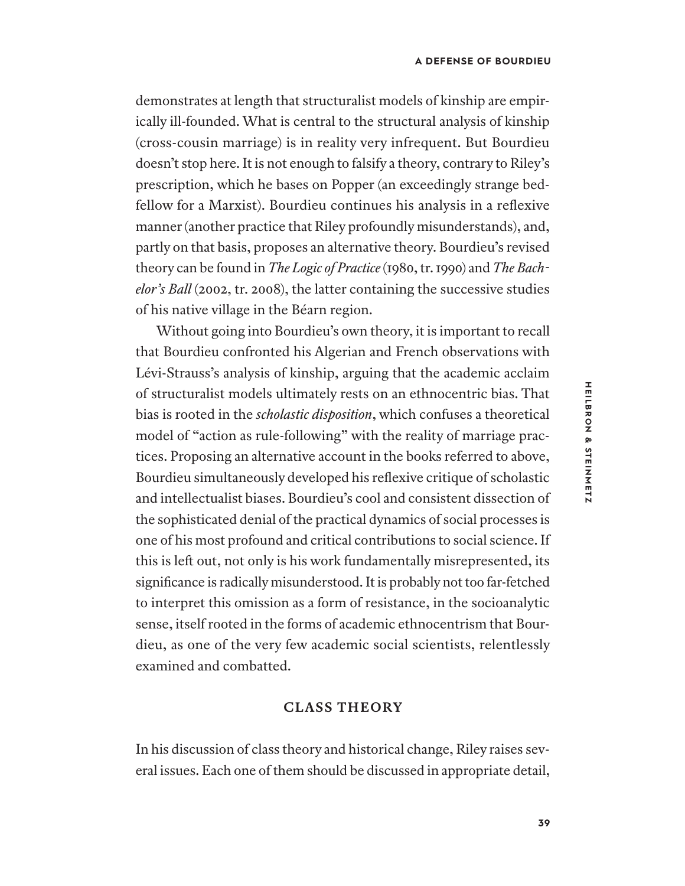demonstrates at length that structuralist models of kinship are empirically ill-founded. What is central to the structural analysis of kinship (cross-cousin marriage) is in reality very infrequent. But Bourdieu doesn't stop here. It is not enough to falsify a theory, contrary to Riley's prescription, which he bases on Popper (an exceedingly strange bedfellow for a Marxist). Bourdieu continues his analysis in a reflexive manner (another practice that Riley profoundly misunderstands), and, partly on that basis, proposes an alternative theory. Bourdieu's revised theory can be found in *The Logic of Practice* (1980, tr. 1990) and *The Bachelor's Ball* (2002, tr. 2008), the latter containing the successive studies of his native village in the Béarn region.

Without going into Bourdieu's own theory, it is important to recall that Bourdieu confronted his Algerian and French observations with Lévi-Strauss's analysis of kinship, arguing that the academic acclaim of structuralist models ultimately rests on an ethnocentric bias. That bias is rooted in the *scholastic disposition*, which confuses a theoretical model of "action as rule-following" with the reality of marriage practices. Proposing an alternative account in the books referred to above, Bourdieu simultaneously developed his reflexive critique of scholastic and intellectualist biases. Bourdieu's cool and consistent dissection of the sophisticated denial of the practical dynamics of social processes is one of his most profound and critical contributions to social science. If this is left out, not only is his work fundamentally misrepresented, its significance is radically misunderstood. It is probably not too far-fetched to interpret this omission as a form of resistance, in the socioanalytic sense, itself rooted in the forms of academic ethnocentrism that Bourdieu, as one of the very few academic social scientists, relentlessly examined and combatted.

## CLASS THEORY

In his discussion of class theory and historical change, Riley raises several issues. Each one of them should be discussed in appropriate detail,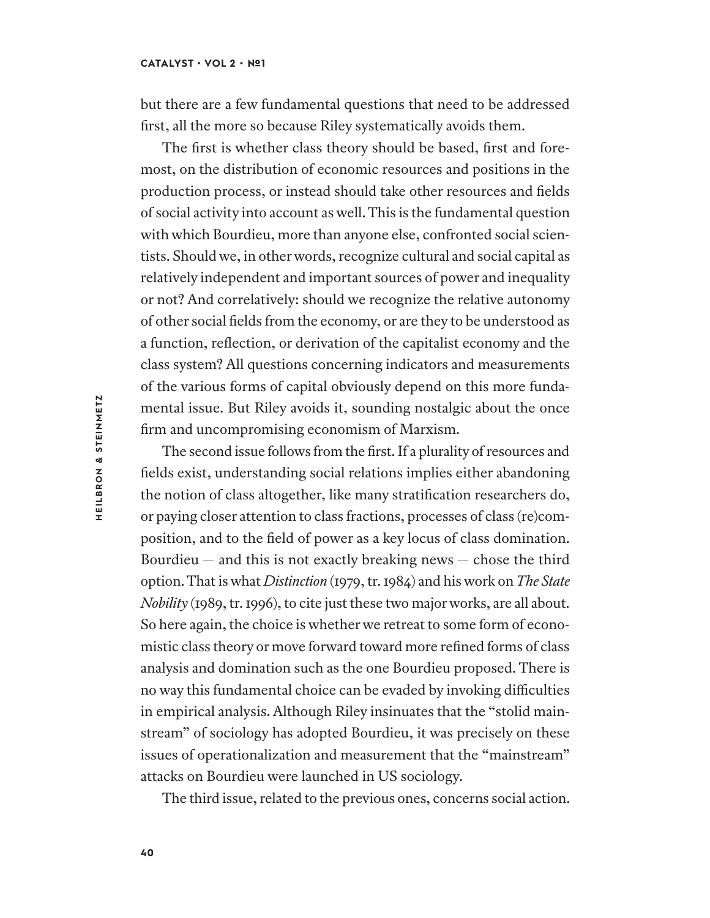but there are a few fundamental questions that need to be addressed first, all the more so because Riley systematically avoids them.

The first is whether class theory should be based, first and foremost, on the distribution of economic resources and positions in the production process, or instead should take other resources and fields of social activity into account as well. This is the fundamental question with which Bourdieu, more than anyone else, confronted social scientists. Should we, in other words, recognize cultural and social capital as relatively independent and important sources of power and inequality or not? And correlatively: should we recognize the relative autonomy of other social fields from the economy, or are they to be understood as a function, reflection, or derivation of the capitalist economy and the class system? All questions concerning indicators and measurements of the various forms of capital obviously depend on this more fundamental issue. But Riley avoids it, sounding nostalgic about the once firm and uncompromising economism of Marxism.

The second issue follows from the first. If a plurality of resources and fields exist, understanding social relations implies either abandoning the notion of class altogether, like many stratification researchers do, or paying closer attention to class fractions, processes of class (re)composition, and to the field of power as a key locus of class domination. Bourdieu — and this is not exactly breaking news — chose the third option. That is what *Distinction* (1979, tr. 1984) and his work on *The State Nobility* (1989, tr. 1996), to cite just these two major works, are all about. So here again, the choice is whether we retreat to some form of economistic class theory or move forward toward more refined forms of class analysis and domination such as the one Bourdieu proposed. There is no way this fundamental choice can be evaded by invoking difficulties in empirical analysis. Although Riley insinuates that the "stolid mainstream" of sociology has adopted Bourdieu, it was precisely on these issues of operationalization and measurement that the "mainstream" attacks on Bourdieu were launched in US sociology.

The third issue, related to the previous ones, concerns social action.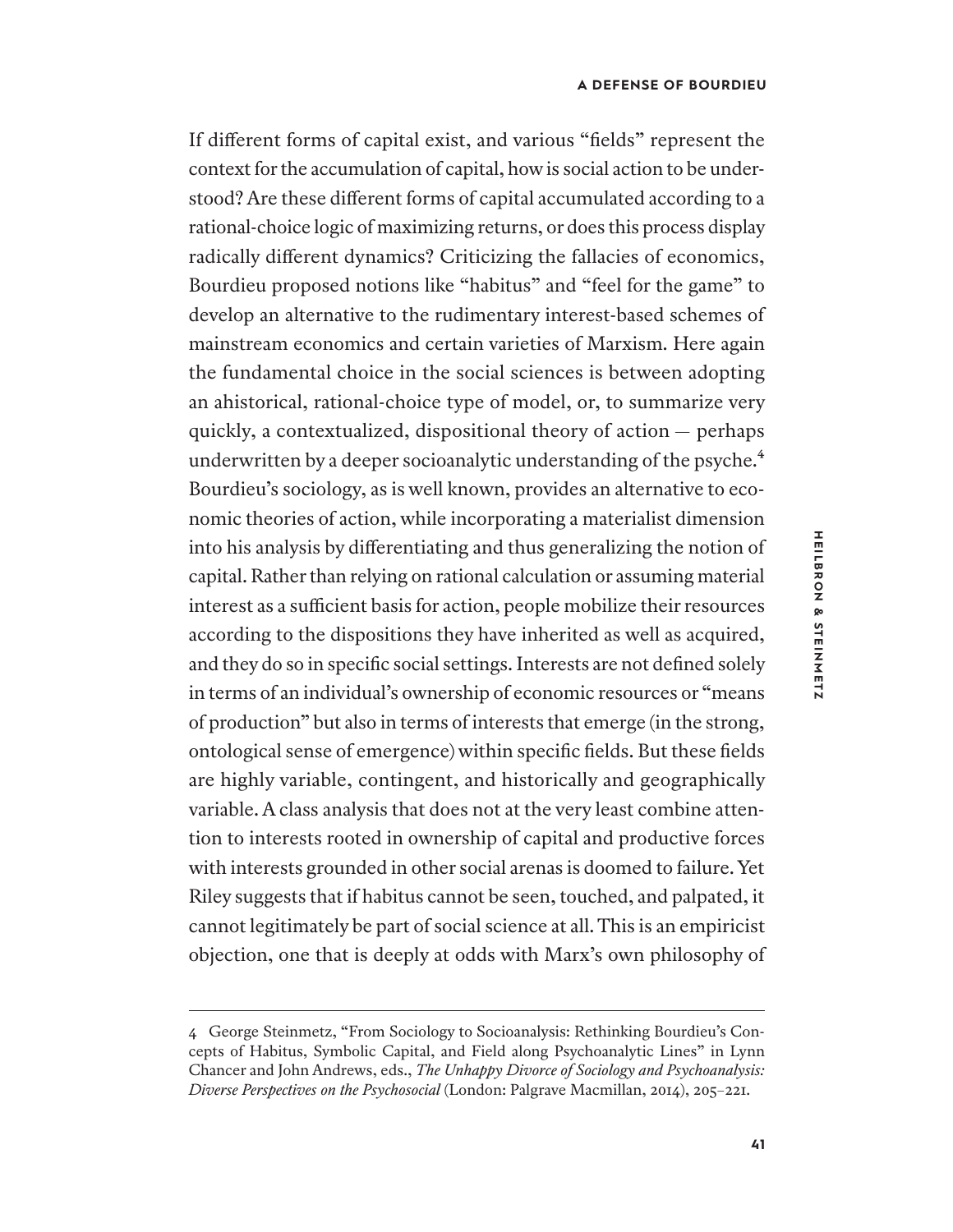If different forms of capital exist, and various "fields" represent the context for the accumulation of capital, how is social action to be understood? Are these different forms of capital accumulated according to a rational-choice logic of maximizing returns, or does this process display radically different dynamics? Criticizing the fallacies of economics, Bourdieu proposed notions like "habitus" and "feel for the game" to develop an alternative to the rudimentary interest-based schemes of mainstream economics and certain varieties of Marxism. Here again the fundamental choice in the social sciences is between adopting an ahistorical, rational-choice type of model, or, to summarize very quickly, a contextualized, dispositional theory of action — perhaps underwritten by a deeper socioanalytic understanding of the psyche.[4] Bourdieu's sociology, as is well known, provides an alternative to economic theories of action, while incorporating a materialist dimension into his analysis by differentiating and thus generalizing the notion of capital. Rather than relying on rational calculation or assuming material interest as a sufficient basis for action, people mobilize their resources according to the dispositions they have inherited as well as acquired, and they do so in specific social settings. Interests are not defined solely in terms of an individual's ownership of economic resources or "means of production" but also in terms of interests that emerge (in the strong, ontological sense of emergence) within specific fields. But these fields are highly variable, contingent, and historically and geographically variable. A class analysis that does not at the very least combine attention to interests rooted in ownership of capital and productive forces with interests grounded in other social arenas is doomed to failure. Yet Riley suggests that if habitus cannot be seen, touched, and palpated, it cannot legitimately be part of social science at all. This is an empiricist objection, one that is deeply at odds with Marx's own philosophy of

4 George Steinmetz, "From Sociology to Socioanalysis: Rethinking Bourdieu's Concepts of Habitus, Symbolic Capital, and Field along Psychoanalytic Lines" in Lynn Chancer and John Andrews, eds., *The Unhappy Divorce of Sociology and Psychoanalysis: Diverse Perspectives on the Psychosocial* (London: Palgrave Macmillan, 2014), 205–221.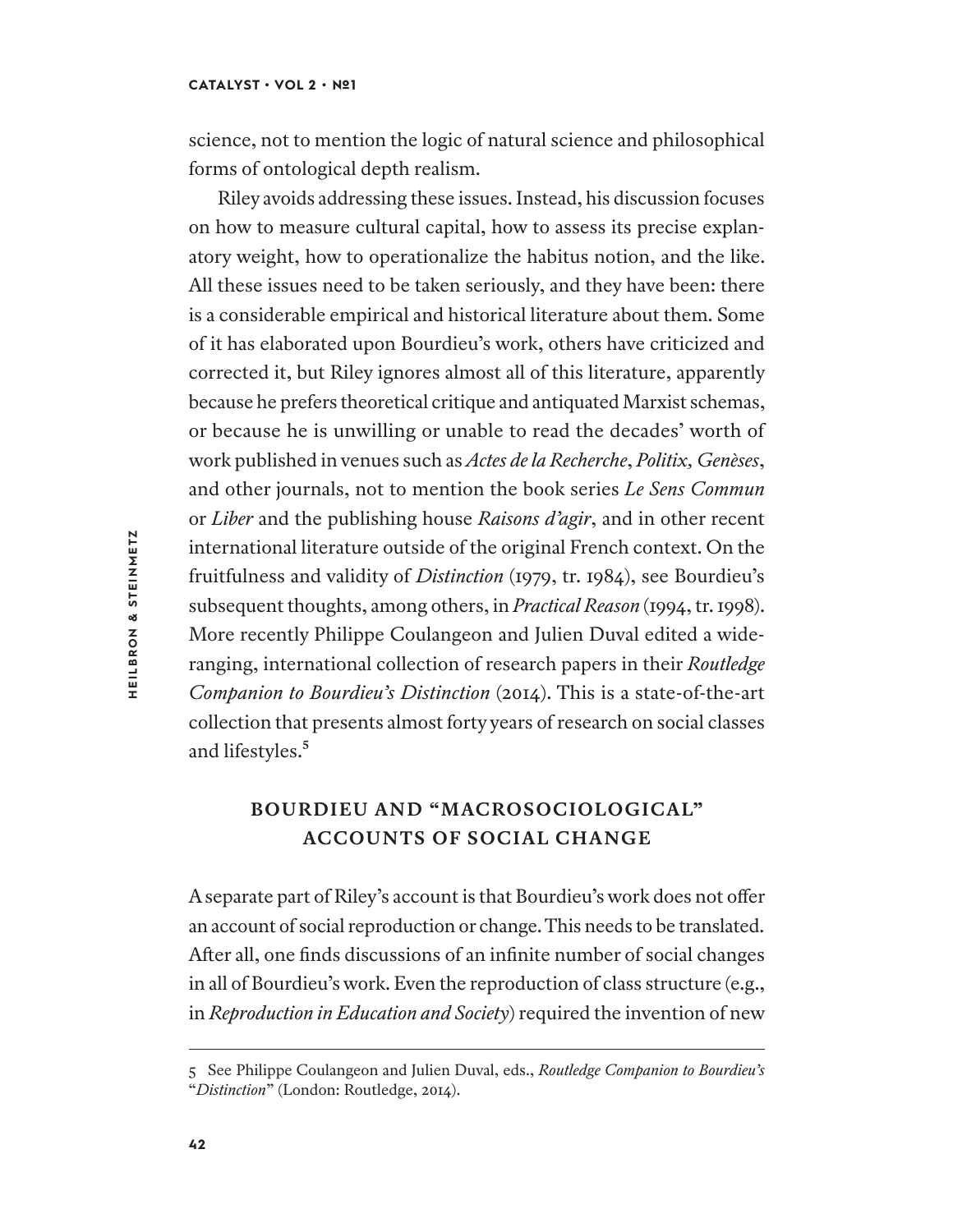science, not to mention the logic of natural science and philosophical forms of ontological depth realism.

Riley avoids addressing these issues. Instead, his discussion focuses on how to measure cultural capital, how to assess its precise explanatory weight, how to operationalize the habitus notion, and the like. All these issues need to be taken seriously, and they have been: there is a considerable empirical and historical literature about them. Some of it has elaborated upon Bourdieu's work, others have criticized and corrected it, but Riley ignores almost all of this literature, apparently because he prefers theoretical critique and antiquated Marxist schemas, or because he is unwilling or unable to read the decades' worth of work published in venues such as *Actes de la Recherche*, *Politix, Genèses*, and other journals, not to mention the book series *Le Sens Commun* or *Liber* and the publishing house *Raisons d'agir*, and in other recent international literature outside of the original French context. On the fruitfulness and validity of *Distinction* (1979, tr. 1984), see Bourdieu's subsequent thoughts, among others, in *Practical Reason* (1994, tr. 1998). More recently Philippe Coulangeon and Julien Duval edited a wide-ranging, international collection of research papers in their *Routledge Companion to Bourdieu's Distinction* (2014). This is a state-of-the-art collection that presents almost forty years of research on social classes and lifestyles.[5]

## BOURDIEU AND "MACROSOCIOLOGICAL" ACCOUNTS OF SOCIAL CHANGE

A separate part of Riley's account is that Bourdieu's work does not offer an account of social reproduction or change. This needs to be translated. After all, one finds discussions of an infinite number of social changes in all of Bourdieu's work. Even the reproduction of class structure (e.g., in *Reproduction in Education and Society*) required the invention of new

---

5 See Philippe Coulangeon and Julien Duval, eds., *Routledge Companion to Bourdieu's "Distinction"* (London: Routledge, 2014).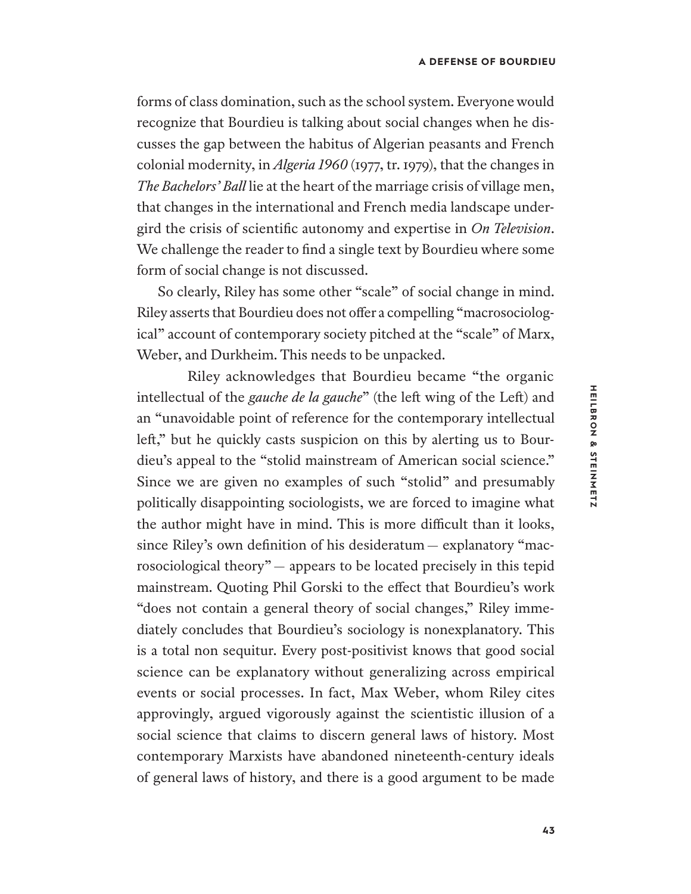forms of class domination, such as the school system. Everyone would recognize that Bourdieu is talking about social changes when he discusses the gap between the habitus of Algerian peasants and French colonial modernity, in *Algeria 1960* (1977, tr. 1979), that the changes in *The Bachelors' Ball* lie at the heart of the marriage crisis of village men, that changes in the international and French media landscape undergird the crisis of scientific autonomy and expertise in *On Television*. We challenge the reader to find a single text by Bourdieu where some form of social change is not discussed.

So clearly, Riley has some other "scale" of social change in mind. Riley asserts that Bourdieu does not offer a compelling "macrosociological" account of contemporary society pitched at the "scale" of Marx, Weber, and Durkheim. This needs to be unpacked.

Riley acknowledges that Bourdieu became "the organic intellectual of the *gauche de la gauche*" (the left wing of the Left) and an "unavoidable point of reference for the contemporary intellectual left," but he quickly casts suspicion on this by alerting us to Bourdieu's appeal to the "stolid mainstream of American social science." Since we are given no examples of such "stolid" and presumably politically disappointing sociologists, we are forced to imagine what the author might have in mind. This is more difficult than it looks, since Riley's own definition of his desideratum — explanatory "macrosociological theory" — appears to be located precisely in this tepid mainstream. Quoting Phil Gorski to the effect that Bourdieu's work "does not contain a general theory of social changes," Riley immediately concludes that Bourdieu's sociology is nonexplanatory. This is a total non sequitur. Every post-positivist knows that good social science can be explanatory without generalizing across empirical events or social processes. In fact, Max Weber, whom Riley cites approvingly, argued vigorously against the scientistic illusion of a social science that claims to discern general laws of history. Most contemporary Marxists have abandoned nineteenth-century ideals of general laws of history, and there is a good argument to be made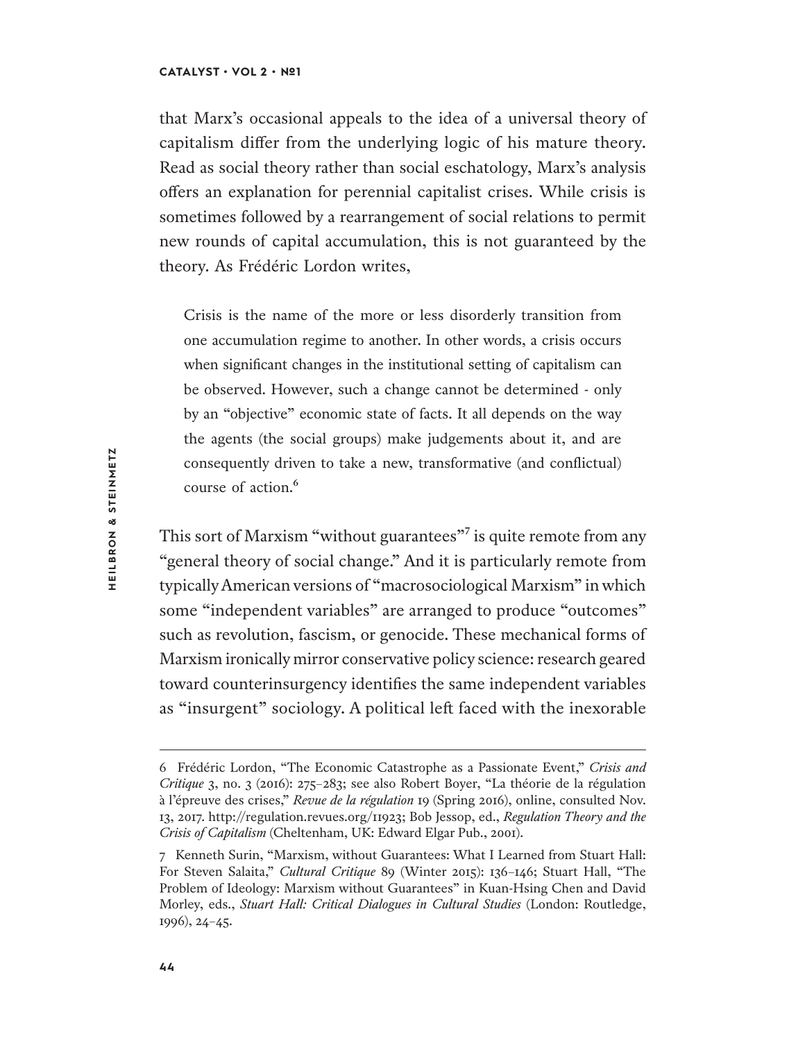that Marx's occasional appeals to the idea of a universal theory of capitalism differ from the underlying logic of his mature theory. Read as social theory rather than social eschatology, Marx's analysis offers an explanation for perennial capitalist crises. While crisis is sometimes followed by a rearrangement of social relations to permit new rounds of capital accumulation, this is not guaranteed by the theory. As Frédéric Lordon writes,

> Crisis is the name of the more or less disorderly transition from one accumulation regime to another. In other words, a crisis occurs when significant changes in the institutional setting of capitalism can be observed. However, such a change cannot be determined - only by an "objective" economic state of facts. It all depends on the way the agents (the social groups) make judgements about it, and are consequently driven to take a new, transformative (and conflictual) course of action.[6]

This sort of Marxism "without guarantees"[7] is quite remote from any "general theory of social change." And it is particularly remote from typically American versions of "macrosociological Marxism" in which some "independent variables" are arranged to produce "outcomes" such as revolution, fascism, or genocide. These mechanical forms of Marxism ironically mirror conservative policy science: research geared toward counterinsurgency identifies the same independent variables as "insurgent" sociology. A political left faced with the inexorable

---

6 Frédéric Lordon, "The Economic Catastrophe as a Passionate Event," *Crisis and Critique* 3, no. 3 (2016): 275–283; see also Robert Boyer, "La théorie de la régulation à l'épreuve des crises," *Revue de la régulation* 19 (Spring 2016), online, consulted Nov. 13, 2017. http://regulation.revues.org/11923; Bob Jessop, ed., *Regulation Theory and the Crisis of Capitalism* (Cheltenham, UK: Edward Elgar Pub., 2001).

7 Kenneth Surin, "Marxism, without Guarantees: What I Learned from Stuart Hall: For Steven Salaita," *Cultural Critique* 89 (Winter 2015): 136–146; Stuart Hall, "The Problem of Ideology: Marxism without Guarantees" in Kuan-Hsing Chen and David Morley, eds., *Stuart Hall: Critical Dialogues in Cultural Studies* (London: Routledge, 1996), 24–45.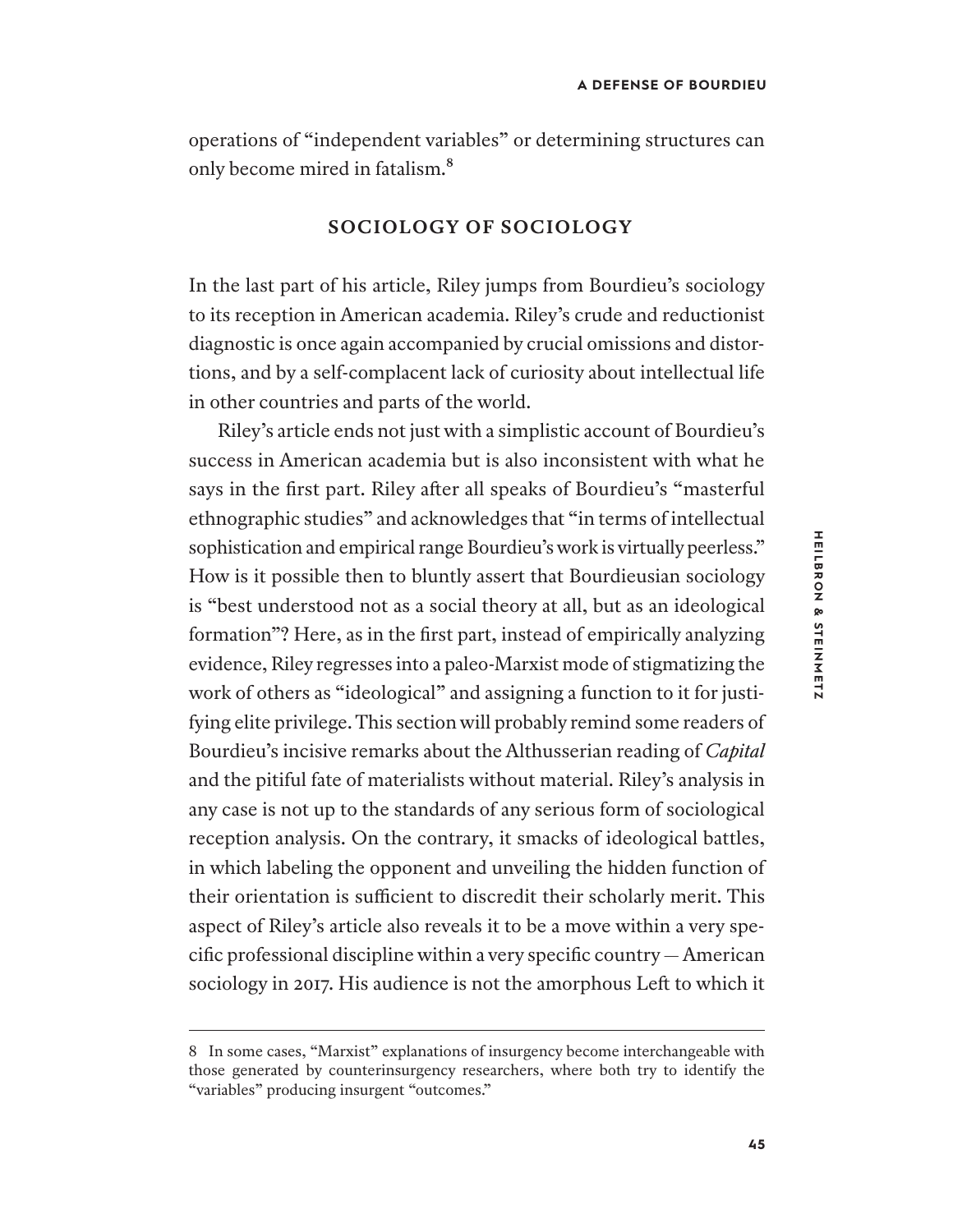operations of "independent variables" or determining structures can only become mired in fatalism.[8]

## SOCIOLOGY OF SOCIOLOGY

In the last part of his article, Riley jumps from Bourdieu's sociology to its reception in American academia. Riley's crude and reductionist diagnostic is once again accompanied by crucial omissions and distortions, and by a self-complacent lack of curiosity about intellectual life in other countries and parts of the world.

Riley's article ends not just with a simplistic account of Bourdieu's success in American academia but is also inconsistent with what he says in the first part. Riley after all speaks of Bourdieu's "masterful ethnographic studies" and acknowledges that "in terms of intellectual sophistication and empirical range Bourdieu's work is virtually peerless." How is it possible then to bluntly assert that Bourdieusian sociology is "best understood not as a social theory at all, but as an ideological formation"? Here, as in the first part, instead of empirically analyzing evidence, Riley regresses into a paleo-Marxist mode of stigmatizing the work of others as "ideological" and assigning a function to it for justifying elite privilege. This section will probably remind some readers of Bourdieu's incisive remarks about the Althusserian reading of *Capital* and the pitiful fate of materialists without material. Riley's analysis in any case is not up to the standards of any serious form of sociological reception analysis. On the contrary, it smacks of ideological battles, in which labeling the opponent and unveiling the hidden function of their orientation is sufficient to discredit their scholarly merit. This aspect of Riley's article also reveals it to be a move within a very specific professional discipline within a very specific country — American sociology in 2017. His audience is not the amorphous Left to which it

8 In some cases, "Marxist" explanations of insurgency become interchangeable with those generated by counterinsurgency researchers, where both try to identify the "variables" producing insurgent "outcomes."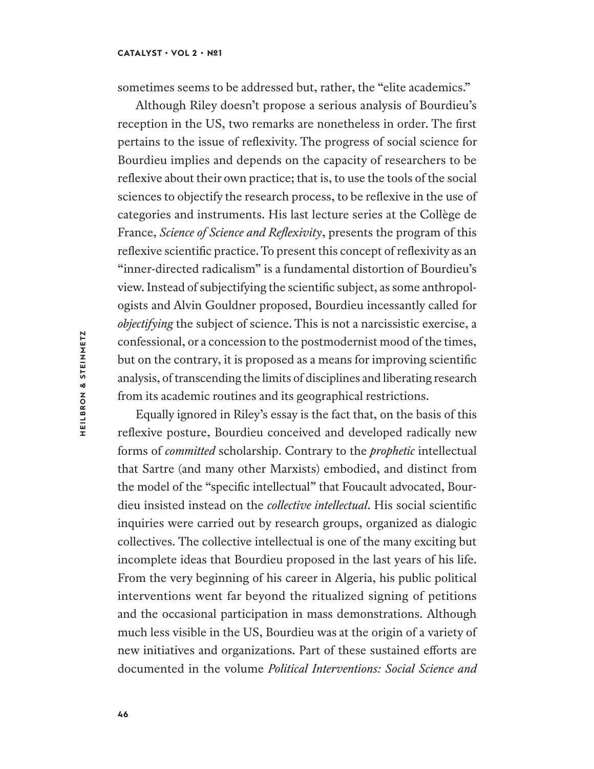sometimes seems to be addressed but, rather, the "elite academics."

Although Riley doesn't propose a serious analysis of Bourdieu's reception in the US, two remarks are nonetheless in order. The first pertains to the issue of reflexivity. The progress of social science for Bourdieu implies and depends on the capacity of researchers to be reflexive about their own practice; that is, to use the tools of the social sciences to objectify the research process, to be reflexive in the use of categories and instruments. His last lecture series at the Collège de France, *Science of Science and Reflexivity*, presents the program of this reflexive scientific practice. To present this concept of reflexivity as an "inner-directed radicalism" is a fundamental distortion of Bourdieu's view. Instead of subjectifying the scientific subject, as some anthropologists and Alvin Gouldner proposed, Bourdieu incessantly called for *objectifying* the subject of science. This is not a narcissistic exercise, a confessional, or a concession to the postmodernist mood of the times, but on the contrary, it is proposed as a means for improving scientific analysis, of transcending the limits of disciplines and liberating research from its academic routines and its geographical restrictions.

Equally ignored in Riley's essay is the fact that, on the basis of this reflexive posture, Bourdieu conceived and developed radically new forms of *committed* scholarship. Contrary to the *prophetic* intellectual that Sartre (and many other Marxists) embodied, and distinct from the model of the "specific intellectual" that Foucault advocated, Bourdieu insisted instead on the *collective intellectual*. His social scientific inquiries were carried out by research groups, organized as dialogic collectives. The collective intellectual is one of the many exciting but incomplete ideas that Bourdieu proposed in the last years of his life. From the very beginning of his career in Algeria, his public political interventions went far beyond the ritualized signing of petitions and the occasional participation in mass demonstrations. Although much less visible in the US, Bourdieu was at the origin of a variety of new initiatives and organizations. Part of these sustained efforts are documented in the volume *Political Interventions: Social Science and*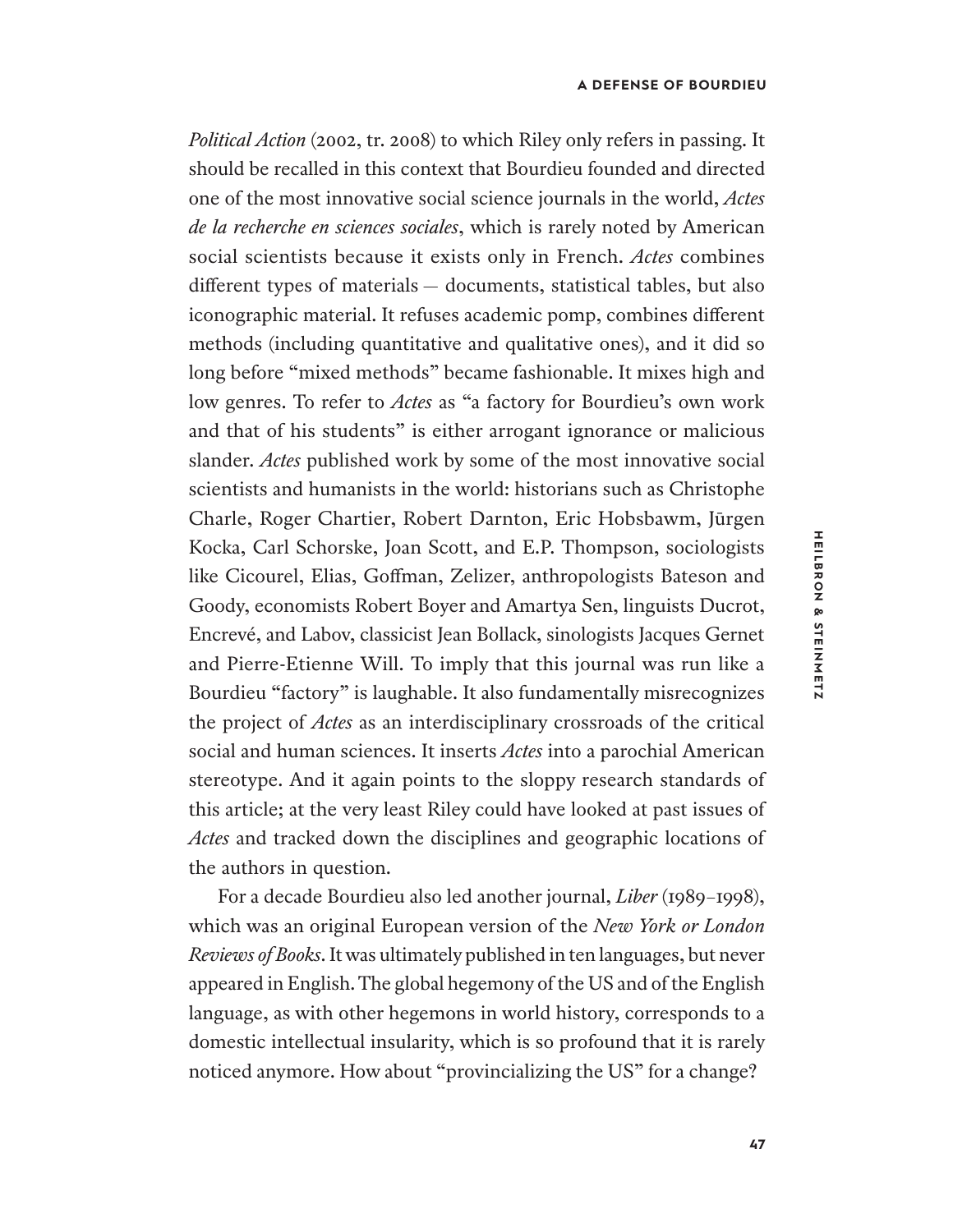*Political Action* (2002, tr. 2008) to which Riley only refers in passing. It should be recalled in this context that Bourdieu founded and directed one of the most innovative social science journals in the world, *Actes de la recherche en sciences sociales*, which is rarely noted by American social scientists because it exists only in French. *Actes* combines different types of materials — documents, statistical tables, but also iconographic material. It refuses academic pomp, combines different methods (including quantitative and qualitative ones), and it did so long before "mixed methods" became fashionable. It mixes high and low genres. To refer to *Actes* as "a factory for Bourdieu's own work and that of his students" is either arrogant ignorance or malicious slander. *Actes* published work by some of the most innovative social scientists and humanists in the world: historians such as Christophe Charle, Roger Chartier, Robert Darnton, Eric Hobsbawm, Jürgen Kocka, Carl Schorske, Joan Scott, and E.P. Thompson, sociologists like Cicourel, Elias, Goffman, Zelizer, anthropologists Bateson and Goody, economists Robert Boyer and Amartya Sen, linguists Ducrot, Encrevé, and Labov, classicist Jean Bollack, sinologists Jacques Gernet and Pierre-Etienne Will. To imply that this journal was run like a Bourdieu "factory" is laughable. It also fundamentally misrecognizes the project of *Actes* as an interdisciplinary crossroads of the critical social and human sciences. It inserts *Actes* into a parochial American stereotype. And it again points to the sloppy research standards of this article; at the very least Riley could have looked at past issues of *Actes* and tracked down the disciplines and geographic locations of the authors in question.

For a decade Bourdieu also led another journal, *Liber* (1989–1998), which was an original European version of the *New York or London Reviews of Books*. It was ultimately published in ten languages, but never appeared in English. The global hegemony of the US and of the English language, as with other hegemons in world history, corresponds to a domestic intellectual insularity, which is so profound that it is rarely noticed anymore. How about "provincializing the US" for a change?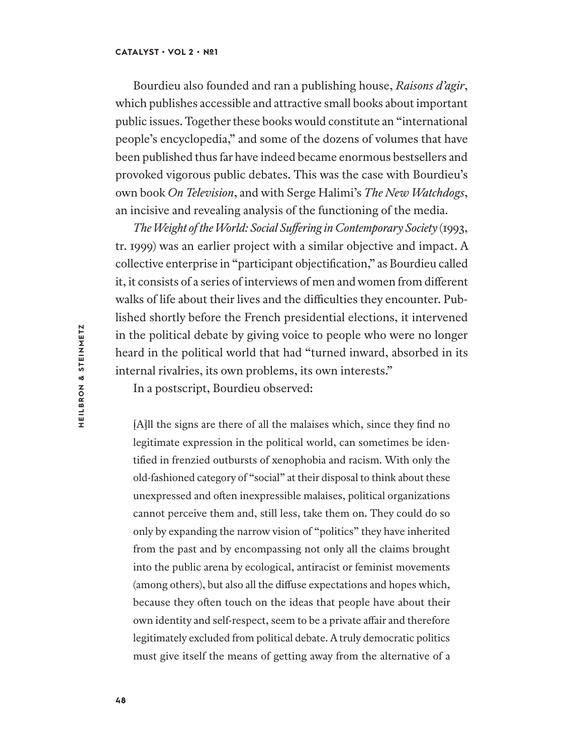Bourdieu also founded and ran a publishing house, *Raisons d'agir*, which publishes accessible and attractive small books about important public issues. Together these books would constitute an "international people's encyclopedia," and some of the dozens of volumes that have been published thus far have indeed became enormous bestsellers and provoked vigorous public debates. This was the case with Bourdieu's own book *On Television*, and with Serge Halimi's *The New Watchdogs*, an incisive and revealing analysis of the functioning of the media.

*The Weight of the World: Social Suffering in Contemporary Society* (1993, tr. 1999) was an earlier project with a similar objective and impact. A collective enterprise in "participant objectification," as Bourdieu called it, it consists of a series of interviews of men and women from different walks of life about their lives and the difficulties they encounter. Published shortly before the French presidential elections, it intervened in the political debate by giving voice to people who were no longer heard in the political world that had "turned inward, absorbed in its internal rivalries, its own problems, its own interests."

In a postscript, Bourdieu observed:

> [A]ll the signs are there of all the malaises which, since they find no legitimate expression in the political world, can sometimes be identified in frenzied outbursts of xenophobia and racism. With only the old-fashioned category of "social" at their disposal to think about these unexpressed and often inexpressible malaises, political organizations cannot perceive them and, still less, take them on. They could do so only by expanding the narrow vision of "politics" they have inherited from the past and by encompassing not only all the claims brought into the public arena by ecological, antiracist or feminist movements (among others), but also all the diffuse expectations and hopes which, because they often touch on the ideas that people have about their own identity and self-respect, seem to be a private affair and therefore legitimately excluded from political debate. A truly democratic politics must give itself the means of getting away from the alternative of a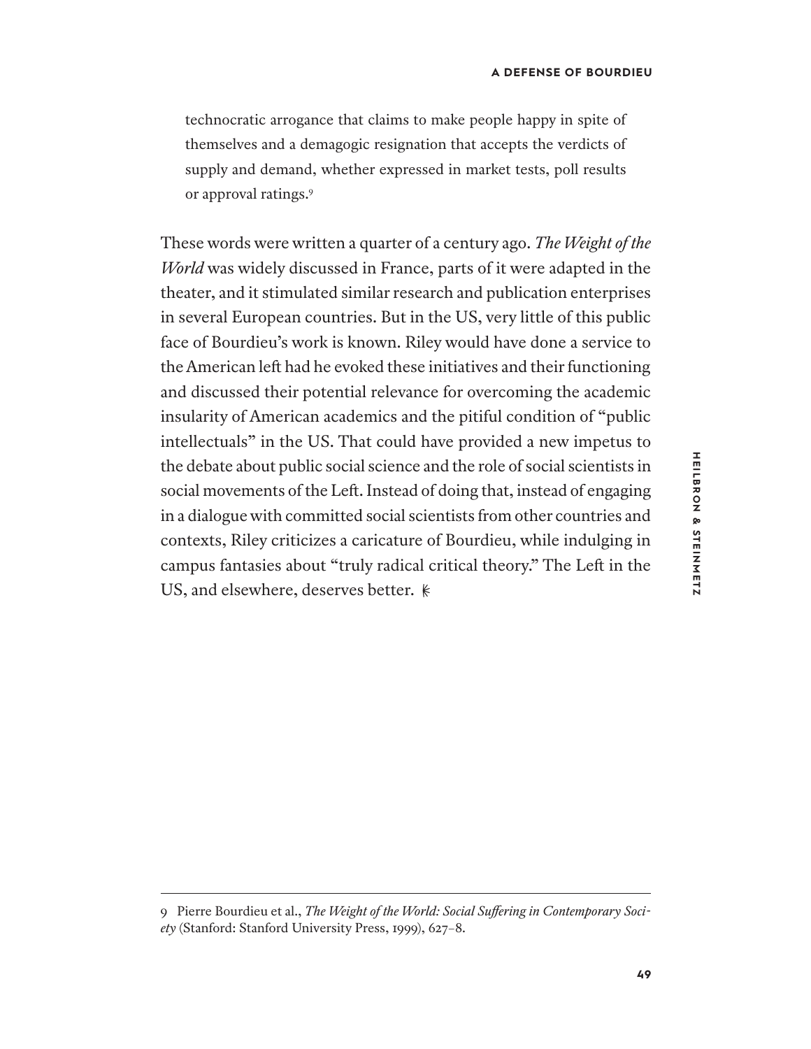> technocratic arrogance that claims to make people happy in spite of themselves and a demagogic resignation that accepts the verdicts of supply and demand, whether expressed in market tests, poll results or approval ratings.[9]

These words were written a quarter of a century ago. *The Weight of the World* was widely discussed in France, parts of it were adapted in the theater, and it stimulated similar research and publication enterprises in several European countries. But in the US, very little of this public face of Bourdieu's work is known. Riley would have done a service to the American left had he evoked these initiatives and their functioning and discussed their potential relevance for overcoming the academic insularity of American academics and the pitiful condition of "public intellectuals" in the US. That could have provided a new impetus to the debate about public social science and the role of social scientists in social movements of the Left. Instead of doing that, instead of engaging in a dialogue with committed social scientists from other countries and contexts, Riley criticizes a caricature of Bourdieu, while indulging in campus fantasies about "truly radical critical theory." The Left in the US, and elsewhere, deserves better.

---

9 Pierre Bourdieu et al., *The Weight of the World: Social Suffering in Contemporary Society* (Stanford: Stanford University Press, 1999), 627–8.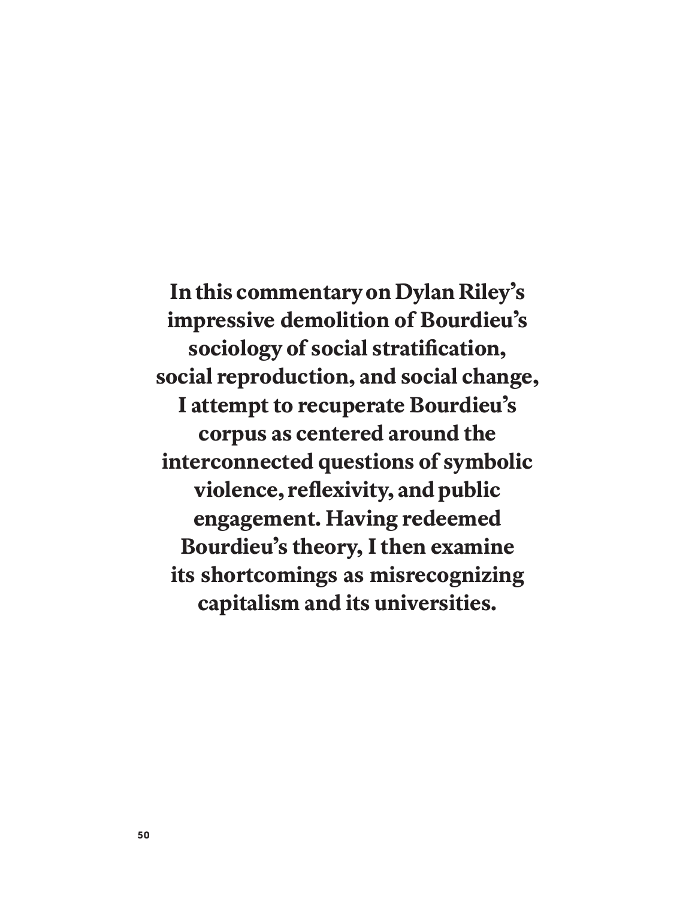**In this commentary on Dylan Riley's impressive demolition of Bourdieu's sociology of social stratification, social reproduction, and social change, I attempt to recuperate Bourdieu's corpus as centered around the interconnected questions of symbolic violence, reflexivity, and public engagement. Having redeemed Bourdieu's theory, I then examine its shortcomings as misrecognizing capitalism and its universities.**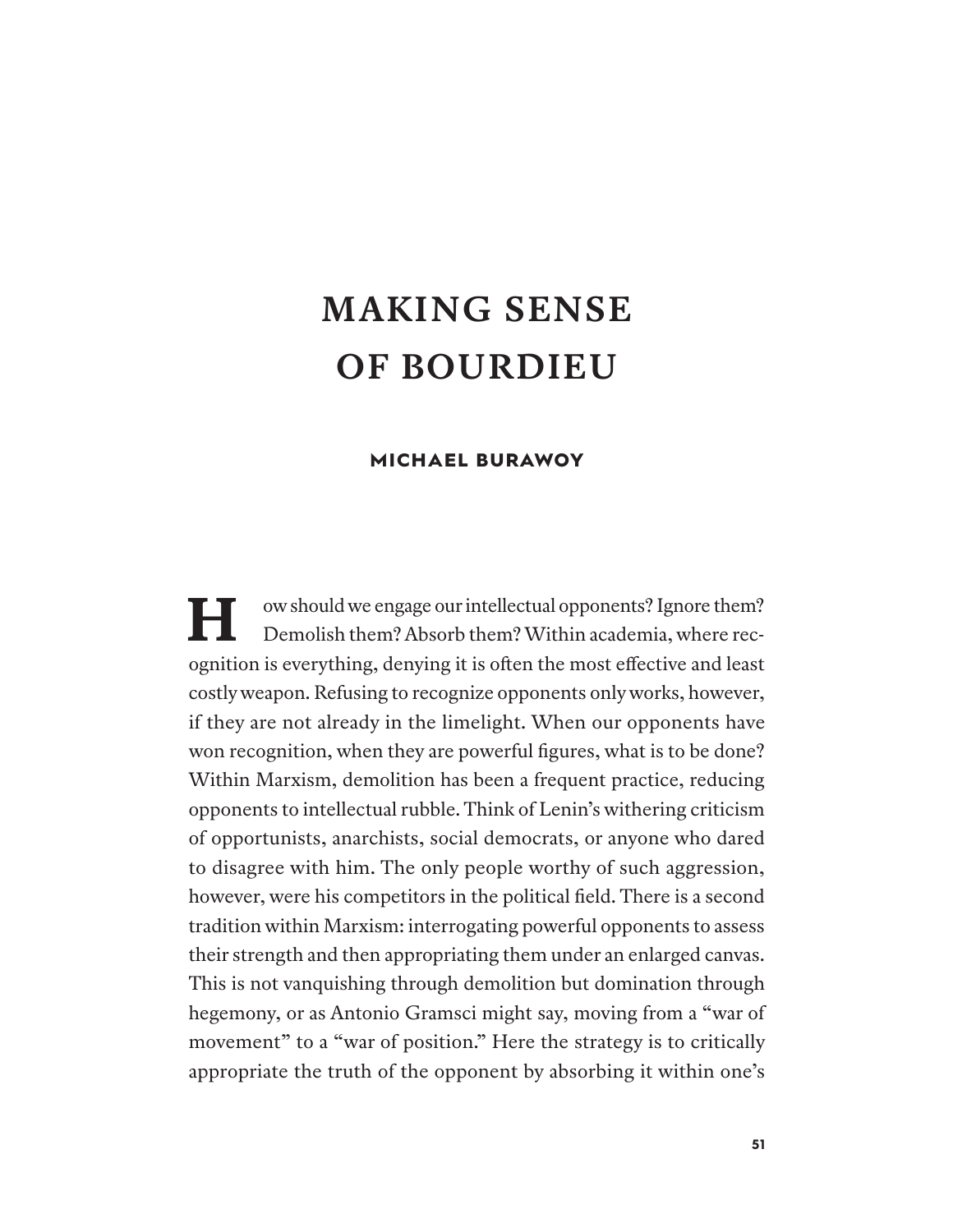# MAKING SENSE OF BOURDIEU

**MICHAEL BURAWOY**

How should we engage our intellectual opponents? Ignore them? Demolish them? Absorb them? Within academia, where recognition is everything, denying it is often the most effective and least costly weapon. Refusing to recognize opponents only works, however, if they are not already in the limelight. When our opponents have won recognition, when they are powerful figures, what is to be done? Within Marxism, demolition has been a frequent practice, reducing opponents to intellectual rubble. Think of Lenin's withering criticism of opportunists, anarchists, social democrats, or anyone who dared to disagree with him. The only people worthy of such aggression, however, were his competitors in the political field. There is a second tradition within Marxism: interrogating powerful opponents to assess their strength and then appropriating them under an enlarged canvas. This is not vanquishing through demolition but domination through hegemony, or as Antonio Gramsci might say, moving from a "war of movement" to a "war of position." Here the strategy is to critically appropriate the truth of the opponent by absorbing it within one's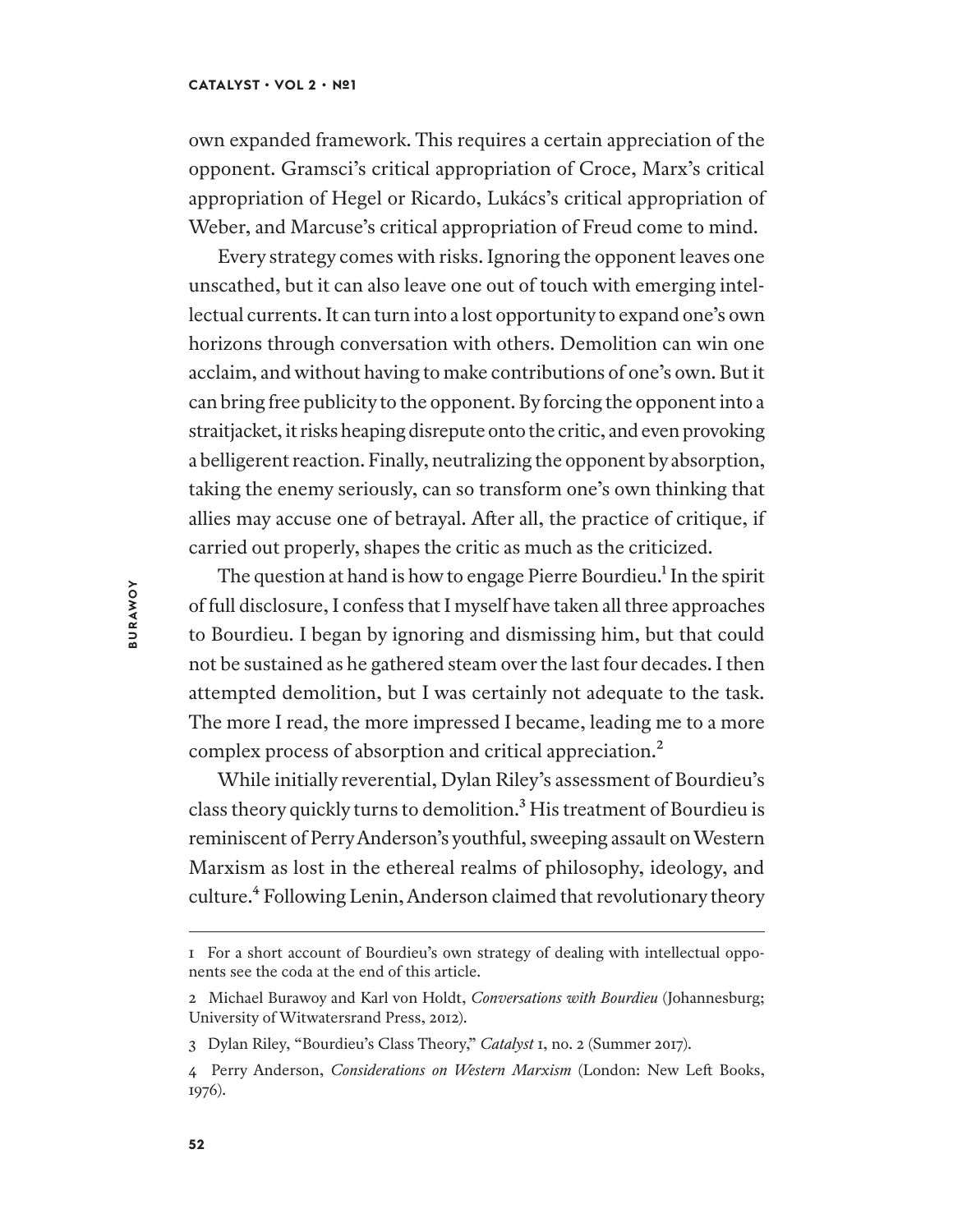own expanded framework. This requires a certain appreciation of the opponent. Gramsci's critical appropriation of Croce, Marx's critical appropriation of Hegel or Ricardo, Lukács's critical appropriation of Weber, and Marcuse's critical appropriation of Freud come to mind.

Every strategy comes with risks. Ignoring the opponent leaves one unscathed, but it can also leave one out of touch with emerging intellectual currents. It can turn into a lost opportunity to expand one's own horizons through conversation with others. Demolition can win one acclaim, and without having to make contributions of one's own. But it can bring free publicity to the opponent. By forcing the opponent into a straitjacket, it risks heaping disrepute onto the critic, and even provoking a belligerent reaction. Finally, neutralizing the opponent by absorption, taking the enemy seriously, can so transform one's own thinking that allies may accuse one of betrayal. After all, the practice of critique, if carried out properly, shapes the critic as much as the criticized.

The question at hand is how to engage Pierre Bourdieu.[1] In the spirit of full disclosure, I confess that I myself have taken all three approaches to Bourdieu. I began by ignoring and dismissing him, but that could not be sustained as he gathered steam over the last four decades. I then attempted demolition, but I was certainly not adequate to the task. The more I read, the more impressed I became, leading me to a more complex process of absorption and critical appreciation.[2]

While initially reverential, Dylan Riley's assessment of Bourdieu's class theory quickly turns to demolition.[3] His treatment of Bourdieu is reminiscent of Perry Anderson's youthful, sweeping assault on Western Marxism as lost in the ethereal realms of philosophy, ideology, and culture.[4] Following Lenin, Anderson claimed that revolutionary theory

---

1 For a short account of Bourdieu's own strategy of dealing with intellectual opponents see the coda at the end of this article.

2 Michael Burawoy and Karl von Holdt, *Conversations with Bourdieu* (Johannesburg; University of Witwatersrand Press, 2012).

3 Dylan Riley, "Bourdieu's Class Theory," *Catalyst* 1, no. 2 (Summer 2017).

4 Perry Anderson, *Considerations on Western Marxism* (London: New Left Books, 1976).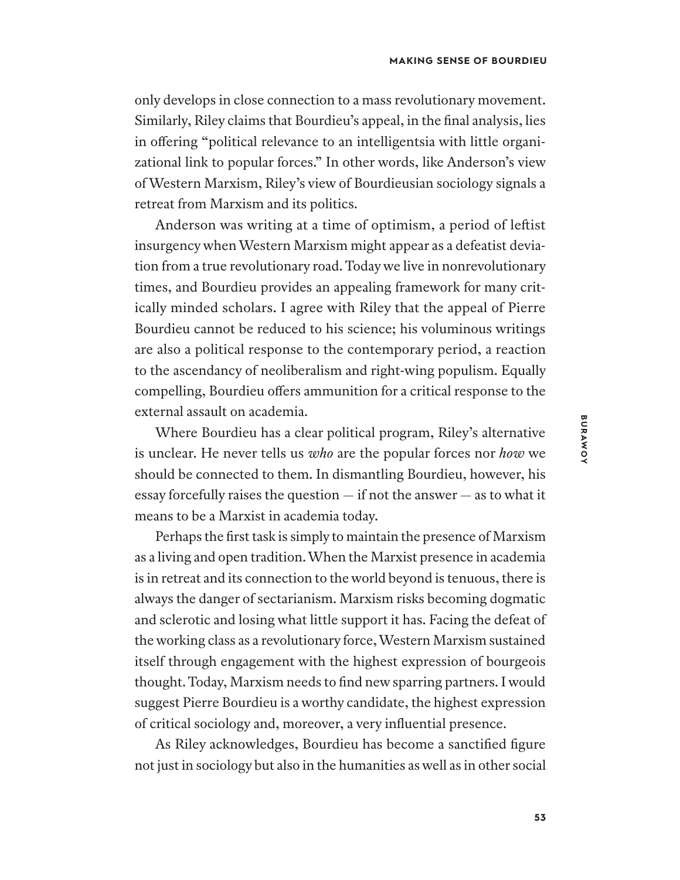only develops in close connection to a mass revolutionary movement. Similarly, Riley claims that Bourdieu's appeal, in the final analysis, lies in offering "political relevance to an intelligentsia with little organizational link to popular forces." In other words, like Anderson's view of Western Marxism, Riley's view of Bourdieusian sociology signals a retreat from Marxism and its politics.

Anderson was writing at a time of optimism, a period of leftist insurgency when Western Marxism might appear as a defeatist deviation from a true revolutionary road. Today we live in nonrevolutionary times, and Bourdieu provides an appealing framework for many critically minded scholars. I agree with Riley that the appeal of Pierre Bourdieu cannot be reduced to his science; his voluminous writings are also a political response to the contemporary period, a reaction to the ascendancy of neoliberalism and right-wing populism. Equally compelling, Bourdieu offers ammunition for a critical response to the external assault on academia.

Where Bourdieu has a clear political program, Riley's alternative is unclear. He never tells us *who* are the popular forces nor *how* we should be connected to them. In dismantling Bourdieu, however, his essay forcefully raises the question — if not the answer — as to what it means to be a Marxist in academia today.

Perhaps the first task is simply to maintain the presence of Marxism as a living and open tradition. When the Marxist presence in academia is in retreat and its connection to the world beyond is tenuous, there is always the danger of sectarianism. Marxism risks becoming dogmatic and sclerotic and losing what little support it has. Facing the defeat of the working class as a revolutionary force, Western Marxism sustained itself through engagement with the highest expression of bourgeois thought. Today, Marxism needs to find new sparring partners. I would suggest Pierre Bourdieu is a worthy candidate, the highest expression of critical sociology and, moreover, a very influential presence.

As Riley acknowledges, Bourdieu has become a sanctified figure not just in sociology but also in the humanities as well as in other social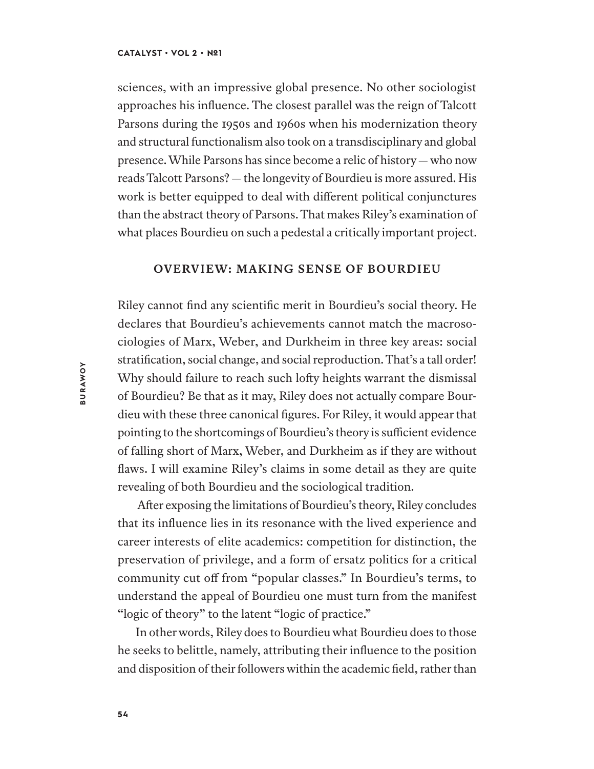sciences, with an impressive global presence. No other sociologist approaches his influence. The closest parallel was the reign of Talcott Parsons during the 1950s and 1960s when his modernization theory and structural functionalism also took on a transdisciplinary and global presence. While Parsons has since become a relic of history — who now reads Talcott Parsons? — the longevity of Bourdieu is more assured. His work is better equipped to deal with different political conjunctures than the abstract theory of Parsons. That makes Riley's examination of what places Bourdieu on such a pedestal a critically important project.

## OVERVIEW: MAKING SENSE OF BOURDIEU

Riley cannot find any scientific merit in Bourdieu's social theory. He declares that Bourdieu's achievements cannot match the macrosociologies of Marx, Weber, and Durkheim in three key areas: social stratification, social change, and social reproduction. That's a tall order! Why should failure to reach such lofty heights warrant the dismissal of Bourdieu? Be that as it may, Riley does not actually compare Bourdieu with these three canonical figures. For Riley, it would appear that pointing to the shortcomings of Bourdieu's theory is sufficient evidence of falling short of Marx, Weber, and Durkheim as if they are without flaws. I will examine Riley's claims in some detail as they are quite revealing of both Bourdieu and the sociological tradition.

After exposing the limitations of Bourdieu's theory, Riley concludes that its influence lies in its resonance with the lived experience and career interests of elite academics: competition for distinction, the preservation of privilege, and a form of ersatz politics for a critical community cut off from "popular classes." In Bourdieu's terms, to understand the appeal of Bourdieu one must turn from the manifest "logic of theory" to the latent "logic of practice."

In other words, Riley does to Bourdieu what Bourdieu does to those he seeks to belittle, namely, attributing their influence to the position and disposition of their followers within the academic field, rather than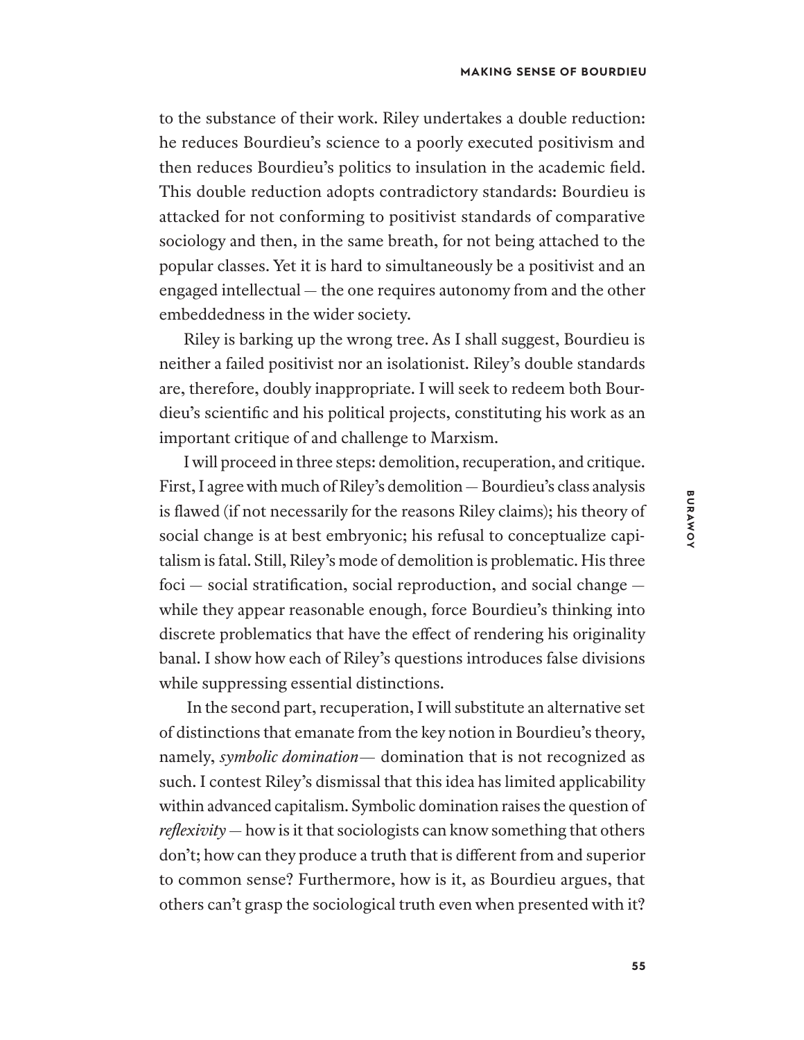to the substance of their work. Riley undertakes a double reduction: he reduces Bourdieu's science to a poorly executed positivism and then reduces Bourdieu's politics to insulation in the academic field. This double reduction adopts contradictory standards: Bourdieu is attacked for not conforming to positivist standards of comparative sociology and then, in the same breath, for not being attached to the popular classes. Yet it is hard to simultaneously be a positivist and an engaged intellectual — the one requires autonomy from and the other embeddedness in the wider society.

Riley is barking up the wrong tree. As I shall suggest, Bourdieu is neither a failed positivist nor an isolationist. Riley's double standards are, therefore, doubly inappropriate. I will seek to redeem both Bourdieu's scientific and his political projects, constituting his work as an important critique of and challenge to Marxism.

I will proceed in three steps: demolition, recuperation, and critique. First, I agree with much of Riley's demolition — Bourdieu's class analysis is flawed (if not necessarily for the reasons Riley claims); his theory of social change is at best embryonic; his refusal to conceptualize capitalism is fatal. Still, Riley's mode of demolition is problematic. His three foci — social stratification, social reproduction, and social change — while they appear reasonable enough, force Bourdieu's thinking into discrete problematics that have the effect of rendering his originality banal. I show how each of Riley's questions introduces false divisions while suppressing essential distinctions.

In the second part, recuperation, I will substitute an alternative set of distinctions that emanate from the key notion in Bourdieu's theory, namely, *symbolic domination*— domination that is not recognized as such. I contest Riley's dismissal that this idea has limited applicability within advanced capitalism. Symbolic domination raises the question of *reflexivity* — how is it that sociologists can know something that others don't; how can they produce a truth that is different from and superior to common sense? Furthermore, how is it, as Bourdieu argues, that others can't grasp the sociological truth even when presented with it?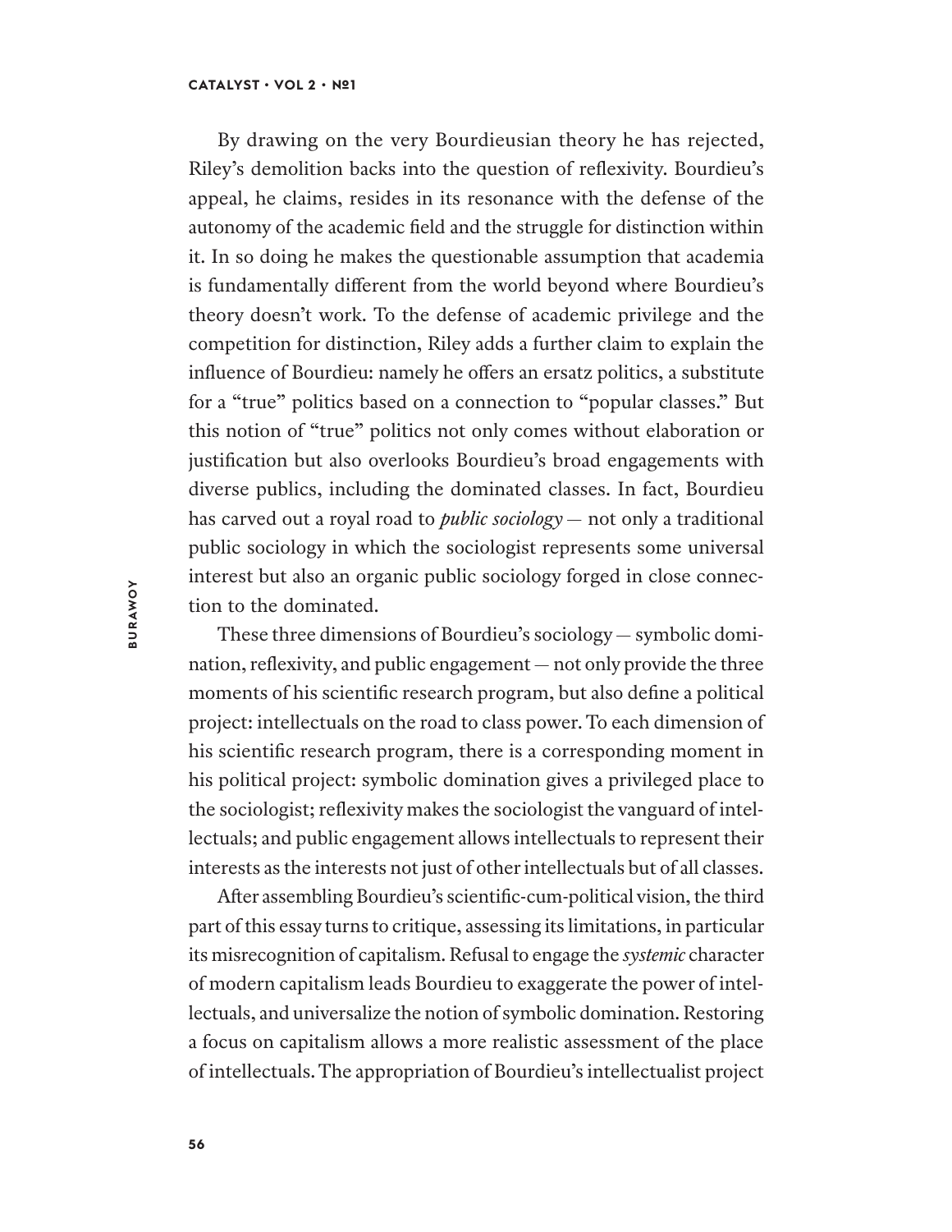By drawing on the very Bourdieusian theory he has rejected, Riley's demolition backs into the question of reflexivity. Bourdieu's appeal, he claims, resides in its resonance with the defense of the autonomy of the academic field and the struggle for distinction within it. In so doing he makes the questionable assumption that academia is fundamentally different from the world beyond where Bourdieu's theory doesn't work. To the defense of academic privilege and the competition for distinction, Riley adds a further claim to explain the influence of Bourdieu: namely he offers an ersatz politics, a substitute for a "true" politics based on a connection to "popular classes." But this notion of "true" politics not only comes without elaboration or justification but also overlooks Bourdieu's broad engagements with diverse publics, including the dominated classes. In fact, Bourdieu has carved out a royal road to *public sociology* — not only a traditional public sociology in which the sociologist represents some universal interest but also an organic public sociology forged in close connection to the dominated.

These three dimensions of Bourdieu's sociology — symbolic domination, reflexivity, and public engagement — not only provide the three moments of his scientific research program, but also define a political project: intellectuals on the road to class power. To each dimension of his scientific research program, there is a corresponding moment in his political project: symbolic domination gives a privileged place to the sociologist; reflexivity makes the sociologist the vanguard of intellectuals; and public engagement allows intellectuals to represent their interests as the interests not just of other intellectuals but of all classes.

After assembling Bourdieu's scientific-cum-political vision, the third part of this essay turns to critique, assessing its limitations, in particular its misrecognition of capitalism. Refusal to engage the *systemic* character of modern capitalism leads Bourdieu to exaggerate the power of intellectuals, and universalize the notion of symbolic domination. Restoring a focus on capitalism allows a more realistic assessment of the place of intellectuals. The appropriation of Bourdieu's intellectualist project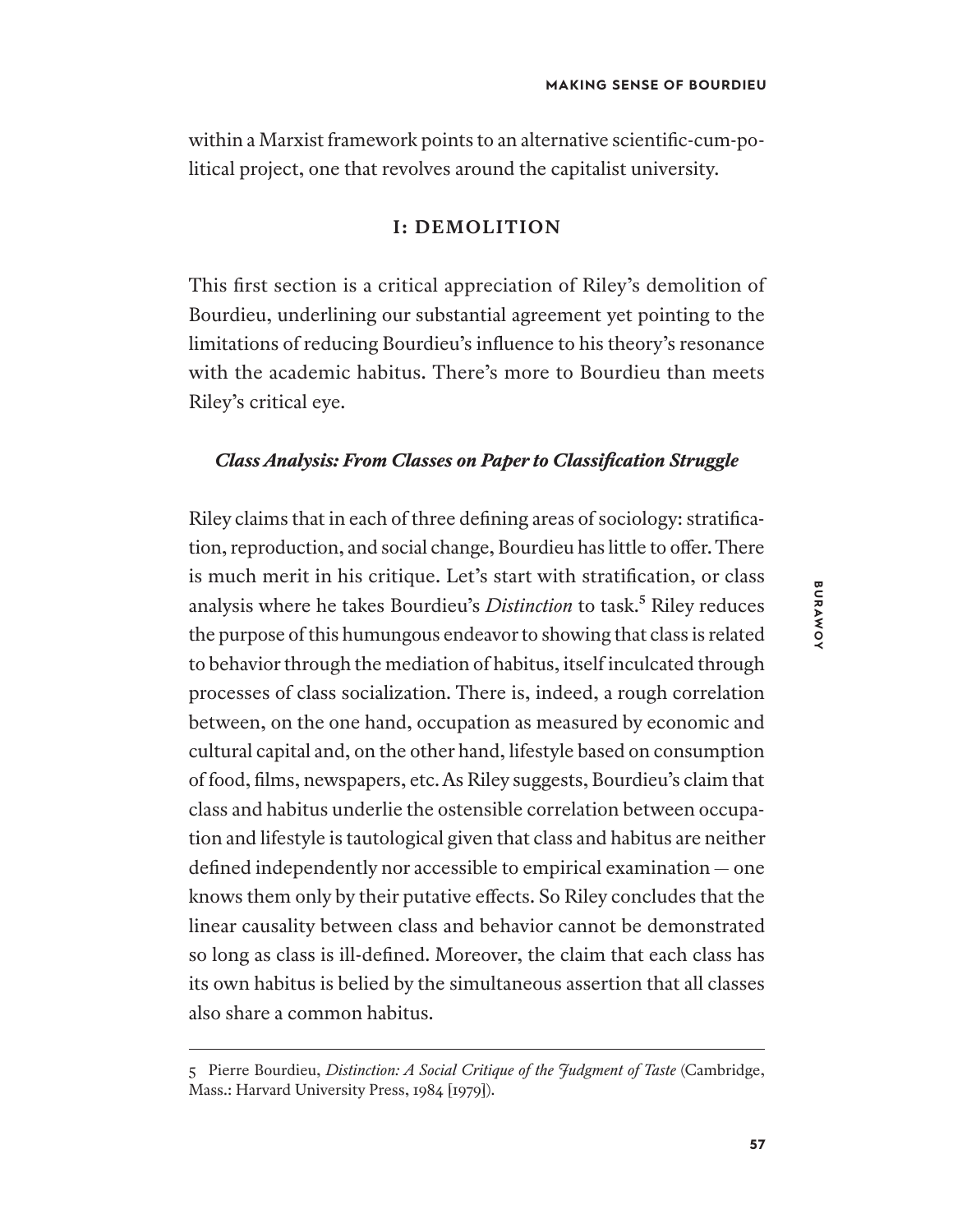within a Marxist framework points to an alternative scientific-cum-political project, one that revolves around the capitalist university.

## I: DEMOLITION

This first section is a critical appreciation of Riley's demolition of Bourdieu, underlining our substantial agreement yet pointing to the limitations of reducing Bourdieu's influence to his theory's resonance with the academic habitus. There's more to Bourdieu than meets Riley's critical eye.

### *Class Analysis: From Classes on Paper to Classification Struggle*

Riley claims that in each of three defining areas of sociology: stratification, reproduction, and social change, Bourdieu has little to offer. There is much merit in his critique. Let's start with stratification, or class analysis where he takes Bourdieu's *Distinction* to task.[5] Riley reduces the purpose of this humungous endeavor to showing that class is related to behavior through the mediation of habitus, itself inculcated through processes of class socialization. There is, indeed, a rough correlation between, on the one hand, occupation as measured by economic and cultural capital and, on the other hand, lifestyle based on consumption of food, films, newspapers, etc. As Riley suggests, Bourdieu's claim that class and habitus underlie the ostensible correlation between occupation and lifestyle is tautological given that class and habitus are neither defined independently nor accessible to empirical examination — one knows them only by their putative effects. So Riley concludes that the linear causality between class and behavior cannot be demonstrated so long as class is ill-defined. Moreover, the claim that each class has its own habitus is belied by the simultaneous assertion that all classes also share a common habitus.

---

5 Pierre Bourdieu, *Distinction: A Social Critique of the Judgment of Taste* (Cambridge, Mass.: Harvard University Press, 1984 [1979]).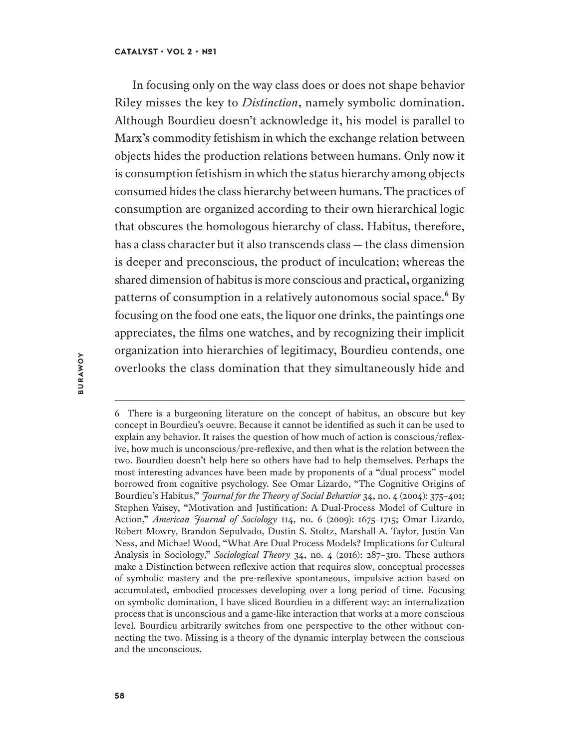In focusing only on the way class does or does not shape behavior Riley misses the key to *Distinction*, namely symbolic domination. Although Bourdieu doesn't acknowledge it, his model is parallel to Marx's commodity fetishism in which the exchange relation between objects hides the production relations between humans. Only now it is consumption fetishism in which the status hierarchy among objects consumed hides the class hierarchy between humans. The practices of consumption are organized according to their own hierarchical logic that obscures the homologous hierarchy of class. Habitus, therefore, has a class character but it also transcends class — the class dimension is deeper and preconscious, the product of inculcation; whereas the shared dimension of habitus is more conscious and practical, organizing patterns of consumption in a relatively autonomous social space.[6] By focusing on the food one eats, the liquor one drinks, the paintings one appreciates, the films one watches, and by recognizing their implicit organization into hierarchies of legitimacy, Bourdieu contends, one overlooks the class domination that they simultaneously hide and

---

6 There is a burgeoning literature on the concept of habitus, an obscure but key concept in Bourdieu's oeuvre. Because it cannot be identified as such it can be used to explain any behavior. It raises the question of how much of action is conscious/reflexive, how much is unconscious/pre-reflexive, and then what is the relation between the two. Bourdieu doesn't help here so others have had to help themselves. Perhaps the most interesting advances have been made by proponents of a "dual process" model borrowed from cognitive psychology. See Omar Lizardo, "The Cognitive Origins of Bourdieu's Habitus," *Journal for the Theory of Social Behavior* 34, no. 4 (2004): 375–401; Stephen Vaisey, "Motivation and Justification: A Dual-Process Model of Culture in Action," *American Journal of Sociology* 114, no. 6 (2009): 1675–1715; Omar Lizardo, Robert Mowry, Brandon Sepulvado, Dustin S. Stoltz, Marshall A. Taylor, Justin Van Ness, and Michael Wood, "What Are Dual Process Models? Implications for Cultural Analysis in Sociology," *Sociological Theory* 34, no. 4 (2016): 287–310. These authors make a Distinction between reflexive action that requires slow, conceptual processes of symbolic mastery and the pre-reflexive spontaneous, impulsive action based on accumulated, embodied processes developing over a long period of time. Focusing on symbolic domination, I have sliced Bourdieu in a different way: an internalization process that is unconscious and a game-like interaction that works at a more conscious level. Bourdieu arbitrarily switches from one perspective to the other without connecting the two. Missing is a theory of the dynamic interplay between the conscious and the unconscious.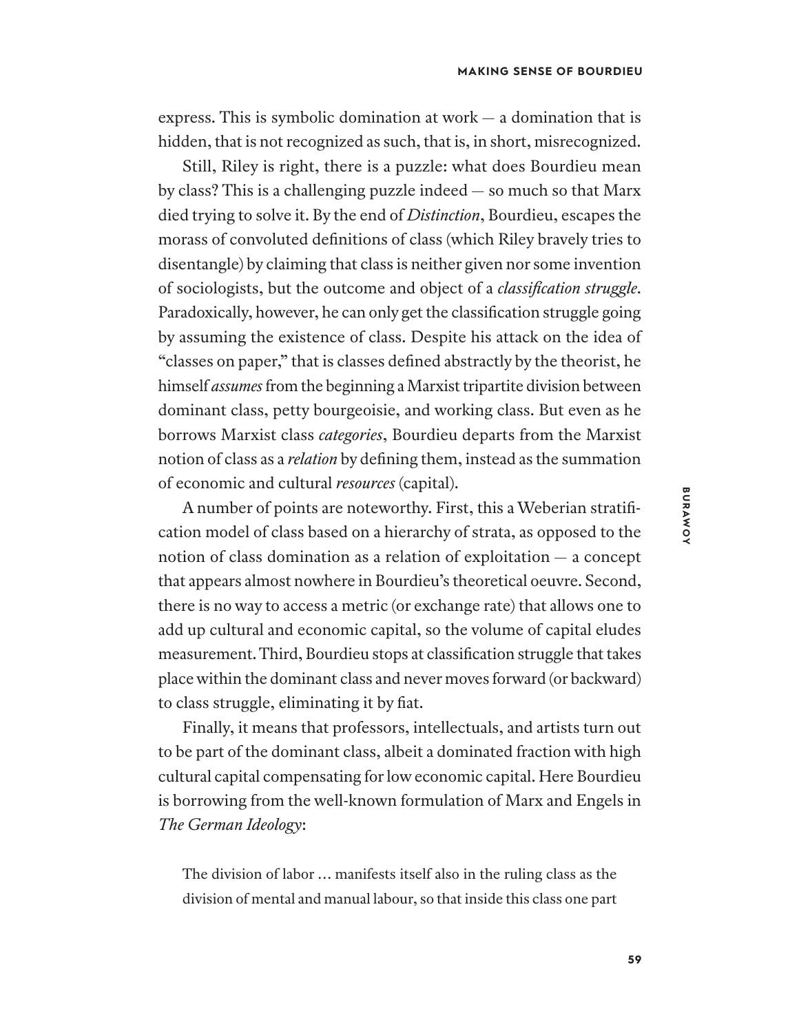express. This is symbolic domination at work — a domination that is hidden, that is not recognized as such, that is, in short, misrecognized.

Still, Riley is right, there is a puzzle: what does Bourdieu mean by class? This is a challenging puzzle indeed — so much so that Marx died trying to solve it. By the end of *Distinction*, Bourdieu, escapes the morass of convoluted definitions of class (which Riley bravely tries to disentangle) by claiming that class is neither given nor some invention of sociologists, but the outcome and object of a *classification struggle*. Paradoxically, however, he can only get the classification struggle going by assuming the existence of class. Despite his attack on the idea of "classes on paper," that is classes defined abstractly by the theorist, he himself *assumes* from the beginning a Marxist tripartite division between dominant class, petty bourgeoisie, and working class. But even as he borrows Marxist class *categories*, Bourdieu departs from the Marxist notion of class as a *relation* by defining them, instead as the summation of economic and cultural *resources* (capital).

A number of points are noteworthy. First, this a Weberian stratification model of class based on a hierarchy of strata, as opposed to the notion of class domination as a relation of exploitation — a concept that appears almost nowhere in Bourdieu's theoretical oeuvre. Second, there is no way to access a metric (or exchange rate) that allows one to add up cultural and economic capital, so the volume of capital eludes measurement. Third, Bourdieu stops at classification struggle that takes place within the dominant class and never moves forward (or backward) to class struggle, eliminating it by fiat.

Finally, it means that professors, intellectuals, and artists turn out to be part of the dominant class, albeit a dominated fraction with high cultural capital compensating for low economic capital. Here Bourdieu is borrowing from the well-known formulation of Marx and Engels in *The German Ideology*:

> The division of labor … manifests itself also in the ruling class as the division of mental and manual labour, so that inside this class one part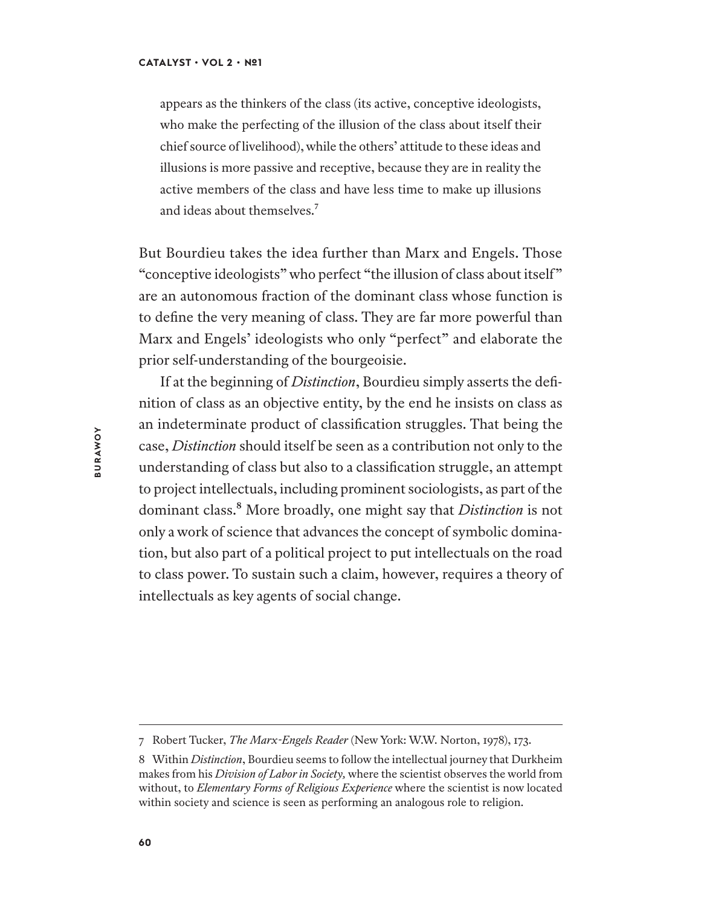> appears as the thinkers of the class (its active, conceptive ideologists, who make the perfecting of the illusion of the class about itself their chief source of livelihood), while the others' attitude to these ideas and illusions is more passive and receptive, because they are in reality the active members of the class and have less time to make up illusions and ideas about themselves.[7]

But Bourdieu takes the idea further than Marx and Engels. Those "conceptive ideologists" who perfect "the illusion of class about itself" are an autonomous fraction of the dominant class whose function is to define the very meaning of class. They are far more powerful than Marx and Engels' ideologists who only "perfect" and elaborate the prior self-understanding of the bourgeoisie.

If at the beginning of *Distinction*, Bourdieu simply asserts the definition of class as an objective entity, by the end he insists on class as an indeterminate product of classification struggles. That being the case, *Distinction* should itself be seen as a contribution not only to the understanding of class but also to a classification struggle, an attempt to project intellectuals, including prominent sociologists, as part of the dominant class.[8] More broadly, one might say that *Distinction* is not only a work of science that advances the concept of symbolic domination, but also part of a political project to put intellectuals on the road to class power. To sustain such a claim, however, requires a theory of intellectuals as key agents of social change.

---

7 Robert Tucker, *The Marx-Engels Reader* (New York: W.W. Norton, 1978), 173.

8 Within *Distinction*, Bourdieu seems to follow the intellectual journey that Durkheim makes from his *Division of Labor in Society*, where the scientist observes the world from without, to *Elementary Forms of Religious Experience* where the scientist is now located within society and science is seen as performing an analogous role to religion.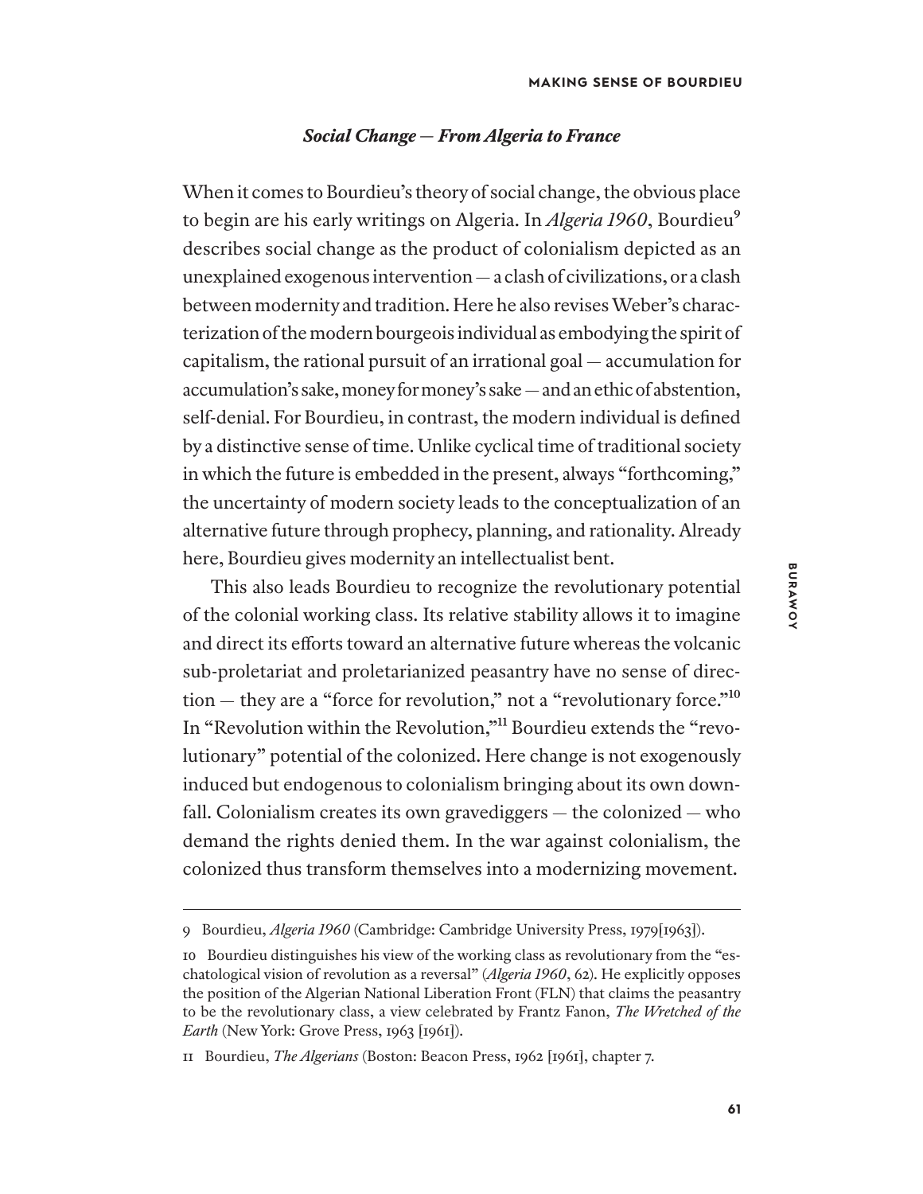### *Social Change — From Algeria to France*

When it comes to Bourdieu's theory of social change, the obvious place to begin are his early writings on Algeria. In *Algeria 1960*, Bourdieu[9] describes social change as the product of colonialism depicted as an unexplained exogenous intervention — a clash of civilizations, or a clash between modernity and tradition. Here he also revises Weber's characterization of the modern bourgeois individual as embodying the spirit of capitalism, the rational pursuit of an irrational goal — accumulation for accumulation's sake, money for money's sake — and an ethic of abstention, self-denial. For Bourdieu, in contrast, the modern individual is defined by a distinctive sense of time. Unlike cyclical time of traditional society in which the future is embedded in the present, always "forthcoming," the uncertainty of modern society leads to the conceptualization of an alternative future through prophecy, planning, and rationality. Already here, Bourdieu gives modernity an intellectualist bent.

This also leads Bourdieu to recognize the revolutionary potential of the colonial working class. Its relative stability allows it to imagine and direct its efforts toward an alternative future whereas the volcanic sub-proletariat and proletarianized peasantry have no sense of direction — they are a "force for revolution," not a "revolutionary force."[10] In "Revolution within the Revolution,"[11] Bourdieu extends the "revolutionary" potential of the colonized. Here change is not exogenously induced but endogenous to colonialism bringing about its own downfall. Colonialism creates its own gravediggers — the colonized — who demand the rights denied them. In the war against colonialism, the colonized thus transform themselves into a modernizing movement.

---

9 Bourdieu, *Algeria 1960* (Cambridge: Cambridge University Press, 1979[1963]).

10 Bourdieu distinguishes his view of the working class as revolutionary from the "eschatological vision of revolution as a reversal" (*Algeria 1960*, 62). He explicitly opposes the position of the Algerian National Liberation Front (FLN) that claims the peasantry to be the revolutionary class, a view celebrated by Frantz Fanon, *The Wretched of the Earth* (New York: Grove Press, 1963 [1961]).

11 Bourdieu, *The Algerians* (Boston: Beacon Press, 1962 [1961], chapter 7.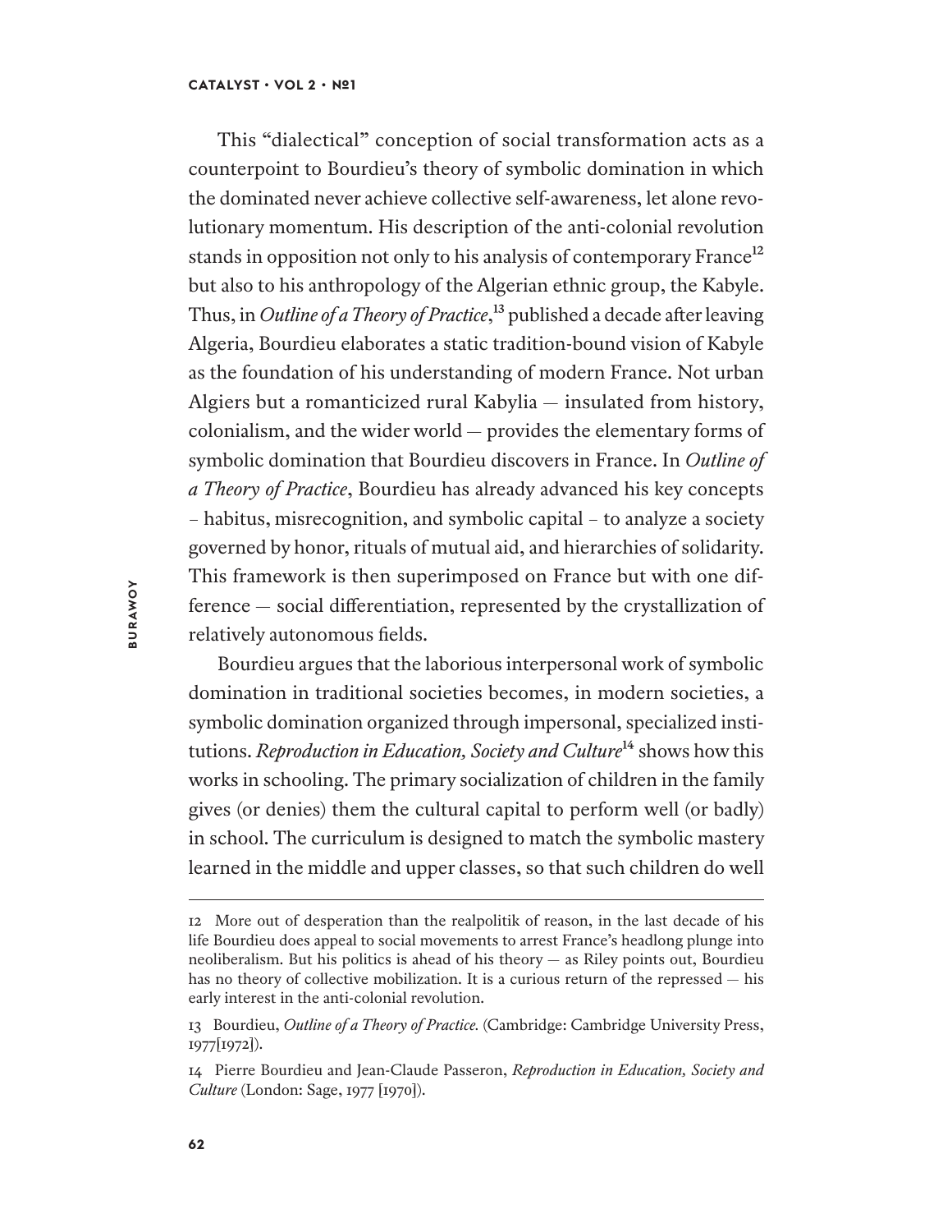This "dialectical" conception of social transformation acts as a counterpoint to Bourdieu's theory of symbolic domination in which the dominated never achieve collective self-awareness, let alone revolutionary momentum. His description of the anti-colonial revolution stands in opposition not only to his analysis of contemporary France[12] but also to his anthropology of the Algerian ethnic group, the Kabyle. Thus, in *Outline of a Theory of Practice*,[13] published a decade after leaving Algeria, Bourdieu elaborates a static tradition-bound vision of Kabyle as the foundation of his understanding of modern France. Not urban Algiers but a romanticized rural Kabylia — insulated from history, colonialism, and the wider world — provides the elementary forms of symbolic domination that Bourdieu discovers in France. In *Outline of a Theory of Practice*, Bourdieu has already advanced his key concepts – habitus, misrecognition, and symbolic capital – to analyze a society governed by honor, rituals of mutual aid, and hierarchies of solidarity. This framework is then superimposed on France but with one difference — social differentiation, represented by the crystallization of relatively autonomous fields.

Bourdieu argues that the laborious interpersonal work of symbolic domination in traditional societies becomes, in modern societies, a symbolic domination organized through impersonal, specialized institutions. *Reproduction in Education, Society and Culture*[14] shows how this works in schooling. The primary socialization of children in the family gives (or denies) them the cultural capital to perform well (or badly) in school. The curriculum is designed to match the symbolic mastery learned in the middle and upper classes, so that such children do well

---

12 More out of desperation than the realpolitik of reason, in the last decade of his life Bourdieu does appeal to social movements to arrest France's headlong plunge into neoliberalism. But his politics is ahead of his theory — as Riley points out, Bourdieu has no theory of collective mobilization. It is a curious return of the repressed — his early interest in the anti-colonial revolution.

13 Bourdieu, *Outline of a Theory of Practice.* (Cambridge: Cambridge University Press, 1977[1972]).

14 Pierre Bourdieu and Jean-Claude Passeron, *Reproduction in Education, Society and Culture* (London: Sage, 1977 [1970]).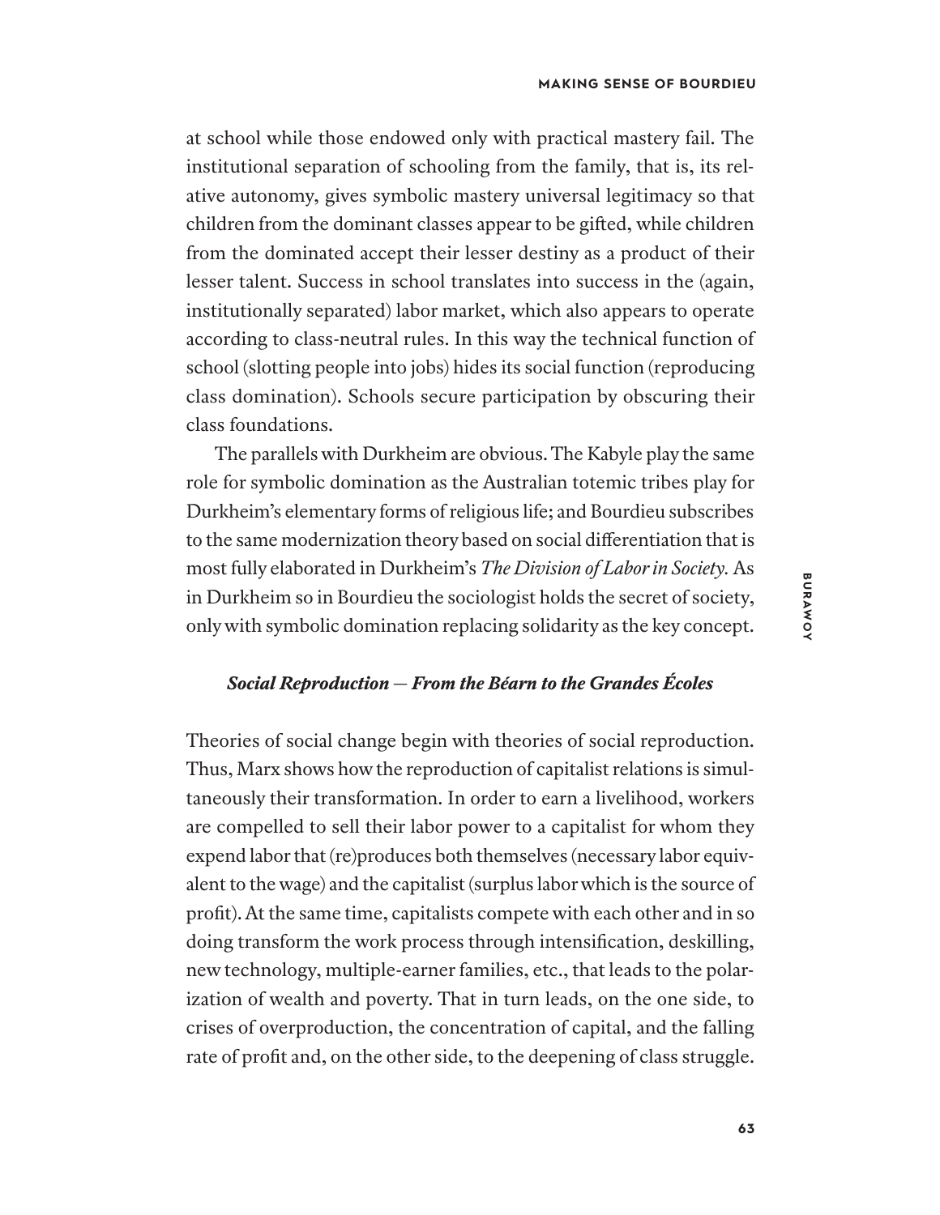at school while those endowed only with practical mastery fail. The institutional separation of schooling from the family, that is, its relative autonomy, gives symbolic mastery universal legitimacy so that children from the dominant classes appear to be gifted, while children from the dominated accept their lesser destiny as a product of their lesser talent. Success in school translates into success in the (again, institutionally separated) labor market, which also appears to operate according to class-neutral rules. In this way the technical function of school (slotting people into jobs) hides its social function (reproducing class domination). Schools secure participation by obscuring their class foundations.

The parallels with Durkheim are obvious. The Kabyle play the same role for symbolic domination as the Australian totemic tribes play for Durkheim's elementary forms of religious life; and Bourdieu subscribes to the same modernization theory based on social differentiation that is most fully elaborated in Durkheim's *The Division of Labor in Society*. As in Durkheim so in Bourdieu the sociologist holds the secret of society, only with symbolic domination replacing solidarity as the key concept.

### *Social Reproduction — From the Béarn to the Grandes Écoles*

Theories of social change begin with theories of social reproduction. Thus, Marx shows how the reproduction of capitalist relations is simultaneously their transformation. In order to earn a livelihood, workers are compelled to sell their labor power to a capitalist for whom they expend labor that (re)produces both themselves (necessary labor equivalent to the wage) and the capitalist (surplus labor which is the source of profit). At the same time, capitalists compete with each other and in so doing transform the work process through intensification, deskilling, new technology, multiple-earner families, etc., that leads to the polarization of wealth and poverty. That in turn leads, on the one side, to crises of overproduction, the concentration of capital, and the falling rate of profit and, on the other side, to the deepening of class struggle.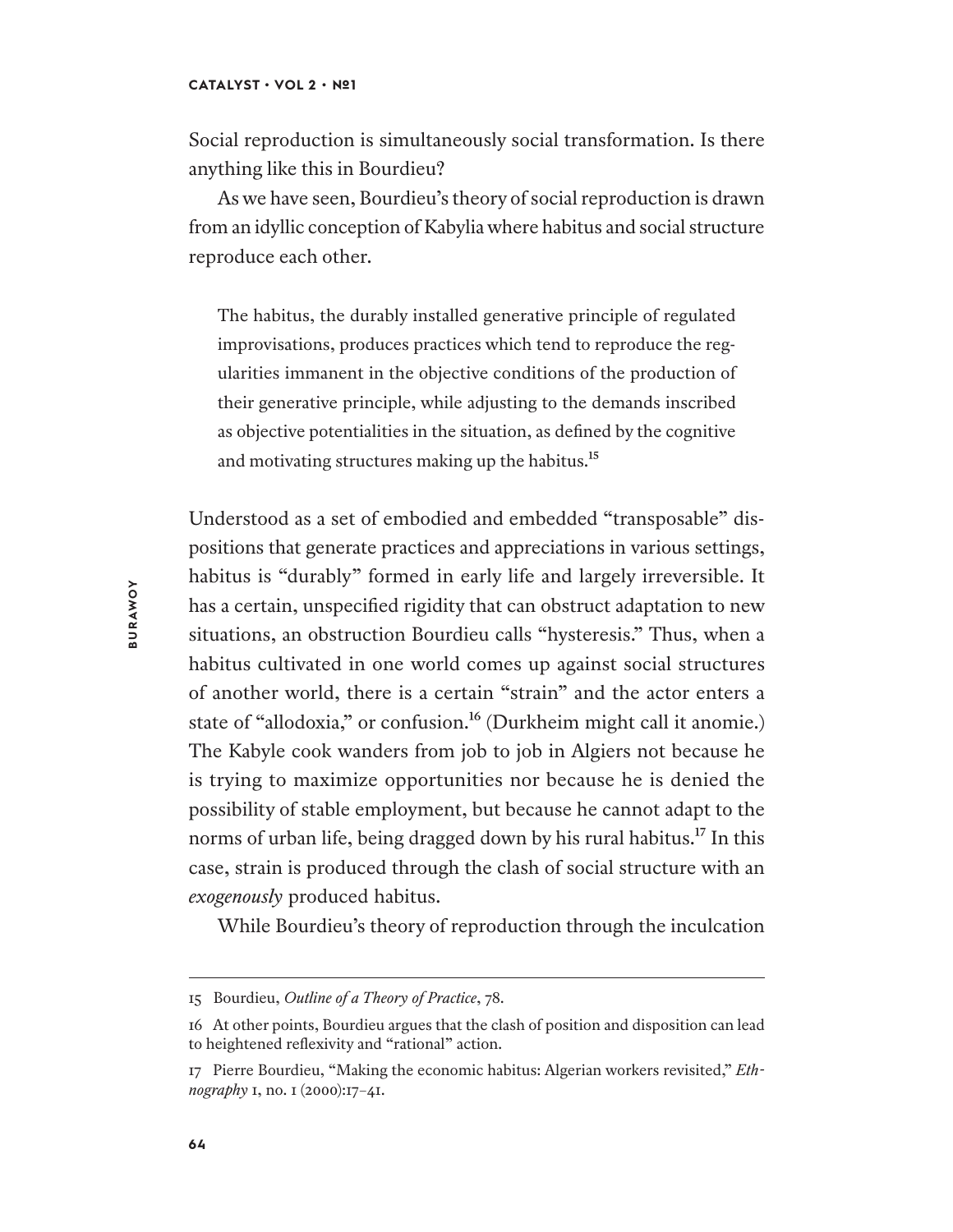Social reproduction is simultaneously social transformation. Is there anything like this in Bourdieu?

As we have seen, Bourdieu's theory of social reproduction is drawn from an idyllic conception of Kabylia where habitus and social structure reproduce each other.

> The habitus, the durably installed generative principle of regulated improvisations, produces practices which tend to reproduce the regularities immanent in the objective conditions of the production of their generative principle, while adjusting to the demands inscribed as objective potentialities in the situation, as defined by the cognitive and motivating structures making up the habitus.[15]

Understood as a set of embodied and embedded "transposable" dispositions that generate practices and appreciations in various settings, habitus is "durably" formed in early life and largely irreversible. It has a certain, unspecified rigidity that can obstruct adaptation to new situations, an obstruction Bourdieu calls "hysteresis." Thus, when a habitus cultivated in one world comes up against social structures of another world, there is a certain "strain" and the actor enters a state of "allodoxia," or confusion.[16] (Durkheim might call it anomie.) The Kabyle cook wanders from job to job in Algiers not because he is trying to maximize opportunities nor because he is denied the possibility of stable employment, but because he cannot adapt to the norms of urban life, being dragged down by his rural habitus.[17] In this case, strain is produced through the clash of social structure with an *exogenously* produced habitus.

While Bourdieu's theory of reproduction through the inculcation

---

15 Bourdieu, *Outline of a Theory of Practice*, 78.

16 At other points, Bourdieu argues that the clash of position and disposition can lead to heightened reflexivity and "rational" action.

17 Pierre Bourdieu, "Making the economic habitus: Algerian workers revisited," *Ethnography* 1, no. 1 (2000):17–41.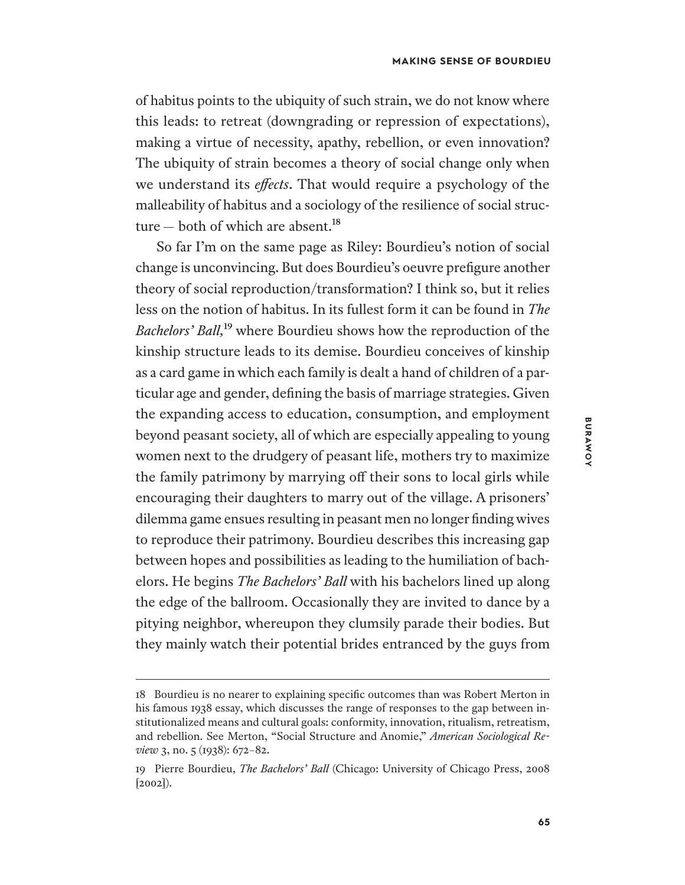of habitus points to the ubiquity of such strain, we do not know where this leads: to retreat (downgrading or repression of expectations), making a virtue of necessity, apathy, rebellion, or even innovation? The ubiquity of strain becomes a theory of social change only when we understand its *effects*. That would require a psychology of the malleability of habitus and a sociology of the resilience of social structure — both of which are absent.[18]

So far I'm on the same page as Riley: Bourdieu's notion of social change is unconvincing. But does Bourdieu's oeuvre prefigure another theory of social reproduction/transformation? I think so, but it relies less on the notion of habitus. In its fullest form it can be found in *The Bachelors' Ball*,[19] where Bourdieu shows how the reproduction of the kinship structure leads to its demise. Bourdieu conceives of kinship as a card game in which each family is dealt a hand of children of a particular age and gender, defining the basis of marriage strategies. Given the expanding access to education, consumption, and employment beyond peasant society, all of which are especially appealing to young women next to the drudgery of peasant life, mothers try to maximize the family patrimony by marrying off their sons to local girls while encouraging their daughters to marry out of the village. A prisoners' dilemma game ensues resulting in peasant men no longer finding wives to reproduce their patrimony. Bourdieu describes this increasing gap between hopes and possibilities as leading to the humiliation of bachelors. He begins *The Bachelors' Ball* with his bachelors lined up along the edge of the ballroom. Occasionally they are invited to dance by a pitying neighbor, whereupon they clumsily parade their bodies. But they mainly watch their potential brides entranced by the guys from

---

18 Bourdieu is no nearer to explaining specific outcomes than was Robert Merton in his famous 1938 essay, which discusses the range of responses to the gap between institutionalized means and cultural goals: conformity, innovation, ritualism, retreatism, and rebellion. See Merton, "Social Structure and Anomie," *American Sociological Review* 3, no. 5 (1938): 672–82.

19 Pierre Bourdieu, *The Bachelors' Ball* (Chicago: University of Chicago Press, 2008 [2002]).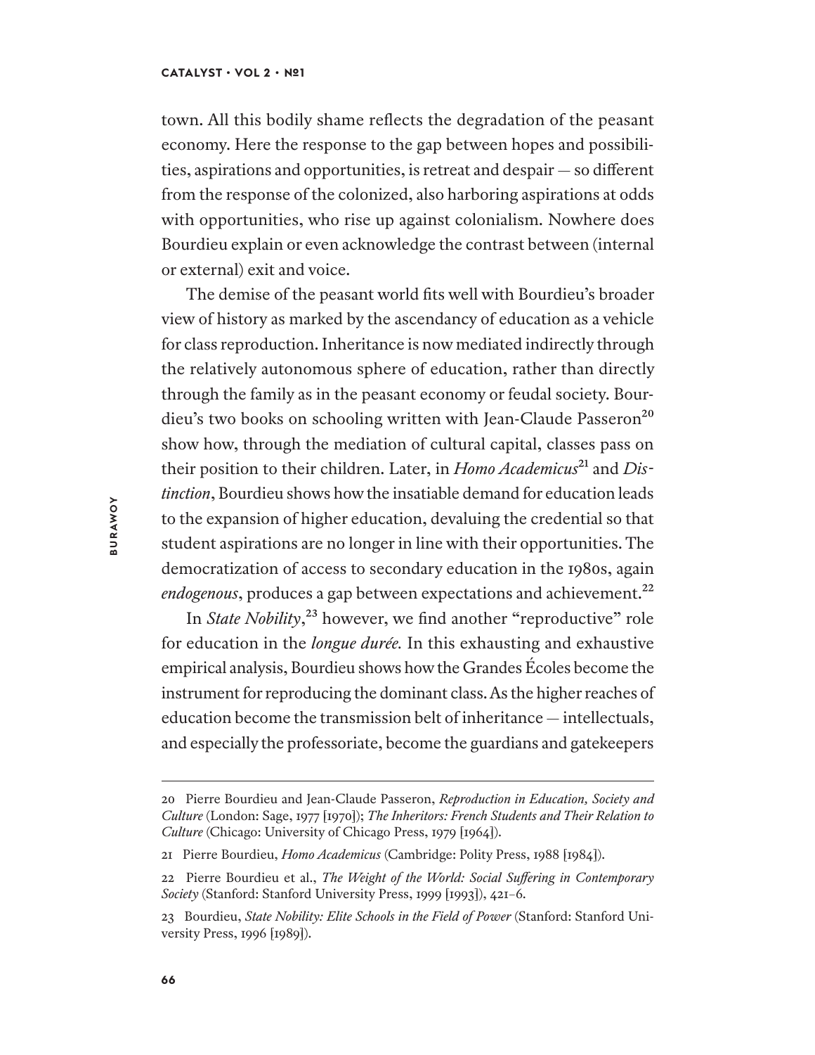town. All this bodily shame reflects the degradation of the peasant economy. Here the response to the gap between hopes and possibilities, aspirations and opportunities, is retreat and despair — so different from the response of the colonized, also harboring aspirations at odds with opportunities, who rise up against colonialism. Nowhere does Bourdieu explain or even acknowledge the contrast between (internal or external) exit and voice.

The demise of the peasant world fits well with Bourdieu's broader view of history as marked by the ascendancy of education as a vehicle for class reproduction. Inheritance is now mediated indirectly through the relatively autonomous sphere of education, rather than directly through the family as in the peasant economy or feudal society. Bourdieu's two books on schooling written with Jean-Claude Passeron[20] show how, through the mediation of cultural capital, classes pass on their position to their children. Later, in *Homo Academicus*[21] and *Distinction*, Bourdieu shows how the insatiable demand for education leads to the expansion of higher education, devaluing the credential so that student aspirations are no longer in line with their opportunities. The democratization of access to secondary education in the 1980s, again *endogenous*, produces a gap between expectations and achievement.[22]

In *State Nobility*,[23] however, we find another "reproductive" role for education in the *longue durée.* In this exhausting and exhaustive empirical analysis, Bourdieu shows how the Grandes Écoles become the instrument for reproducing the dominant class. As the higher reaches of education become the transmission belt of inheritance — intellectuals, and especially the professoriate, become the guardians and gatekeepers

---

20 Pierre Bourdieu and Jean-Claude Passeron, *Reproduction in Education, Society and Culture* (London: Sage, 1977 [1970]); *The Inheritors: French Students and Their Relation to Culture* (Chicago: University of Chicago Press, 1979 [1964]).

21 Pierre Bourdieu, *Homo Academicus* (Cambridge: Polity Press, 1988 [1984]).

22 Pierre Bourdieu et al., *The Weight of the World: Social Suffering in Contemporary Society* (Stanford: Stanford University Press, 1999 [1993]), 421–6.

23 Bourdieu, *State Nobility: Elite Schools in the Field of Power* (Stanford: Stanford University Press, 1996 [1989]).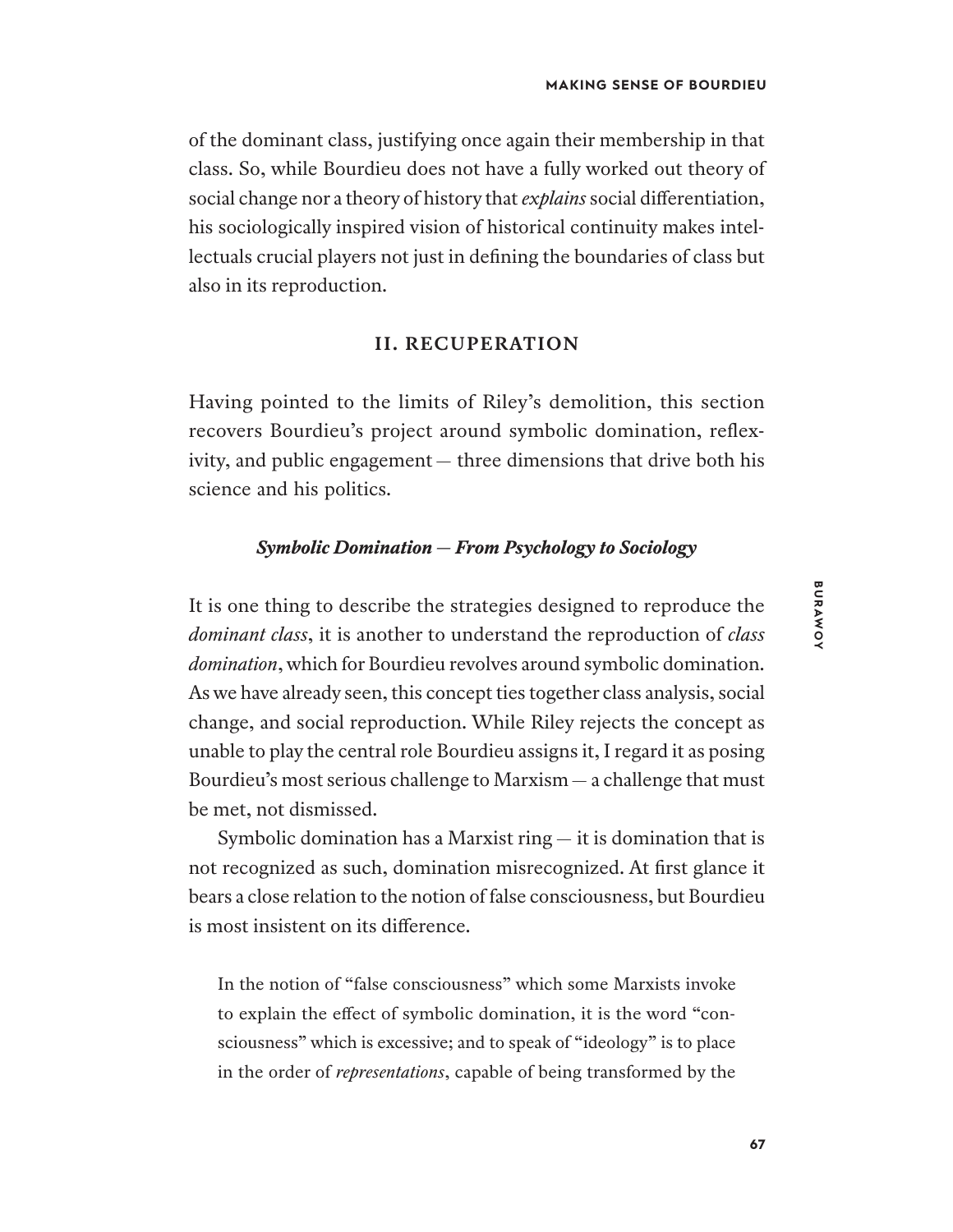of the dominant class, justifying once again their membership in that class. So, while Bourdieu does not have a fully worked out theory of social change nor a theory of history that *explains* social differentiation, his sociologically inspired vision of historical continuity makes intellectuals crucial players not just in defining the boundaries of class but also in its reproduction.

## II. RECUPERATION

Having pointed to the limits of Riley's demolition, this section recovers Bourdieu's project around symbolic domination, reflexivity, and public engagement — three dimensions that drive both his science and his politics.

### *Symbolic Domination — From Psychology to Sociology*

It is one thing to describe the strategies designed to reproduce the *dominant class*, it is another to understand the reproduction of *class domination*, which for Bourdieu revolves around symbolic domination. As we have already seen, this concept ties together class analysis, social change, and social reproduction. While Riley rejects the concept as unable to play the central role Bourdieu assigns it, I regard it as posing Bourdieu's most serious challenge to Marxism — a challenge that must be met, not dismissed.

Symbolic domination has a Marxist ring — it is domination that is not recognized as such, domination misrecognized. At first glance it bears a close relation to the notion of false consciousness, but Bourdieu is most insistent on its difference.

> In the notion of "false consciousness" which some Marxists invoke to explain the effect of symbolic domination, it is the word "consciousness" which is excessive; and to speak of "ideology" is to place in the order of *representations*, capable of being transformed by the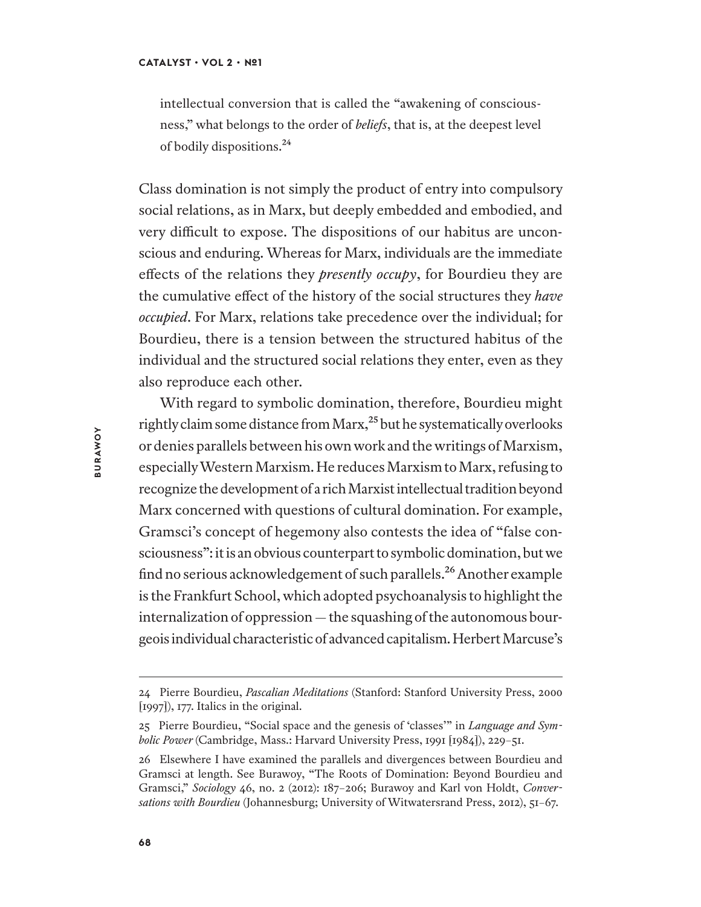intellectual conversion that is called the "awakening of consciousness," what belongs to the order of *beliefs*, that is, at the deepest level of bodily dispositions.[24]

Class domination is not simply the product of entry into compulsory social relations, as in Marx, but deeply embedded and embodied, and very difficult to expose. The dispositions of our habitus are unconscious and enduring. Whereas for Marx, individuals are the immediate effects of the relations they *presently occupy*, for Bourdieu they are the cumulative effect of the history of the social structures they *have occupied*. For Marx, relations take precedence over the individual; for Bourdieu, there is a tension between the structured habitus of the individual and the structured social relations they enter, even as they also reproduce each other.

With regard to symbolic domination, therefore, Bourdieu might rightly claim some distance from Marx,[25] but he systematically overlooks or denies parallels between his own work and the writings of Marxism, especially Western Marxism. He reduces Marxism to Marx, refusing to recognize the development of a rich Marxist intellectual tradition beyond Marx concerned with questions of cultural domination. For example, Gramsci's concept of hegemony also contests the idea of "false consciousness": it is an obvious counterpart to symbolic domination, but we find no serious acknowledgement of such parallels.[26] Another example is the Frankfurt School, which adopted psychoanalysis to highlight the internalization of oppression — the squashing of the autonomous bourgeois individual characteristic of advanced capitalism. Herbert Marcuse's

---

24 Pierre Bourdieu, *Pascalian Meditations* (Stanford: Stanford University Press, 2000 [1997]), 177. Italics in the original.

25 Pierre Bourdieu, "Social space and the genesis of 'classes'" in *Language and Symbolic Power* (Cambridge, Mass.: Harvard University Press, 1991 [1984]), 229–51.

26 Elsewhere I have examined the parallels and divergences between Bourdieu and Gramsci at length. See Burawoy, "The Roots of Domination: Beyond Bourdieu and Gramsci," *Sociology* 46, no. 2 (2012): 187–206; Burawoy and Karl von Holdt, *Conversations with Bourdieu* (Johannesburg; University of Witwatersrand Press, 2012), 51–67.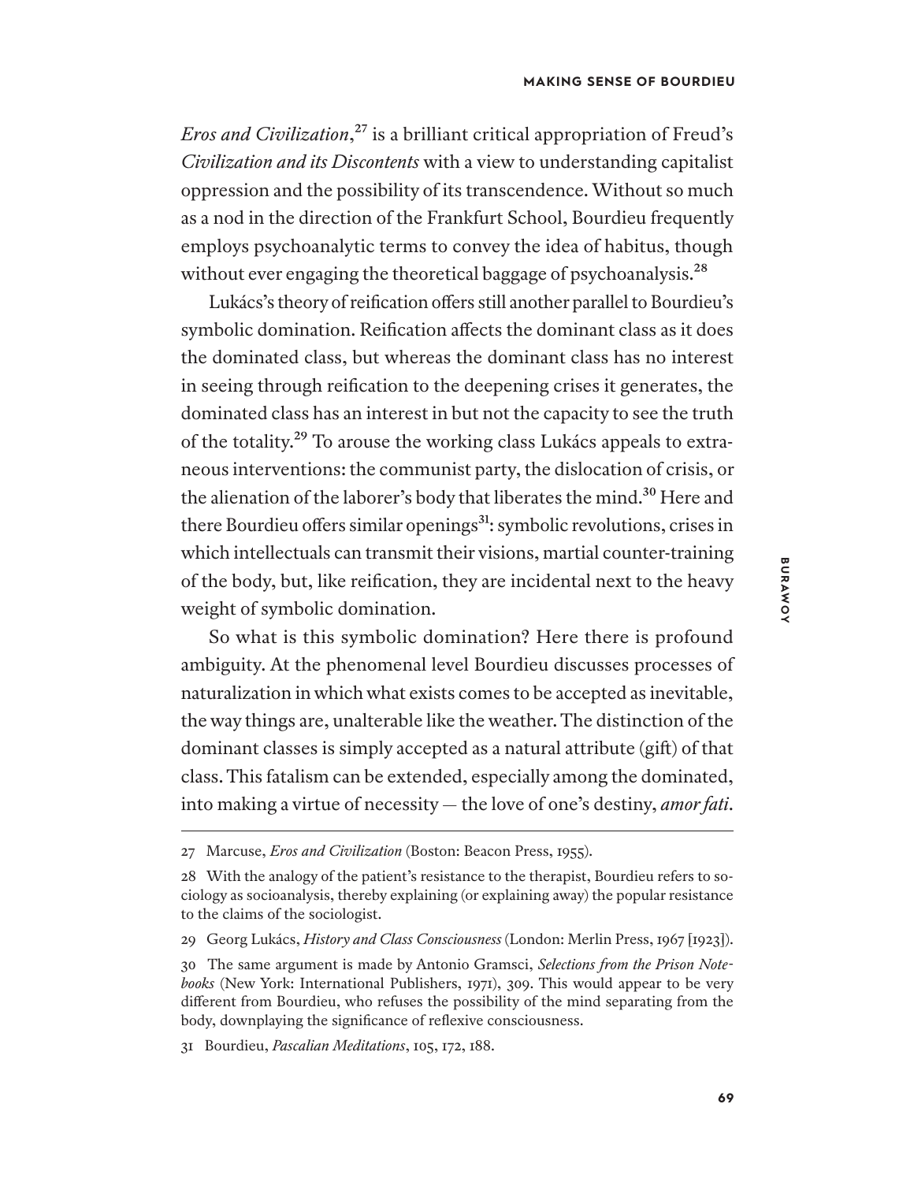*Eros and Civilization*,[27] is a brilliant critical appropriation of Freud's *Civilization and its Discontents* with a view to understanding capitalist oppression and the possibility of its transcendence. Without so much as a nod in the direction of the Frankfurt School, Bourdieu frequently employs psychoanalytic terms to convey the idea of habitus, though without ever engaging the theoretical baggage of psychoanalysis.[28]

Lukács's theory of reification offers still another parallel to Bourdieu's symbolic domination. Reification affects the dominant class as it does the dominated class, but whereas the dominant class has no interest in seeing through reification to the deepening crises it generates, the dominated class has an interest in but not the capacity to see the truth of the totality.[29] To arouse the working class Lukács appeals to extraneous interventions: the communist party, the dislocation of crisis, or the alienation of the laborer's body that liberates the mind.[30] Here and there Bourdieu offers similar openings[31]: symbolic revolutions, crises in which intellectuals can transmit their visions, martial counter-training of the body, but, like reification, they are incidental next to the heavy weight of symbolic domination.

So what is this symbolic domination? Here there is profound ambiguity. At the phenomenal level Bourdieu discusses processes of naturalization in which what exists comes to be accepted as inevitable, the way things are, unalterable like the weather. The distinction of the dominant classes is simply accepted as a natural attribute (gift) of that class. This fatalism can be extended, especially among the dominated, into making a virtue of necessity — the love of one's destiny, *amor fati*.

---

27 Marcuse, *Eros and Civilization* (Boston: Beacon Press, 1955).

28 With the analogy of the patient's resistance to the therapist, Bourdieu refers to sociology as socioanalysis, thereby explaining (or explaining away) the popular resistance to the claims of the sociologist.

29 Georg Lukács, *History and Class Consciousness* (London: Merlin Press, 1967 [1923]).

30 The same argument is made by Antonio Gramsci, *Selections from the Prison Notebooks* (New York: International Publishers, 1971), 309. This would appear to be very different from Bourdieu, who refuses the possibility of the mind separating from the body, downplaying the significance of reflexive consciousness.

31 Bourdieu, *Pascalian Meditations*, 105, 172, 188.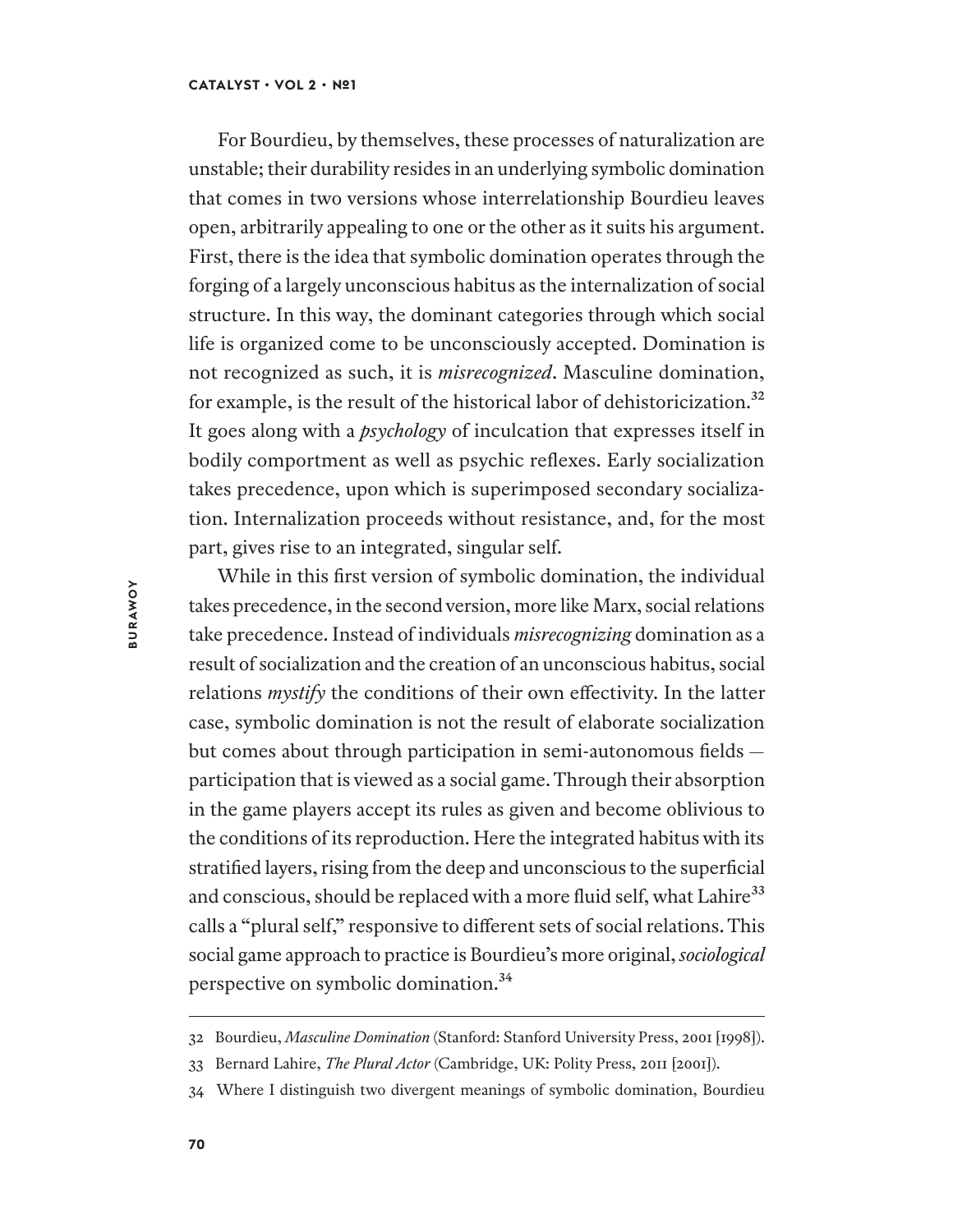For Bourdieu, by themselves, these processes of naturalization are unstable; their durability resides in an underlying symbolic domination that comes in two versions whose interrelationship Bourdieu leaves open, arbitrarily appealing to one or the other as it suits his argument. First, there is the idea that symbolic domination operates through the forging of a largely unconscious habitus as the internalization of social structure. In this way, the dominant categories through which social life is organized come to be unconsciously accepted. Domination is not recognized as such, it is *misrecognized*. Masculine domination, for example, is the result of the historical labor of dehistoricization.[32] It goes along with a *psychology* of inculcation that expresses itself in bodily comportment as well as psychic reflexes. Early socialization takes precedence, upon which is superimposed secondary socialization. Internalization proceeds without resistance, and, for the most part, gives rise to an integrated, singular self.

While in this first version of symbolic domination, the individual takes precedence, in the second version, more like Marx, social relations take precedence. Instead of individuals *misrecognizing* domination as a result of socialization and the creation of an unconscious habitus, social relations *mystify* the conditions of their own effectivity. In the latter case, symbolic domination is not the result of elaborate socialization but comes about through participation in semi-autonomous fields — participation that is viewed as a social game. Through their absorption in the game players accept its rules as given and become oblivious to the conditions of its reproduction. Here the integrated habitus with its stratified layers, rising from the deep and unconscious to the superficial and conscious, should be replaced with a more fluid self, what Lahire[33] calls a "plural self," responsive to different sets of social relations. This social game approach to practice is Bourdieu's more original, *sociological* perspective on symbolic domination.[34]

---

32 Bourdieu, *Masculine Domination* (Stanford: Stanford University Press, 2001 [1998]).

33 Bernard Lahire, *The Plural Actor* (Cambridge, UK: Polity Press, 2011 [2001]).

34 Where I distinguish two divergent meanings of symbolic domination, Bourdieu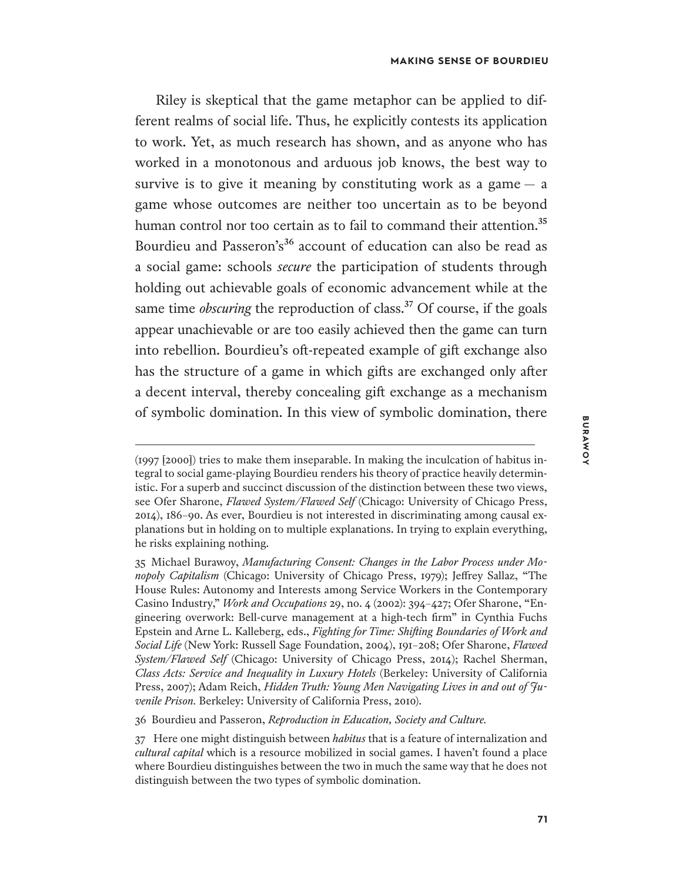Riley is skeptical that the game metaphor can be applied to different realms of social life. Thus, he explicitly contests its application to work. Yet, as much research has shown, and as anyone who has worked in a monotonous and arduous job knows, the best way to survive is to give it meaning by constituting work as a game — a game whose outcomes are neither too uncertain as to be beyond human control nor too certain as to fail to command their attention.[35] Bourdieu and Passeron's[36] account of education can also be read as a social game: schools *secure* the participation of students through holding out achievable goals of economic advancement while at the same time *obscuring* the reproduction of class.[37] Of course, if the goals appear unachievable or are too easily achieved then the game can turn into rebellion. Bourdieu's oft-repeated example of gift exchange also has the structure of a game in which gifts are exchanged only after a decent interval, thereby concealing gift exchange as a mechanism of symbolic domination. In this view of symbolic domination, there

---

(1997 [2000]) tries to make them inseparable. In making the inculcation of habitus integral to social game-playing Bourdieu renders his theory of practice heavily deterministic. For a superb and succinct discussion of the distinction between these two views, see Ofer Sharone, *Flawed System/Flawed Self* (Chicago: University of Chicago Press, 2014), 186–90. As ever, Bourdieu is not interested in discriminating among causal explanations but in holding on to multiple explanations. In trying to explain everything, he risks explaining nothing.

35 Michael Burawoy, *Manufacturing Consent: Changes in the Labor Process under Monopoly Capitalism* (Chicago: University of Chicago Press, 1979); Jeffrey Sallaz, "The House Rules: Autonomy and Interests among Service Workers in the Contemporary Casino Industry," *Work and Occupations* 29, no. 4 (2002): 394–427; Ofer Sharone, "Engineering overwork: Bell-curve management at a high-tech firm" in Cynthia Fuchs Epstein and Arne L. Kalleberg, eds., *Fighting for Time: Shifting Boundaries of Work and Social Life* (New York: Russell Sage Foundation, 2004), 191–208; Ofer Sharone, *Flawed System/Flawed Self* (Chicago: University of Chicago Press, 2014); Rachel Sherman, *Class Acts: Service and Inequality in Luxury Hotels* (Berkeley: University of California Press, 2007); Adam Reich, *Hidden Truth: Young Men Navigating Lives in and out of Juvenile Prison.* Berkeley: University of California Press, 2010).

36 Bourdieu and Passeron, *Reproduction in Education, Society and Culture.*

37 Here one might distinguish between *habitus* that is a feature of internalization and *cultural capital* which is a resource mobilized in social games. I haven't found a place where Bourdieu distinguishes between the two in much the same way that he does not distinguish between the two types of symbolic domination.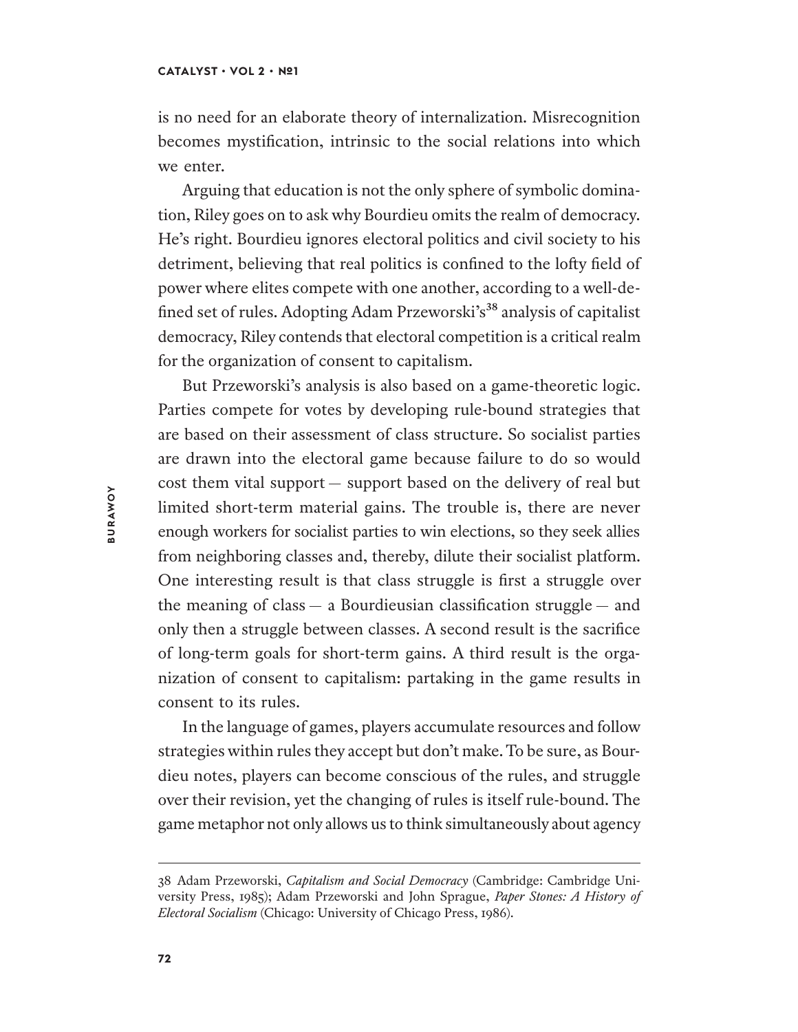is no need for an elaborate theory of internalization. Misrecognition becomes mystification, intrinsic to the social relations into which we enter.

Arguing that education is not the only sphere of symbolic domination, Riley goes on to ask why Bourdieu omits the realm of democracy. He's right. Bourdieu ignores electoral politics and civil society to his detriment, believing that real politics is confined to the lofty field of power where elites compete with one another, according to a well-defined set of rules. Adopting Adam Przeworski's[38] analysis of capitalist democracy, Riley contends that electoral competition is a critical realm for the organization of consent to capitalism.

But Przeworski's analysis is also based on a game-theoretic logic. Parties compete for votes by developing rule-bound strategies that are based on their assessment of class structure. So socialist parties are drawn into the electoral game because failure to do so would cost them vital support — support based on the delivery of real but limited short-term material gains. The trouble is, there are never enough workers for socialist parties to win elections, so they seek allies from neighboring classes and, thereby, dilute their socialist platform. One interesting result is that class struggle is first a struggle over the meaning of class — a Bourdieusian classification struggle — and only then a struggle between classes. A second result is the sacrifice of long-term goals for short-term gains. A third result is the organization of consent to capitalism: partaking in the game results in consent to its rules.

In the language of games, players accumulate resources and follow strategies within rules they accept but don't make. To be sure, as Bourdieu notes, players can become conscious of the rules, and struggle over their revision, yet the changing of rules is itself rule-bound. The game metaphor not only allows us to think simultaneously about agency

---

38 Adam Przeworski, *Capitalism and Social Democracy* (Cambridge: Cambridge University Press, 1985); Adam Przeworski and John Sprague, *Paper Stones: A History of Electoral Socialism* (Chicago: University of Chicago Press, 1986).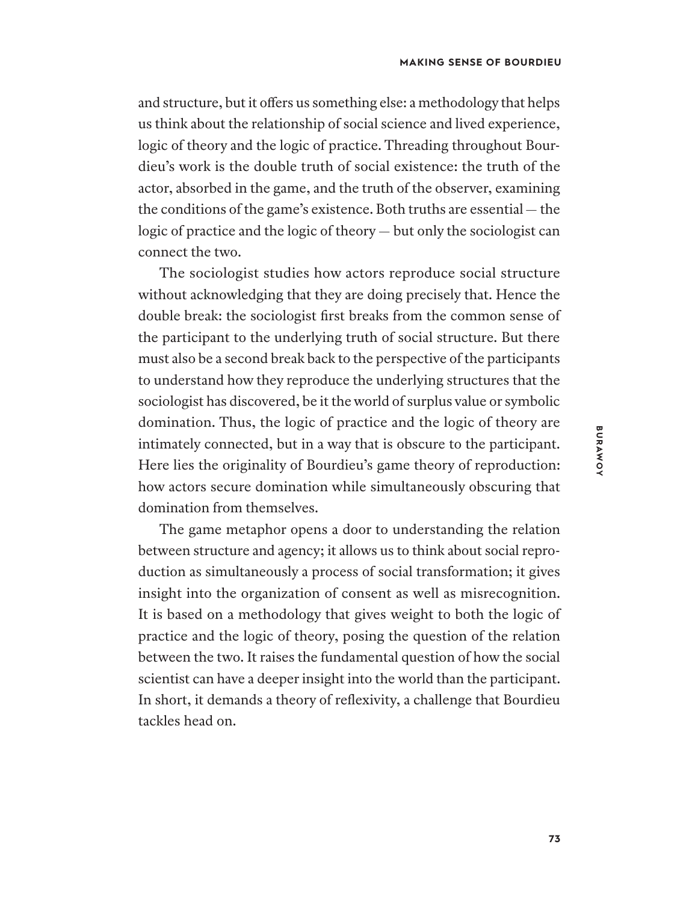and structure, but it offers us something else: a methodology that helps us think about the relationship of social science and lived experience, logic of theory and the logic of practice. Threading throughout Bourdieu's work is the double truth of social existence: the truth of the actor, absorbed in the game, and the truth of the observer, examining the conditions of the game's existence. Both truths are essential — the logic of practice and the logic of theory — but only the sociologist can connect the two.

The sociologist studies how actors reproduce social structure without acknowledging that they are doing precisely that. Hence the double break: the sociologist first breaks from the common sense of the participant to the underlying truth of social structure. But there must also be a second break back to the perspective of the participants to understand how they reproduce the underlying structures that the sociologist has discovered, be it the world of surplus value or symbolic domination. Thus, the logic of practice and the logic of theory are intimately connected, but in a way that is obscure to the participant. Here lies the originality of Bourdieu's game theory of reproduction: how actors secure domination while simultaneously obscuring that domination from themselves.

The game metaphor opens a door to understanding the relation between structure and agency; it allows us to think about social reproduction as simultaneously a process of social transformation; it gives insight into the organization of consent as well as misrecognition. It is based on a methodology that gives weight to both the logic of practice and the logic of theory, posing the question of the relation between the two. It raises the fundamental question of how the social scientist can have a deeper insight into the world than the participant. In short, it demands a theory of reflexivity, a challenge that Bourdieu tackles head on.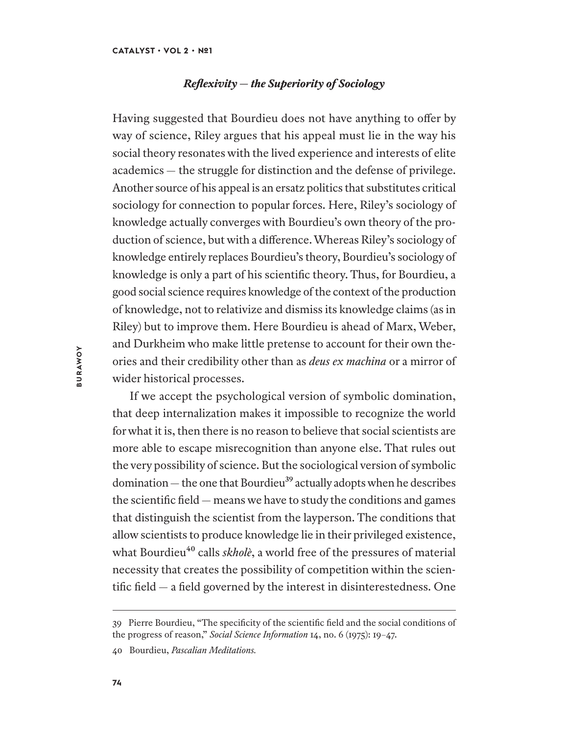### *Reflexivity — the Superiority of Sociology*

Having suggested that Bourdieu does not have anything to offer by way of science, Riley argues that his appeal must lie in the way his social theory resonates with the lived experience and interests of elite academics — the struggle for distinction and the defense of privilege. Another source of his appeal is an ersatz politics that substitutes critical sociology for connection to popular forces. Here, Riley's sociology of knowledge actually converges with Bourdieu's own theory of the production of science, but with a difference. Whereas Riley's sociology of knowledge entirely replaces Bourdieu's theory, Bourdieu's sociology of knowledge is only a part of his scientific theory. Thus, for Bourdieu, a good social science requires knowledge of the context of the production of knowledge, not to relativize and dismiss its knowledge claims (as in Riley) but to improve them. Here Bourdieu is ahead of Marx, Weber, and Durkheim who make little pretense to account for their own theories and their credibility other than as *deus ex machina* or a mirror of wider historical processes.

If we accept the psychological version of symbolic domination, that deep internalization makes it impossible to recognize the world for what it is, then there is no reason to believe that social scientists are more able to escape misrecognition than anyone else. That rules out the very possibility of science. But the sociological version of symbolic domination — the one that Bourdieu[39] actually adopts when he describes the scientific field — means we have to study the conditions and games that distinguish the scientist from the layperson. The conditions that allow scientists to produce knowledge lie in their privileged existence, what Bourdieu[40] calls *skholè*, a world free of the pressures of material necessity that creates the possibility of competition within the scientific field — a field governed by the interest in disinterestedness. One

---

39 Pierre Bourdieu, "The specificity of the scientific field and the social conditions of the progress of reason," *Social Science Information* 14, no. 6 (1975): 19–47.

40 Bourdieu, *Pascalian Meditations.*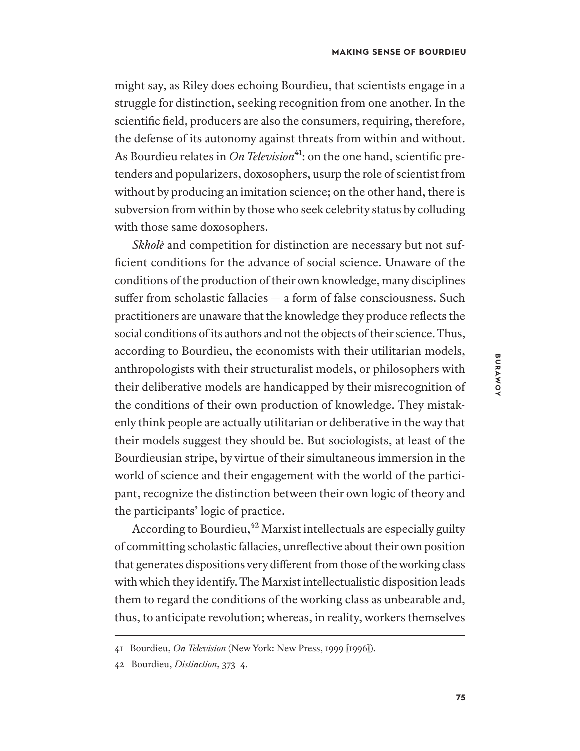might say, as Riley does echoing Bourdieu, that scientists engage in a struggle for distinction, seeking recognition from one another. In the scientific field, producers are also the consumers, requiring, therefore, the defense of its autonomy against threats from within and without. As Bourdieu relates in *On Television*[41]: on the one hand, scientific pretenders and popularizers, doxosophers, usurp the role of scientist from without by producing an imitation science; on the other hand, there is subversion from within by those who seek celebrity status by colluding with those same doxosophers.

*Skholè* and competition for distinction are necessary but not sufficient conditions for the advance of social science. Unaware of the conditions of the production of their own knowledge, many disciplines suffer from scholastic fallacies — a form of false consciousness. Such practitioners are unaware that the knowledge they produce reflects the social conditions of its authors and not the objects of their science. Thus, according to Bourdieu, the economists with their utilitarian models, anthropologists with their structuralist models, or philosophers with their deliberative models are handicapped by their misrecognition of the conditions of their own production of knowledge. They mistakenly think people are actually utilitarian or deliberative in the way that their models suggest they should be. But sociologists, at least of the Bourdieusian stripe, by virtue of their simultaneous immersion in the world of science and their engagement with the world of the participant, recognize the distinction between their own logic of theory and the participants' logic of practice.

According to Bourdieu,[42] Marxist intellectuals are especially guilty of committing scholastic fallacies, unreflective about their own position that generates dispositions very different from those of the working class with which they identify. The Marxist intellectualistic disposition leads them to regard the conditions of the working class as unbearable and, thus, to anticipate revolution; whereas, in reality, workers themselves

41 Bourdieu, *On Television* (New York: New Press, 1999 [1996]).

42 Bourdieu, *Distinction*, 373–4.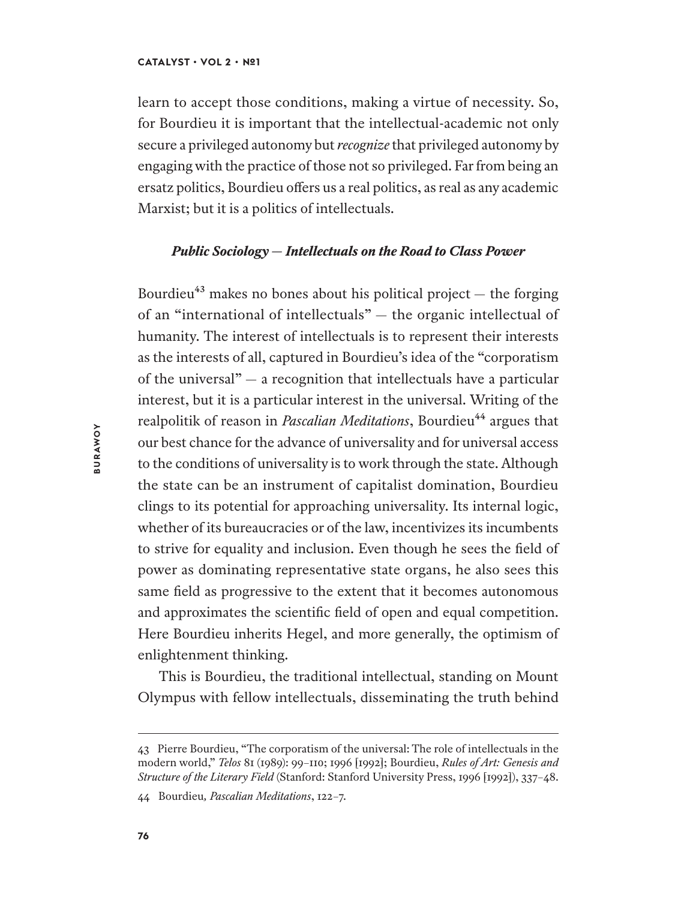learn to accept those conditions, making a virtue of necessity. So, for Bourdieu it is important that the intellectual-academic not only secure a privileged autonomy but *recognize* that privileged autonomy by engaging with the practice of those not so privileged. Far from being an ersatz politics, Bourdieu offers us a real politics, as real as any academic Marxist; but it is a politics of intellectuals.

### *Public Sociology — Intellectuals on the Road to Class Power*

Bourdieu[43] makes no bones about his political project — the forging of an "international of intellectuals" — the organic intellectual of humanity. The interest of intellectuals is to represent their interests as the interests of all, captured in Bourdieu's idea of the "corporatism of the universal" — a recognition that intellectuals have a particular interest, but it is a particular interest in the universal. Writing of the realpolitik of reason in *Pascalian Meditations*, Bourdieu[44] argues that our best chance for the advance of universality and for universal access to the conditions of universality is to work through the state. Although the state can be an instrument of capitalist domination, Bourdieu clings to its potential for approaching universality. Its internal logic, whether of its bureaucracies or of the law, incentivizes its incumbents to strive for equality and inclusion. Even though he sees the field of power as dominating representative state organs, he also sees this same field as progressive to the extent that it becomes autonomous and approximates the scientific field of open and equal competition. Here Bourdieu inherits Hegel, and more generally, the optimism of enlightenment thinking.

This is Bourdieu, the traditional intellectual, standing on Mount Olympus with fellow intellectuals, disseminating the truth behind

---

43 Pierre Bourdieu, "The corporatism of the universal: The role of intellectuals in the modern world," *Telos* 81 (1989): 99–110; 1996 [1992]; Bourdieu, *Rules of Art: Genesis and Structure of the Literary Field* (Stanford: Stanford University Press, 1996 [1992]), 337–48.

44 Bourdieu, *Pascalian Meditations*, 122–7.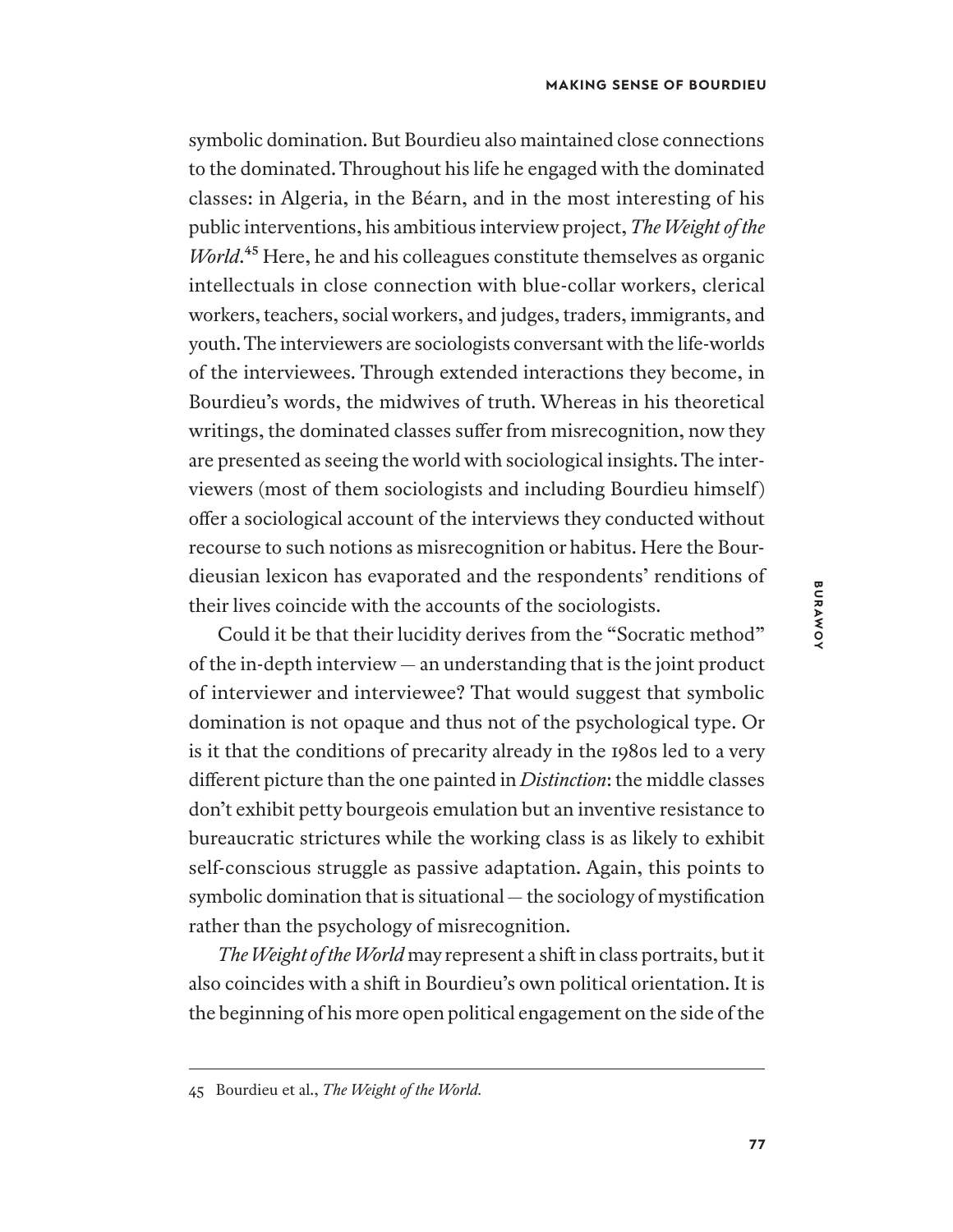symbolic domination. But Bourdieu also maintained close connections to the dominated. Throughout his life he engaged with the dominated classes: in Algeria, in the Béarn, and in the most interesting of his public interventions, his ambitious interview project, *The Weight of the World*.[45] Here, he and his colleagues constitute themselves as organic intellectuals in close connection with blue-collar workers, clerical workers, teachers, social workers, and judges, traders, immigrants, and youth. The interviewers are sociologists conversant with the life-worlds of the interviewees. Through extended interactions they become, in Bourdieu's words, the midwives of truth. Whereas in his theoretical writings, the dominated classes suffer from misrecognition, now they are presented as seeing the world with sociological insights. The interviewers (most of them sociologists and including Bourdieu himself) offer a sociological account of the interviews they conducted without recourse to such notions as misrecognition or habitus. Here the Bourdieusian lexicon has evaporated and the respondents' renditions of their lives coincide with the accounts of the sociologists.

Could it be that their lucidity derives from the "Socratic method" of the in-depth interview — an understanding that is the joint product of interviewer and interviewee? That would suggest that symbolic domination is not opaque and thus not of the psychological type. Or is it that the conditions of precarity already in the 1980s led to a very different picture than the one painted in *Distinction*: the middle classes don't exhibit petty bourgeois emulation but an inventive resistance to bureaucratic strictures while the working class is as likely to exhibit self-conscious struggle as passive adaptation. Again, this points to symbolic domination that is situational — the sociology of mystification rather than the psychology of misrecognition.

*The Weight of the World* may represent a shift in class portraits, but it also coincides with a shift in Bourdieu's own political orientation. It is the beginning of his more open political engagement on the side of the

---

45 Bourdieu et al., *The Weight of the World.*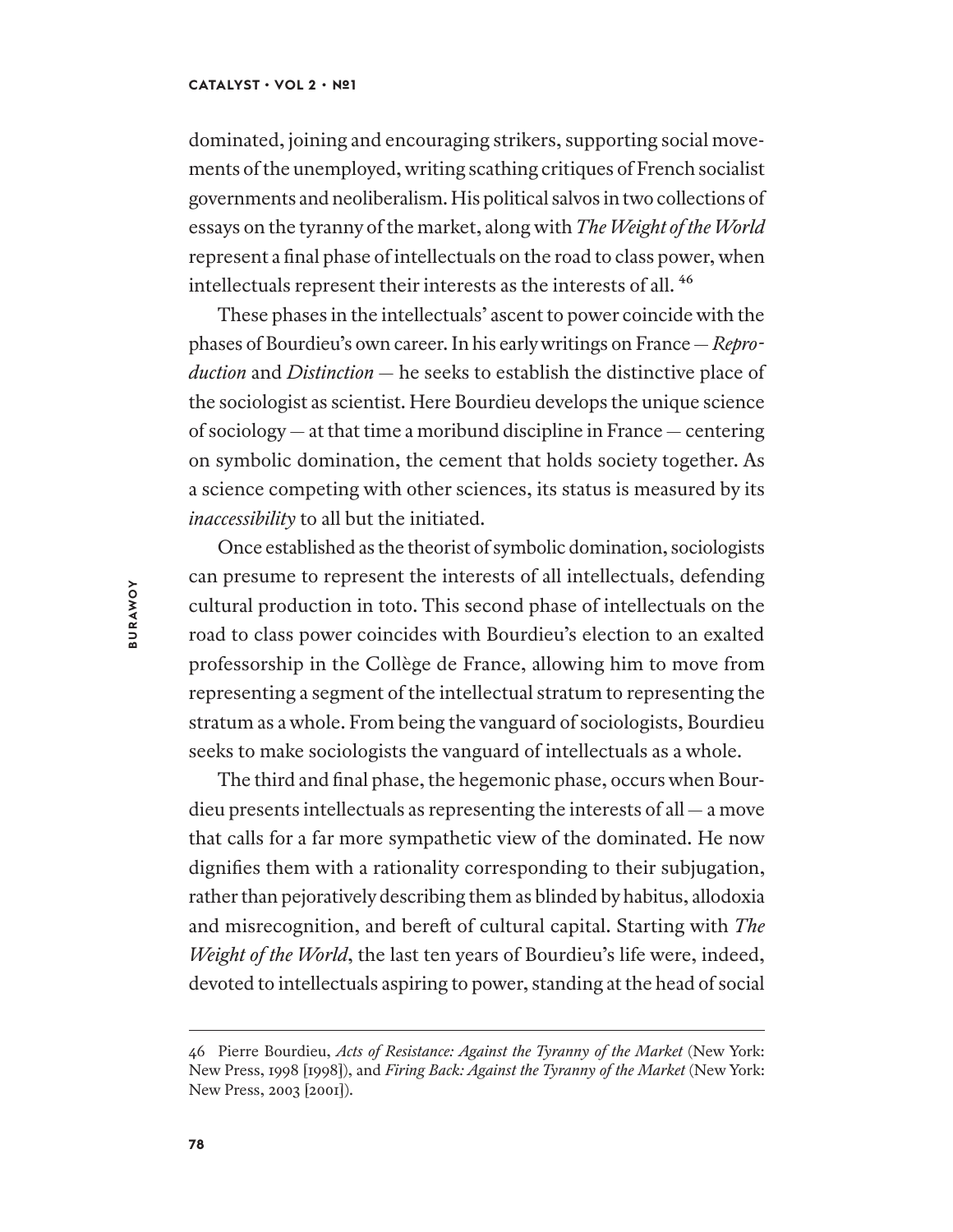dominated, joining and encouraging strikers, supporting social movements of the unemployed, writing scathing critiques of French socialist governments and neoliberalism. His political salvos in two collections of essays on the tyranny of the market, along with *The Weight of the World* represent a final phase of intellectuals on the road to class power, when intellectuals represent their interests as the interests of all. [46]

These phases in the intellectuals' ascent to power coincide with the phases of Bourdieu's own career. In his early writings on France — *Reproduction* and *Distinction* — he seeks to establish the distinctive place of the sociologist as scientist. Here Bourdieu develops the unique science of sociology — at that time a moribund discipline in France — centering on symbolic domination, the cement that holds society together. As a science competing with other sciences, its status is measured by its *inaccessibility* to all but the initiated.

Once established as the theorist of symbolic domination, sociologists can presume to represent the interests of all intellectuals, defending cultural production in toto. This second phase of intellectuals on the road to class power coincides with Bourdieu's election to an exalted professorship in the Collège de France, allowing him to move from representing a segment of the intellectual stratum to representing the stratum as a whole. From being the vanguard of sociologists, Bourdieu seeks to make sociologists the vanguard of intellectuals as a whole.

The third and final phase, the hegemonic phase, occurs when Bourdieu presents intellectuals as representing the interests of all — a move that calls for a far more sympathetic view of the dominated. He now dignifies them with a rationality corresponding to their subjugation, rather than pejoratively describing them as blinded by habitus, allodoxia and misrecognition, and bereft of cultural capital. Starting with *The Weight of the World*, the last ten years of Bourdieu's life were, indeed, devoted to intellectuals aspiring to power, standing at the head of social

46 Pierre Bourdieu, *Acts of Resistance: Against the Tyranny of the Market* (New York: New Press, 1998 [1998]), and *Firing Back: Against the Tyranny of the Market* (New York: New Press, 2003 [2001]).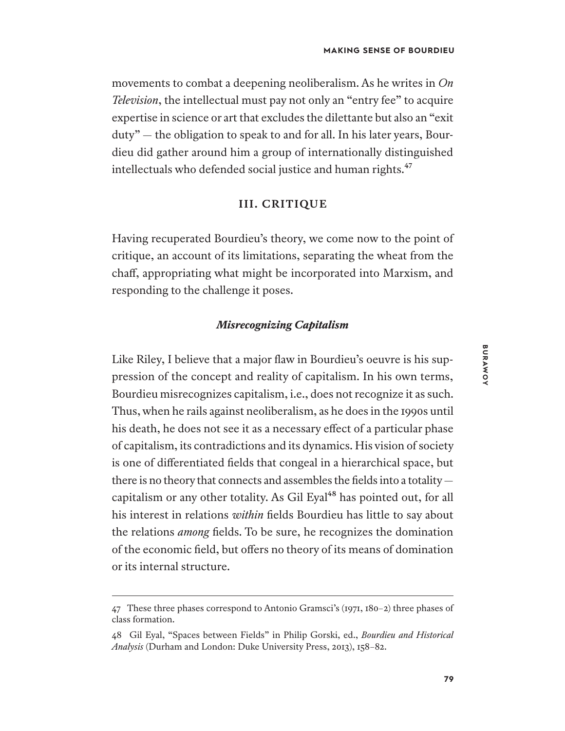movements to combat a deepening neoliberalism. As he writes in *On Television*, the intellectual must pay not only an "entry fee" to acquire expertise in science or art that excludes the dilettante but also an "exit duty" — the obligation to speak to and for all. In his later years, Bourdieu did gather around him a group of internationally distinguished intellectuals who defended social justice and human rights.[47]

## III. CRITIQUE

Having recuperated Bourdieu's theory, we come now to the point of critique, an account of its limitations, separating the wheat from the chaff, appropriating what might be incorporated into Marxism, and responding to the challenge it poses.

### *Misrecognizing Capitalism*

Like Riley, I believe that a major flaw in Bourdieu's oeuvre is his suppression of the concept and reality of capitalism. In his own terms, Bourdieu misrecognizes capitalism, i.e., does not recognize it as such. Thus, when he rails against neoliberalism, as he does in the 1990s until his death, he does not see it as a necessary effect of a particular phase of capitalism, its contradictions and its dynamics. His vision of society is one of differentiated fields that congeal in a hierarchical space, but there is no theory that connects and assembles the fields into a totality — capitalism or any other totality. As Gil Eyal[48] has pointed out, for all his interest in relations *within* fields Bourdieu has little to say about the relations *among* fields. To be sure, he recognizes the domination of the economic field, but offers no theory of its means of domination or its internal structure.

---

47 These three phases correspond to Antonio Gramsci's (1971, 180–2) three phases of class formation.

48 Gil Eyal, "Spaces between Fields" in Philip Gorski, ed., *Bourdieu and Historical Analysis* (Durham and London: Duke University Press, 2013), 158–82.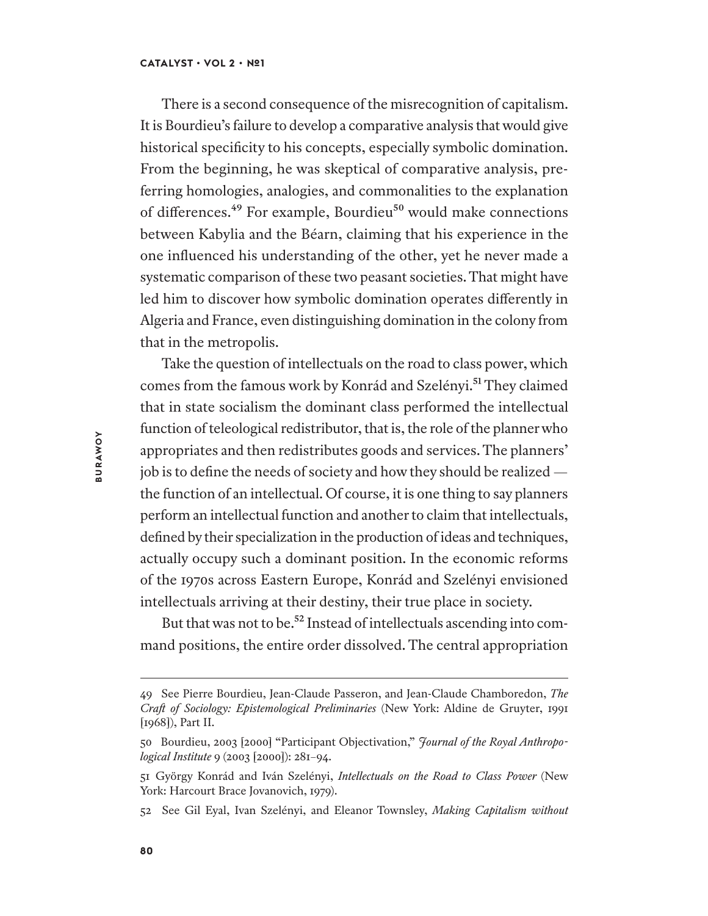There is a second consequence of the misrecognition of capitalism. It is Bourdieu's failure to develop a comparative analysis that would give historical specificity to his concepts, especially symbolic domination. From the beginning, he was skeptical of comparative analysis, preferring homologies, analogies, and commonalities to the explanation of differences.[49] For example, Bourdieu[50] would make connections between Kabylia and the Béarn, claiming that his experience in the one influenced his understanding of the other, yet he never made a systematic comparison of these two peasant societies. That might have led him to discover how symbolic domination operates differently in Algeria and France, even distinguishing domination in the colony from that in the metropolis.

Take the question of intellectuals on the road to class power, which comes from the famous work by Konrád and Szelényi.[51] They claimed that in state socialism the dominant class performed the intellectual function of teleological redistributor, that is, the role of the planner who appropriates and then redistributes goods and services. The planners' job is to define the needs of society and how they should be realized — the function of an intellectual. Of course, it is one thing to say planners perform an intellectual function and another to claim that intellectuals, defined by their specialization in the production of ideas and techniques, actually occupy such a dominant position. In the economic reforms of the 1970s across Eastern Europe, Konrád and Szelényi envisioned intellectuals arriving at their destiny, their true place in society.

But that was not to be.[52] Instead of intellectuals ascending into command positions, the entire order dissolved. The central appropriation

---

49 See Pierre Bourdieu, Jean-Claude Passeron, and Jean-Claude Chamboredon, *The Craft of Sociology: Epistemological Preliminaries* (New York: Aldine de Gruyter, 1991 [1968]), Part II.

50 Bourdieu, 2003 [2000] "Participant Objectivation," *Journal of the Royal Anthropological Institute* 9 (2003 [2000]): 281–94.

51 György Konrád and Iván Szelényi, *Intellectuals on the Road to Class Power* (New York: Harcourt Brace Jovanovich, 1979).

52 See Gil Eyal, Ivan Szelényi, and Eleanor Townsley, *Making Capitalism without*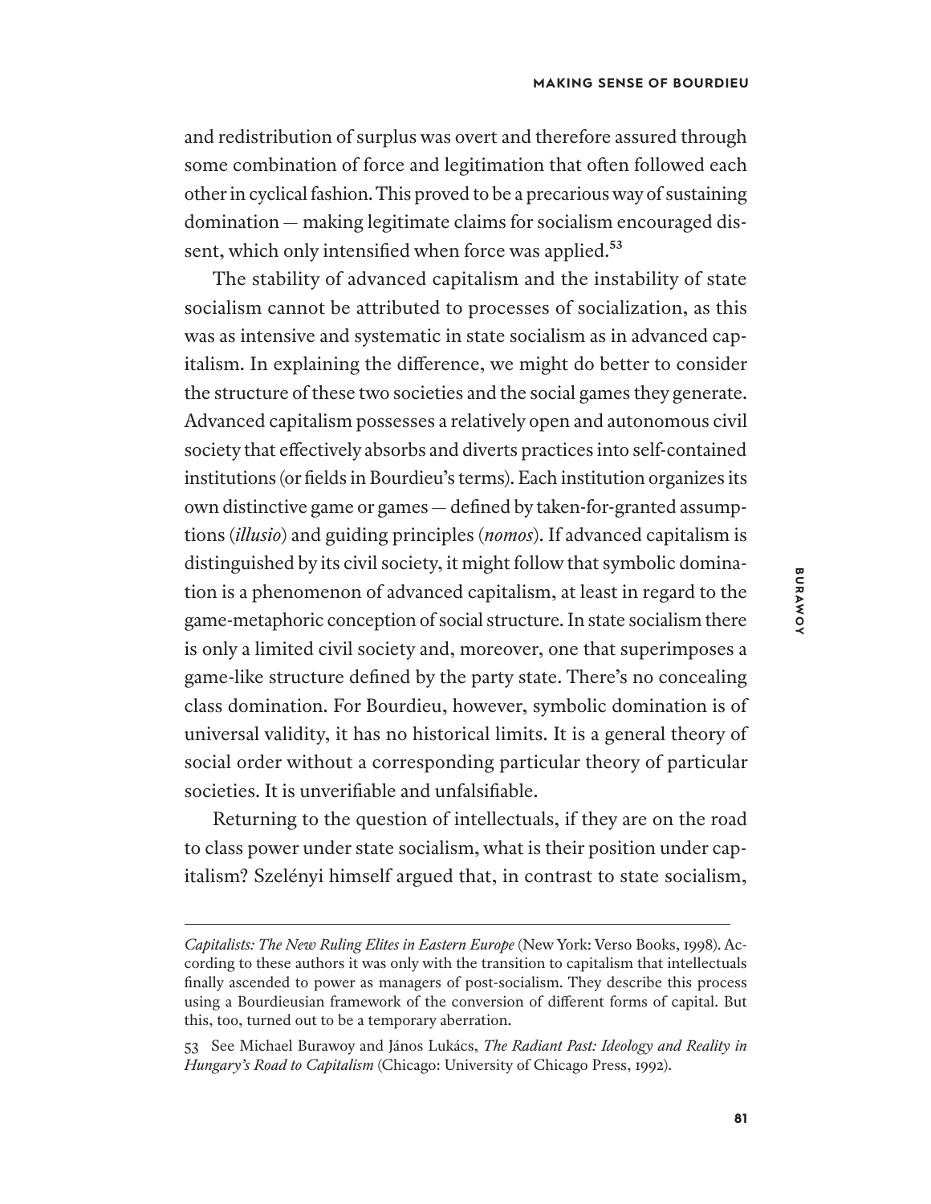and redistribution of surplus was overt and therefore assured through some combination of force and legitimation that often followed each other in cyclical fashion. This proved to be a precarious way of sustaining domination — making legitimate claims for socialism encouraged dissent, which only intensified when force was applied.[53]

The stability of advanced capitalism and the instability of state socialism cannot be attributed to processes of socialization, as this was as intensive and systematic in state socialism as in advanced capitalism. In explaining the difference, we might do better to consider the structure of these two societies and the social games they generate. Advanced capitalism possesses a relatively open and autonomous civil society that effectively absorbs and diverts practices into self-contained institutions (or fields in Bourdieu's terms). Each institution organizes its own distinctive game or games — defined by taken-for-granted assumptions (***illusio***) and guiding principles (***nomos***). If advanced capitalism is distinguished by its civil society, it might follow that symbolic domination is a phenomenon of advanced capitalism, at least in regard to the game-metaphoric conception of social structure. In state socialism there is only a limited civil society and, moreover, one that superimposes a game-like structure defined by the party state. There's no concealing class domination. For Bourdieu, however, symbolic domination is of universal validity, it has no historical limits. It is a general theory of social order without a corresponding particular theory of particular societies. It is unverifiable and unfalsifiable.

Returning to the question of intellectuals, if they are on the road to class power under state socialism, what is their position under capitalism? Szelényi himself argued that, in contrast to state socialism,

---

*Capitalists: The New Ruling Elites in Eastern Europe* (New York: Verso Books, 1998). According to these authors it was only with the transition to capitalism that intellectuals finally ascended to power as managers of post-socialism. They describe this process using a Bourdieusian framework of the conversion of different forms of capital. But this, too, turned out to be a temporary aberration.

53 See Michael Burawoy and János Lukács, *The Radiant Past: Ideology and Reality in Hungary's Road to Capitalism* (Chicago: University of Chicago Press, 1992).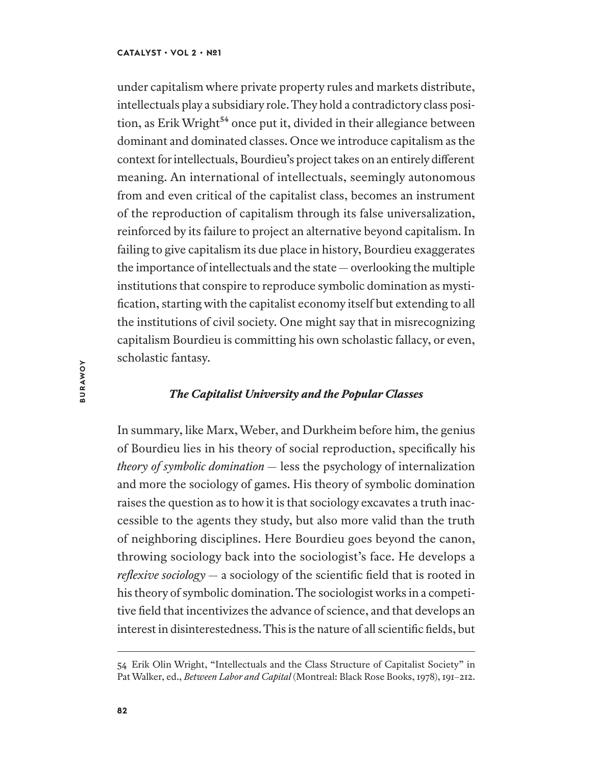under capitalism where private property rules and markets distribute, intellectuals play a subsidiary role. They hold a contradictory class position, as Erik Wright[54] once put it, divided in their allegiance between dominant and dominated classes. Once we introduce capitalism as the context for intellectuals, Bourdieu's project takes on an entirely different meaning. An international of intellectuals, seemingly autonomous from and even critical of the capitalist class, becomes an instrument of the reproduction of capitalism through its false universalization, reinforced by its failure to project an alternative beyond capitalism. In failing to give capitalism its due place in history, Bourdieu exaggerates the importance of intellectuals and the state — overlooking the multiple institutions that conspire to reproduce symbolic domination as mystification, starting with the capitalist economy itself but extending to all the institutions of civil society. One might say that in misrecognizing capitalism Bourdieu is committing his own scholastic fallacy, or even, scholastic fantasy.

### *The Capitalist University and the Popular Classes*

In summary, like Marx, Weber, and Durkheim before him, the genius of Bourdieu lies in his theory of social reproduction, specifically his *theory of symbolic domination* — less the psychology of internalization and more the sociology of games. His theory of symbolic domination raises the question as to how it is that sociology excavates a truth inaccessible to the agents they study, but also more valid than the truth of neighboring disciplines. Here Bourdieu goes beyond the canon, throwing sociology back into the sociologist's face. He develops a *reflexive sociology* — a sociology of the scientific field that is rooted in his theory of symbolic domination. The sociologist works in a competitive field that incentivizes the advance of science, and that develops an interest in disinterestedness. This is the nature of all scientific fields, but

---

54 Erik Olin Wright, "Intellectuals and the Class Structure of Capitalist Society" in Pat Walker, ed., *Between Labor and Capital* (Montreal: Black Rose Books, 1978), 191–212.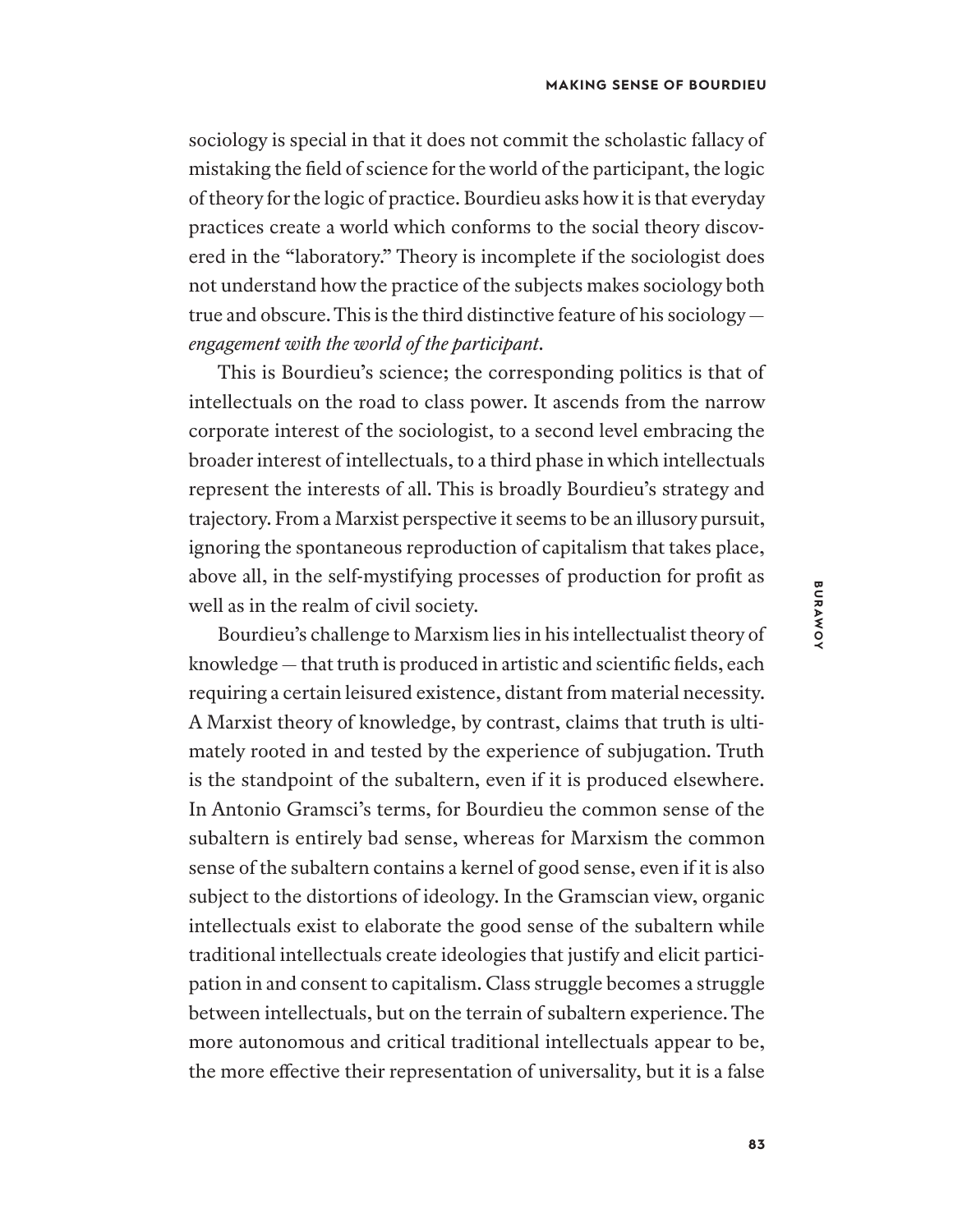sociology is special in that it does not commit the scholastic fallacy of mistaking the field of science for the world of the participant, the logic of theory for the logic of practice. Bourdieu asks how it is that everyday practices create a world which conforms to the social theory discovered in the "laboratory." Theory is incomplete if the sociologist does not understand how the practice of the subjects makes sociology both true and obscure. This is the third distinctive feature of his sociology — *engagement with the world of the participant*.

This is Bourdieu's science; the corresponding politics is that of intellectuals on the road to class power. It ascends from the narrow corporate interest of the sociologist, to a second level embracing the broader interest of intellectuals, to a third phase in which intellectuals represent the interests of all. This is broadly Bourdieu's strategy and trajectory. From a Marxist perspective it seems to be an illusory pursuit, ignoring the spontaneous reproduction of capitalism that takes place, above all, in the self-mystifying processes of production for profit as well as in the realm of civil society.

Bourdieu's challenge to Marxism lies in his intellectualist theory of knowledge — that truth is produced in artistic and scientific fields, each requiring a certain leisured existence, distant from material necessity. A Marxist theory of knowledge, by contrast, claims that truth is ultimately rooted in and tested by the experience of subjugation. Truth is the standpoint of the subaltern, even if it is produced elsewhere. In Antonio Gramsci's terms, for Bourdieu the common sense of the subaltern is entirely bad sense, whereas for Marxism the common sense of the subaltern contains a kernel of good sense, even if it is also subject to the distortions of ideology. In the Gramscian view, organic intellectuals exist to elaborate the good sense of the subaltern while traditional intellectuals create ideologies that justify and elicit participation in and consent to capitalism. Class struggle becomes a struggle between intellectuals, but on the terrain of subaltern experience. The more autonomous and critical traditional intellectuals appear to be, the more effective their representation of universality, but it is a false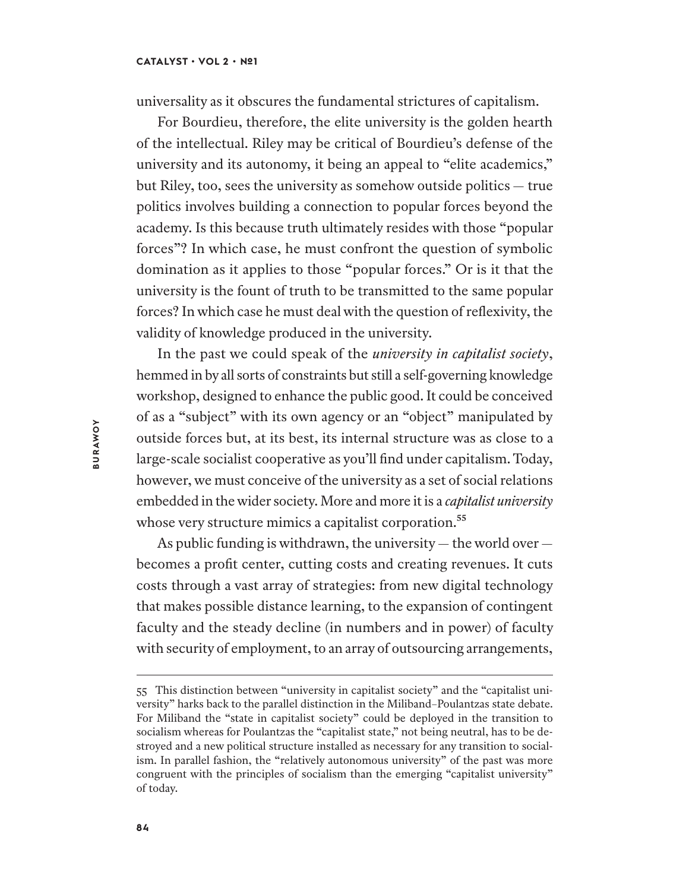universality as it obscures the fundamental strictures of capitalism.

For Bourdieu, therefore, the elite university is the golden hearth of the intellectual. Riley may be critical of Bourdieu's defense of the university and its autonomy, it being an appeal to "elite academics," but Riley, too, sees the university as somehow outside politics — true politics involves building a connection to popular forces beyond the academy. Is this because truth ultimately resides with those "popular forces"? In which case, he must confront the question of symbolic domination as it applies to those "popular forces." Or is it that the university is the fount of truth to be transmitted to the same popular forces? In which case he must deal with the question of reflexivity, the validity of knowledge produced in the university.

In the past we could speak of the *university in capitalist society*, hemmed in by all sorts of constraints but still a self-governing knowledge workshop, designed to enhance the public good. It could be conceived of as a "subject" with its own agency or an "object" manipulated by outside forces but, at its best, its internal structure was as close to a large-scale socialist cooperative as you'll find under capitalism. Today, however, we must conceive of the university as a set of social relations embedded in the wider society. More and more it is a *capitalist university* whose very structure mimics a capitalist corporation.[55]

As public funding is withdrawn, the university — the world over — becomes a profit center, cutting costs and creating revenues. It cuts costs through a vast array of strategies: from new digital technology that makes possible distance learning, to the expansion of contingent faculty and the steady decline (in numbers and in power) of faculty with security of employment, to an array of outsourcing arrangements,

---

55 This distinction between "university in capitalist society" and the "capitalist university" harks back to the parallel distinction in the Miliband–Poulantzas state debate. For Miliband the "state in capitalist society" could be deployed in the transition to socialism whereas for Poulantzas the "capitalist state," not being neutral, has to be destroyed and a new political structure installed as necessary for any transition to socialism. In parallel fashion, the "relatively autonomous university" of the past was more congruent with the principles of socialism than the emerging "capitalist university" of today.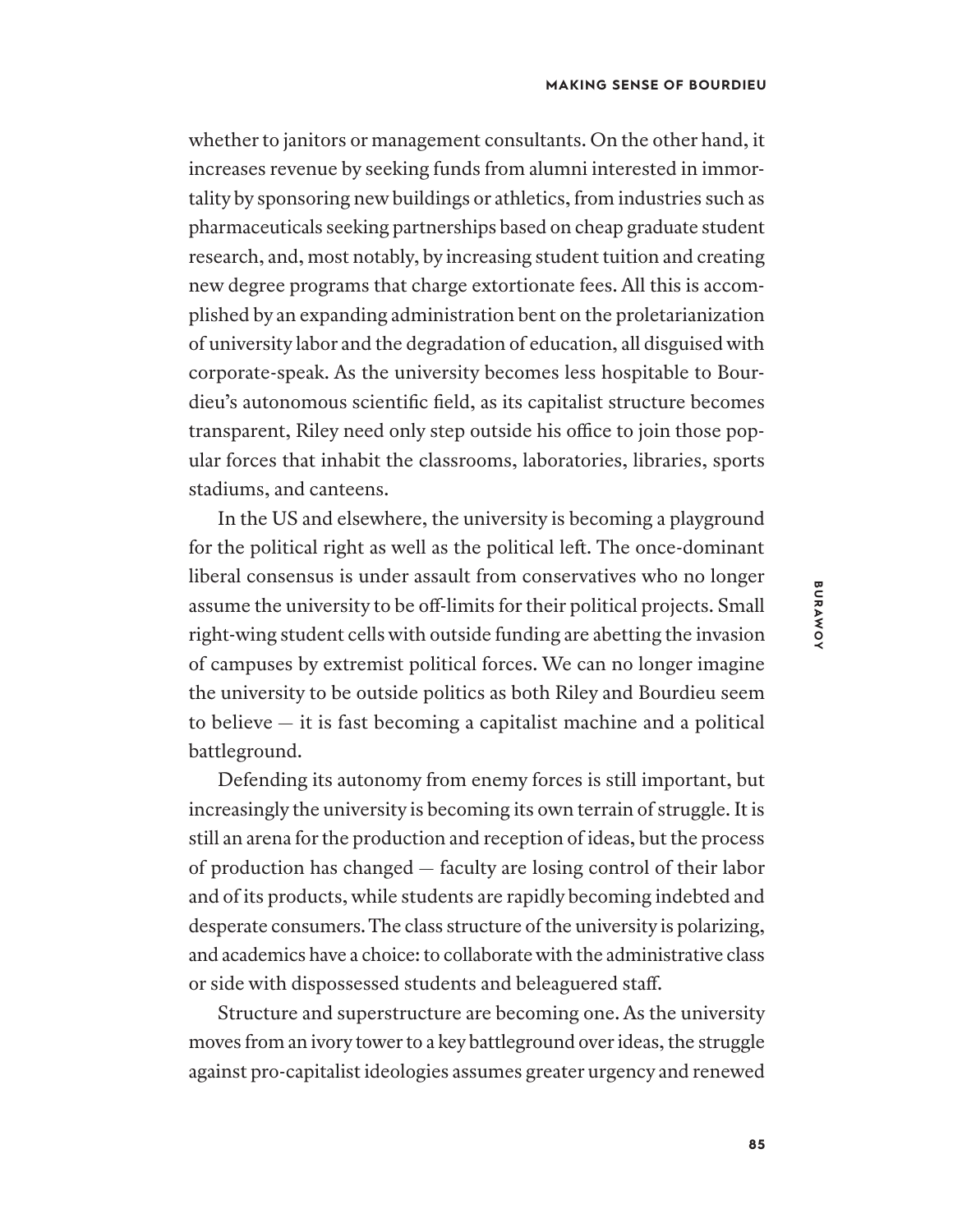whether to janitors or management consultants. On the other hand, it increases revenue by seeking funds from alumni interested in immortality by sponsoring new buildings or athletics, from industries such as pharmaceuticals seeking partnerships based on cheap graduate student research, and, most notably, by increasing student tuition and creating new degree programs that charge extortionate fees. All this is accomplished by an expanding administration bent on the proletarianization of university labor and the degradation of education, all disguised with corporate-speak. As the university becomes less hospitable to Bourdieu's autonomous scientific field, as its capitalist structure becomes transparent, Riley need only step outside his office to join those popular forces that inhabit the classrooms, laboratories, libraries, sports stadiums, and canteens.

In the US and elsewhere, the university is becoming a playground for the political right as well as the political left. The once-dominant liberal consensus is under assault from conservatives who no longer assume the university to be off-limits for their political projects. Small right-wing student cells with outside funding are abetting the invasion of campuses by extremist political forces. We can no longer imagine the university to be outside politics as both Riley and Bourdieu seem to believe — it is fast becoming a capitalist machine and a political battleground.

Defending its autonomy from enemy forces is still important, but increasingly the university is becoming its own terrain of struggle. It is still an arena for the production and reception of ideas, but the process of production has changed — faculty are losing control of their labor and of its products, while students are rapidly becoming indebted and desperate consumers. The class structure of the university is polarizing, and academics have a choice: to collaborate with the administrative class or side with dispossessed students and beleaguered staff.

Structure and superstructure are becoming one. As the university moves from an ivory tower to a key battleground over ideas, the struggle against pro-capitalist ideologies assumes greater urgency and renewed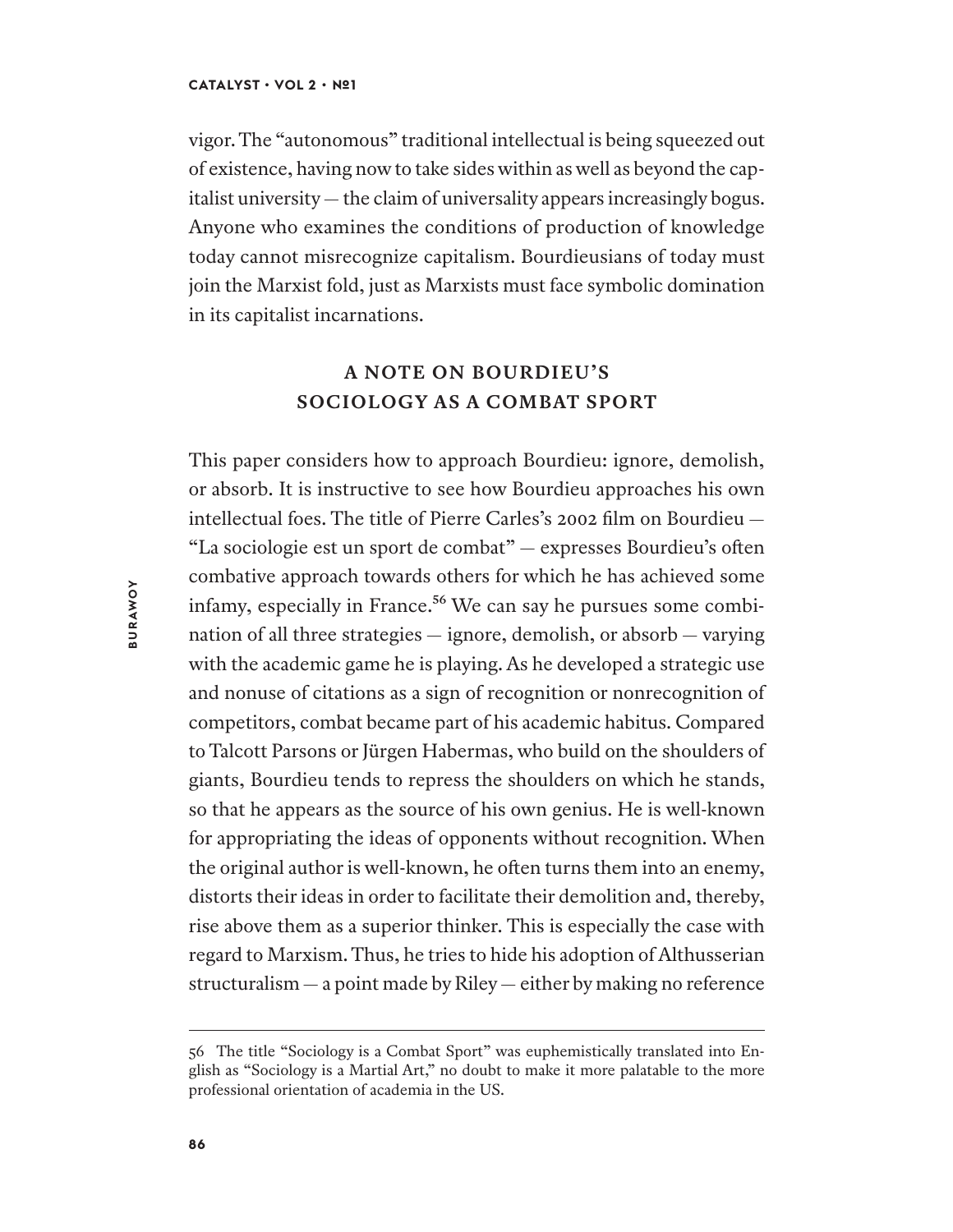vigor. The "autonomous" traditional intellectual is being squeezed out of existence, having now to take sides within as well as beyond the capitalist university — the claim of universality appears increasingly bogus. Anyone who examines the conditions of production of knowledge today cannot misrecognize capitalism. Bourdieusians of today must join the Marxist fold, just as Marxists must face symbolic domination in its capitalist incarnations.

## A NOTE ON BOURDIEU'S SOCIOLOGY AS A COMBAT SPORT

This paper considers how to approach Bourdieu: ignore, demolish, or absorb. It is instructive to see how Bourdieu approaches his own intellectual foes. The title of Pierre Carles's 2002 film on Bourdieu — "La sociologie est un sport de combat" — expresses Bourdieu's often combative approach towards others for which he has achieved some infamy, especially in France.[56] We can say he pursues some combination of all three strategies — ignore, demolish, or absorb — varying with the academic game he is playing. As he developed a strategic use and nonuse of citations as a sign of recognition or nonrecognition of competitors, combat became part of his academic habitus. Compared to Talcott Parsons or Jürgen Habermas, who build on the shoulders of giants, Bourdieu tends to repress the shoulders on which he stands, so that he appears as the source of his own genius. He is well-known for appropriating the ideas of opponents without recognition. When the original author is well-known, he often turns them into an enemy, distorts their ideas in order to facilitate their demolition and, thereby, rise above them as a superior thinker. This is especially the case with regard to Marxism. Thus, he tries to hide his adoption of Althusserian structuralism — a point made by Riley — either by making no reference

56 The title "Sociology is a Combat Sport" was euphemistically translated into English as "Sociology is a Martial Art," no doubt to make it more palatable to the more professional orientation of academia in the US.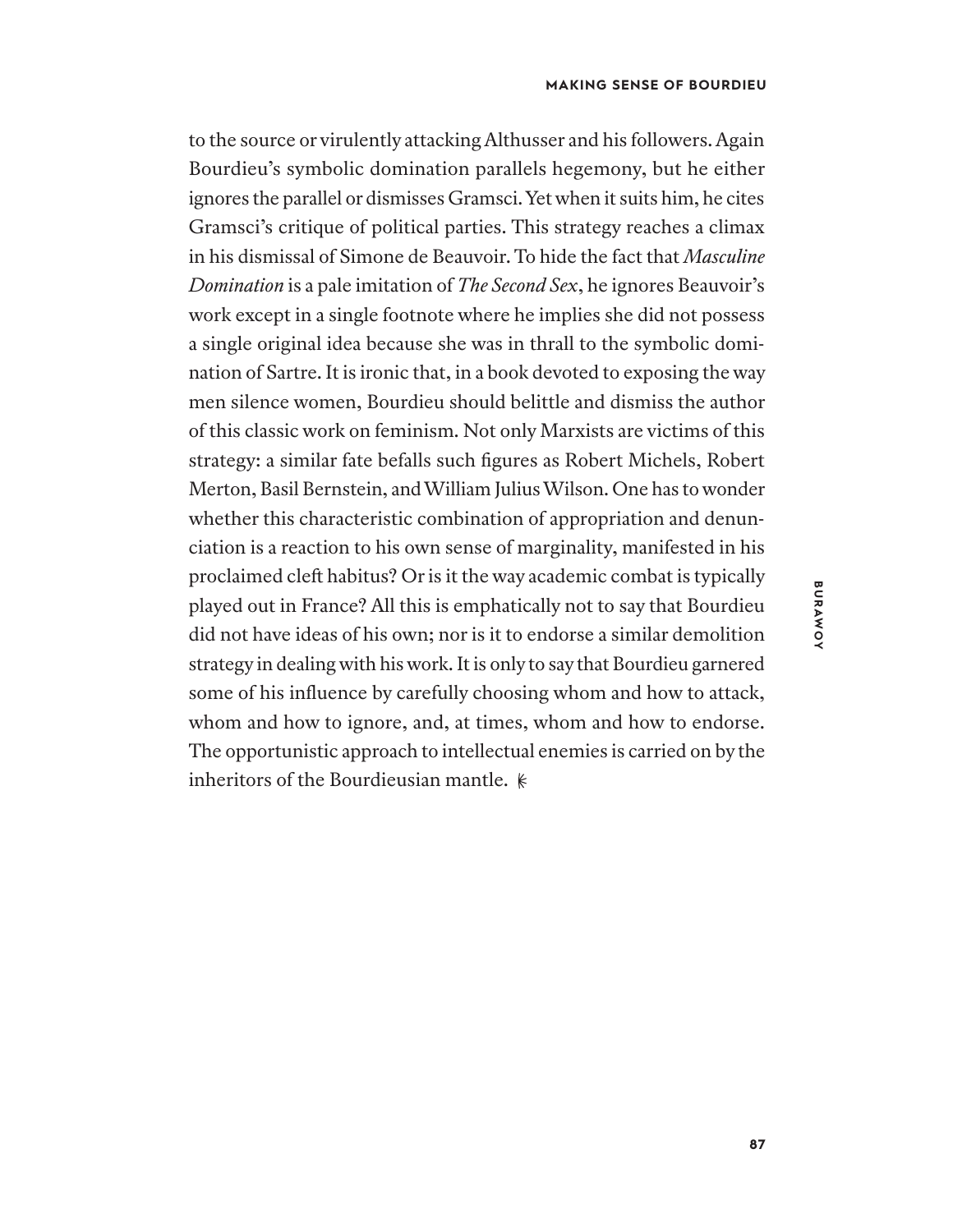to the source or virulently attacking Althusser and his followers. Again Bourdieu's symbolic domination parallels hegemony, but he either ignores the parallel or dismisses Gramsci. Yet when it suits him, he cites Gramsci's critique of political parties. This strategy reaches a climax in his dismissal of Simone de Beauvoir. To hide the fact that *Masculine Domination* is a pale imitation of *The Second Sex*, he ignores Beauvoir's work except in a single footnote where he implies she did not possess a single original idea because she was in thrall to the symbolic domination of Sartre. It is ironic that, in a book devoted to exposing the way men silence women, Bourdieu should belittle and dismiss the author of this classic work on feminism. Not only Marxists are victims of this strategy: a similar fate befalls such figures as Robert Michels, Robert Merton, Basil Bernstein, and William Julius Wilson. One has to wonder whether this characteristic combination of appropriation and denunciation is a reaction to his own sense of marginality, manifested in his proclaimed cleft habitus? Or is it the way academic combat is typically played out in France? All this is emphatically not to say that Bourdieu did not have ideas of his own; nor is it to endorse a similar demolition strategy in dealing with his work. It is only to say that Bourdieu garnered some of his influence by carefully choosing whom and how to attack, whom and how to ignore, and, at times, whom and how to endorse. The opportunistic approach to intellectual enemies is carried on by the inheritors of the Bourdieusian mantle.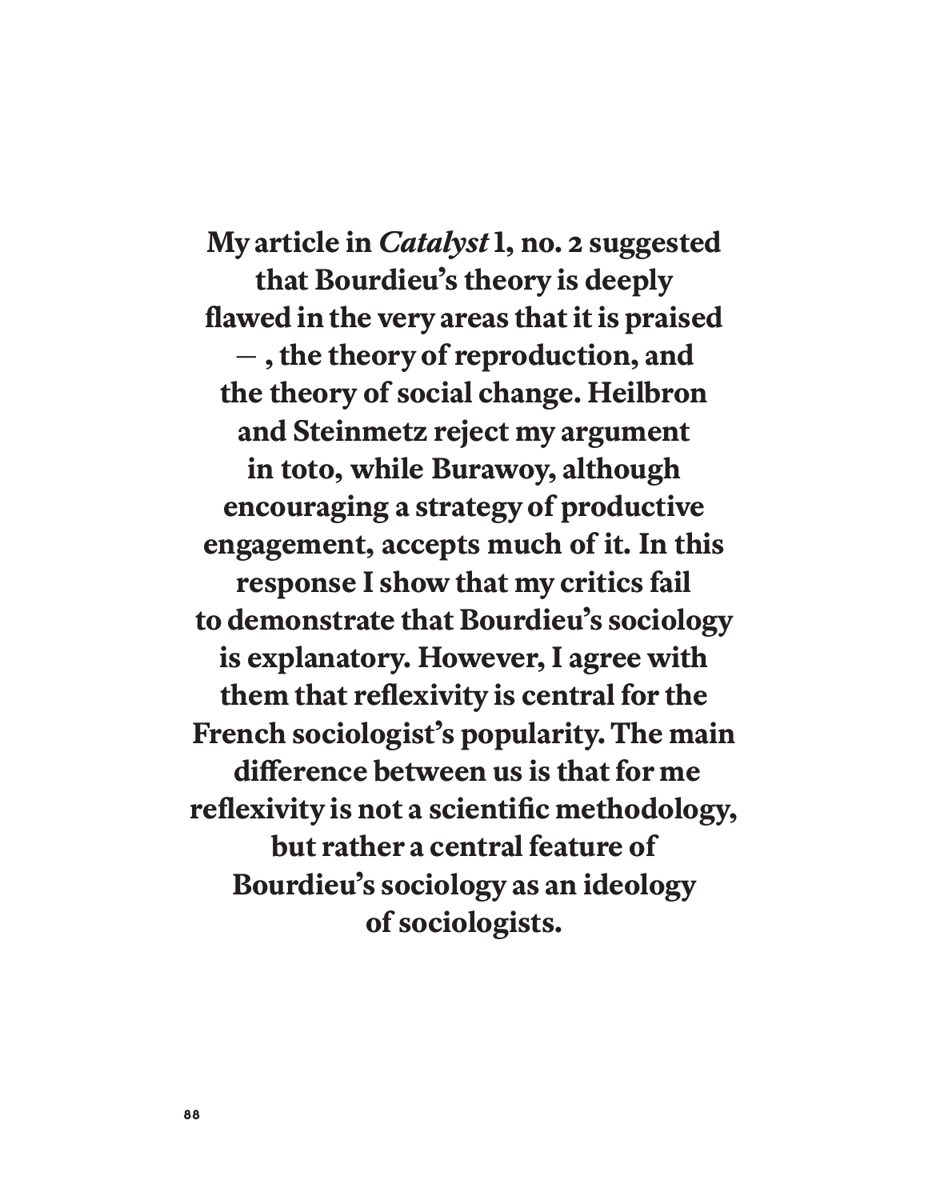**My article in *Catalyst* 1, no. 2 suggested that Bourdieu's theory is deeply flawed in the very areas that it is praised — , the theory of reproduction, and the theory of social change. Heilbron and Steinmetz reject my argument in toto, while Burawoy, although encouraging a strategy of productive engagement, accepts much of it. In this response I show that my critics fail to demonstrate that Bourdieu's sociology is explanatory. However, I agree with them that reflexivity is central for the French sociologist's popularity. The main difference between us is that for me reflexivity is not a scientific methodology, but rather a central feature of Bourdieu's sociology as an ideology of sociologists.**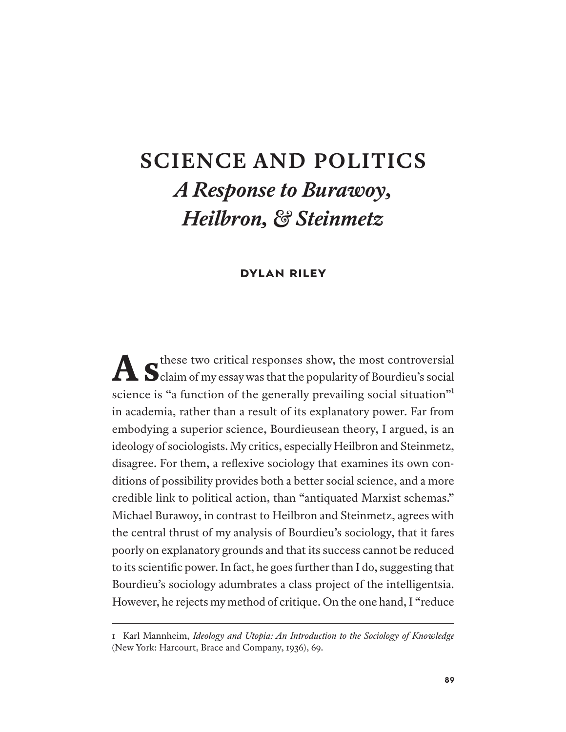# SCIENCE AND POLITICS

## *A Response to Burawoy, Heilbron, & Steinmetz*

**DYLAN RILEY**

As these two critical responses show, the most controversial claim of my essay was that the popularity of Bourdieu's social science is "a function of the generally prevailing social situation"[1] in academia, rather than a result of its explanatory power. Far from embodying a superior science, Bourdieusean theory, I argued, is an ideology of sociologists. My critics, especially Heilbron and Steinmetz, disagree. For them, a reflexive sociology that examines its own conditions of possibility provides both a better social science, and a more credible link to political action, than "antiquated Marxist schemas." Michael Burawoy, in contrast to Heilbron and Steinmetz, agrees with the central thrust of my analysis of Bourdieu's sociology, that it fares poorly on explanatory grounds and that its success cannot be reduced to its scientific power. In fact, he goes further than I do, suggesting that Bourdieu's sociology adumbrates a class project of the intelligentsia. However, he rejects my method of critique. On the one hand, I "reduce

---

1 Karl Mannheim, *Ideology and Utopia: An Introduction to the Sociology of Knowledge* (New York: Harcourt, Brace and Company, 1936), 69.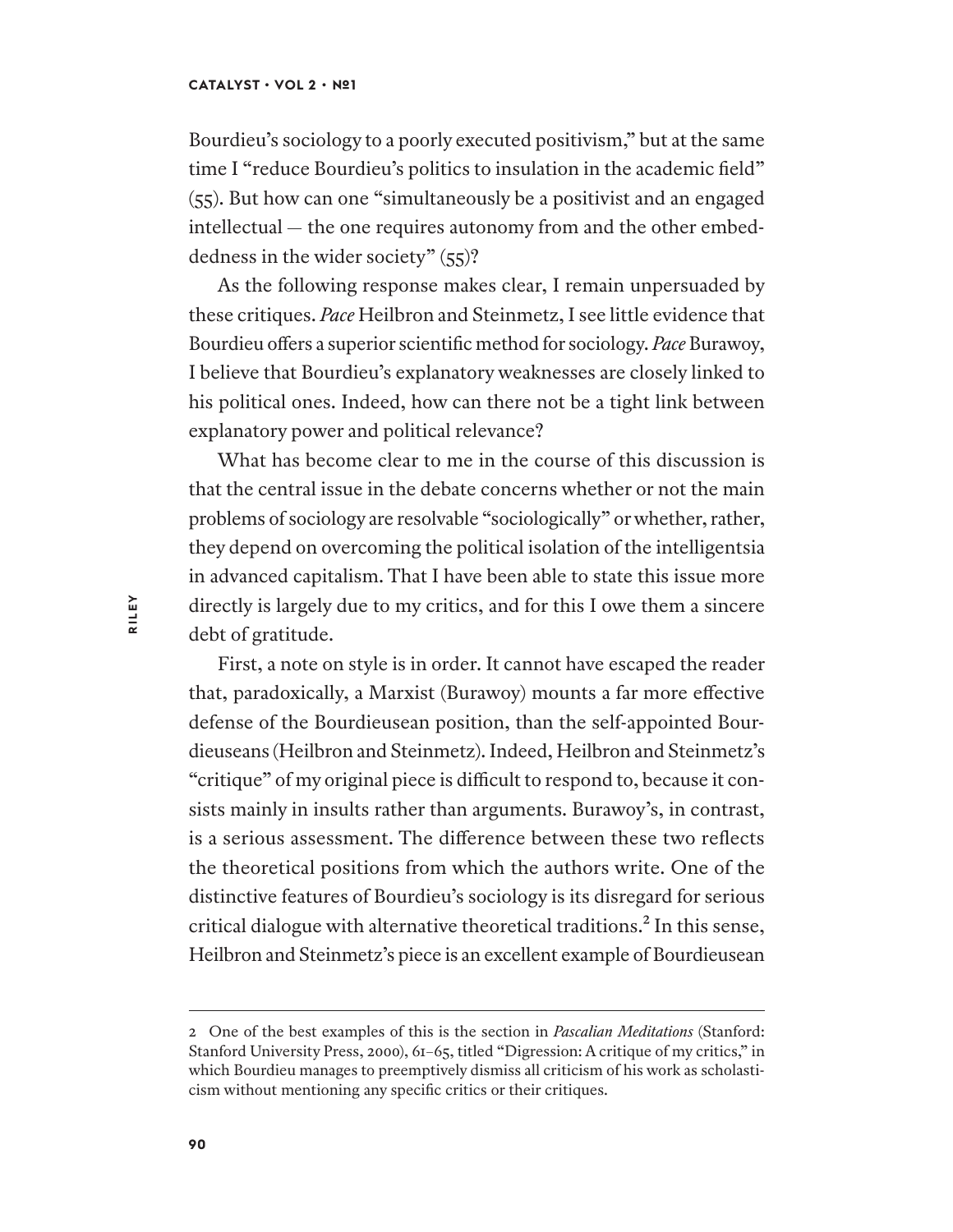Bourdieu's sociology to a poorly executed positivism," but at the same time I "reduce Bourdieu's politics to insulation in the academic field" (55). But how can one "simultaneously be a positivist and an engaged intellectual — the one requires autonomy from and the other embeddedness in the wider society" (55)?

As the following response makes clear, I remain unpersuaded by these critiques. *Pace* Heilbron and Steinmetz, I see little evidence that Bourdieu offers a superior scientific method for sociology. *Pace* Burawoy, I believe that Bourdieu's explanatory weaknesses are closely linked to his political ones. Indeed, how can there not be a tight link between explanatory power and political relevance?

What has become clear to me in the course of this discussion is that the central issue in the debate concerns whether or not the main problems of sociology are resolvable "sociologically" or whether, rather, they depend on overcoming the political isolation of the intelligentsia in advanced capitalism. That I have been able to state this issue more directly is largely due to my critics, and for this I owe them a sincere debt of gratitude.

First, a note on style is in order. It cannot have escaped the reader that, paradoxically, a Marxist (Burawoy) mounts a far more effective defense of the Bourdieusean position, than the self-appointed Bourdieuseans (Heilbron and Steinmetz). Indeed, Heilbron and Steinmetz's "critique" of my original piece is difficult to respond to, because it consists mainly in insults rather than arguments. Burawoy's, in contrast, is a serious assessment. The difference between these two reflects the theoretical positions from which the authors write. One of the distinctive features of Bourdieu's sociology is its disregard for serious critical dialogue with alternative theoretical traditions.[2] In this sense, Heilbron and Steinmetz's piece is an excellent example of Bourdieusean

2 One of the best examples of this is the section in *Pascalian Meditations* (Stanford: Stanford University Press, 2000), 61–65, titled "Digression: A critique of my critics," in which Bourdieu manages to preemptively dismiss all criticism of his work as scholasticism without mentioning any specific critics or their critiques.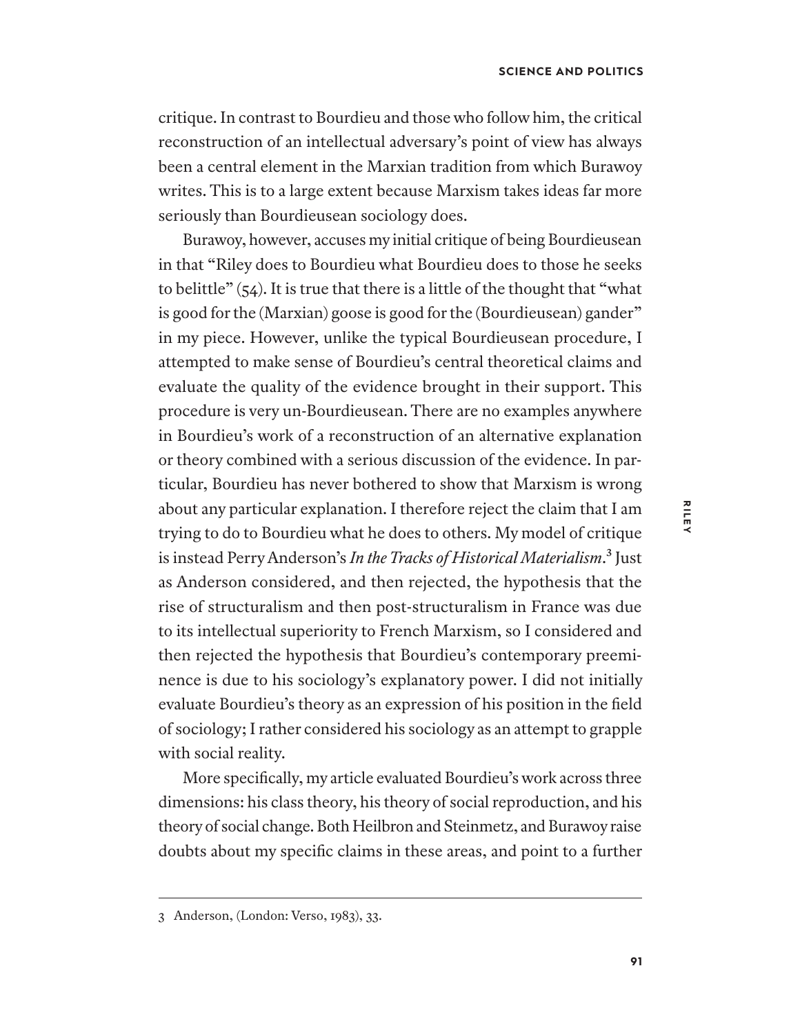critique. In contrast to Bourdieu and those who follow him, the critical reconstruction of an intellectual adversary's point of view has always been a central element in the Marxian tradition from which Burawoy writes. This is to a large extent because Marxism takes ideas far more seriously than Bourdieusean sociology does.

Burawoy, however, accuses my initial critique of being Bourdieusean in that "Riley does to Bourdieu what Bourdieu does to those he seeks to belittle" (54). It is true that there is a little of the thought that "what is good for the (Marxian) goose is good for the (Bourdieusean) gander" in my piece. However, unlike the typical Bourdieusean procedure, I attempted to make sense of Bourdieu's central theoretical claims and evaluate the quality of the evidence brought in their support. This procedure is very un-Bourdieusean. There are no examples anywhere in Bourdieu's work of a reconstruction of an alternative explanation or theory combined with a serious discussion of the evidence. In particular, Bourdieu has never bothered to show that Marxism is wrong about any particular explanation. I therefore reject the claim that I am trying to do to Bourdieu what he does to others. My model of critique is instead Perry Anderson's *In the Tracks of Historical Materialism*.[3] Just as Anderson considered, and then rejected, the hypothesis that the rise of structuralism and then post-structuralism in France was due to its intellectual superiority to French Marxism, so I considered and then rejected the hypothesis that Bourdieu's contemporary preeminence is due to his sociology's explanatory power. I did not initially evaluate Bourdieu's theory as an expression of his position in the field of sociology; I rather considered his sociology as an attempt to grapple with social reality.

More specifically, my article evaluated Bourdieu's work across three dimensions: his class theory, his theory of social reproduction, and his theory of social change. Both Heilbron and Steinmetz, and Burawoy raise doubts about my specific claims in these areas, and point to a further

---

3 Anderson, (London: Verso, 1983), 33.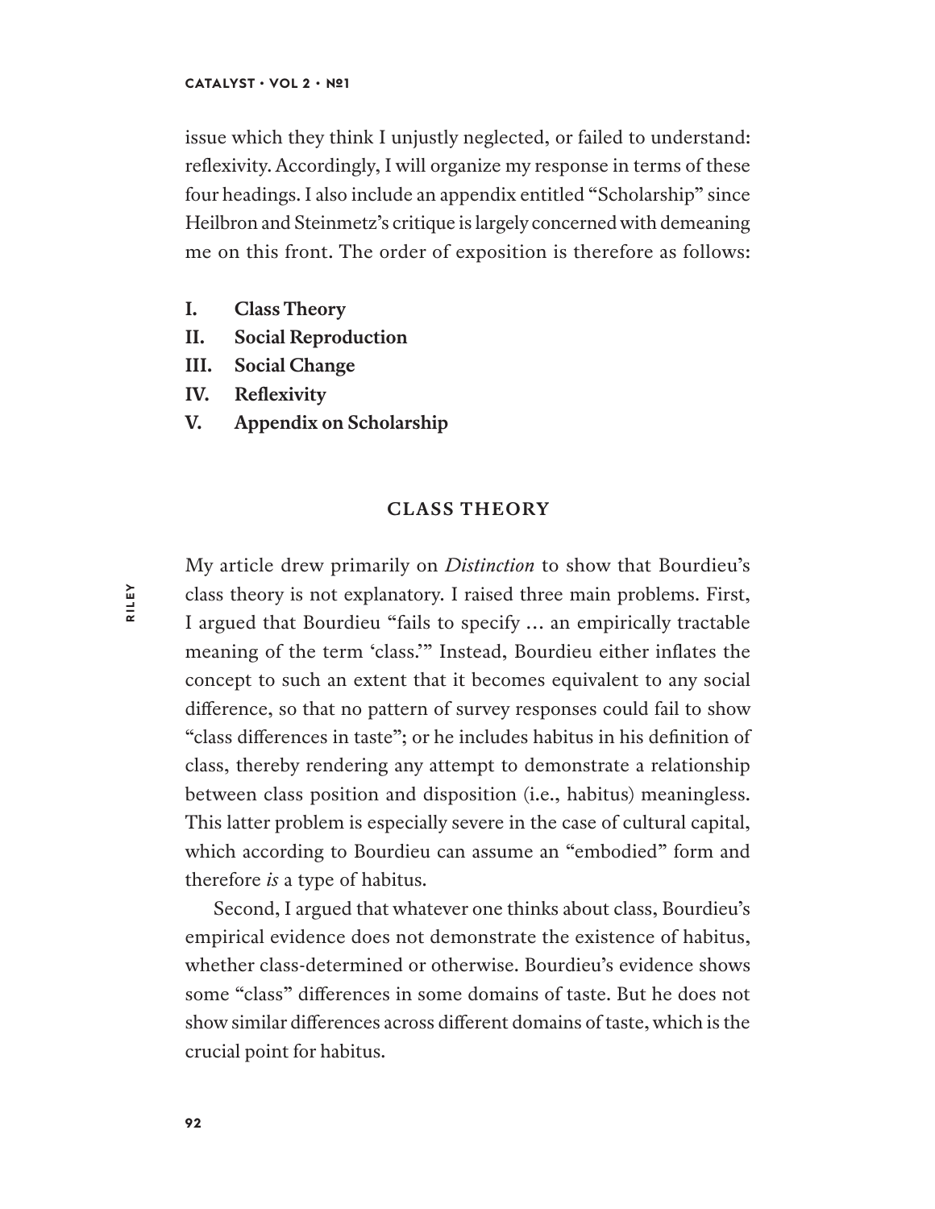issue which they think I unjustly neglected, or failed to understand: reflexivity. Accordingly, I will organize my response in terms of these four headings. I also include an appendix entitled "Scholarship" since Heilbron and Steinmetz's critique is largely concerned with demeaning me on this front. The order of exposition is therefore as follows:

- **I. Class Theory**
- **II. Social Reproduction**
- **III. Social Change**
- **IV. Reflexivity**
- **V. Appendix on Scholarship**

## CLASS THEORY

My article drew primarily on *Distinction* to show that Bourdieu's class theory is not explanatory. I raised three main problems. First, I argued that Bourdieu "fails to specify … an empirically tractable meaning of the term 'class.'" Instead, Bourdieu either inflates the concept to such an extent that it becomes equivalent to any social difference, so that no pattern of survey responses could fail to show "class differences in taste"; or he includes habitus in his definition of class, thereby rendering any attempt to demonstrate a relationship between class position and disposition (i.e., habitus) meaningless. This latter problem is especially severe in the case of cultural capital, which according to Bourdieu can assume an "embodied" form and therefore *is* a type of habitus.

Second, I argued that whatever one thinks about class, Bourdieu's empirical evidence does not demonstrate the existence of habitus, whether class-determined or otherwise. Bourdieu's evidence shows some "class" differences in some domains of taste. But he does not show similar differences across different domains of taste, which is the crucial point for habitus.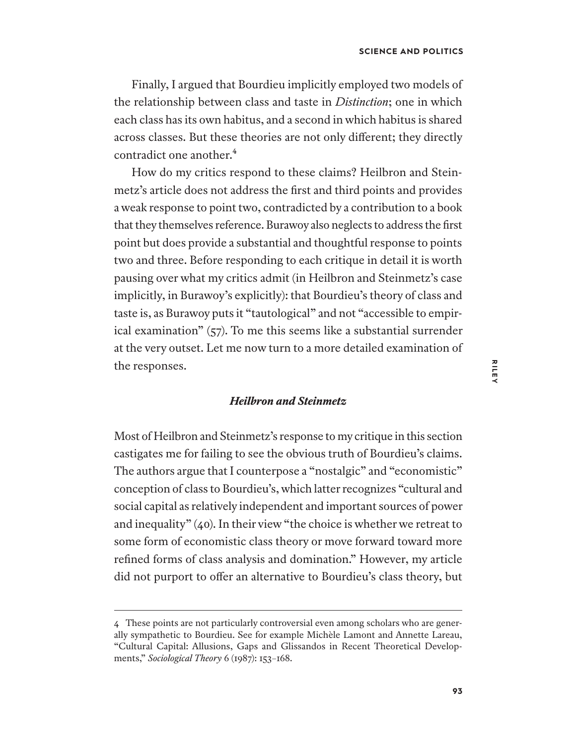Finally, I argued that Bourdieu implicitly employed two models of the relationship between class and taste in *Distinction*; one in which each class has its own habitus, and a second in which habitus is shared across classes. But these theories are not only different; they directly contradict one another.[4]

How do my critics respond to these claims? Heilbron and Steinmetz's article does not address the first and third points and provides a weak response to point two, contradicted by a contribution to a book that they themselves reference. Burawoy also neglects to address the first point but does provide a substantial and thoughtful response to points two and three. Before responding to each critique in detail it is worth pausing over what my critics admit (in Heilbron and Steinmetz's case implicitly, in Burawoy's explicitly): that Bourdieu's theory of class and taste is, as Burawoy puts it "tautological" and not "accessible to empirical examination" (57). To me this seems like a substantial surrender at the very outset. Let me now turn to a more detailed examination of the responses.

### *Heilbron and Steinmetz*

Most of Heilbron and Steinmetz's response to my critique in this section castigates me for failing to see the obvious truth of Bourdieu's claims. The authors argue that I counterpose a "nostalgic" and "economistic" conception of class to Bourdieu's, which latter recognizes "cultural and social capital as relatively independent and important sources of power and inequality" (40). In their view "the choice is whether we retreat to some form of economistic class theory or move forward toward more refined forms of class analysis and domination." However, my article did not purport to offer an alternative to Bourdieu's class theory, but

---

4 These points are not particularly controversial even among scholars who are generally sympathetic to Bourdieu. See for example Michèle Lamont and Annette Lareau, "Cultural Capital: Allusions, Gaps and Glissandos in Recent Theoretical Developments," *Sociological Theory* 6 (1987): 153–168.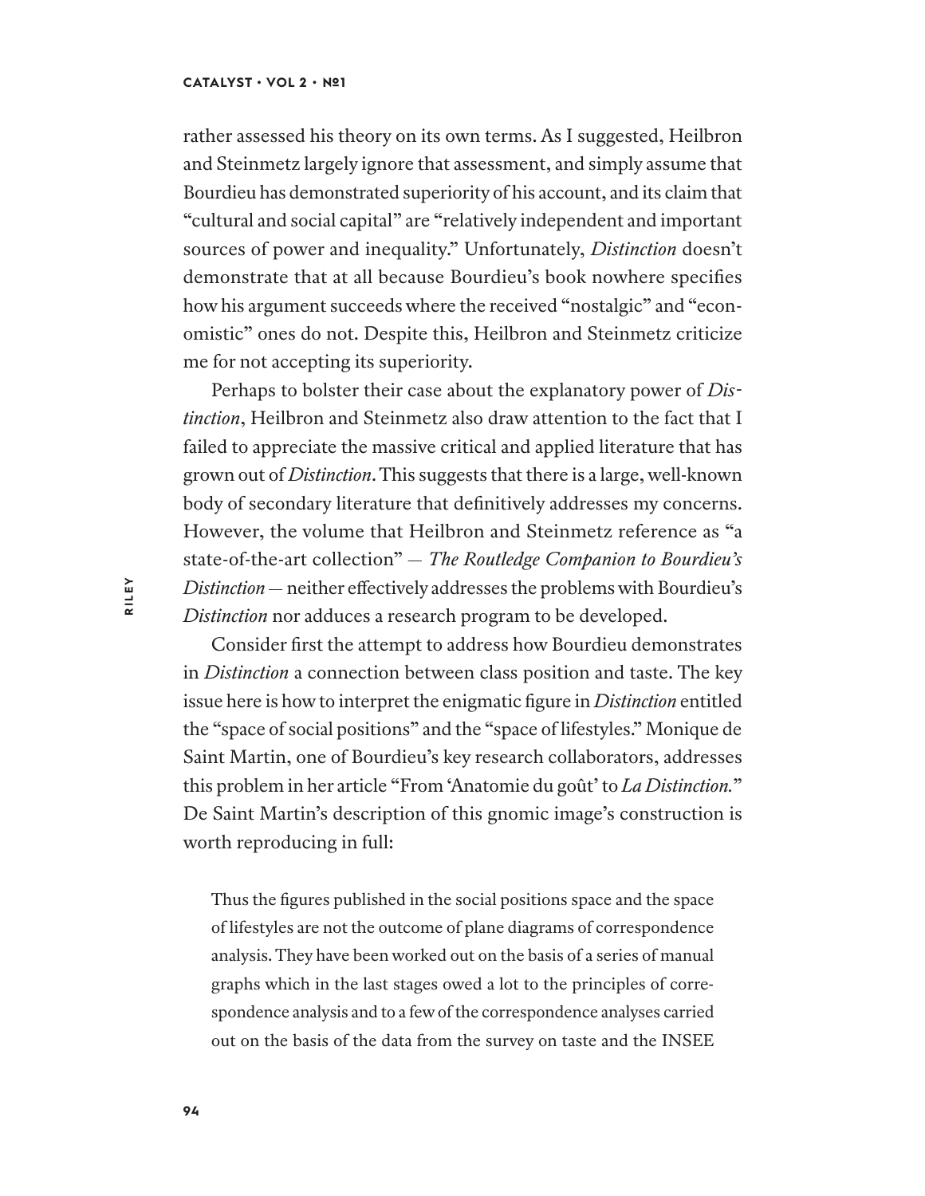rather assessed his theory on its own terms. As I suggested, Heilbron and Steinmetz largely ignore that assessment, and simply assume that Bourdieu has demonstrated superiority of his account, and its claim that "cultural and social capital" are "relatively independent and important sources of power and inequality." Unfortunately, *Distinction* doesn't demonstrate that at all because Bourdieu's book nowhere specifies how his argument succeeds where the received "nostalgic" and "economistic" ones do not. Despite this, Heilbron and Steinmetz criticize me for not accepting its superiority.

Perhaps to bolster their case about the explanatory power of *Distinction*, Heilbron and Steinmetz also draw attention to the fact that I failed to appreciate the massive critical and applied literature that has grown out of *Distinction*. This suggests that there is a large, well-known body of secondary literature that definitively addresses my concerns. However, the volume that Heilbron and Steinmetz reference as "a state-of-the-art collection" — *The Routledge Companion to Bourdieu's Distinction* — neither effectively addresses the problems with Bourdieu's *Distinction* nor adduces a research program to be developed.

Consider first the attempt to address how Bourdieu demonstrates in *Distinction* a connection between class position and taste. The key issue here is how to interpret the enigmatic figure in *Distinction* entitled the "space of social positions" and the "space of lifestyles." Monique de Saint Martin, one of Bourdieu's key research collaborators, addresses this problem in her article "From 'Anatomie du goût' to *La Distinction.*" De Saint Martin's description of this gnomic image's construction is worth reproducing in full:

> Thus the figures published in the social positions space and the space of lifestyles are not the outcome of plane diagrams of correspondence analysis. They have been worked out on the basis of a series of manual graphs which in the last stages owed a lot to the principles of correspondence analysis and to a few of the correspondence analyses carried out on the basis of the data from the survey on taste and the INSEE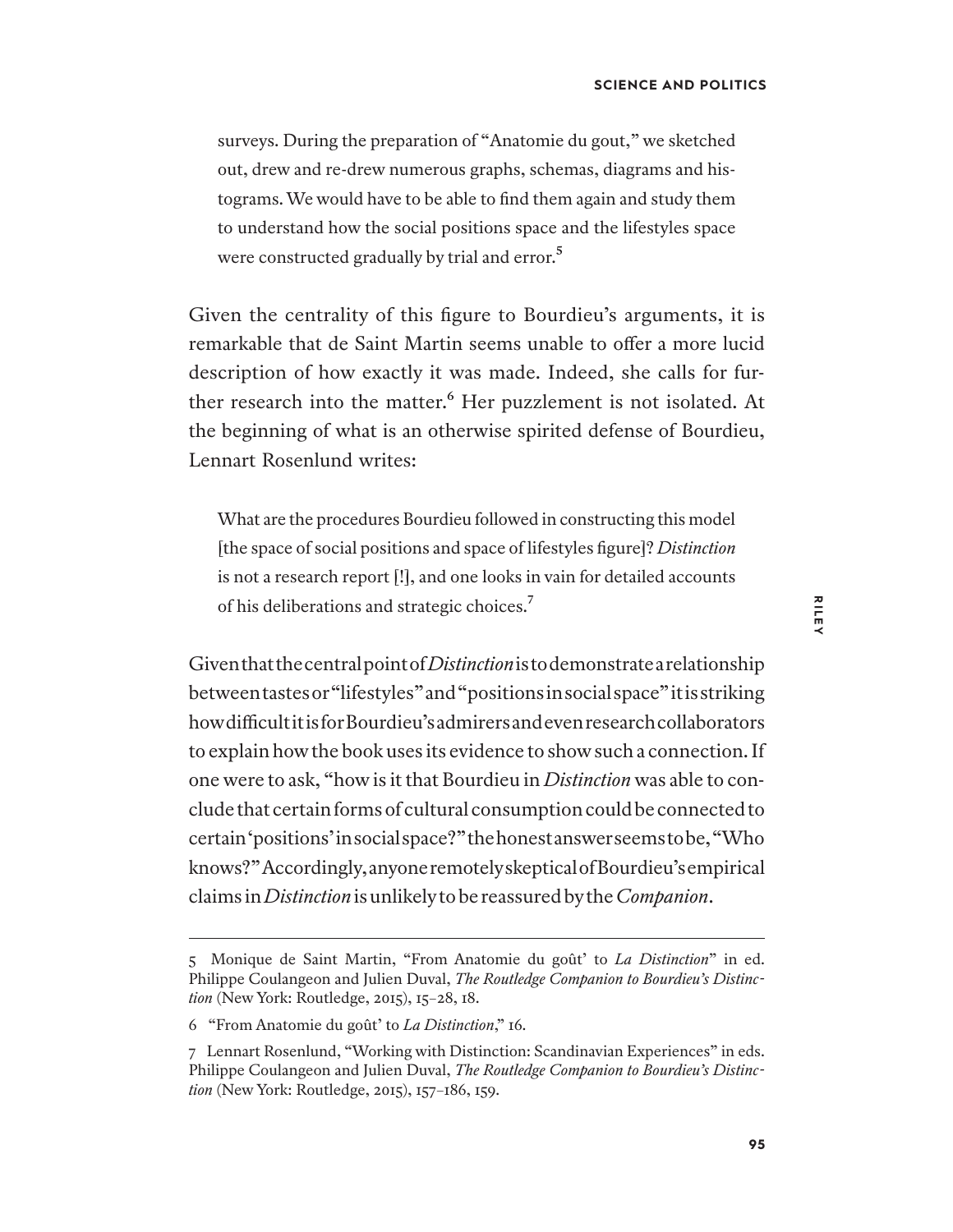surveys. During the preparation of "Anatomie du gout," we sketched out, drew and re-drew numerous graphs, schemas, diagrams and histograms. We would have to be able to find them again and study them to understand how the social positions space and the lifestyles space were constructed gradually by trial and error.[5]

Given the centrality of this figure to Bourdieu's arguments, it is remarkable that de Saint Martin seems unable to offer a more lucid description of how exactly it was made. Indeed, she calls for further research into the matter.[6] Her puzzlement is not isolated. At the beginning of what is an otherwise spirited defense of Bourdieu, Lennart Rosenlund writes:

> What are the procedures Bourdieu followed in constructing this model [the space of social positions and space of lifestyles figure]? *Distinction* is not a research report [!], and one looks in vain for detailed accounts of his deliberations and strategic choices.[7]

Given that the central point of *Distinction* is to demonstrate a relationship between tastes or "lifestyles" and "positions in social space" it is striking how difficult it is for Bourdieu's admirers and even research collaborators to explain how the book uses its evidence to show such a connection. If one were to ask, "how is it that Bourdieu in *Distinction* was able to conclude that certain forms of cultural consumption could be connected to certain 'positions' in social space?" the honest answer seems to be, "Who knows?" Accordingly, anyone remotely skeptical of Bourdieu's empirical claims in *Distinction* is unlikely to be reassured by the *Companion*.

---

5 Monique de Saint Martin, "From Anatomie du goût' to *La Distinction*" in ed. Philippe Coulangeon and Julien Duval, *The Routledge Companion to Bourdieu's Distinction* (New York: Routledge, 2015), 15–28, 18.

6 "From Anatomie du goût' to *La Distinction*," 16.

7 Lennart Rosenlund, "Working with Distinction: Scandinavian Experiences" in eds. Philippe Coulangeon and Julien Duval, *The Routledge Companion to Bourdieu's Distinction* (New York: Routledge, 2015), 157–186, 159.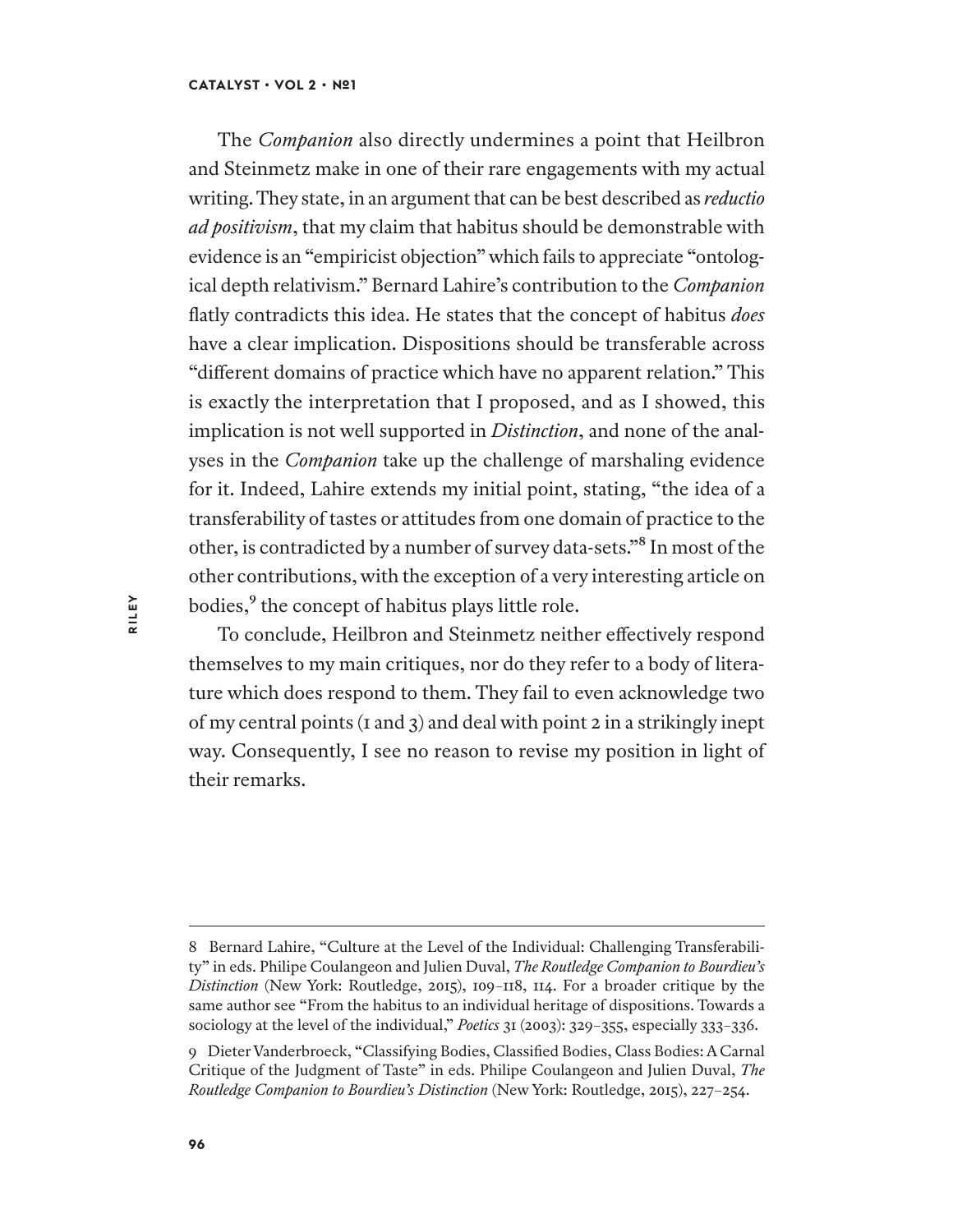The *Companion* also directly undermines a point that Heilbron and Steinmetz make in one of their rare engagements with my actual writing. They state, in an argument that can be best described as *reductio ad positivism*, that my claim that habitus should be demonstrable with evidence is an "empiricist objection" which fails to appreciate "ontological depth relativism." Bernard Lahire's contribution to the *Companion* flatly contradicts this idea. He states that the concept of habitus *does* have a clear implication. Dispositions should be transferable across "different domains of practice which have no apparent relation." This is exactly the interpretation that I proposed, and as I showed, this implication is not well supported in *Distinction*, and none of the analyses in the *Companion* take up the challenge of marshaling evidence for it. Indeed, Lahire extends my initial point, stating, "the idea of a transferability of tastes or attitudes from one domain of practice to the other, is contradicted by a number of survey data-sets."[8] In most of the other contributions, with the exception of a very interesting article on bodies,[9] the concept of habitus plays little role.

To conclude, Heilbron and Steinmetz neither effectively respond themselves to my main critiques, nor do they refer to a body of literature which does respond to them. They fail to even acknowledge two of my central points (1 and 3) and deal with point 2 in a strikingly inept way. Consequently, I see no reason to revise my position in light of their remarks.

---

8 Bernard Lahire, "Culture at the Level of the Individual: Challenging Transferability" in eds. Philipe Coulangeon and Julien Duval, *The Routledge Companion to Bourdieu's Distinction* (New York: Routledge, 2015), 109–118, 114. For a broader critique by the same author see "From the habitus to an individual heritage of dispositions. Towards a sociology at the level of the individual," *Poetics* 31 (2003): 329–355, especially 333–336.

9 Dieter Vanderbroeck, "Classifying Bodies, Classified Bodies, Class Bodies: A Carnal Critique of the Judgment of Taste" in eds. Philipe Coulangeon and Julien Duval, *The Routledge Companion to Bourdieu's Distinction* (New York: Routledge, 2015), 227–254.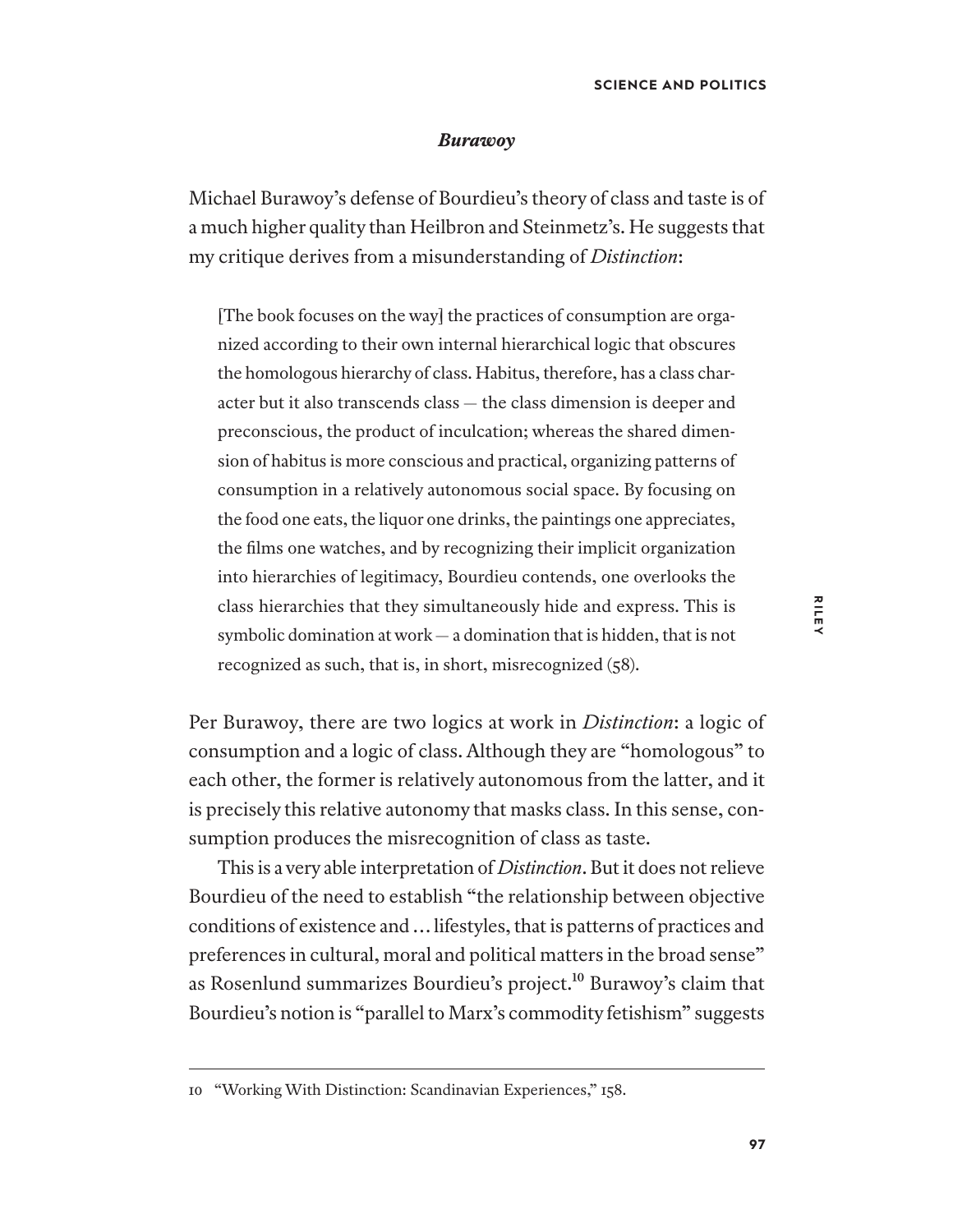### *Burawoy*

Michael Burawoy's defense of Bourdieu's theory of class and taste is of a much higher quality than Heilbron and Steinmetz's. He suggests that my critique derives from a misunderstanding of *Distinction*:

> [The book focuses on the way] the practices of consumption are organized according to their own internal hierarchical logic that obscures the homologous hierarchy of class. Habitus, therefore, has a class character but it also transcends class — the class dimension is deeper and preconscious, the product of inculcation; whereas the shared dimension of habitus is more conscious and practical, organizing patterns of consumption in a relatively autonomous social space. By focusing on the food one eats, the liquor one drinks, the paintings one appreciates, the films one watches, and by recognizing their implicit organization into hierarchies of legitimacy, Bourdieu contends, one overlooks the class hierarchies that they simultaneously hide and express. This is symbolic domination at work — a domination that is hidden, that is not recognized as such, that is, in short, misrecognized (58).

Per Burawoy, there are two logics at work in *Distinction*: a logic of consumption and a logic of class. Although they are "homologous" to each other, the former is relatively autonomous from the latter, and it is precisely this relative autonomy that masks class. In this sense, consumption produces the misrecognition of class as taste.

This is a very able interpretation of *Distinction*. But it does not relieve Bourdieu of the need to establish "the relationship between objective conditions of existence and … lifestyles, that is patterns of practices and preferences in cultural, moral and political matters in the broad sense" as Rosenlund summarizes Bourdieu's project.[10] Burawoy's claim that Bourdieu's notion is "parallel to Marx's commodity fetishism" suggests

---

10 "Working With Distinction: Scandinavian Experiences," 158.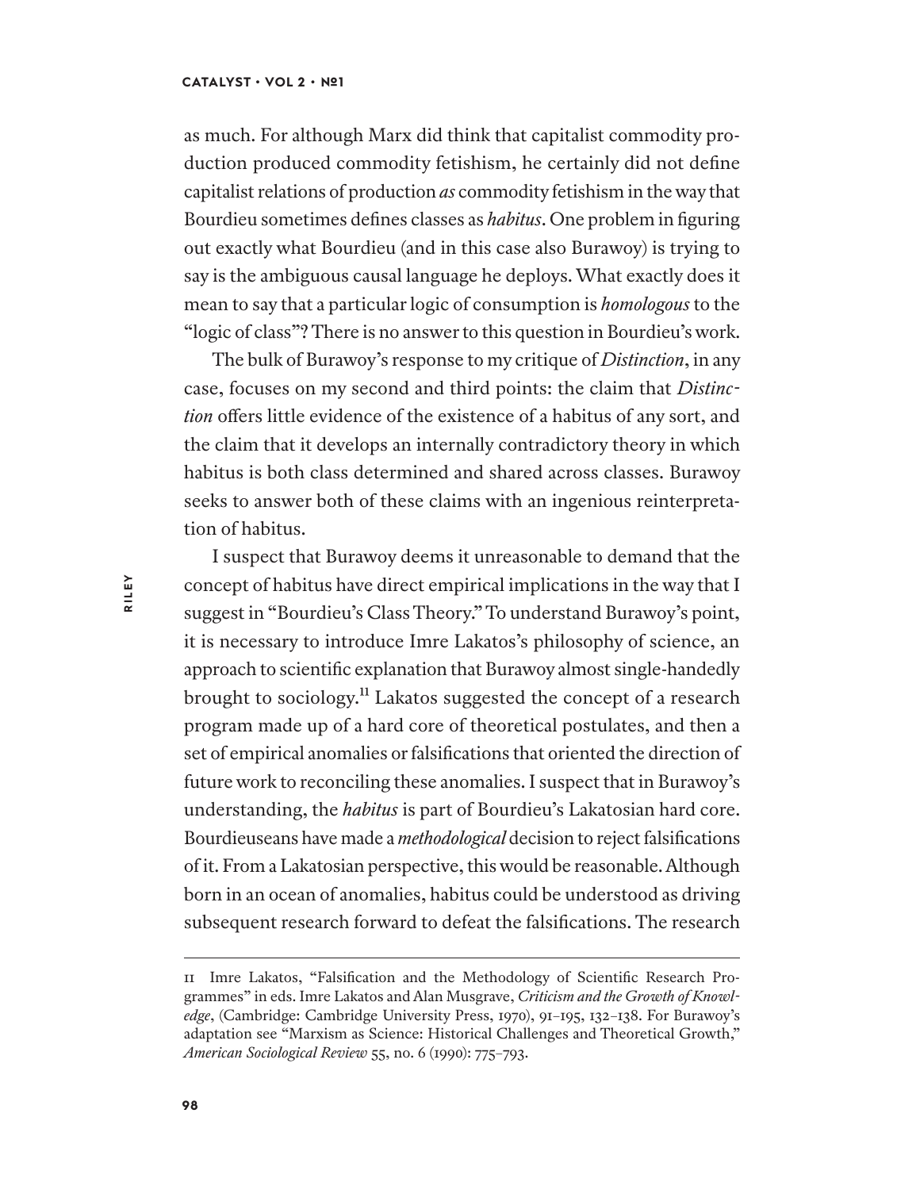as much. For although Marx did think that capitalist commodity production produced commodity fetishism, he certainly did not define capitalist relations of production *as* commodity fetishism in the way that Bourdieu sometimes defines classes as *habitus*. One problem in figuring out exactly what Bourdieu (and in this case also Burawoy) is trying to say is the ambiguous causal language he deploys. What exactly does it mean to say that a particular logic of consumption is *homologous* to the "logic of class"? There is no answer to this question in Bourdieu's work.

The bulk of Burawoy's response to my critique of *Distinction*, in any case, focuses on my second and third points: the claim that *Distinction* offers little evidence of the existence of a habitus of any sort, and the claim that it develops an internally contradictory theory in which habitus is both class determined and shared across classes. Burawoy seeks to answer both of these claims with an ingenious reinterpretation of habitus.

I suspect that Burawoy deems it unreasonable to demand that the concept of habitus have direct empirical implications in the way that I suggest in "Bourdieu's Class Theory." To understand Burawoy's point, it is necessary to introduce Imre Lakatos's philosophy of science, an approach to scientific explanation that Burawoy almost single-handedly brought to sociology.[11] Lakatos suggested the concept of a research program made up of a hard core of theoretical postulates, and then a set of empirical anomalies or falsifications that oriented the direction of future work to reconciling these anomalies. I suspect that in Burawoy's understanding, the *habitus* is part of Bourdieu's Lakatosian hard core. Bourdieuseans have made a *methodological* decision to reject falsifications of it. From a Lakatosian perspective, this would be reasonable. Although born in an ocean of anomalies, habitus could be understood as driving subsequent research forward to defeat the falsifications. The research

---

11 Imre Lakatos, "Falsification and the Methodology of Scientific Research Programmes" in eds. Imre Lakatos and Alan Musgrave, *Criticism and the Growth of Knowledge*, (Cambridge: Cambridge University Press, 1970), 91–195, 132–138. For Burawoy's adaptation see "Marxism as Science: Historical Challenges and Theoretical Growth," *American Sociological Review* 55, no. 6 (1990): 775–793.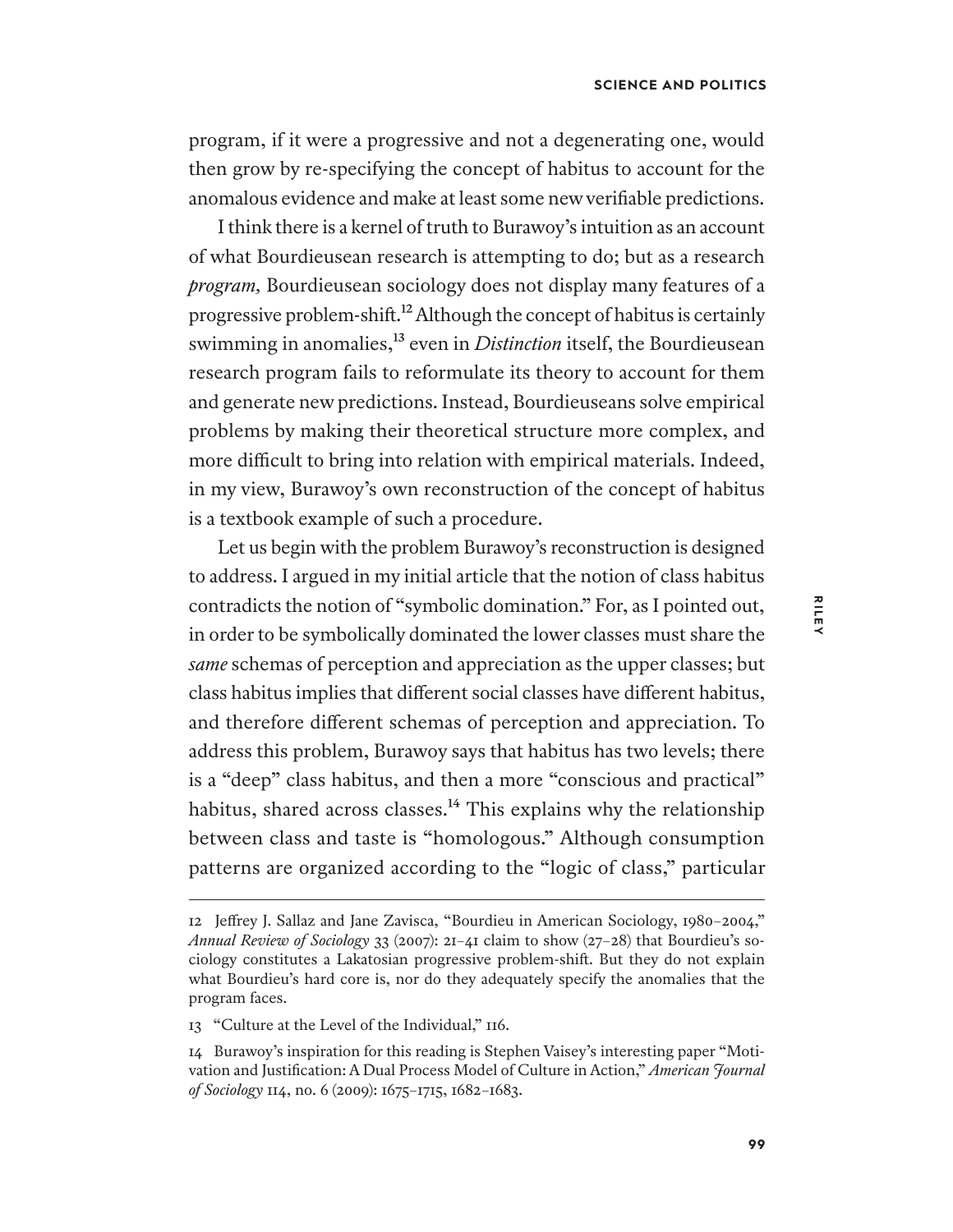program, if it were a progressive and not a degenerating one, would then grow by re-specifying the concept of habitus to account for the anomalous evidence and make at least some new verifiable predictions.

I think there is a kernel of truth to Burawoy's intuition as an account of what Bourdieusean research is attempting to do; but as a research *program*, Bourdieusean sociology does not display many features of a progressive problem-shift.[12] Although the concept of habitus is certainly swimming in anomalies,[13] even in *Distinction* itself, the Bourdieusean research program fails to reformulate its theory to account for them and generate new predictions. Instead, Bourdieuseans solve empirical problems by making their theoretical structure more complex, and more difficult to bring into relation with empirical materials. Indeed, in my view, Burawoy's own reconstruction of the concept of habitus is a textbook example of such a procedure.

Let us begin with the problem Burawoy's reconstruction is designed to address. I argued in my initial article that the notion of class habitus contradicts the notion of "symbolic domination." For, as I pointed out, in order to be symbolically dominated the lower classes must share the *same* schemas of perception and appreciation as the upper classes; but class habitus implies that different social classes have different habitus, and therefore different schemas of perception and appreciation. To address this problem, Burawoy says that habitus has two levels; there is a "deep" class habitus, and then a more "conscious and practical" habitus, shared across classes.[14] This explains why the relationship between class and taste is "homologous." Although consumption patterns are organized according to the "logic of class," particular

---

12 Jeffrey J. Sallaz and Jane Zavisca, "Bourdieu in American Sociology, 1980–2004," *Annual Review of Sociology* 33 (2007): 21–41 claim to show (27–28) that Bourdieu's sociology constitutes a Lakatosian progressive problem-shift. But they do not explain what Bourdieu's hard core is, nor do they adequately specify the anomalies that the program faces.

13 "Culture at the Level of the Individual," 116.

14 Burawoy's inspiration for this reading is Stephen Vaisey's interesting paper "Motivation and Justification: A Dual Process Model of Culture in Action," *American Journal of Sociology* 114, no. 6 (2009): 1675–1715, 1682–1683.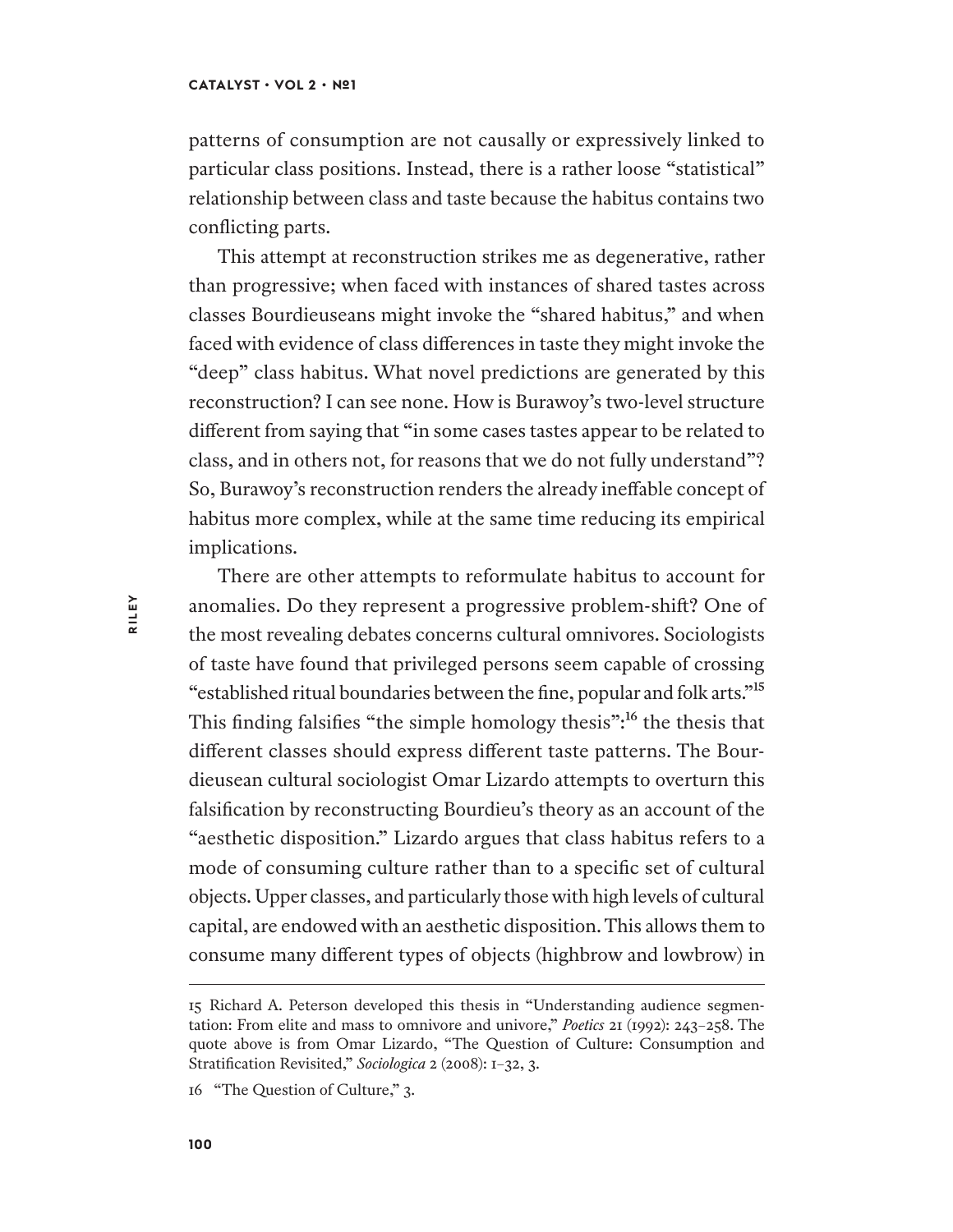patterns of consumption are not causally or expressively linked to particular class positions. Instead, there is a rather loose "statistical" relationship between class and taste because the habitus contains two conflicting parts.

This attempt at reconstruction strikes me as degenerative, rather than progressive; when faced with instances of shared tastes across classes Bourdieuseans might invoke the "shared habitus," and when faced with evidence of class differences in taste they might invoke the "deep" class habitus. What novel predictions are generated by this reconstruction? I can see none. How is Burawoy's two-level structure different from saying that "in some cases tastes appear to be related to class, and in others not, for reasons that we do not fully understand"? So, Burawoy's reconstruction renders the already ineffable concept of habitus more complex, while at the same time reducing its empirical implications.

There are other attempts to reformulate habitus to account for anomalies. Do they represent a progressive problem-shift? One of the most revealing debates concerns cultural omnivores. Sociologists of taste have found that privileged persons seem capable of crossing "established ritual boundaries between the fine, popular and folk arts."[15] This finding falsifies "the simple homology thesis":[16] the thesis that different classes should express different taste patterns. The Bourdieusean cultural sociologist Omar Lizardo attempts to overturn this falsification by reconstructing Bourdieu's theory as an account of the "aesthetic disposition." Lizardo argues that class habitus refers to a mode of consuming culture rather than to a specific set of cultural objects. Upper classes, and particularly those with high levels of cultural capital, are endowed with an aesthetic disposition. This allows them to consume many different types of objects (highbrow and lowbrow) in

---

15 Richard A. Peterson developed this thesis in "Understanding audience segmentation: From elite and mass to omnivore and univore," *Poetics* 21 (1992): 243–258. The quote above is from Omar Lizardo, "The Question of Culture: Consumption and Stratification Revisited," *Sociologica* 2 (2008): 1–32, 3.

16 "The Question of Culture," 3.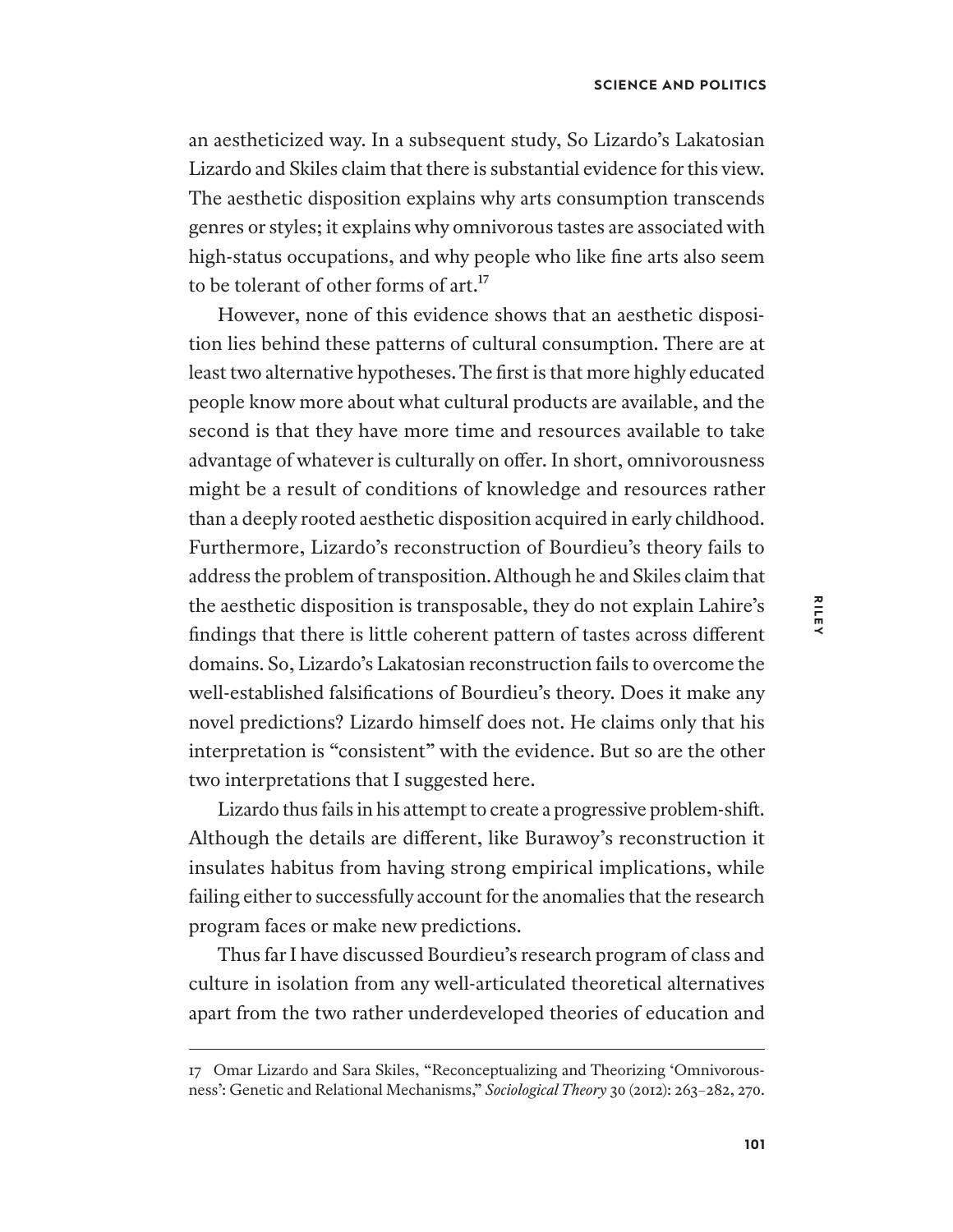an aestheticized way. In a subsequent study, So Lizardo's Lakatosian Lizardo and Skiles claim that there is substantial evidence for this view. The aesthetic disposition explains why arts consumption transcends genres or styles; it explains why omnivorous tastes are associated with high-status occupations, and why people who like fine arts also seem to be tolerant of other forms of art.[17]

However, none of this evidence shows that an aesthetic disposition lies behind these patterns of cultural consumption. There are at least two alternative hypotheses. The first is that more highly educated people know more about what cultural products are available, and the second is that they have more time and resources available to take advantage of whatever is culturally on offer. In short, omnivorousness might be a result of conditions of knowledge and resources rather than a deeply rooted aesthetic disposition acquired in early childhood. Furthermore, Lizardo's reconstruction of Bourdieu's theory fails to address the problem of transposition. Although he and Skiles claim that the aesthetic disposition is transposable, they do not explain Lahire's findings that there is little coherent pattern of tastes across different domains. So, Lizardo's Lakatosian reconstruction fails to overcome the well-established falsifications of Bourdieu's theory. Does it make any novel predictions? Lizardo himself does not. He claims only that his interpretation is "consistent" with the evidence. But so are the other two interpretations that I suggested here.

Lizardo thus fails in his attempt to create a progressive problem-shift. Although the details are different, like Burawoy's reconstruction it insulates habitus from having strong empirical implications, while failing either to successfully account for the anomalies that the research program faces or make new predictions.

Thus far I have discussed Bourdieu's research program of class and culture in isolation from any well-articulated theoretical alternatives apart from the two rather underdeveloped theories of education and

---

17 Omar Lizardo and Sara Skiles, "Reconceptualizing and Theorizing 'Omnivorousness': Genetic and Relational Mechanisms," *Sociological Theory* 30 (2012): 263–282, 270.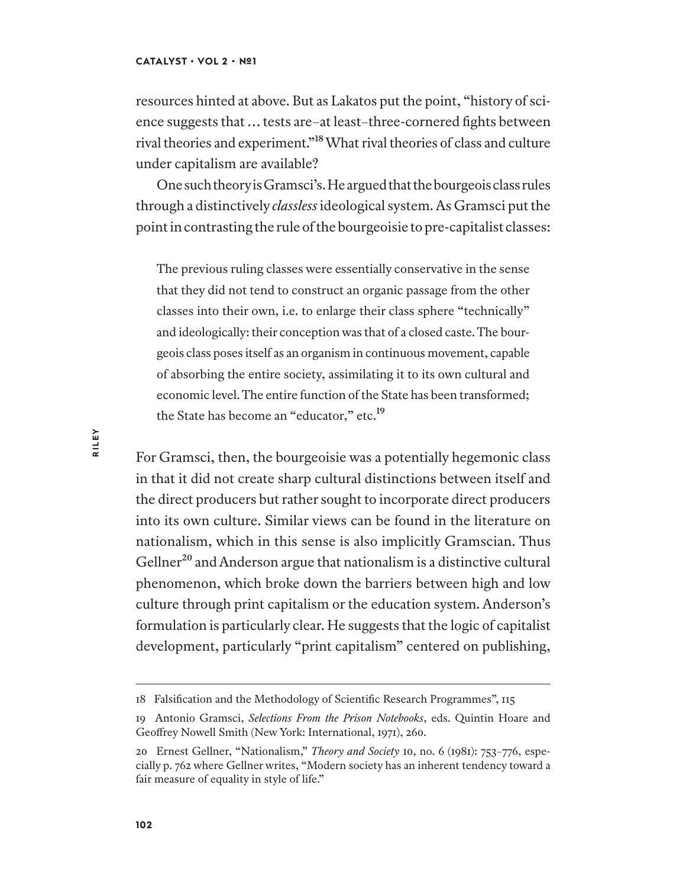resources hinted at above. But as Lakatos put the point, "history of science suggests that … tests are–at least–three-cornered fights between rival theories and experiment."[18] What rival theories of class and culture under capitalism are available?

One such theory is Gramsci's. He argued that the bourgeois class rules through a distinctively *classless* ideological system. As Gramsci put the point in contrasting the rule of the bourgeoisie to pre-capitalist classes:

> The previous ruling classes were essentially conservative in the sense that they did not tend to construct an organic passage from the other classes into their own, i.e. to enlarge their class sphere "technically" and ideologically: their conception was that of a closed caste. The bourgeois class poses itself as an organism in continuous movement, capable of absorbing the entire society, assimilating it to its own cultural and economic level. The entire function of the State has been transformed; the State has become an "educator," etc.[19]

For Gramsci, then, the bourgeoisie was a potentially hegemonic class in that it did not create sharp cultural distinctions between itself and the direct producers but rather sought to incorporate direct producers into its own culture. Similar views can be found in the literature on nationalism, which in this sense is also implicitly Gramscian. Thus Gellner[20] and Anderson argue that nationalism is a distinctive cultural phenomenon, which broke down the barriers between high and low culture through print capitalism or the education system. Anderson's formulation is particularly clear. He suggests that the logic of capitalist development, particularly "print capitalism" centered on publishing,

---

18 Falsification and the Methodology of Scientific Research Programmes", 115

19 Antonio Gramsci, *Selections From the Prison Notebooks*, eds. Quintin Hoare and Geoffrey Nowell Smith (New York: International, 1971), 260.

20 Ernest Gellner, "Nationalism," *Theory and Society* 10, no. 6 (1981): 753–776, especially p. 762 where Gellner writes, "Modern society has an inherent tendency toward a fair measure of equality in style of life."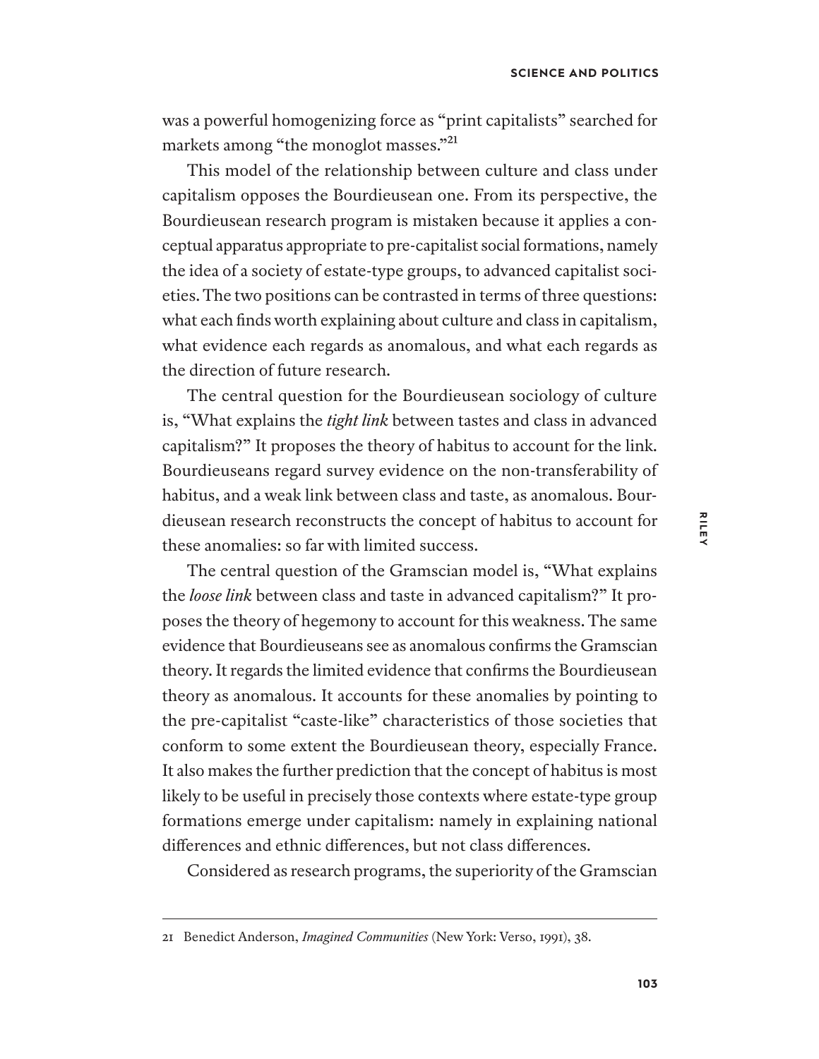was a powerful homogenizing force as "print capitalists" searched for markets among "the monoglot masses."[21]

This model of the relationship between culture and class under capitalism opposes the Bourdieusean one. From its perspective, the Bourdieusean research program is mistaken because it applies a conceptual apparatus appropriate to pre-capitalist social formations, namely the idea of a society of estate-type groups, to advanced capitalist societies. The two positions can be contrasted in terms of three questions: what each finds worth explaining about culture and class in capitalism, what evidence each regards as anomalous, and what each regards as the direction of future research.

The central question for the Bourdieusean sociology of culture is, "What explains the *tight link* between tastes and class in advanced capitalism?" It proposes the theory of habitus to account for the link. Bourdieuseans regard survey evidence on the non-transferability of habitus, and a weak link between class and taste, as anomalous. Bourdieusean research reconstructs the concept of habitus to account for these anomalies: so far with limited success.

The central question of the Gramscian model is, "What explains the *loose link* between class and taste in advanced capitalism?" It proposes the theory of hegemony to account for this weakness. The same evidence that Bourdieuseans see as anomalous confirms the Gramscian theory. It regards the limited evidence that confirms the Bourdieusean theory as anomalous. It accounts for these anomalies by pointing to the pre-capitalist "caste-like" characteristics of those societies that conform to some extent the Bourdieusean theory, especially France. It also makes the further prediction that the concept of habitus is most likely to be useful in precisely those contexts where estate-type group formations emerge under capitalism: namely in explaining national differences and ethnic differences, but not class differences.

Considered as research programs, the superiority of the Gramscian

---

21 Benedict Anderson, *Imagined Communities* (New York: Verso, 1991), 38.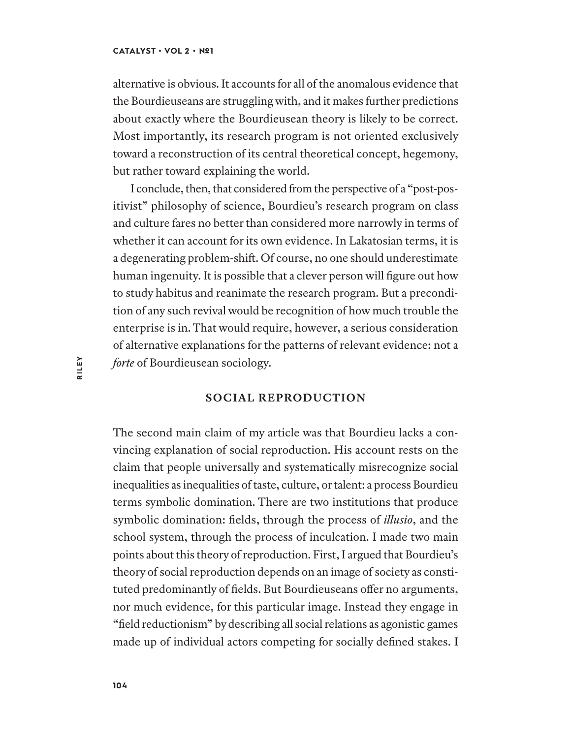alternative is obvious. It accounts for all of the anomalous evidence that the Bourdieuseans are struggling with, and it makes further predictions about exactly where the Bourdieusean theory is likely to be correct. Most importantly, its research program is not oriented exclusively toward a reconstruction of its central theoretical concept, hegemony, but rather toward explaining the world.

I conclude, then, that considered from the perspective of a "post-positivist" philosophy of science, Bourdieu's research program on class and culture fares no better than considered more narrowly in terms of whether it can account for its own evidence. In Lakatosian terms, it is a degenerating problem-shift. Of course, no one should underestimate human ingenuity. It is possible that a clever person will figure out how to study habitus and reanimate the research program. But a precondition of any such revival would be recognition of how much trouble the enterprise is in. That would require, however, a serious consideration of alternative explanations for the patterns of relevant evidence: not a *forte* of Bourdieusean sociology.

## SOCIAL REPRODUCTION

The second main claim of my article was that Bourdieu lacks a convincing explanation of social reproduction. His account rests on the claim that people universally and systematically misrecognize social inequalities as inequalities of taste, culture, or talent: a process Bourdieu terms symbolic domination. There are two institutions that produce symbolic domination: fields, through the process of *illusio*, and the school system, through the process of inculcation. I made two main points about this theory of reproduction. First, I argued that Bourdieu's theory of social reproduction depends on an image of society as constituted predominantly of fields. But Bourdieuseans offer no arguments, nor much evidence, for this particular image. Instead they engage in "field reductionism" by describing all social relations as agonistic games made up of individual actors competing for socially defined stakes. I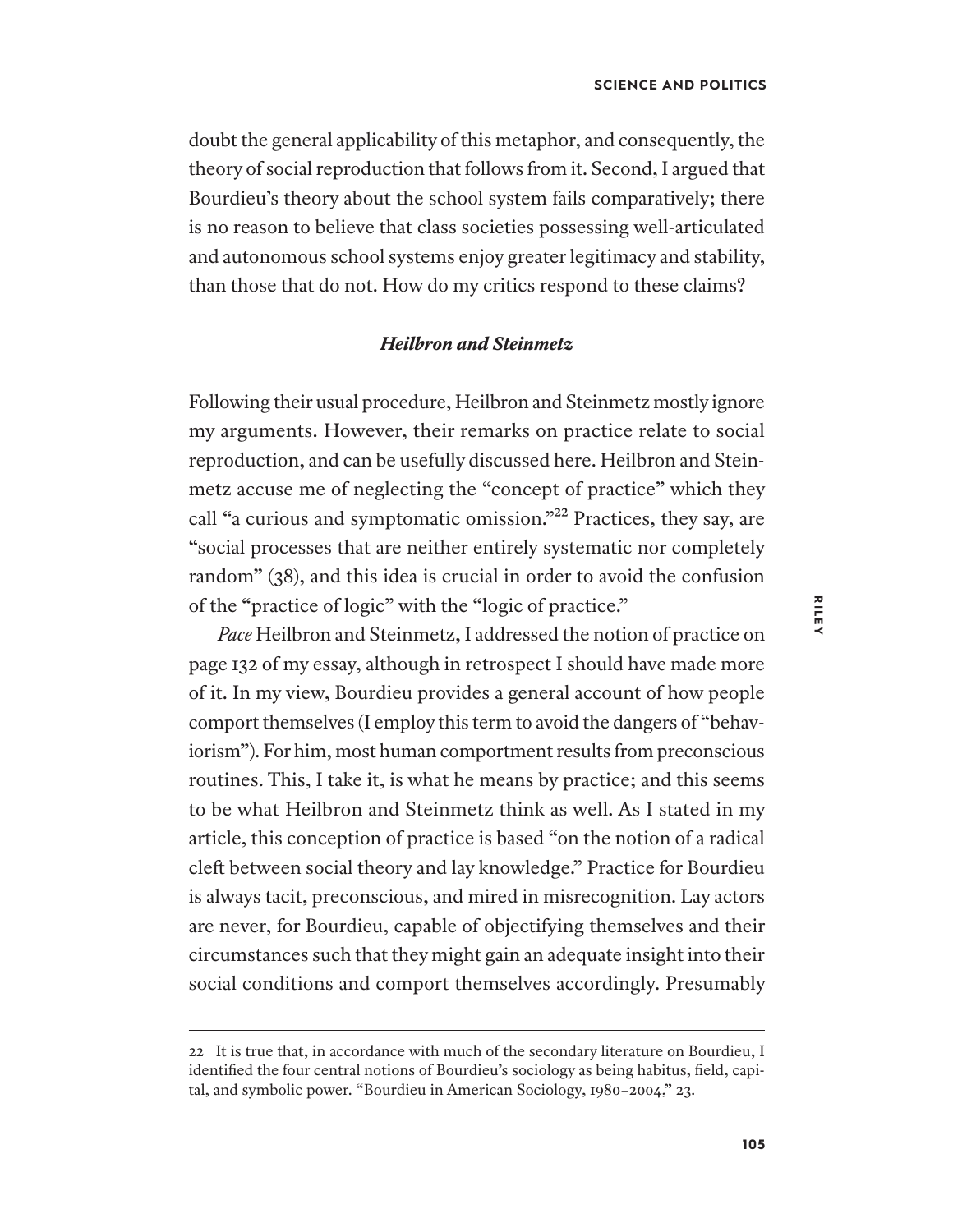doubt the general applicability of this metaphor, and consequently, the theory of social reproduction that follows from it. Second, I argued that Bourdieu's theory about the school system fails comparatively; there is no reason to believe that class societies possessing well-articulated and autonomous school systems enjoy greater legitimacy and stability, than those that do not. How do my critics respond to these claims?

### *Heilbron and Steinmetz*

Following their usual procedure, Heilbron and Steinmetz mostly ignore my arguments. However, their remarks on practice relate to social reproduction, and can be usefully discussed here. Heilbron and Steinmetz accuse me of neglecting the "concept of practice" which they call "a curious and symptomatic omission."[22] Practices, they say, are "social processes that are neither entirely systematic nor completely random" (38), and this idea is crucial in order to avoid the confusion of the "practice of logic" with the "logic of practice."

*Pace* Heilbron and Steinmetz, I addressed the notion of practice on page 132 of my essay, although in retrospect I should have made more of it. In my view, Bourdieu provides a general account of how people comport themselves (I employ this term to avoid the dangers of "behaviorism"). For him, most human comportment results from preconscious routines. This, I take it, is what he means by practice; and this seems to be what Heilbron and Steinmetz think as well. As I stated in my article, this conception of practice is based "on the notion of a radical cleft between social theory and lay knowledge." Practice for Bourdieu is always tacit, preconscious, and mired in misrecognition. Lay actors are never, for Bourdieu, capable of objectifying themselves and their circumstances such that they might gain an adequate insight into their social conditions and comport themselves accordingly. Presumably

---

22 It is true that, in accordance with much of the secondary literature on Bourdieu, I identified the four central notions of Bourdieu's sociology as being habitus, field, capital, and symbolic power. "Bourdieu in American Sociology, 1980–2004," 23.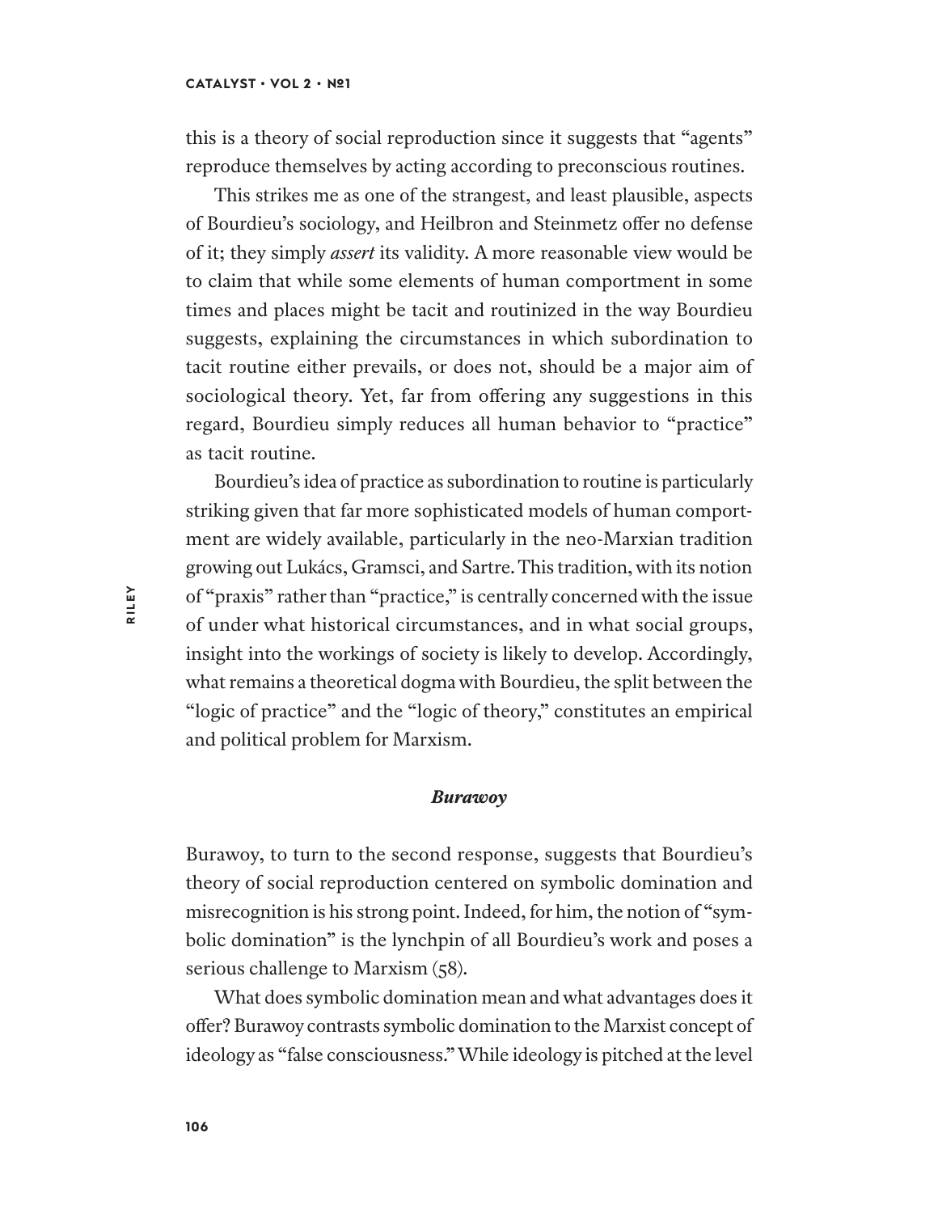this is a theory of social reproduction since it suggests that "agents" reproduce themselves by acting according to preconscious routines.

This strikes me as one of the strangest, and least plausible, aspects of Bourdieu's sociology, and Heilbron and Steinmetz offer no defense of it; they simply *assert* its validity. A more reasonable view would be to claim that while some elements of human comportment in some times and places might be tacit and routinized in the way Bourdieu suggests, explaining the circumstances in which subordination to tacit routine either prevails, or does not, should be a major aim of sociological theory. Yet, far from offering any suggestions in this regard, Bourdieu simply reduces all human behavior to "practice" as tacit routine.

Bourdieu's idea of practice as subordination to routine is particularly striking given that far more sophisticated models of human comportment are widely available, particularly in the neo-Marxian tradition growing out Lukács, Gramsci, and Sartre. This tradition, with its notion of "praxis" rather than "practice," is centrally concerned with the issue of under what historical circumstances, and in what social groups, insight into the workings of society is likely to develop. Accordingly, what remains a theoretical dogma with Bourdieu, the split between the "logic of practice" and the "logic of theory," constitutes an empirical and political problem for Marxism.

### *Burawoy*

Burawoy, to turn to the second response, suggests that Bourdieu's theory of social reproduction centered on symbolic domination and misrecognition is his strong point. Indeed, for him, the notion of "symbolic domination" is the lynchpin of all Bourdieu's work and poses a serious challenge to Marxism (58).

What does symbolic domination mean and what advantages does it offer? Burawoy contrasts symbolic domination to the Marxist concept of ideology as "false consciousness." While ideology is pitched at the level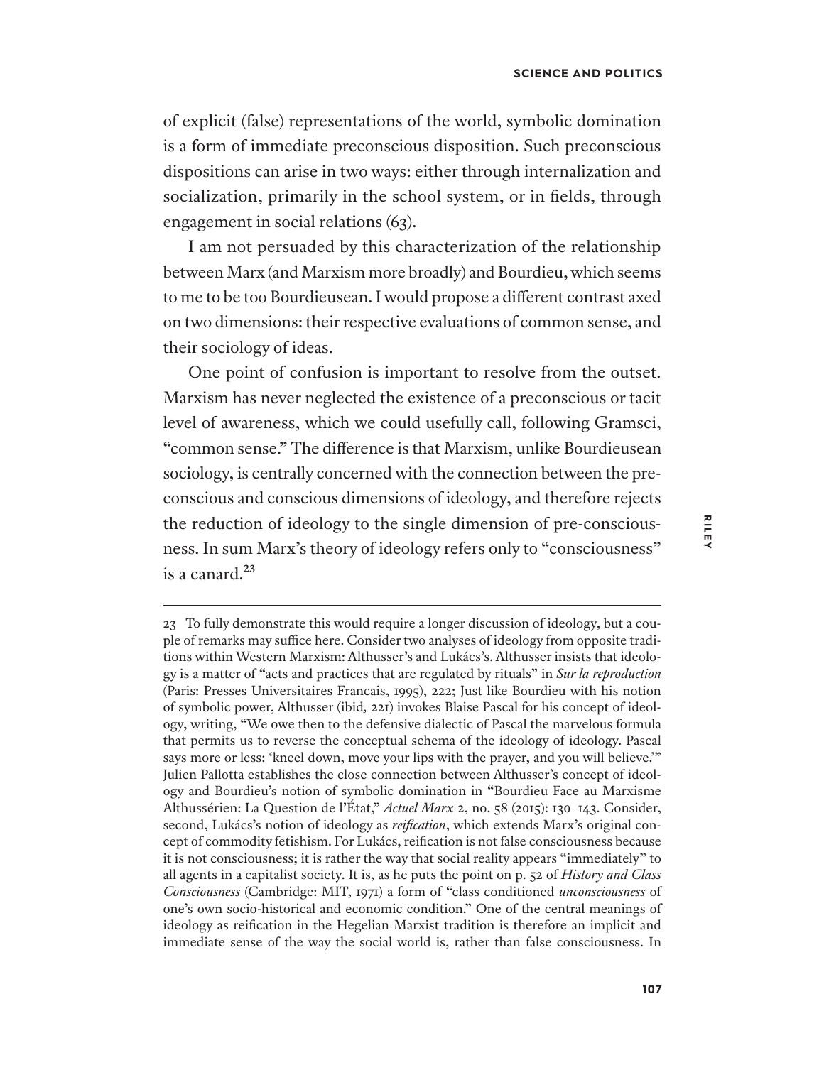of explicit (false) representations of the world, symbolic domination is a form of immediate preconscious disposition. Such preconscious dispositions can arise in two ways: either through internalization and socialization, primarily in the school system, or in fields, through engagement in social relations (63).

I am not persuaded by this characterization of the relationship between Marx (and Marxism more broadly) and Bourdieu, which seems to me to be too Bourdieusean. I would propose a different contrast axed on two dimensions: their respective evaluations of common sense, and their sociology of ideas.

One point of confusion is important to resolve from the outset. Marxism has never neglected the existence of a preconscious or tacit level of awareness, which we could usefully call, following Gramsci, "common sense." The difference is that Marxism, unlike Bourdieusean sociology, is centrally concerned with the connection between the preconscious and conscious dimensions of ideology, and therefore rejects the reduction of ideology to the single dimension of pre-consciousness. In sum Marx's theory of ideology refers only to "consciousness" is a canard.[23]

---

23 To fully demonstrate this would require a longer discussion of ideology, but a couple of remarks may suffice here. Consider two analyses of ideology from opposite traditions within Western Marxism: Althusser's and Lukács's. Althusser insists that ideology is a matter of "acts and practices that are regulated by rituals" in *Sur la reproduction* (Paris: Presses Universitaires Francais, 1995), 222; Just like Bourdieu with his notion of symbolic power, Althusser (ibid, 221) invokes Blaise Pascal for his concept of ideology, writing, "We owe then to the defensive dialectic of Pascal the marvelous formula that permits us to reverse the conceptual schema of the ideology of ideology. Pascal says more or less: 'kneel down, move your lips with the prayer, and you will believe.'" Julien Pallotta establishes the close connection between Althusser's concept of ideology and Bourdieu's notion of symbolic domination in "Bourdieu Face au Marxisme Althussérien: La Question de l'État," *Actuel Marx* 2, no. 58 (2015): 130–143. Consider, second, Lukács's notion of ideology as *reification*, which extends Marx's original concept of commodity fetishism. For Lukács, reification is not false consciousness because it is not consciousness; it is rather the way that social reality appears "immediately" to all agents in a capitalist society. It is, as he puts the point on p. 52 of *History and Class Consciousness* (Cambridge: MIT, 1971) a form of "class conditioned *unconsciousness* of one's own socio-historical and economic condition." One of the central meanings of ideology as reification in the Hegelian Marxist tradition is therefore an implicit and immediate sense of the way the social world is, rather than false consciousness. In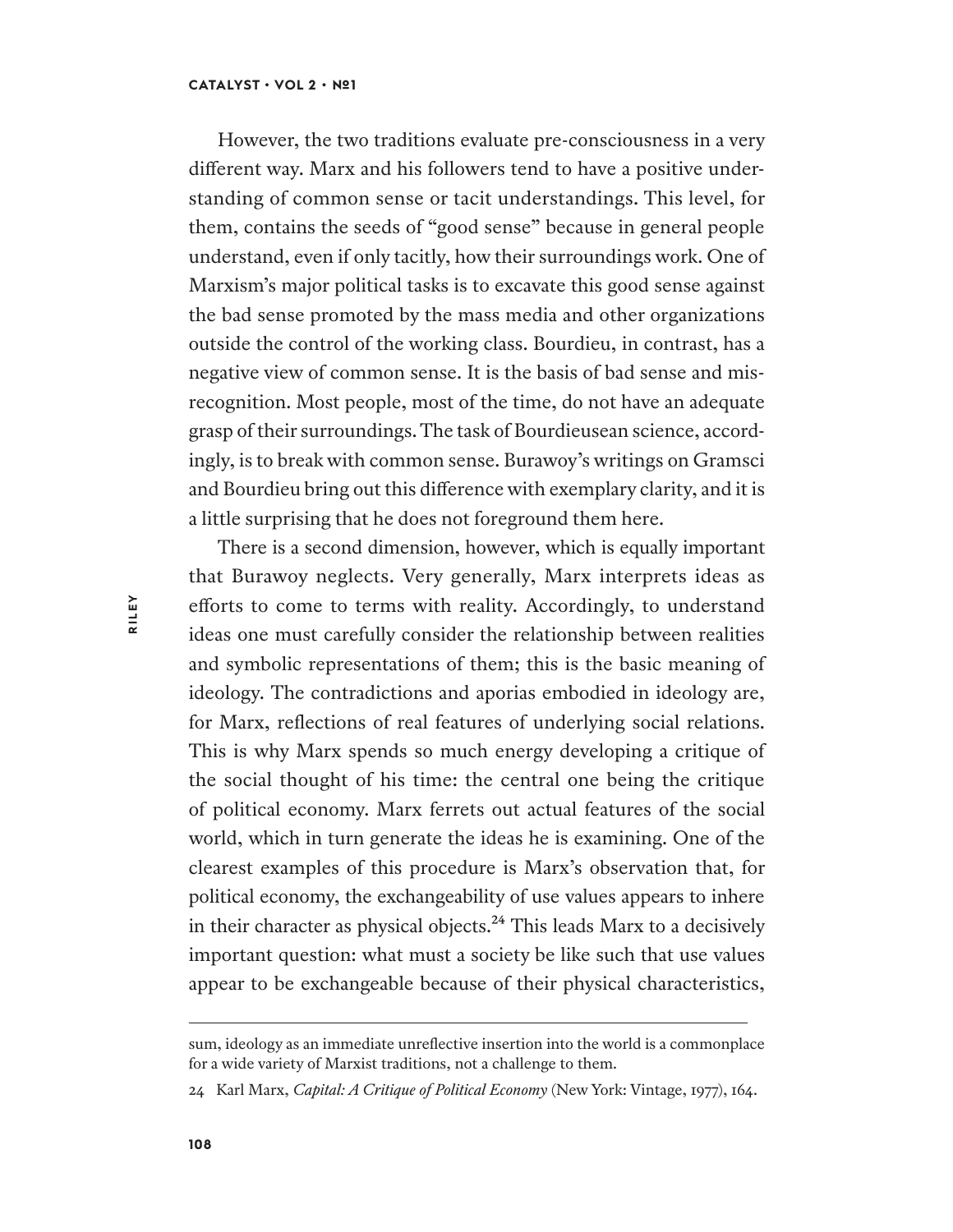However, the two traditions evaluate pre-consciousness in a very different way. Marx and his followers tend to have a positive understanding of common sense or tacit understandings. This level, for them, contains the seeds of "good sense" because in general people understand, even if only tacitly, how their surroundings work. One of Marxism's major political tasks is to excavate this good sense against the bad sense promoted by the mass media and other organizations outside the control of the working class. Bourdieu, in contrast, has a negative view of common sense. It is the basis of bad sense and misrecognition. Most people, most of the time, do not have an adequate grasp of their surroundings. The task of Bourdieusean science, accordingly, is to break with common sense. Burawoy's writings on Gramsci and Bourdieu bring out this difference with exemplary clarity, and it is a little surprising that he does not foreground them here.

There is a second dimension, however, which is equally important that Burawoy neglects. Very generally, Marx interprets ideas as efforts to come to terms with reality. Accordingly, to understand ideas one must carefully consider the relationship between realities and symbolic representations of them; this is the basic meaning of ideology. The contradictions and aporias embodied in ideology are, for Marx, reflections of real features of underlying social relations. This is why Marx spends so much energy developing a critique of the social thought of his time: the central one being the critique of political economy. Marx ferrets out actual features of the social world, which in turn generate the ideas he is examining. One of the clearest examples of this procedure is Marx's observation that, for political economy, the exchangeability of use values appears to inhere in their character as physical objects.[24] This leads Marx to a decisively important question: what must a society be like such that use values appear to be exchangeable because of their physical characteristics,

---

sum, ideology as an immediate unreflective insertion into the world is a commonplace for a wide variety of Marxist traditions, not a challenge to them.

24 Karl Marx, *Capital: A Critique of Political Economy* (New York: Vintage, 1977), 164.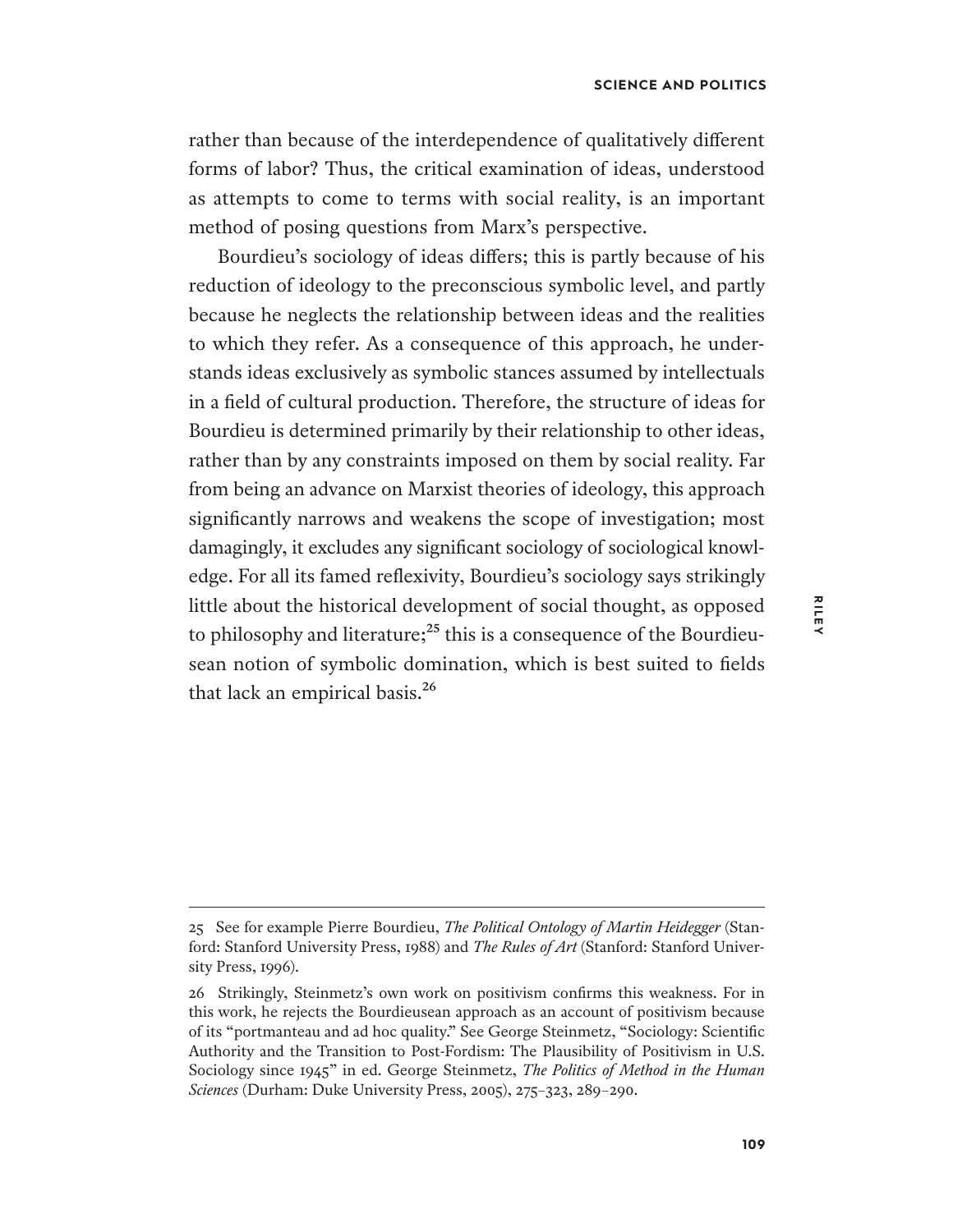rather than because of the interdependence of qualitatively different forms of labor? Thus, the critical examination of ideas, understood as attempts to come to terms with social reality, is an important method of posing questions from Marx's perspective.

Bourdieu's sociology of ideas differs; this is partly because of his reduction of ideology to the preconscious symbolic level, and partly because he neglects the relationship between ideas and the realities to which they refer. As a consequence of this approach, he understands ideas exclusively as symbolic stances assumed by intellectuals in a field of cultural production. Therefore, the structure of ideas for Bourdieu is determined primarily by their relationship to other ideas, rather than by any constraints imposed on them by social reality. Far from being an advance on Marxist theories of ideology, this approach significantly narrows and weakens the scope of investigation; most damagingly, it excludes any significant sociology of sociological knowledge. For all its famed reflexivity, Bourdieu's sociology says strikingly little about the historical development of social thought, as opposed to philosophy and literature;[25] this is a consequence of the Bourdieusean notion of symbolic domination, which is best suited to fields that lack an empirical basis.[26]

---

25 See for example Pierre Bourdieu, *The Political Ontology of Martin Heidegger* (Stanford: Stanford University Press, 1988) and *The Rules of Art* (Stanford: Stanford University Press, 1996).

26 Strikingly, Steinmetz's own work on positivism confirms this weakness. For in this work, he rejects the Bourdieusean approach as an account of positivism because of its "portmanteau and ad hoc quality." See George Steinmetz, "Sociology: Scientific Authority and the Transition to Post-Fordism: The Plausibility of Positivism in U.S. Sociology since 1945" in ed. George Steinmetz, *The Politics of Method in the Human Sciences* (Durham: Duke University Press, 2005), 275–323, 289–290.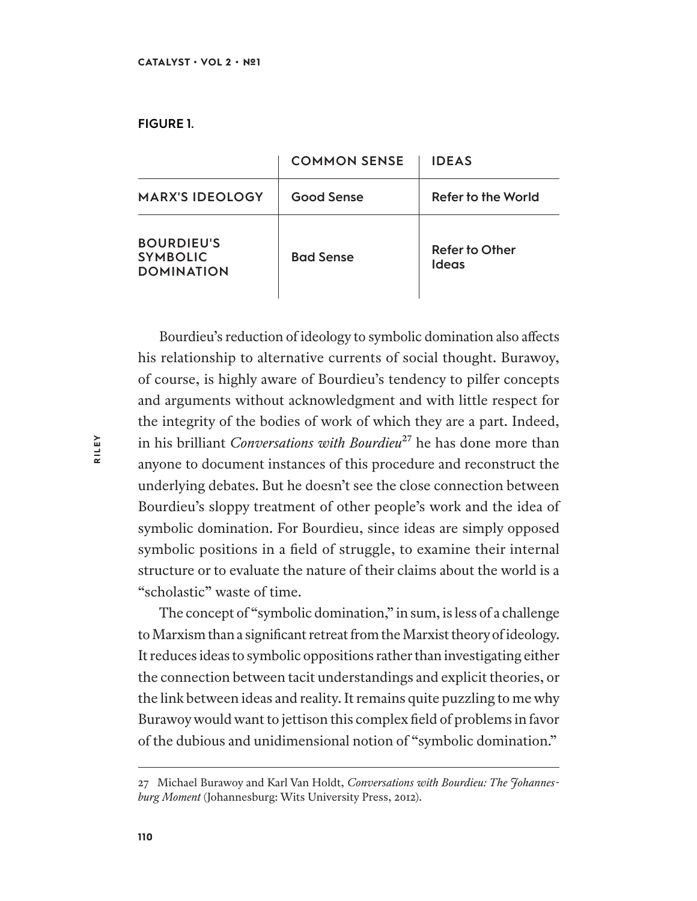**FIGURE 1.**

| | COMMON SENSE | IDEAS |
|---|---|---|
| MARX'S IDEOLOGY | Good Sense | Refer to the World |
| BOURDIEU'S SYMBOLIC DOMINATION | Bad Sense | Refer to Other Ideas |

Bourdieu's reduction of ideology to symbolic domination also affects his relationship to alternative currents of social thought. Burawoy, of course, is highly aware of Bourdieu's tendency to pilfer concepts and arguments without acknowledgment and with little respect for the integrity of the bodies of work of which they are a part. Indeed, in his brilliant *Conversations with Bourdieu*[27] he has done more than anyone to document instances of this procedure and reconstruct the underlying debates. But he doesn't see the close connection between Bourdieu's sloppy treatment of other people's work and the idea of symbolic domination. For Bourdieu, since ideas are simply opposed symbolic positions in a field of struggle, to examine their internal structure or to evaluate the nature of their claims about the world is a "scholastic" waste of time.

The concept of "symbolic domination," in sum, is less of a challenge to Marxism than a significant retreat from the Marxist theory of ideology. It reduces ideas to symbolic oppositions rather than investigating either the connection between tacit understandings and explicit theories, or the link between ideas and reality. It remains quite puzzling to me why Burawoy would want to jettison this complex field of problems in favor of the dubious and unidimensional notion of "symbolic domination."

27 Michael Burawoy and Karl Van Holdt, *Conversations with Bourdieu: The Johannesburg Moment* (Johannesburg: Wits University Press, 2012).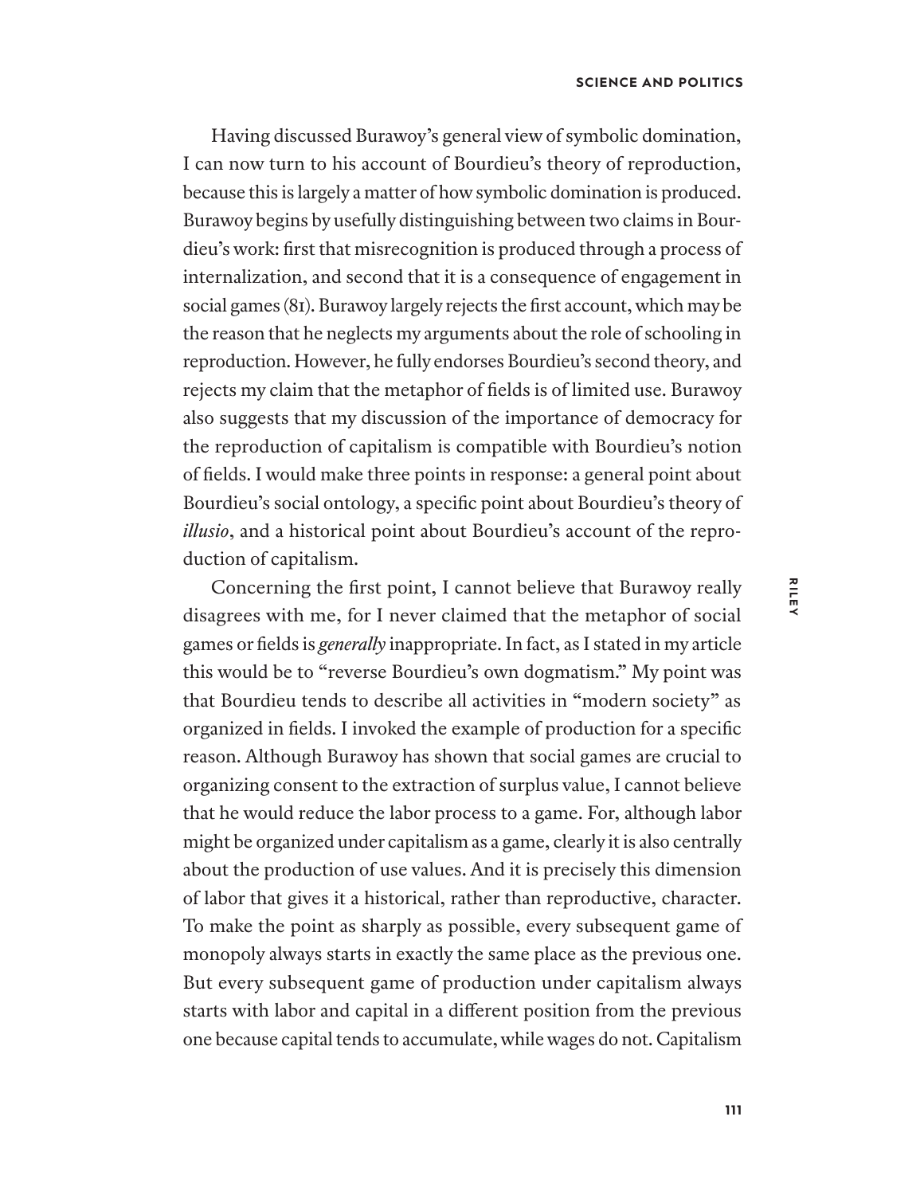Having discussed Burawoy's general view of symbolic domination, I can now turn to his account of Bourdieu's theory of reproduction, because this is largely a matter of how symbolic domination is produced. Burawoy begins by usefully distinguishing between two claims in Bourdieu's work: first that misrecognition is produced through a process of internalization, and second that it is a consequence of engagement in social games (81). Burawoy largely rejects the first account, which may be the reason that he neglects my arguments about the role of schooling in reproduction. However, he fully endorses Bourdieu's second theory, and rejects my claim that the metaphor of fields is of limited use. Burawoy also suggests that my discussion of the importance of democracy for the reproduction of capitalism is compatible with Bourdieu's notion of fields. I would make three points in response: a general point about Bourdieu's social ontology, a specific point about Bourdieu's theory of *illusio*, and a historical point about Bourdieu's account of the reproduction of capitalism.

Concerning the first point, I cannot believe that Burawoy really disagrees with me, for I never claimed that the metaphor of social games or fields is *generally* inappropriate. In fact, as I stated in my article this would be to "reverse Bourdieu's own dogmatism." My point was that Bourdieu tends to describe all activities in "modern society" as organized in fields. I invoked the example of production for a specific reason. Although Burawoy has shown that social games are crucial to organizing consent to the extraction of surplus value, I cannot believe that he would reduce the labor process to a game. For, although labor might be organized under capitalism as a game, clearly it is also centrally about the production of use values. And it is precisely this dimension of labor that gives it a historical, rather than reproductive, character. To make the point as sharply as possible, every subsequent game of monopoly always starts in exactly the same place as the previous one. But every subsequent game of production under capitalism always starts with labor and capital in a different position from the previous one because capital tends to accumulate, while wages do not. Capitalism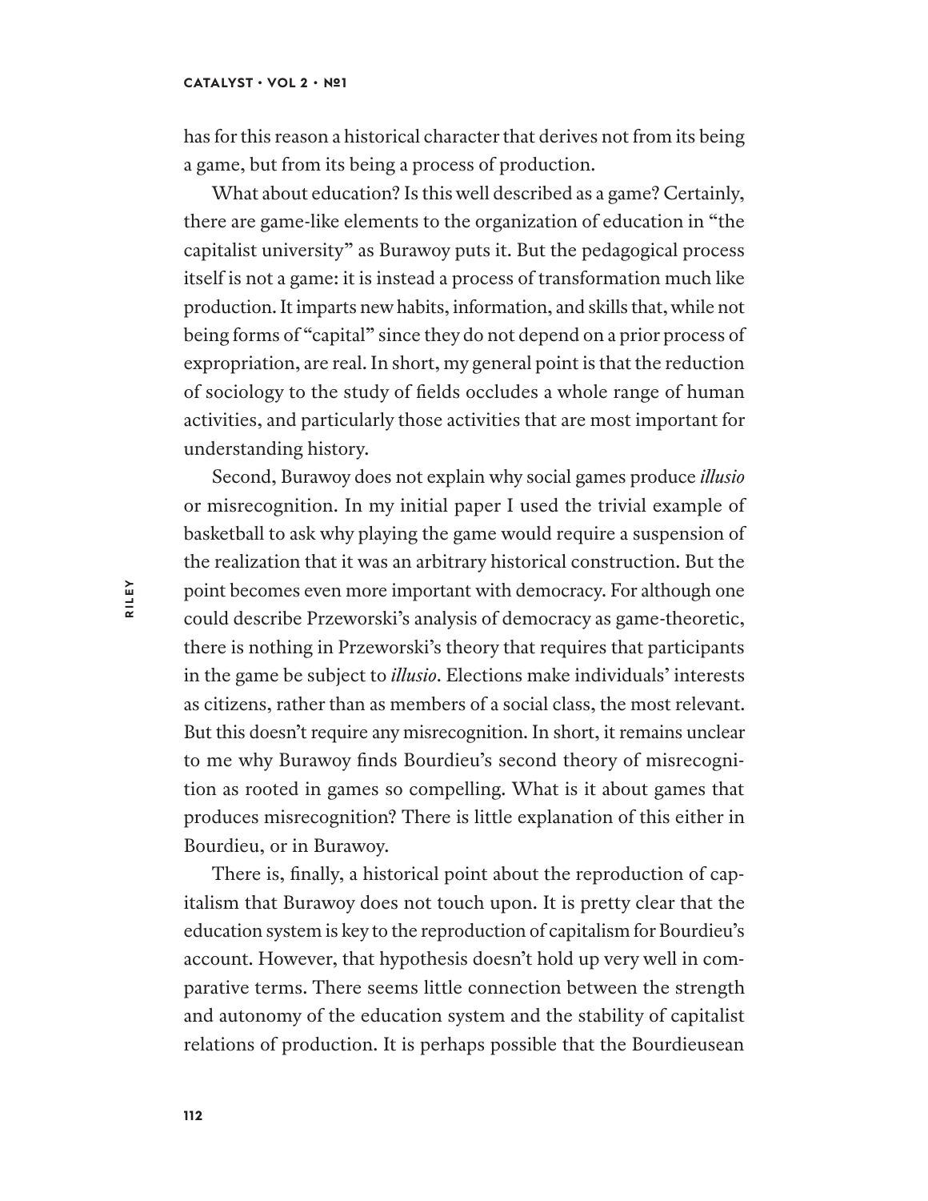has for this reason a historical character that derives not from its being a game, but from its being a process of production.

What about education? Is this well described as a game? Certainly, there are game-like elements to the organization of education in "the capitalist university" as Burawoy puts it. But the pedagogical process itself is not a game: it is instead a process of transformation much like production. It imparts new habits, information, and skills that, while not being forms of "capital" since they do not depend on a prior process of expropriation, are real. In short, my general point is that the reduction of sociology to the study of fields occludes a whole range of human activities, and particularly those activities that are most important for understanding history.

Second, Burawoy does not explain why social games produce *illusio* or misrecognition. In my initial paper I used the trivial example of basketball to ask why playing the game would require a suspension of the realization that it was an arbitrary historical construction. But the point becomes even more important with democracy. For although one could describe Przeworski's analysis of democracy as game-theoretic, there is nothing in Przeworski's theory that requires that participants in the game be subject to *illusio*. Elections make individuals' interests as citizens, rather than as members of a social class, the most relevant. But this doesn't require any misrecognition. In short, it remains unclear to me why Burawoy finds Bourdieu's second theory of misrecognition as rooted in games so compelling. What is it about games that produces misrecognition? There is little explanation of this either in Bourdieu, or in Burawoy.

There is, finally, a historical point about the reproduction of capitalism that Burawoy does not touch upon. It is pretty clear that the education system is key to the reproduction of capitalism for Bourdieu's account. However, that hypothesis doesn't hold up very well in comparative terms. There seems little connection between the strength and autonomy of the education system and the stability of capitalist relations of production. It is perhaps possible that the Bourdieusean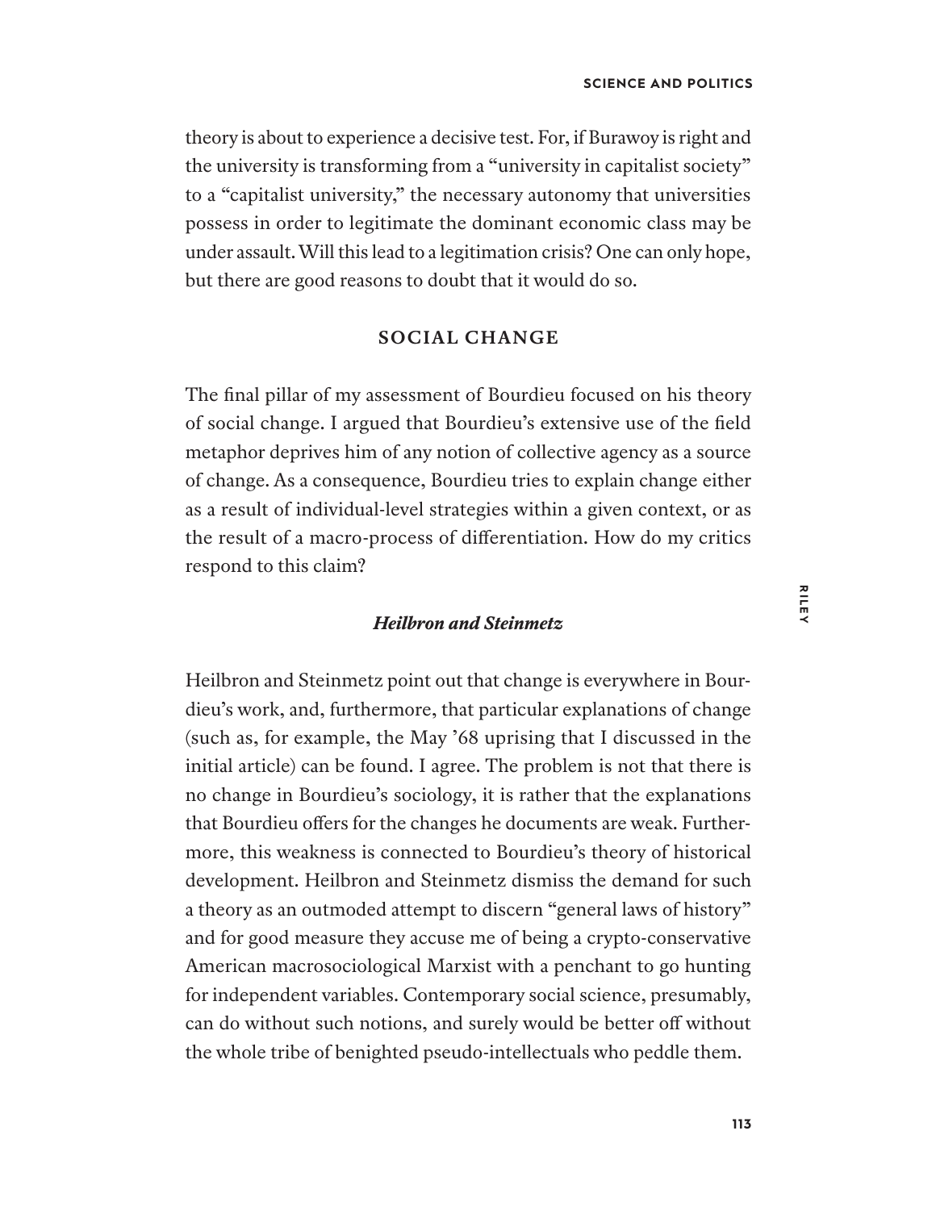theory is about to experience a decisive test. For, if Burawoy is right and the university is transforming from a "university in capitalist society" to a "capitalist university," the necessary autonomy that universities possess in order to legitimate the dominant economic class may be under assault. Will this lead to a legitimation crisis? One can only hope, but there are good reasons to doubt that it would do so.

## SOCIAL CHANGE

The final pillar of my assessment of Bourdieu focused on his theory of social change. I argued that Bourdieu's extensive use of the field metaphor deprives him of any notion of collective agency as a source of change. As a consequence, Bourdieu tries to explain change either as a result of individual-level strategies within a given context, or as the result of a macro-process of differentiation. How do my critics respond to this claim?

### *Heilbron and Steinmetz*

Heilbron and Steinmetz point out that change is everywhere in Bourdieu's work, and, furthermore, that particular explanations of change (such as, for example, the May '68 uprising that I discussed in the initial article) can be found. I agree. The problem is not that there is no change in Bourdieu's sociology, it is rather that the explanations that Bourdieu offers for the changes he documents are weak. Furthermore, this weakness is connected to Bourdieu's theory of historical development. Heilbron and Steinmetz dismiss the demand for such a theory as an outmoded attempt to discern "general laws of history" and for good measure they accuse me of being a crypto-conservative American macrosociological Marxist with a penchant to go hunting for independent variables. Contemporary social science, presumably, can do without such notions, and surely would be better off without the whole tribe of benighted pseudo-intellectuals who peddle them.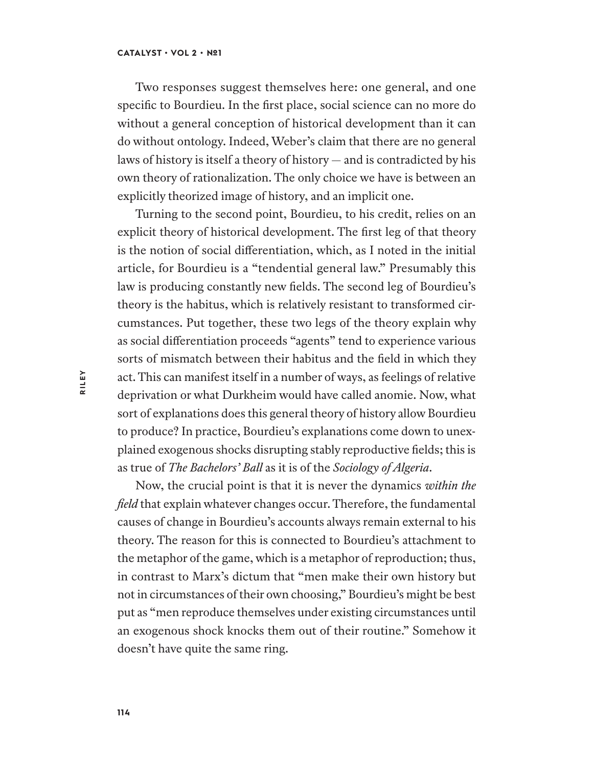Two responses suggest themselves here: one general, and one specific to Bourdieu. In the first place, social science can no more do without a general conception of historical development than it can do without ontology. Indeed, Weber's claim that there are no general laws of history is itself a theory of history — and is contradicted by his own theory of rationalization. The only choice we have is between an explicitly theorized image of history, and an implicit one.

Turning to the second point, Bourdieu, to his credit, relies on an explicit theory of historical development. The first leg of that theory is the notion of social differentiation, which, as I noted in the initial article, for Bourdieu is a "tendential general law." Presumably this law is producing constantly new fields. The second leg of Bourdieu's theory is the habitus, which is relatively resistant to transformed circumstances. Put together, these two legs of the theory explain why as social differentiation proceeds "agents" tend to experience various sorts of mismatch between their habitus and the field in which they act. This can manifest itself in a number of ways, as feelings of relative deprivation or what Durkheim would have called anomie. Now, what sort of explanations does this general theory of history allow Bourdieu to produce? In practice, Bourdieu's explanations come down to unexplained exogenous shocks disrupting stably reproductive fields; this is as true of *The Bachelors' Ball* as it is of the *Sociology of Algeria*.

Now, the crucial point is that it is never the dynamics *within the field* that explain whatever changes occur. Therefore, the fundamental causes of change in Bourdieu's accounts always remain external to his theory. The reason for this is connected to Bourdieu's attachment to the metaphor of the game, which is a metaphor of reproduction; thus, in contrast to Marx's dictum that "men make their own history but not in circumstances of their own choosing," Bourdieu's might be best put as "men reproduce themselves under existing circumstances until an exogenous shock knocks them out of their routine." Somehow it doesn't have quite the same ring.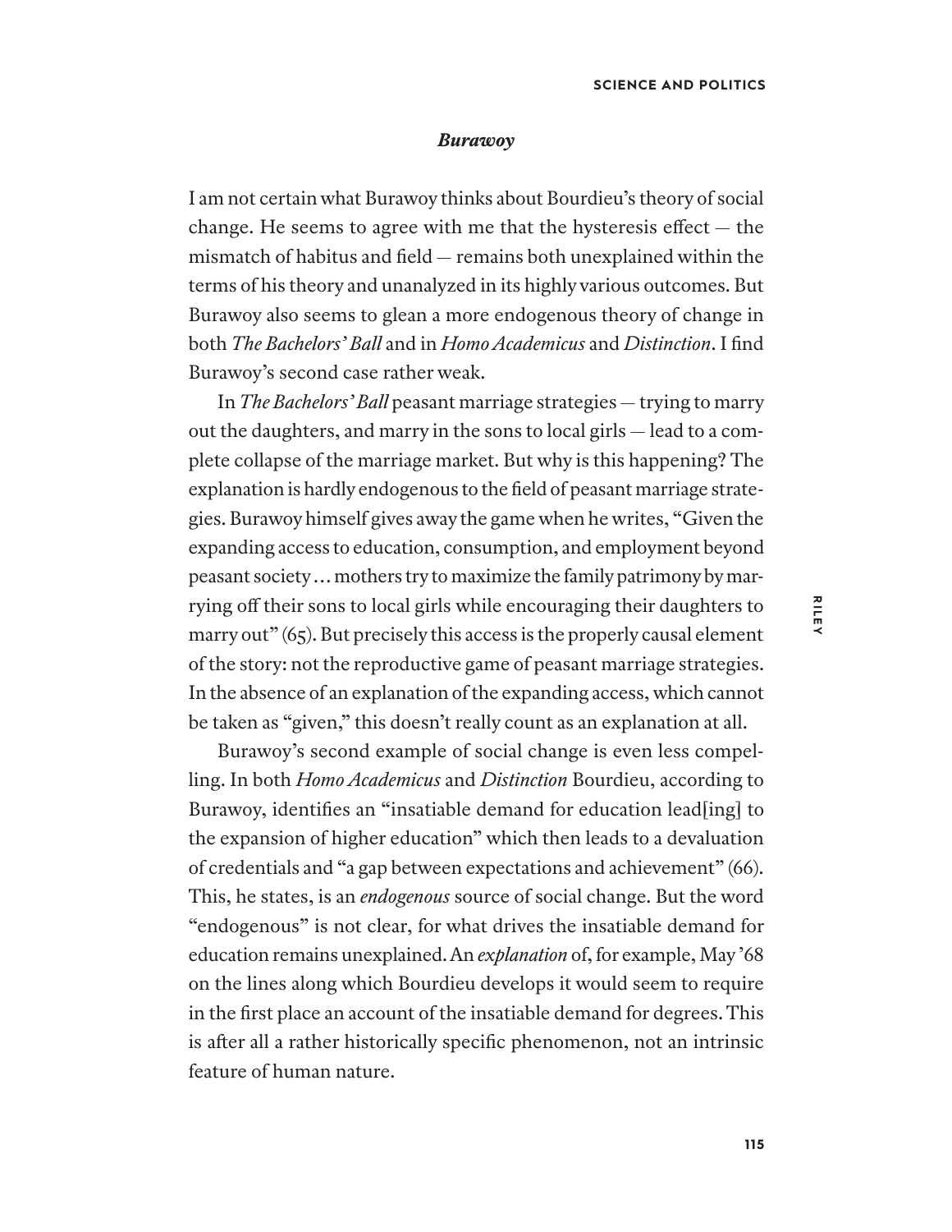### *Burawoy*

I am not certain what Burawoy thinks about Bourdieu's theory of social change. He seems to agree with me that the hysteresis effect — the mismatch of habitus and field — remains both unexplained within the terms of his theory and unanalyzed in its highly various outcomes. But Burawoy also seems to glean a more endogenous theory of change in both *The Bachelors' Ball* and in *Homo Academicus* and *Distinction*. I find Burawoy's second case rather weak.

In *The Bachelors' Ball* peasant marriage strategies — trying to marry out the daughters, and marry in the sons to local girls — lead to a complete collapse of the marriage market. But why is this happening? The explanation is hardly endogenous to the field of peasant marriage strategies. Burawoy himself gives away the game when he writes, "Given the expanding access to education, consumption, and employment beyond peasant society . . . mothers try to maximize the family patrimony by marrying off their sons to local girls while encouraging their daughters to marry out" (65). But precisely this access is the properly causal element of the story: not the reproductive game of peasant marriage strategies. In the absence of an explanation of the expanding access, which cannot be taken as "given," this doesn't really count as an explanation at all.

Burawoy's second example of social change is even less compelling. In both *Homo Academicus* and *Distinction* Bourdieu, according to Burawoy, identifies an "insatiable demand for education lead[ing] to the expansion of higher education" which then leads to a devaluation of credentials and "a gap between expectations and achievement" (66). This, he states, is an *endogenous* source of social change. But the word "endogenous" is not clear, for what drives the insatiable demand for education remains unexplained. An *explanation* of, for example, May '68 on the lines along which Bourdieu develops it would seem to require in the first place an account of the insatiable demand for degrees. This is after all a rather historically specific phenomenon, not an intrinsic feature of human nature.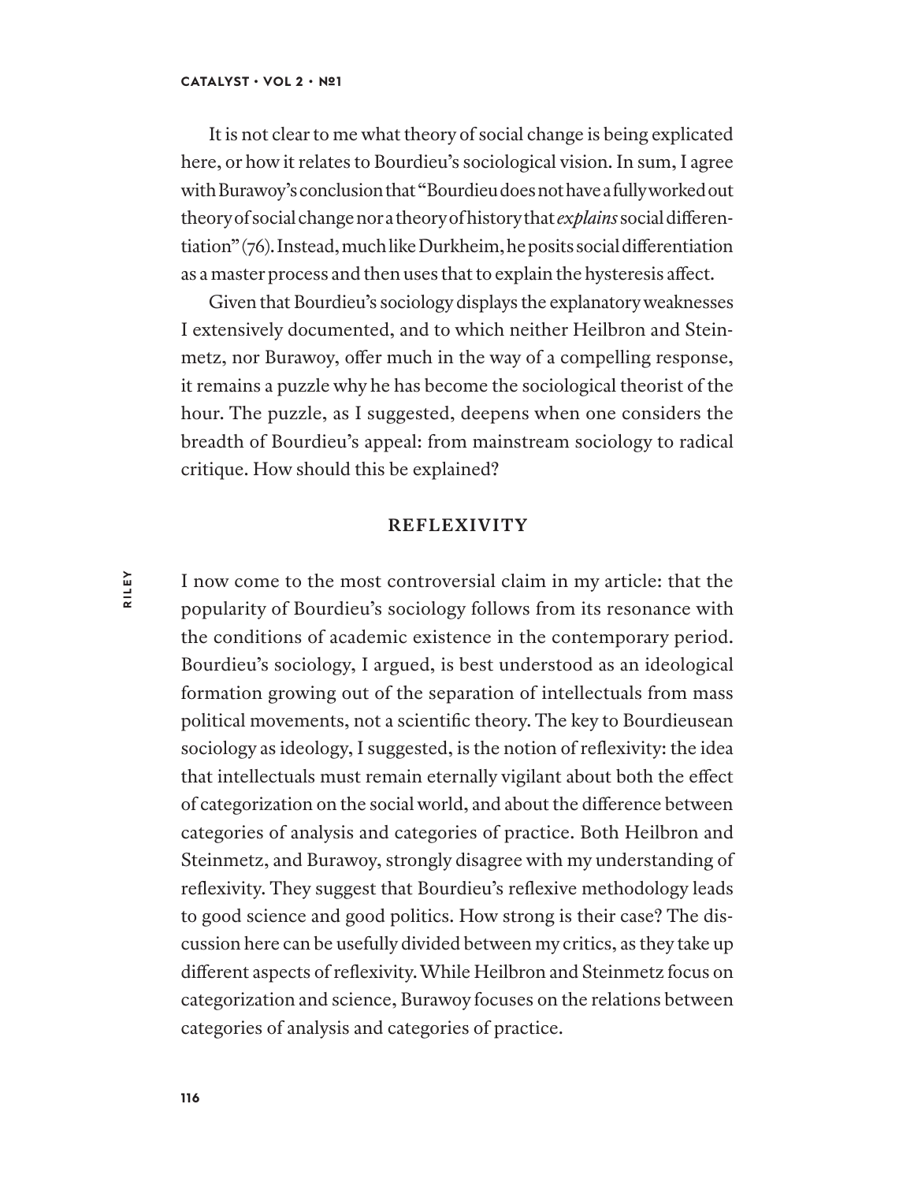It is not clear to me what theory of social change is being explicated here, or how it relates to Bourdieu's sociological vision. In sum, I agree with Burawoy's conclusion that "Bourdieu does not have a fully worked out theory of social change nor a theory of history that *explains* social differentiation" (76). Instead, much like Durkheim, he posits social differentiation as a master process and then uses that to explain the hysteresis affect.

Given that Bourdieu's sociology displays the explanatory weaknesses I extensively documented, and to which neither Heilbron and Steinmetz, nor Burawoy, offer much in the way of a compelling response, it remains a puzzle why he has become the sociological theorist of the hour. The puzzle, as I suggested, deepens when one considers the breadth of Bourdieu's appeal: from mainstream sociology to radical critique. How should this be explained?

## REFLEXIVITY

I now come to the most controversial claim in my article: that the popularity of Bourdieu's sociology follows from its resonance with the conditions of academic existence in the contemporary period. Bourdieu's sociology, I argued, is best understood as an ideological formation growing out of the separation of intellectuals from mass political movements, not a scientific theory. The key to Bourdieusean sociology as ideology, I suggested, is the notion of reflexivity: the idea that intellectuals must remain eternally vigilant about both the effect of categorization on the social world, and about the difference between categories of analysis and categories of practice. Both Heilbron and Steinmetz, and Burawoy, strongly disagree with my understanding of reflexivity. They suggest that Bourdieu's reflexive methodology leads to good science and good politics. How strong is their case? The discussion here can be usefully divided between my critics, as they take up different aspects of reflexivity. While Heilbron and Steinmetz focus on categorization and science, Burawoy focuses on the relations between categories of analysis and categories of practice.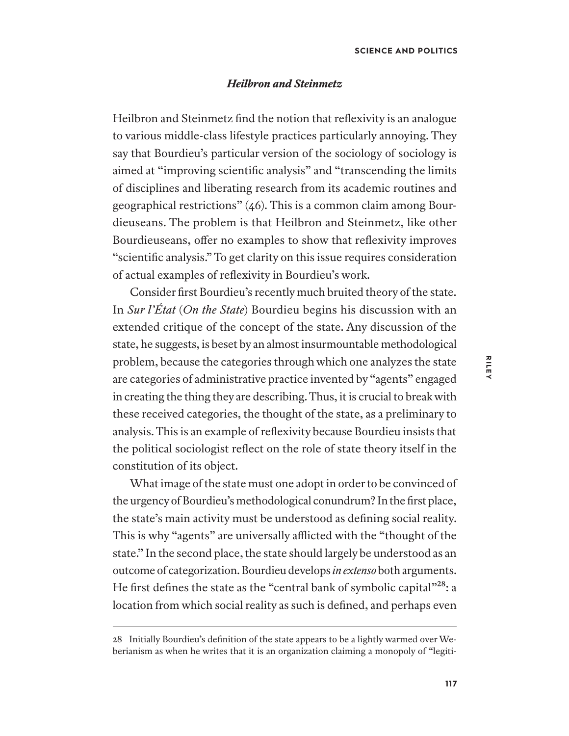### *Heilbron and Steinmetz*

Heilbron and Steinmetz find the notion that reflexivity is an analogue to various middle-class lifestyle practices particularly annoying. They say that Bourdieu's particular version of the sociology of sociology is aimed at "improving scientific analysis" and "transcending the limits of disciplines and liberating research from its academic routines and geographical restrictions" (46). This is a common claim among Bourdieuseans. The problem is that Heilbron and Steinmetz, like other Bourdieuseans, offer no examples to show that reflexivity improves "scientific analysis." To get clarity on this issue requires consideration of actual examples of reflexivity in Bourdieu's work.

Consider first Bourdieu's recently much bruited theory of the state. In *Sur l'État* (*On the State*) Bourdieu begins his discussion with an extended critique of the concept of the state. Any discussion of the state, he suggests, is beset by an almost insurmountable methodological problem, because the categories through which one analyzes the state are categories of administrative practice invented by "agents" engaged in creating the thing they are describing. Thus, it is crucial to break with these received categories, the thought of the state, as a preliminary to analysis. This is an example of reflexivity because Bourdieu insists that the political sociologist reflect on the role of state theory itself in the constitution of its object.

What image of the state must one adopt in order to be convinced of the urgency of Bourdieu's methodological conundrum? In the first place, the state's main activity must be understood as defining social reality. This is why "agents" are universally afflicted with the "thought of the state." In the second place, the state should largely be understood as an outcome of categorization. Bourdieu develops *in extenso* both arguments. He first defines the state as the "central bank of symbolic capital"[28]: a location from which social reality as such is defined, and perhaps even

28 Initially Bourdieu's definition of the state appears to be a lightly warmed over Weberianism as when he writes that it is an organization claiming a monopoly of "legiti-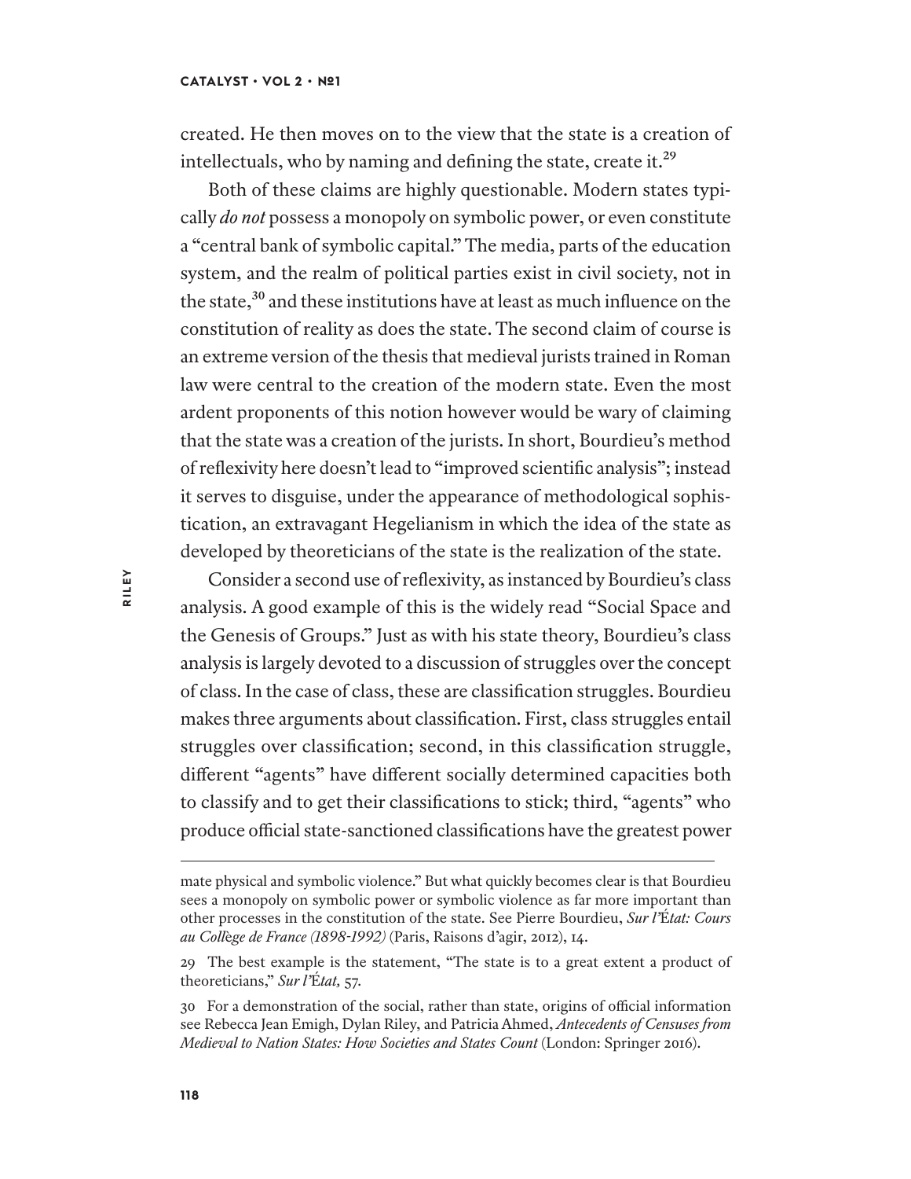created. He then moves on to the view that the state is a creation of intellectuals, who by naming and defining the state, create it.[29]

Both of these claims are highly questionable. Modern states typically *do not* possess a monopoly on symbolic power, or even constitute a "central bank of symbolic capital." The media, parts of the education system, and the realm of political parties exist in civil society, not in the state,[30] and these institutions have at least as much influence on the constitution of reality as does the state. The second claim of course is an extreme version of the thesis that medieval jurists trained in Roman law were central to the creation of the modern state. Even the most ardent proponents of this notion however would be wary of claiming that the state was a creation of the jurists. In short, Bourdieu's method of reflexivity here doesn't lead to "improved scientific analysis"; instead it serves to disguise, under the appearance of methodological sophistication, an extravagant Hegelianism in which the idea of the state as developed by theoreticians of the state is the realization of the state.

Consider a second use of reflexivity, as instanced by Bourdieu's class analysis. A good example of this is the widely read "Social Space and the Genesis of Groups." Just as with his state theory, Bourdieu's class analysis is largely devoted to a discussion of struggles over the concept of class. In the case of class, these are classification struggles. Bourdieu makes three arguments about classification. First, class struggles entail struggles over classification; second, in this classification struggle, different "agents" have different socially determined capacities both to classify and to get their classifications to stick; third, "agents" who produce official state-sanctioned classifications have the greatest power

---

mate physical and symbolic violence." But what quickly becomes clear is that Bourdieu sees a monopoly on symbolic power or symbolic violence as far more important than other processes in the constitution of the state. See Pierre Bourdieu, *Sur l'État: Cours au Collège de France (1898-1992)* (Paris, Raisons d'agir, 2012), 14.

29 The best example is the statement, "The state is to a great extent a product of theoreticians," *Sur l'État,* 57.

30 For a demonstration of the social, rather than state, origins of official information see Rebecca Jean Emigh, Dylan Riley, and Patricia Ahmed, *Antecedents of Censuses from Medieval to Nation States: How Societies and States Count* (London: Springer 2016).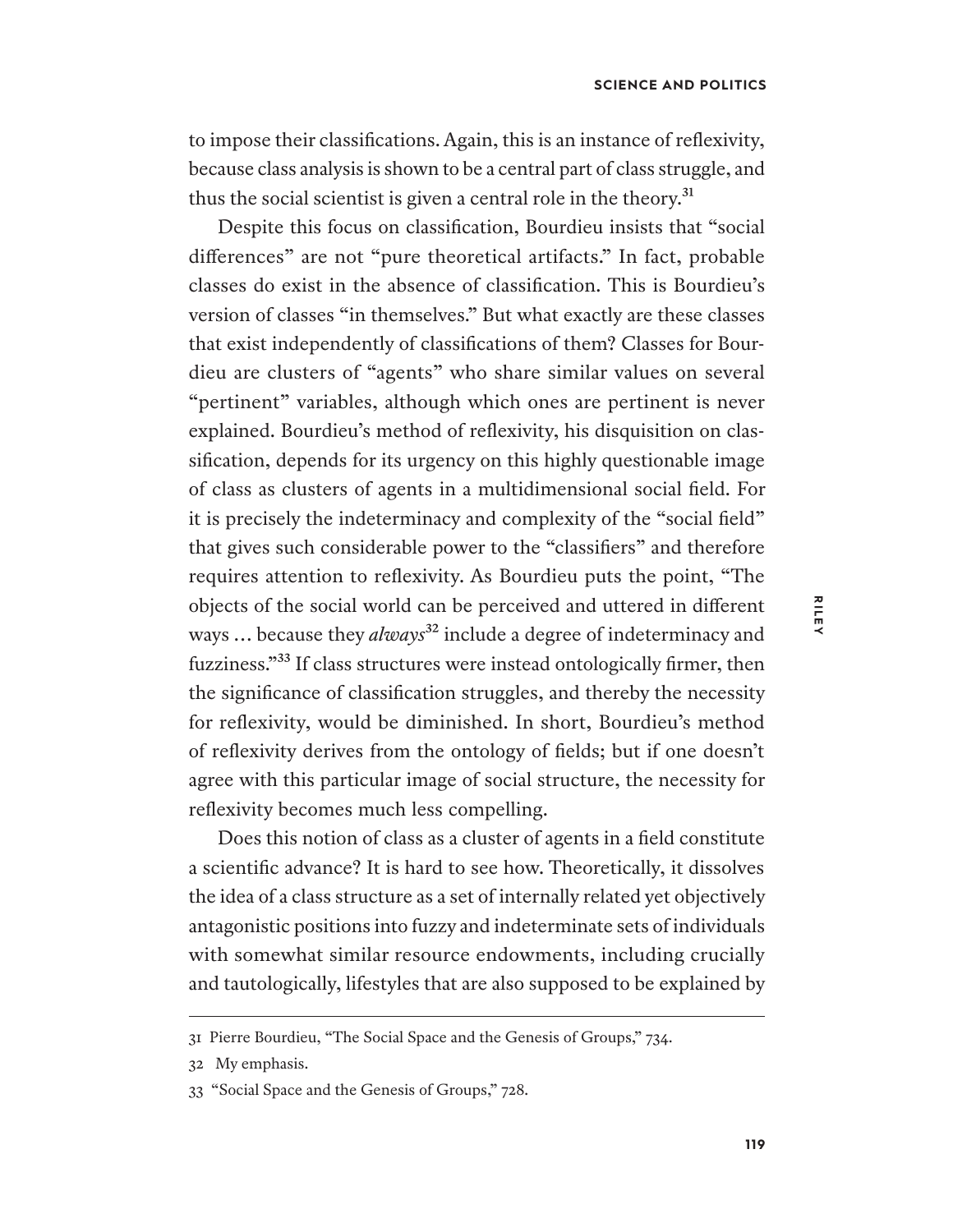to impose their classifications. Again, this is an instance of reflexivity, because class analysis is shown to be a central part of class struggle, and thus the social scientist is given a central role in the theory.[31]

Despite this focus on classification, Bourdieu insists that "social differences" are not "pure theoretical artifacts." In fact, probable classes do exist in the absence of classification. This is Bourdieu's version of classes "in themselves." But what exactly are these classes that exist independently of classifications of them? Classes for Bourdieu are clusters of "agents" who share similar values on several "pertinent" variables, although which ones are pertinent is never explained. Bourdieu's method of reflexivity, his disquisition on classification, depends for its urgency on this highly questionable image of class as clusters of agents in a multidimensional social field. For it is precisely the indeterminacy and complexity of the "social field" that gives such considerable power to the "classifiers" and therefore requires attention to reflexivity. As Bourdieu puts the point, "The objects of the social world can be perceived and uttered in different ways … because they *always*[32] include a degree of indeterminacy and fuzziness."[33] If class structures were instead ontologically firmer, then the significance of classification struggles, and thereby the necessity for reflexivity, would be diminished. In short, Bourdieu's method of reflexivity derives from the ontology of fields; but if one doesn't agree with this particular image of social structure, the necessity for reflexivity becomes much less compelling.

Does this notion of class as a cluster of agents in a field constitute a scientific advance? It is hard to see how. Theoretically, it dissolves the idea of a class structure as a set of internally related yet objectively antagonistic positions into fuzzy and indeterminate sets of individuals with somewhat similar resource endowments, including crucially and tautologically, lifestyles that are also supposed to be explained by

---

31 Pierre Bourdieu, "The Social Space and the Genesis of Groups," 734.

32 My emphasis.

33 "Social Space and the Genesis of Groups," 728.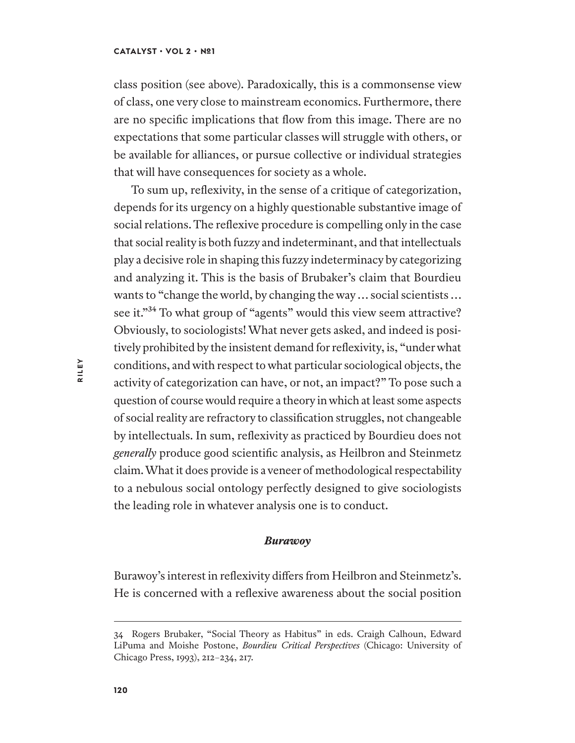class position (see above). Paradoxically, this is a commonsense view of class, one very close to mainstream economics. Furthermore, there are no specific implications that flow from this image. There are no expectations that some particular classes will struggle with others, or be available for alliances, or pursue collective or individual strategies that will have consequences for society as a whole.

To sum up, reflexivity, in the sense of a critique of categorization, depends for its urgency on a highly questionable substantive image of social relations. The reflexive procedure is compelling only in the case that social reality is both fuzzy and indeterminant, and that intellectuals play a decisive role in shaping this fuzzy indeterminacy by categorizing and analyzing it. This is the basis of Brubaker's claim that Bourdieu wants to "change the world, by changing the way … social scientists … see it."[34] To what group of "agents" would this view seem attractive? Obviously, to sociologists! What never gets asked, and indeed is positively prohibited by the insistent demand for reflexivity, is, "under what conditions, and with respect to what particular sociological objects, the activity of categorization can have, or not, an impact?" To pose such a question of course would require a theory in which at least some aspects of social reality are refractory to classification struggles, not changeable by intellectuals. In sum, reflexivity as practiced by Bourdieu does not *generally* produce good scientific analysis, as Heilbron and Steinmetz claim. What it does provide is a veneer of methodological respectability to a nebulous social ontology perfectly designed to give sociologists the leading role in whatever analysis one is to conduct.

### *Burawoy*

Burawoy's interest in reflexivity differs from Heilbron and Steinmetz's. He is concerned with a reflexive awareness about the social position

---

34 Rogers Brubaker, "Social Theory as Habitus" in eds. Craigh Calhoun, Edward LiPuma and Moishe Postone, *Bourdieu Critical Perspectives* (Chicago: University of Chicago Press, 1993), 212–234, 217.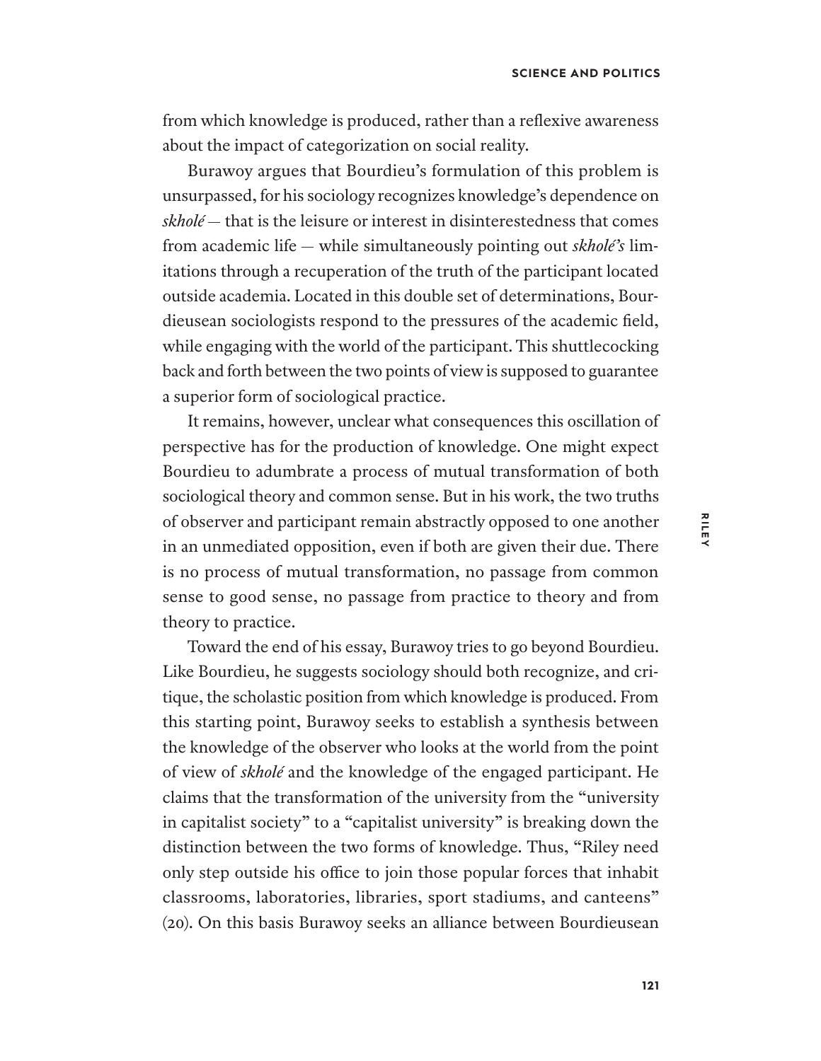from which knowledge is produced, rather than a reflexive awareness about the impact of categorization on social reality.

Burawoy argues that Bourdieu's formulation of this problem is unsurpassed, for his sociology recognizes knowledge's dependence on *skholé* — that is the leisure or interest in disinterestedness that comes from academic life — while simultaneously pointing out *skholé's* limitations through a recuperation of the truth of the participant located outside academia. Located in this double set of determinations, Bourdieusean sociologists respond to the pressures of the academic field, while engaging with the world of the participant. This shuttlecocking back and forth between the two points of view is supposed to guarantee a superior form of sociological practice.

It remains, however, unclear what consequences this oscillation of perspective has for the production of knowledge. One might expect Bourdieu to adumbrate a process of mutual transformation of both sociological theory and common sense. But in his work, the two truths of observer and participant remain abstractly opposed to one another in an unmediated opposition, even if both are given their due. There is no process of mutual transformation, no passage from common sense to good sense, no passage from practice to theory and from theory to practice.

Toward the end of his essay, Burawoy tries to go beyond Bourdieu. Like Bourdieu, he suggests sociology should both recognize, and critique, the scholastic position from which knowledge is produced. From this starting point, Burawoy seeks to establish a synthesis between the knowledge of the observer who looks at the world from the point of view of *skholé* and the knowledge of the engaged participant. He claims that the transformation of the university from the "university in capitalist society" to a "capitalist university" is breaking down the distinction between the two forms of knowledge. Thus, "Riley need only step outside his office to join those popular forces that inhabit classrooms, laboratories, libraries, sport stadiums, and canteens" (20). On this basis Burawoy seeks an alliance between Bourdieusean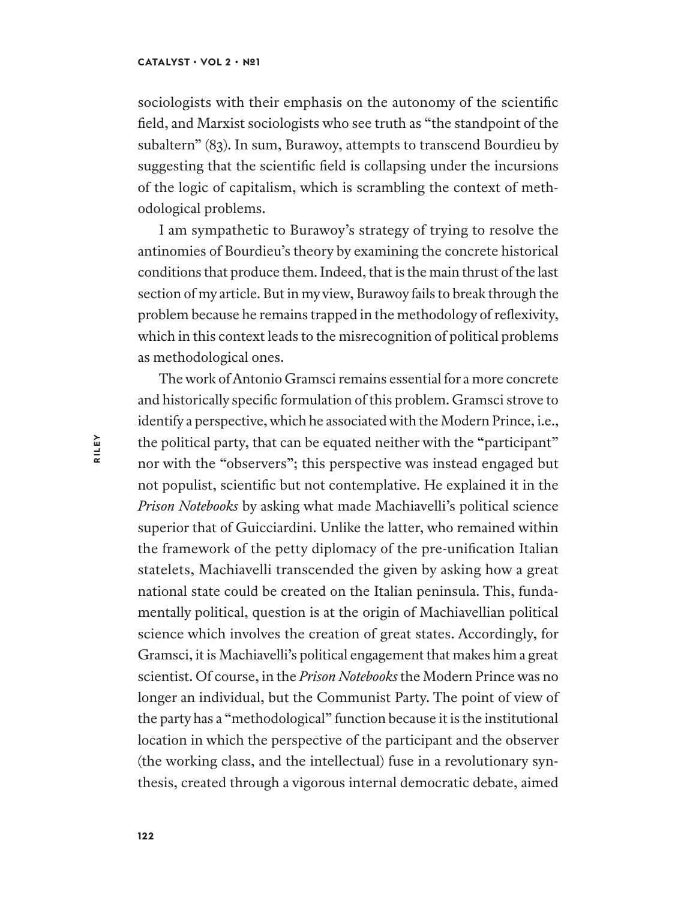sociologists with their emphasis on the autonomy of the scientific field, and Marxist sociologists who see truth as "the standpoint of the subaltern" (83). In sum, Burawoy, attempts to transcend Bourdieu by suggesting that the scientific field is collapsing under the incursions of the logic of capitalism, which is scrambling the context of methodological problems.

I am sympathetic to Burawoy's strategy of trying to resolve the antinomies of Bourdieu's theory by examining the concrete historical conditions that produce them. Indeed, that is the main thrust of the last section of my article. But in my view, Burawoy fails to break through the problem because he remains trapped in the methodology of reflexivity, which in this context leads to the misrecognition of political problems as methodological ones.

The work of Antonio Gramsci remains essential for a more concrete and historically specific formulation of this problem. Gramsci strove to identify a perspective, which he associated with the Modern Prince, i.e., the political party, that can be equated neither with the "participant" nor with the "observers"; this perspective was instead engaged but not populist, scientific but not contemplative. He explained it in the *Prison Notebooks* by asking what made Machiavelli's political science superior that of Guicciardini. Unlike the latter, who remained within the framework of the petty diplomacy of the pre-unification Italian statelets, Machiavelli transcended the given by asking how a great national state could be created on the Italian peninsula. This, fundamentally political, question is at the origin of Machiavellian political science which involves the creation of great states. Accordingly, for Gramsci, it is Machiavelli's political engagement that makes him a great scientist. Of course, in the *Prison Notebooks* the Modern Prince was no longer an individual, but the Communist Party. The point of view of the party has a "methodological" function because it is the institutional location in which the perspective of the participant and the observer (the working class, and the intellectual) fuse in a revolutionary synthesis, created through a vigorous internal democratic debate, aimed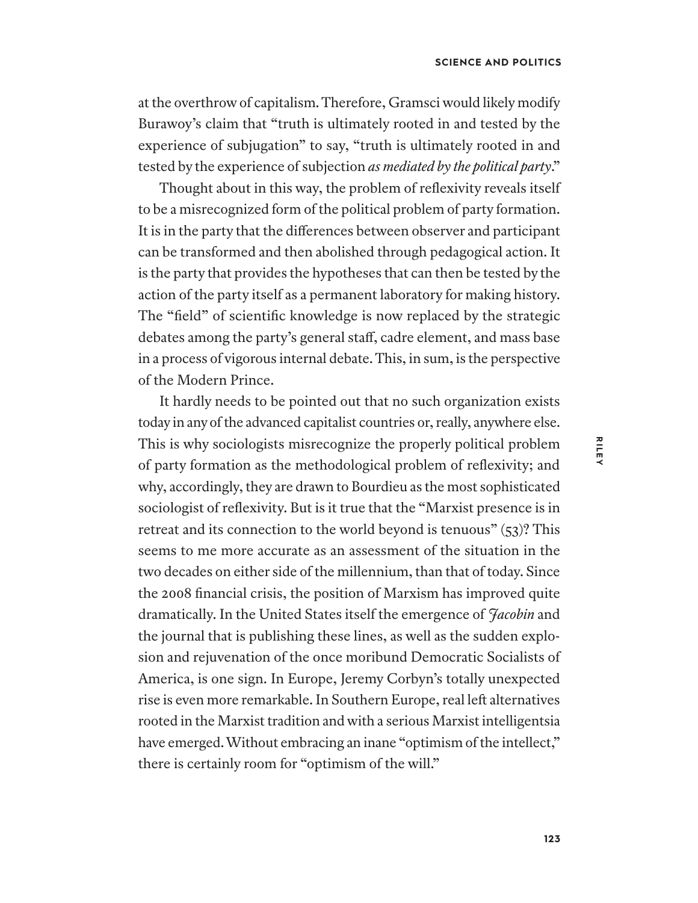at the overthrow of capitalism. Therefore, Gramsci would likely modify Burawoy's claim that "truth is ultimately rooted in and tested by the experience of subjugation" to say, "truth is ultimately rooted in and tested by the experience of subjection *as mediated by the political party*."

Thought about in this way, the problem of reflexivity reveals itself to be a misrecognized form of the political problem of party formation. It is in the party that the differences between observer and participant can be transformed and then abolished through pedagogical action. It is the party that provides the hypotheses that can then be tested by the action of the party itself as a permanent laboratory for making history. The "field" of scientific knowledge is now replaced by the strategic debates among the party's general staff, cadre element, and mass base in a process of vigorous internal debate. This, in sum, is the perspective of the Modern Prince.

It hardly needs to be pointed out that no such organization exists today in any of the advanced capitalist countries or, really, anywhere else. This is why sociologists misrecognize the properly political problem of party formation as the methodological problem of reflexivity; and why, accordingly, they are drawn to Bourdieu as the most sophisticated sociologist of reflexivity. But is it true that the "Marxist presence is in retreat and its connection to the world beyond is tenuous" (53)? This seems to me more accurate as an assessment of the situation in the two decades on either side of the millennium, than that of today. Since the 2008 financial crisis, the position of Marxism has improved quite dramatically. In the United States itself the emergence of *Jacobin* and the journal that is publishing these lines, as well as the sudden explosion and rejuvenation of the once moribund Democratic Socialists of America, is one sign. In Europe, Jeremy Corbyn's totally unexpected rise is even more remarkable. In Southern Europe, real left alternatives rooted in the Marxist tradition and with a serious Marxist intelligentsia have emerged. Without embracing an inane "optimism of the intellect," there is certainly room for "optimism of the will."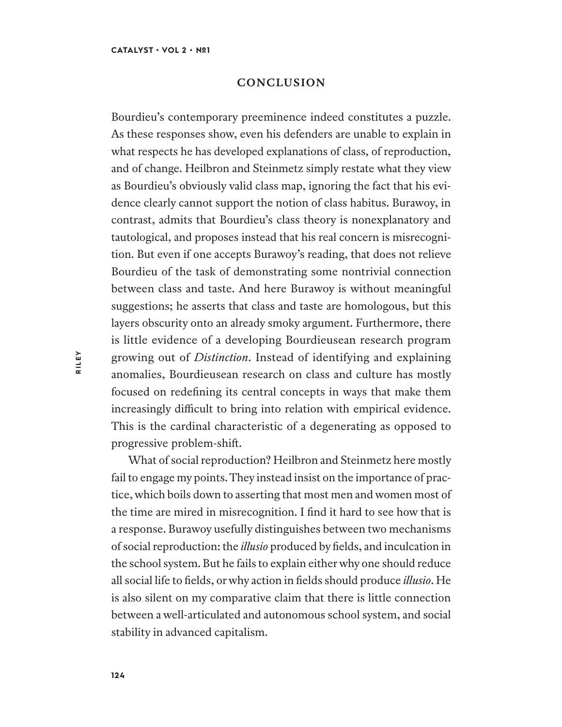## CONCLUSION

Bourdieu's contemporary preeminence indeed constitutes a puzzle. As these responses show, even his defenders are unable to explain in what respects he has developed explanations of class, of reproduction, and of change. Heilbron and Steinmetz simply restate what they view as Bourdieu's obviously valid class map, ignoring the fact that his evidence clearly cannot support the notion of class habitus. Burawoy, in contrast, admits that Bourdieu's class theory is nonexplanatory and tautological, and proposes instead that his real concern is misrecognition. But even if one accepts Burawoy's reading, that does not relieve Bourdieu of the task of demonstrating some nontrivial connection between class and taste. And here Burawoy is without meaningful suggestions; he asserts that class and taste are homologous, but this layers obscurity onto an already smoky argument. Furthermore, there is little evidence of a developing Bourdieusean research program growing out of *Distinction*. Instead of identifying and explaining anomalies, Bourdieusean research on class and culture has mostly focused on redefining its central concepts in ways that make them increasingly difficult to bring into relation with empirical evidence. This is the cardinal characteristic of a degenerating as opposed to progressive problem-shift.

What of social reproduction? Heilbron and Steinmetz here mostly fail to engage my points. They instead insist on the importance of practice, which boils down to asserting that most men and women most of the time are mired in misrecognition. I find it hard to see how that is a response. Burawoy usefully distinguishes between two mechanisms of social reproduction: the *illusio* produced by fields, and inculcation in the school system. But he fails to explain either why one should reduce all social life to fields, or why action in fields should produce *illusio*. He is also silent on my comparative claim that there is little connection between a well-articulated and autonomous school system, and social stability in advanced capitalism.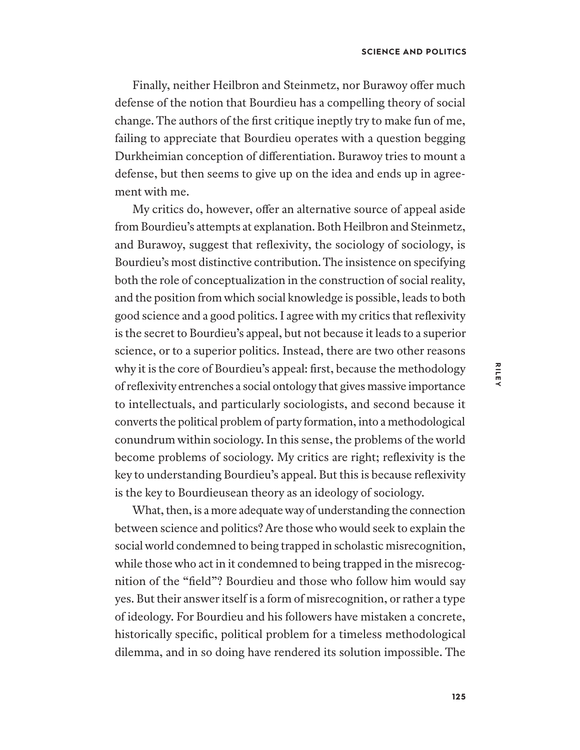Finally, neither Heilbron and Steinmetz, nor Burawoy offer much defense of the notion that Bourdieu has a compelling theory of social change. The authors of the first critique ineptly try to make fun of me, failing to appreciate that Bourdieu operates with a question begging Durkheimian conception of differentiation. Burawoy tries to mount a defense, but then seems to give up on the idea and ends up in agreement with me.

My critics do, however, offer an alternative source of appeal aside from Bourdieu's attempts at explanation. Both Heilbron and Steinmetz, and Burawoy, suggest that reflexivity, the sociology of sociology, is Bourdieu's most distinctive contribution. The insistence on specifying both the role of conceptualization in the construction of social reality, and the position from which social knowledge is possible, leads to both good science and a good politics. I agree with my critics that reflexivity is the secret to Bourdieu's appeal, but not because it leads to a superior science, or to a superior politics. Instead, there are two other reasons why it is the core of Bourdieu's appeal: first, because the methodology of reflexivity entrenches a social ontology that gives massive importance to intellectuals, and particularly sociologists, and second because it converts the political problem of party formation, into a methodological conundrum within sociology. In this sense, the problems of the world become problems of sociology. My critics are right; reflexivity is the key to understanding Bourdieu's appeal. But this is because reflexivity is the key to Bourdieusean theory as an ideology of sociology.

What, then, is a more adequate way of understanding the connection between science and politics? Are those who would seek to explain the social world condemned to being trapped in scholastic misrecognition, while those who act in it condemned to being trapped in the misrecognition of the "field"? Bourdieu and those who follow him would say yes. But their answer itself is a form of misrecognition, or rather a type of ideology. For Bourdieu and his followers have mistaken a concrete, historically specific, political problem for a timeless methodological dilemma, and in so doing have rendered its solution impossible. The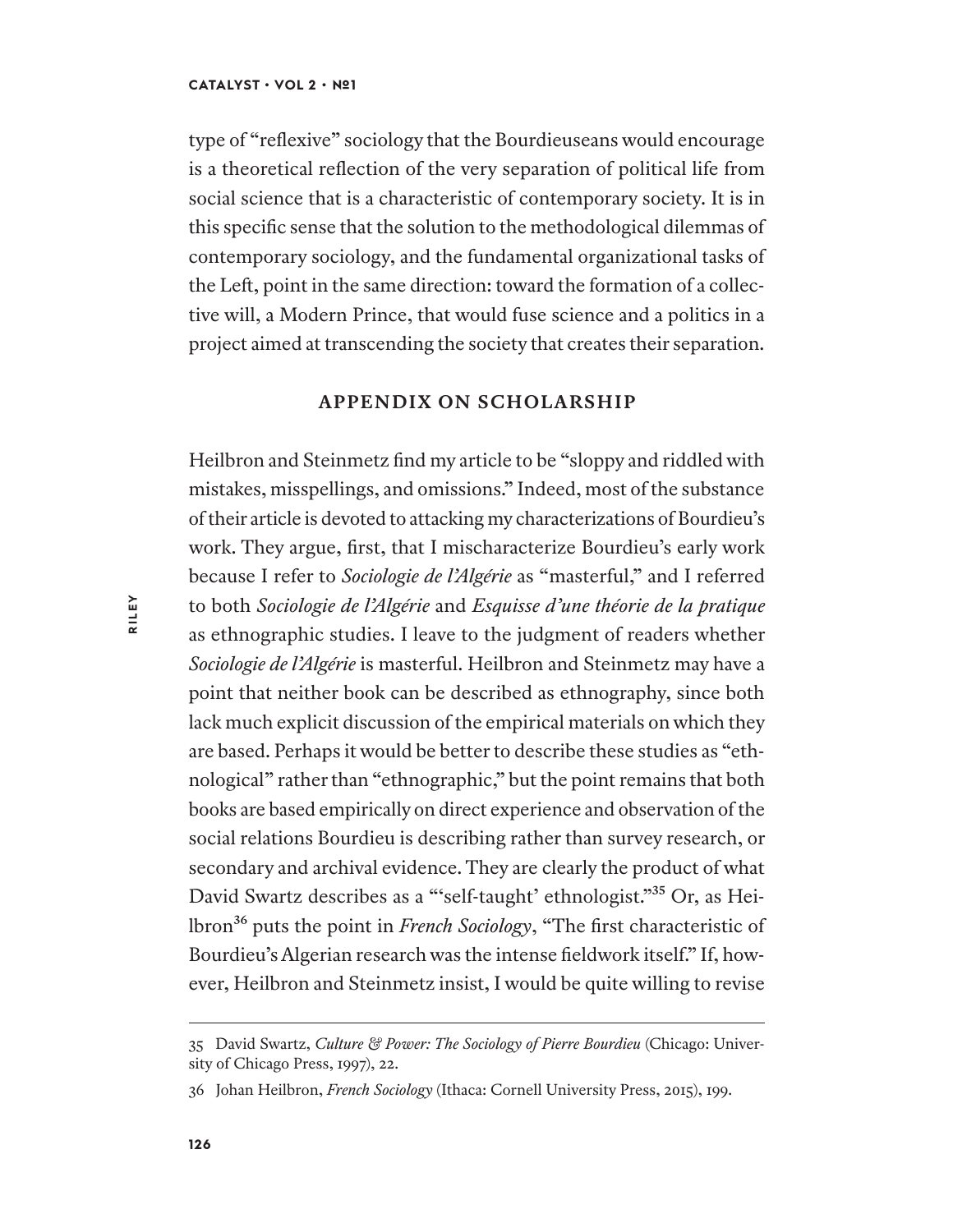type of "reflexive" sociology that the Bourdieuseans would encourage is a theoretical reflection of the very separation of political life from social science that is a characteristic of contemporary society. It is in this specific sense that the solution to the methodological dilemmas of contemporary sociology, and the fundamental organizational tasks of the Left, point in the same direction: toward the formation of a collective will, a Modern Prince, that would fuse science and a politics in a project aimed at transcending the society that creates their separation.

## APPENDIX ON SCHOLARSHIP

Heilbron and Steinmetz find my article to be "sloppy and riddled with mistakes, misspellings, and omissions." Indeed, most of the substance of their article is devoted to attacking my characterizations of Bourdieu's work. They argue, first, that I mischaracterize Bourdieu's early work because I refer to *Sociologie de l'Algérie* as "masterful," and I referred to both *Sociologie de l'Algérie* and *Esquisse d'une théorie de la pratique* as ethnographic studies. I leave to the judgment of readers whether *Sociologie de l'Algérie* is masterful. Heilbron and Steinmetz may have a point that neither book can be described as ethnography, since both lack much explicit discussion of the empirical materials on which they are based. Perhaps it would be better to describe these studies as "ethnological" rather than "ethnographic," but the point remains that both books are based empirically on direct experience and observation of the social relations Bourdieu is describing rather than survey research, or secondary and archival evidence. They are clearly the product of what David Swartz describes as a "'self-taught' ethnologist."[35] Or, as Heilbron[36] puts the point in *French Sociology*, "The first characteristic of Bourdieu's Algerian research was the intense fieldwork itself." If, however, Heilbron and Steinmetz insist, I would be quite willing to revise

35 David Swartz, *Culture & Power: The Sociology of Pierre Bourdieu* (Chicago: University of Chicago Press, 1997), 22.

36 Johan Heilbron, *French Sociology* (Ithaca: Cornell University Press, 2015), 199.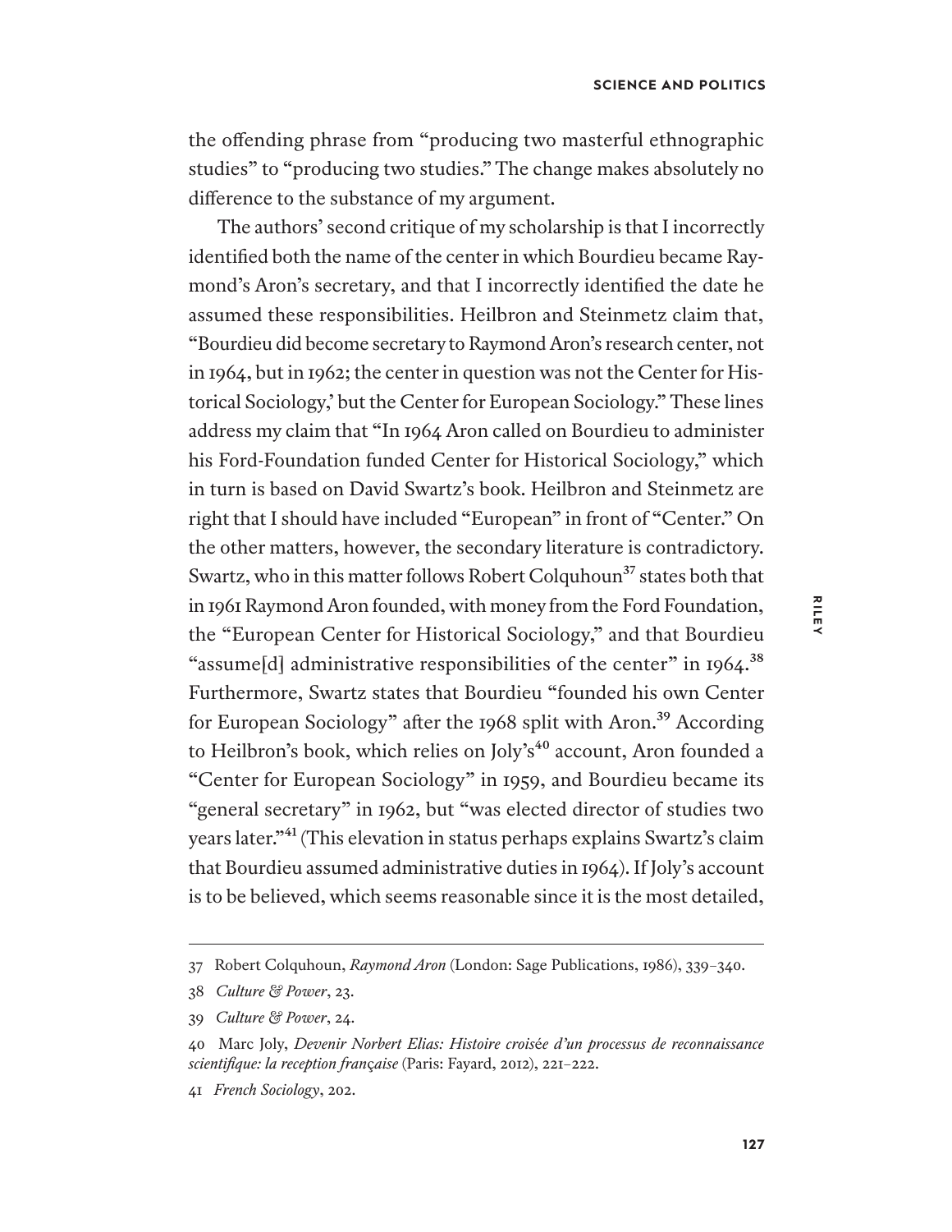the offending phrase from "producing two masterful ethnographic studies" to "producing two studies." The change makes absolutely no difference to the substance of my argument.

The authors' second critique of my scholarship is that I incorrectly identified both the name of the center in which Bourdieu became Raymond's Aron's secretary, and that I incorrectly identified the date he assumed these responsibilities. Heilbron and Steinmetz claim that, "Bourdieu did become secretary to Raymond Aron's research center, not in 1964, but in 1962; the center in question was not the Center for Historical Sociology,' but the Center for European Sociology." These lines address my claim that "In 1964 Aron called on Bourdieu to administer his Ford-Foundation funded Center for Historical Sociology," which in turn is based on David Swartz's book. Heilbron and Steinmetz are right that I should have included "European" in front of "Center." On the other matters, however, the secondary literature is contradictory. Swartz, who in this matter follows Robert Colquhoun[37] states both that in 1961 Raymond Aron founded, with money from the Ford Foundation, the "European Center for Historical Sociology," and that Bourdieu "assume[d] administrative responsibilities of the center" in 1964.[38] Furthermore, Swartz states that Bourdieu "founded his own Center for European Sociology" after the 1968 split with Aron.[39] According to Heilbron's book, which relies on Joly's[40] account, Aron founded a "Center for European Sociology" in 1959, and Bourdieu became its "general secretary" in 1962, but "was elected director of studies two years later."[41] (This elevation in status perhaps explains Swartz's claim that Bourdieu assumed administrative duties in 1964). If Joly's account is to be believed, which seems reasonable since it is the most detailed,

---

37 Robert Colquhoun, *Raymond Aron* (London: Sage Publications, 1986), 339–340.

38 *Culture & Power*, 23.

39 *Culture & Power*, 24.

40 Marc Joly, *Devenir Norbert Elias: Histoire croisée d'un processus de reconnaissance scientifique: la reception française* (Paris: Fayard, 2012), 221–222.

41 *French Sociology*, 202.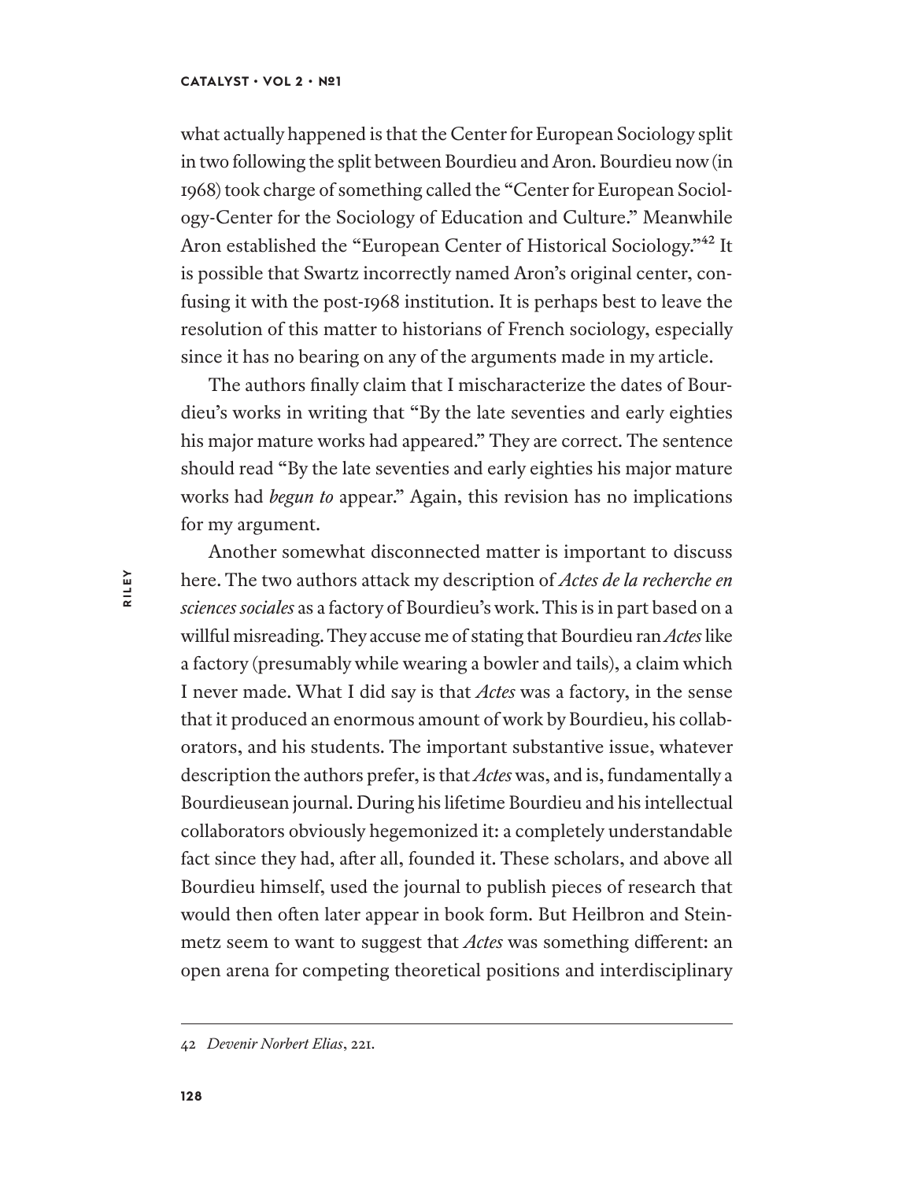what actually happened is that the Center for European Sociology split in two following the split between Bourdieu and Aron. Bourdieu now (in 1968) took charge of something called the "Center for European Sociology-Center for the Sociology of Education and Culture." Meanwhile Aron established the "European Center of Historical Sociology."[42] It is possible that Swartz incorrectly named Aron's original center, confusing it with the post-1968 institution. It is perhaps best to leave the resolution of this matter to historians of French sociology, especially since it has no bearing on any of the arguments made in my article.

The authors finally claim that I mischaracterize the dates of Bourdieu's works in writing that "By the late seventies and early eighties his major mature works had appeared." They are correct. The sentence should read "By the late seventies and early eighties his major mature works had *begun to* appear." Again, this revision has no implications for my argument.

Another somewhat disconnected matter is important to discuss here. The two authors attack my description of *Actes de la recherche en sciences sociales* as a factory of Bourdieu's work. This is in part based on a willful misreading. They accuse me of stating that Bourdieu ran *Actes* like a factory (presumably while wearing a bowler and tails), a claim which I never made. What I did say is that *Actes* was a factory, in the sense that it produced an enormous amount of work by Bourdieu, his collaborators, and his students. The important substantive issue, whatever description the authors prefer, is that *Actes* was, and is, fundamentally a Bourdieusean journal. During his lifetime Bourdieu and his intellectual collaborators obviously hegemonized it: a completely understandable fact since they had, after all, founded it. These scholars, and above all Bourdieu himself, used the journal to publish pieces of research that would then often later appear in book form. But Heilbron and Steinmetz seem to want to suggest that *Actes* was something different: an open arena for competing theoretical positions and interdisciplinary

42 *Devenir Norbert Elias*, 221.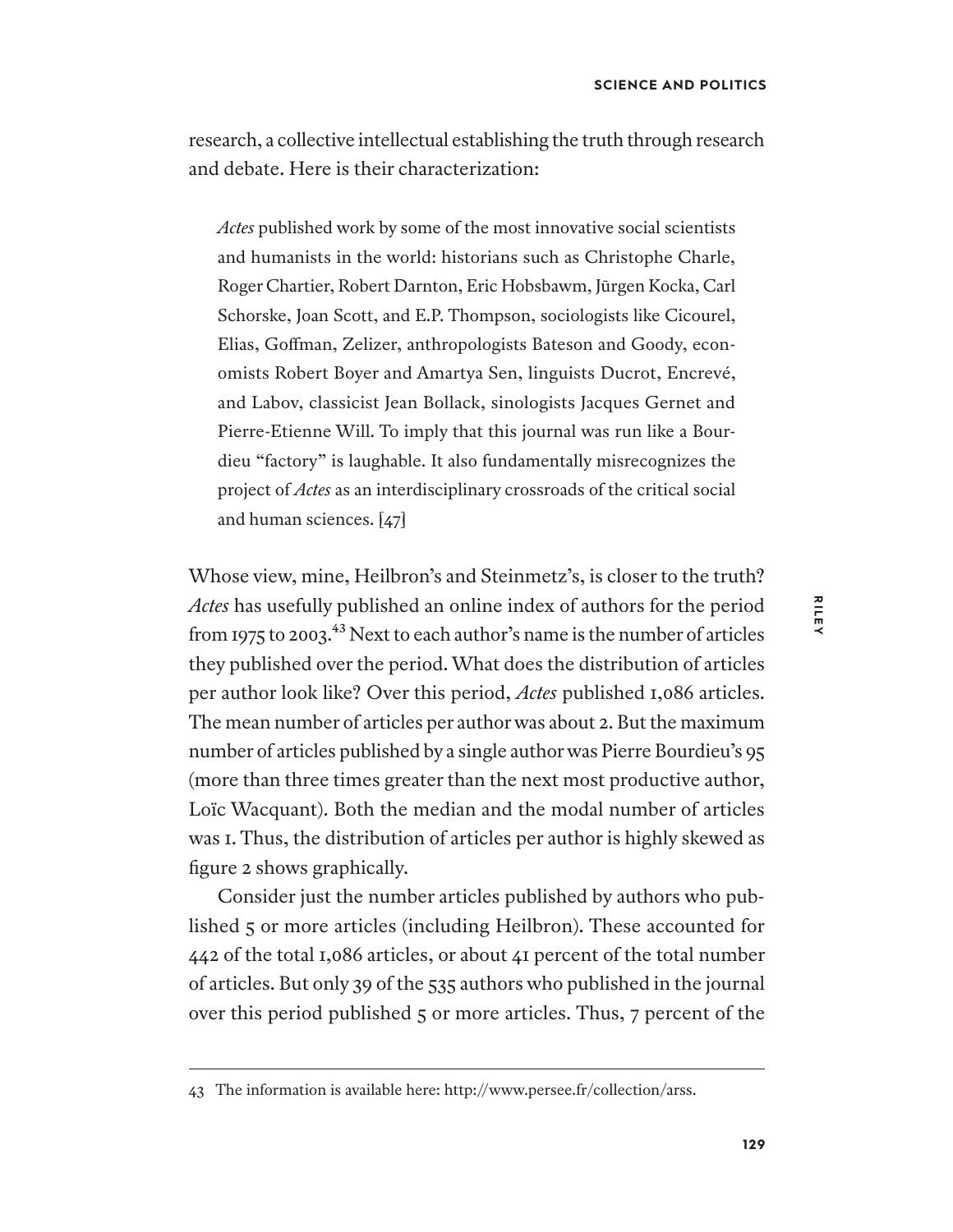research, a collective intellectual establishing the truth through research and debate. Here is their characterization:

> *Actes* published work by some of the most innovative social scientists and humanists in the world: historians such as Christophe Charle, Roger Chartier, Robert Darnton, Eric Hobsbawm, Jūrgen Kocka, Carl Schorske, Joan Scott, and E.P. Thompson, sociologists like Cicourel, Elias, Goffman, Zelizer, anthropologists Bateson and Goody, economists Robert Boyer and Amartya Sen, linguists Ducrot, Encrevé, and Labov, classicist Jean Bollack, sinologists Jacques Gernet and Pierre-Etienne Will. To imply that this journal was run like a Bourdieu "factory" is laughable. It also fundamentally misrecognizes the project of *Actes* as an interdisciplinary crossroads of the critical social and human sciences. [47]

Whose view, mine, Heilbron's and Steinmetz's, is closer to the truth? *Actes* has usefully published an online index of authors for the period from 1975 to 2003.[43] Next to each author's name is the number of articles they published over the period. What does the distribution of articles per author look like? Over this period, *Actes* published 1,086 articles. The mean number of articles per author was about 2. But the maximum number of articles published by a single author was Pierre Bourdieu's 95 (more than three times greater than the next most productive author, Loïc Wacquant). Both the median and the modal number of articles was 1. Thus, the distribution of articles per author is highly skewed as figure 2 shows graphically.

Consider just the number articles published by authors who published 5 or more articles (including Heilbron). These accounted for 442 of the total 1,086 articles, or about 41 percent of the total number of articles. But only 39 of the 535 authors who published in the journal over this period published 5 or more articles. Thus, 7 percent of the

---

43 The information is available here: http://www.persee.fr/collection/arss.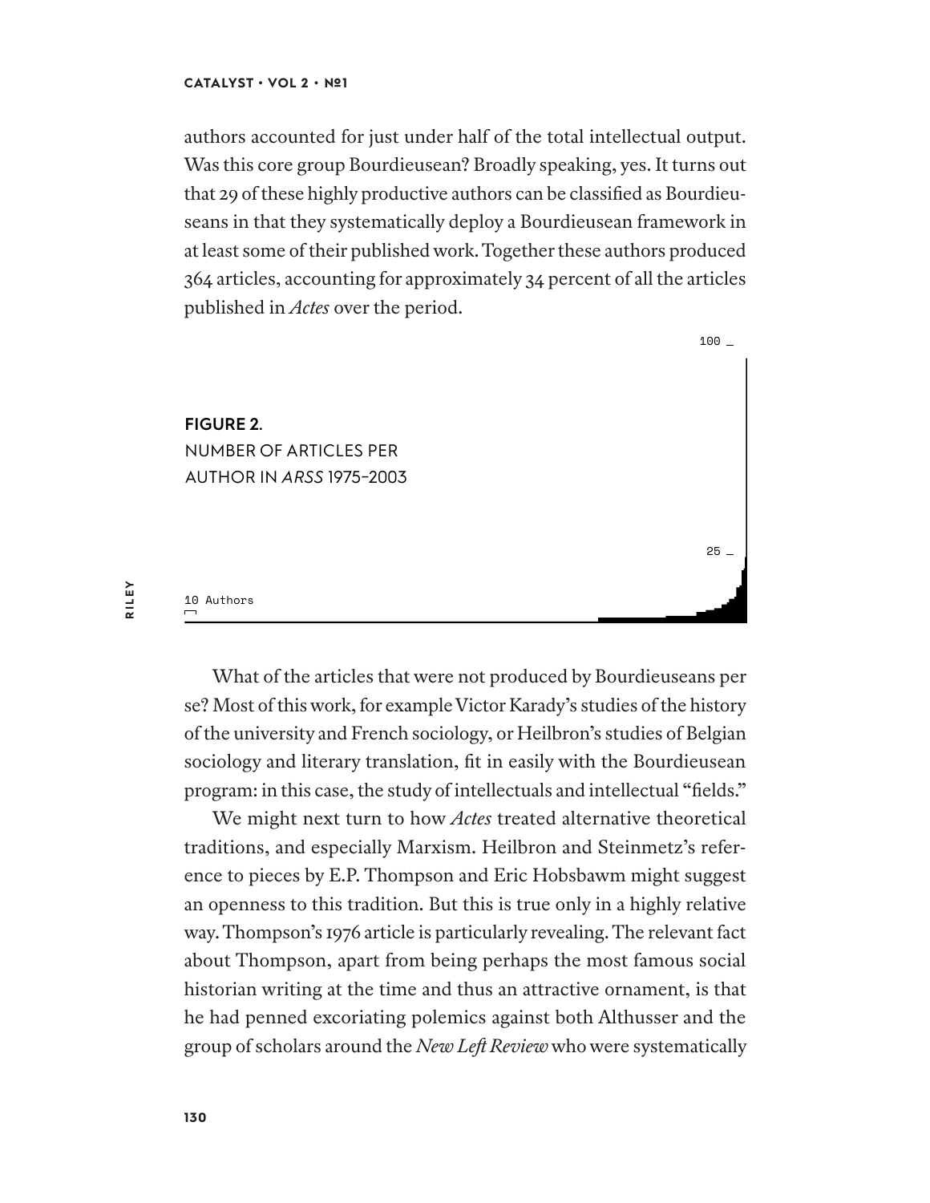authors accounted for just under half of the total intellectual output. Was this core group Bourdieusean? Broadly speaking, yes. It turns out that 29 of these highly productive authors can be classified as Bourdieuseans in that they systematically deploy a Bourdieusean framework in at least some of their published work. Together these authors produced 364 articles, accounting for approximately 34 percent of all the articles published in *Actes* over the period.

**FIGURE 2.**
NUMBER OF ARTICLES PER AUTHOR IN *ARSS* 1975–2003

100

25

10 Authors

What of the articles that were not produced by Bourdieuseans per se? Most of this work, for example Victor Karady's studies of the history of the university and French sociology, or Heilbron's studies of Belgian sociology and literary translation, fit in easily with the Bourdieusean program: in this case, the study of intellectuals and intellectual "fields."

We might next turn to how *Actes* treated alternative theoretical traditions, and especially Marxism. Heilbron and Steinmetz's reference to pieces by E.P. Thompson and Eric Hobsbawm might suggest an openness to this tradition. But this is true only in a highly relative way. Thompson's 1976 article is particularly revealing. The relevant fact about Thompson, apart from being perhaps the most famous social historian writing at the time and thus an attractive ornament, is that he had penned excoriating polemics against both Althusser and the group of scholars around the *New Left Review* who were systematically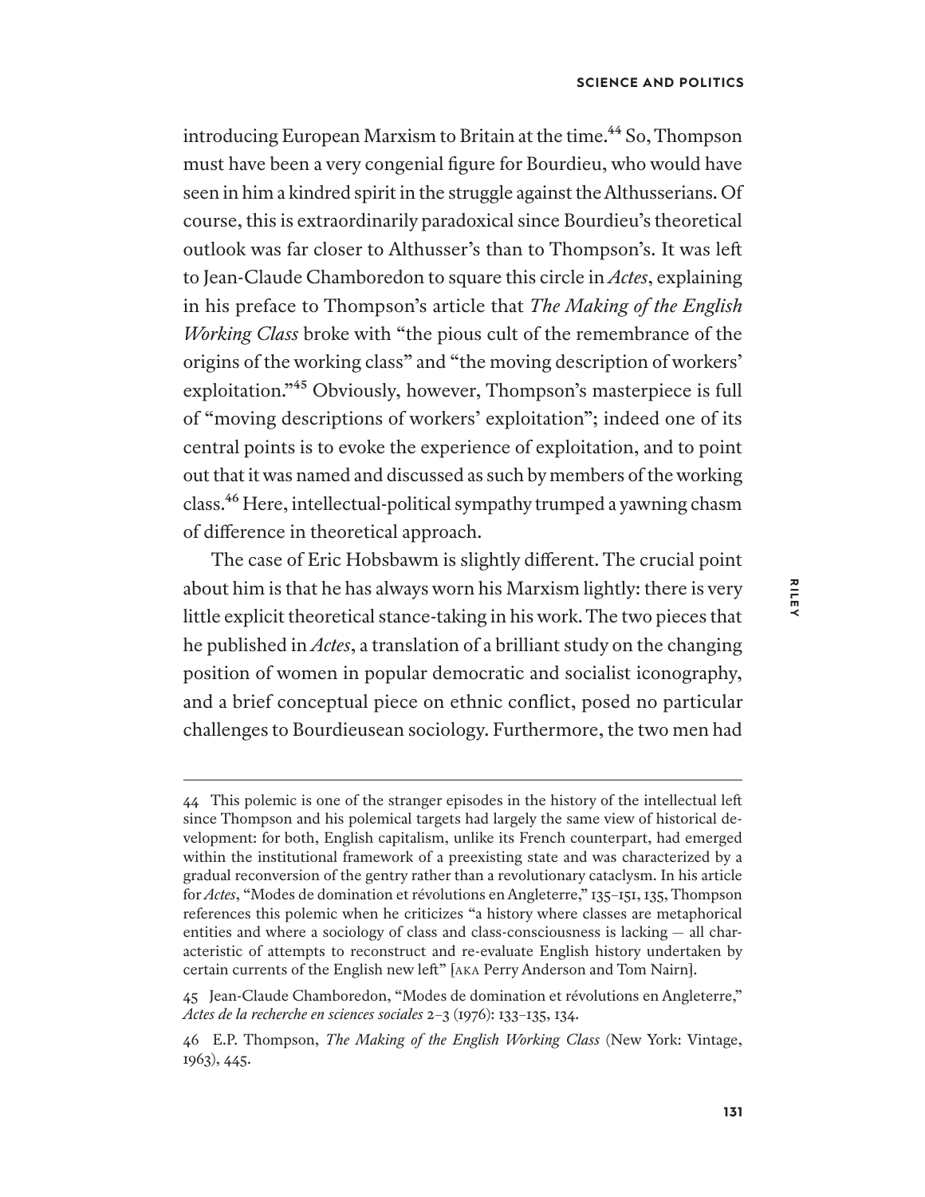introducing European Marxism to Britain at the time.[44] So, Thompson must have been a very congenial figure for Bourdieu, who would have seen in him a kindred spirit in the struggle against the Althusserians. Of course, this is extraordinarily paradoxical since Bourdieu's theoretical outlook was far closer to Althusser's than to Thompson's. It was left to Jean-Claude Chamboredon to square this circle in *Actes*, explaining in his preface to Thompson's article that *The Making of the English Working Class* broke with "the pious cult of the remembrance of the origins of the working class" and "the moving description of workers' exploitation."[45] Obviously, however, Thompson's masterpiece is full of "moving descriptions of workers' exploitation"; indeed one of its central points is to evoke the experience of exploitation, and to point out that it was named and discussed as such by members of the working class.[46] Here, intellectual-political sympathy trumped a yawning chasm of difference in theoretical approach.

The case of Eric Hobsbawm is slightly different. The crucial point about him is that he has always worn his Marxism lightly: there is very little explicit theoretical stance-taking in his work. The two pieces that he published in *Actes*, a translation of a brilliant study on the changing position of women in popular democratic and socialist iconography, and a brief conceptual piece on ethnic conflict, posed no particular challenges to Bourdieusean sociology. Furthermore, the two men had

---

44 This polemic is one of the stranger episodes in the history of the intellectual left since Thompson and his polemical targets had largely the same view of historical development: for both, English capitalism, unlike its French counterpart, had emerged within the institutional framework of a preexisting state and was characterized by a gradual reconversion of the gentry rather than a revolutionary cataclysm. In his article for *Actes*, "Modes de domination et révolutions en Angleterre," 135–151, 135, Thompson references this polemic when he criticizes "a history where classes are metaphorical entities and where a sociology of class and class-consciousness is lacking — all characteristic of attempts to reconstruct and re-evaluate English history undertaken by certain currents of the English new left" [AKA Perry Anderson and Tom Nairn].

45 Jean-Claude Chamboredon, "Modes de domination et révolutions en Angleterre," *Actes de la recherche en sciences sociales* 2–3 (1976): 133–135, 134.

46 E.P. Thompson, *The Making of the English Working Class* (New York: Vintage, 1963), 445.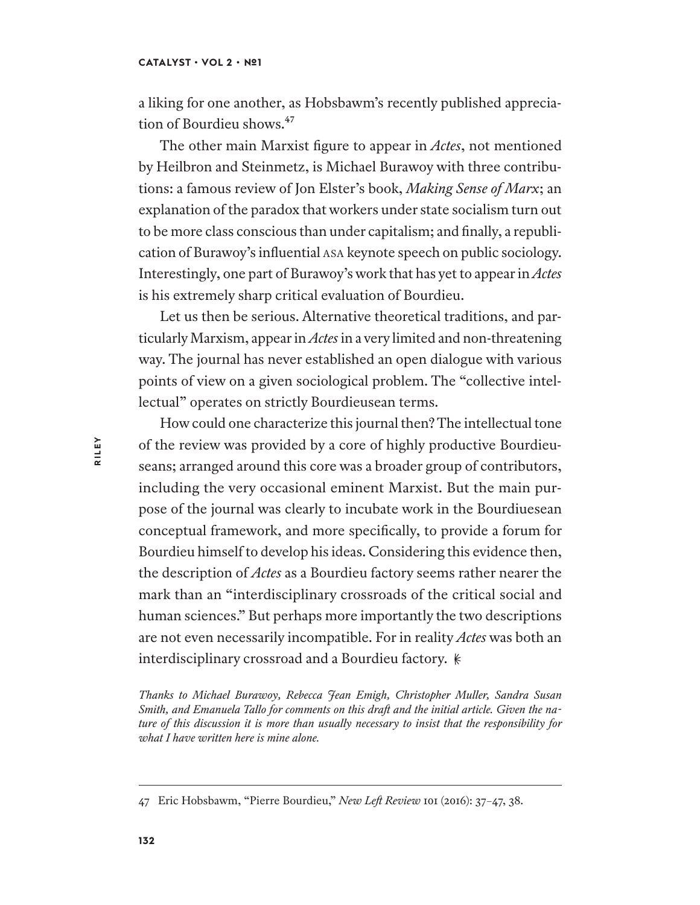a liking for one another, as Hobsbawm's recently published appreciation of Bourdieu shows.[47]

The other main Marxist figure to appear in *Actes*, not mentioned by Heilbron and Steinmetz, is Michael Burawoy with three contributions: a famous review of Jon Elster's book, *Making Sense of Marx*; an explanation of the paradox that workers under state socialism turn out to be more class conscious than under capitalism; and finally, a republication of Burawoy's influential ASA keynote speech on public sociology. Interestingly, one part of Burawoy's work that has yet to appear in *Actes* is his extremely sharp critical evaluation of Bourdieu.

Let us then be serious. Alternative theoretical traditions, and particularly Marxism, appear in *Actes* in a very limited and non-threatening way. The journal has never established an open dialogue with various points of view on a given sociological problem. The "collective intellectual" operates on strictly Bourdieusean terms.

How could one characterize this journal then? The intellectual tone of the review was provided by a core of highly productive Bourdieuseans; arranged around this core was a broader group of contributors, including the very occasional eminent Marxist. But the main purpose of the journal was clearly to incubate work in the Bourdiuesean conceptual framework, and more specifically, to provide a forum for Bourdieu himself to develop his ideas. Considering this evidence then, the description of *Actes* as a Bourdieu factory seems rather nearer the mark than an "interdisciplinary crossroads of the critical social and human sciences." But perhaps more importantly the two descriptions are not even necessarily incompatible. For in reality *Actes* was both an interdisciplinary crossroad and a Bourdieu factory.

*Thanks to Michael Burawoy, Rebecca Jean Emigh, Christopher Muller, Sandra Susan Smith, and Emanuela Tallo for comments on this draft and the initial article. Given the nature of this discussion it is more than usually necessary to insist that the responsibility for what I have written here is mine alone.*

---

47 Eric Hobsbawm, "Pierre Bourdieu," *New Left Review* 101 (2016): 37–47, 38.